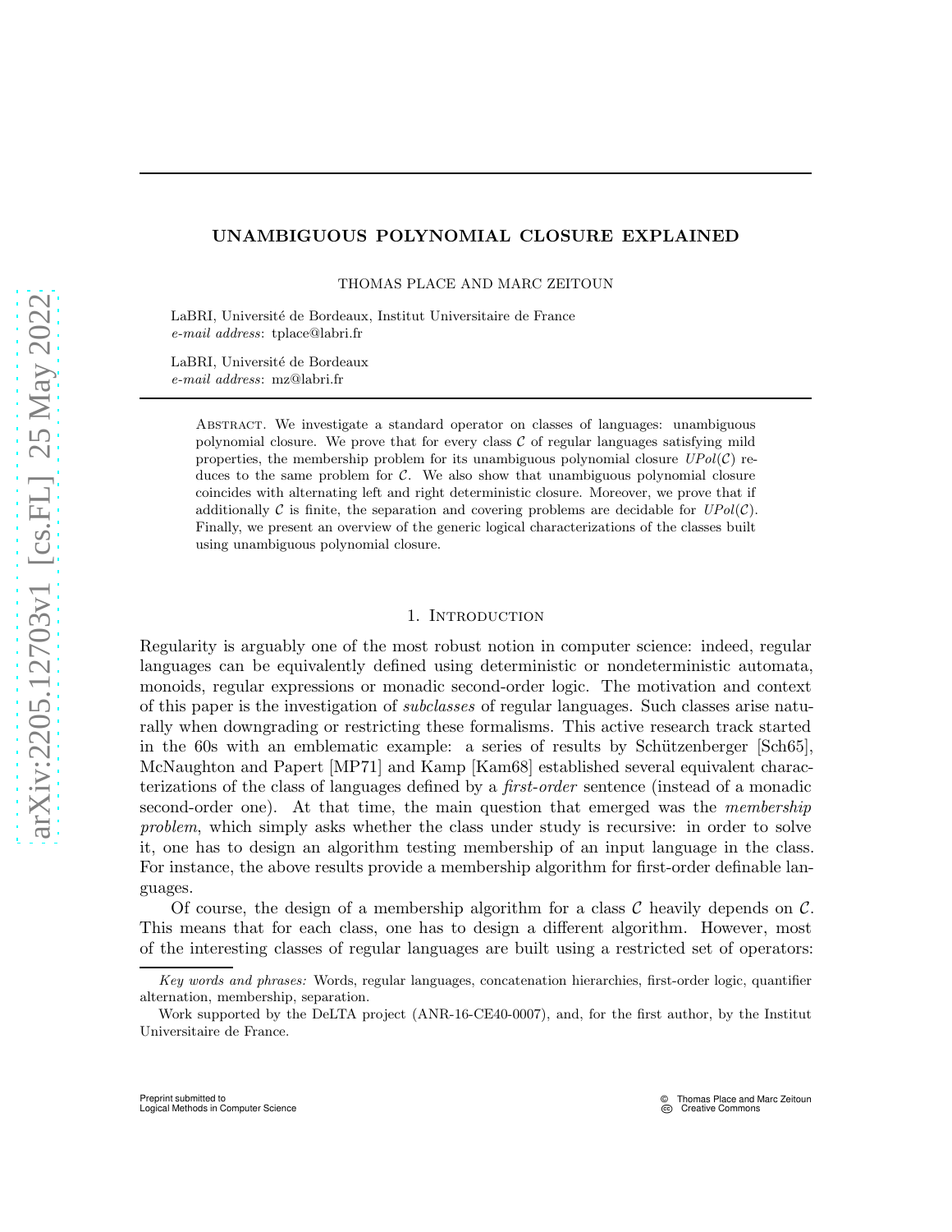# UNAMBIGUOUS POLYNOMIAL CLOSURE EXPLAINED

THOMAS PLACE AND MARC ZEITOUN

LaBRI, Université de Bordeaux, Institut Universitaire de France
*e-mail address*: tplace@labri.fr

LaBRI, Université de Bordeaux
*e-mail address*: mz@labri.fr

Abstract. We investigate a standard operator on classes of languages: unambiguous polynomial closure. We prove that for every class $\mathcal{C}$ of regular languages satisfying mild properties, the membership problem for its unambiguous polynomial closure $UPol(\mathcal{C})$ reduces to the same problem for $\mathcal{C}$. We also show that unambiguous polynomial closure coincides with alternating left and right deterministic closure. Moreover, we prove that if additionally $\mathcal{C}$ is finite, the separation and covering problems are decidable for $UPol(\mathcal{C})$. Finally, we present an overview of the generic logical characterizations of the classes built using unambiguous polynomial closure.

## 1. Introduction

Regularity is arguably one of the most robust notion in computer science: indeed, regular languages can be equivalently defined using deterministic or nondeterministic automata, monoids, regular expressions or monadic second-order logic. The motivation and context of this paper is the investigation of *subclasses* of regular languages. Such classes arise naturally when downgrading or restricting these formalisms. This active research track started in the 60s with an emblematic example: a series of results by Schützenberger [Sch65], McNaughton and Papert [MP71] and Kamp [Kam68] established several equivalent characterizations of the class of languages defined by a *first-order* sentence (instead of a monadic second-order one). At that time, the main question that emerged was the *membership problem*, which simply asks whether the class under study is recursive: in order to solve it, one has to design an algorithm testing membership of an input language in the class. For instance, the above results provide a membership algorithm for first-order definable languages.

Of course, the design of a membership algorithm for a class $\mathcal{C}$ heavily depends on $\mathcal{C}$. This means that for each class, one has to design a different algorithm. However, most of the interesting classes of regular languages are built using a restricted set of operators:

*Key words and phrases:* Words, regular languages, concatenation hierarchies, first-order logic, quantifier alternation, membership, separation.

Work supported by the DeLTA project (ANR-16-CE40-0007), and, for the first author, by the Institut Universitaire de France.

Preprint submitted to
Logical Methods in Computer Science

© Thomas Place and Marc Zeitoun
Creative Commons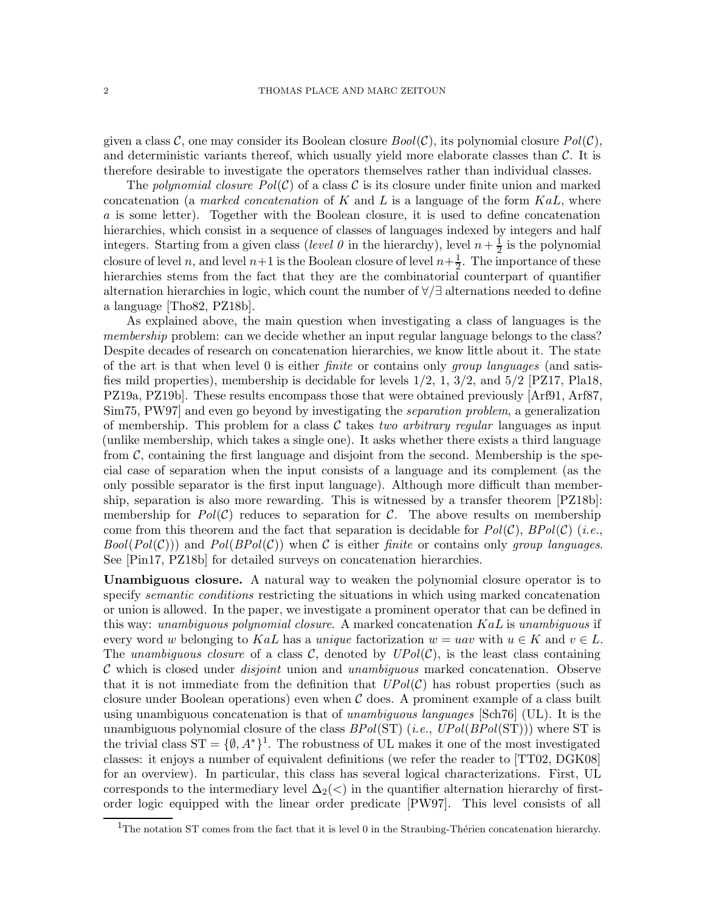given a class $\mathcal{C}$, one may consider its Boolean closure $Bool(\mathcal{C})$, its polynomial closure $Pol(\mathcal{C})$, and deterministic variants thereof, which usually yield more elaborate classes than $\mathcal{C}$. It is therefore desirable to investigate the operators themselves rather than individual classes.

The *polynomial closure* $Pol(\mathcal{C})$ of a class $\mathcal{C}$ is its closure under finite union and marked concatenation (a *marked concatenation* of $K$ and $L$ is a language of the form $KaL$, where $a$ is some letter). Together with the Boolean closure, it is used to define concatenation hierarchies, which consist in a sequence of classes of languages indexed by integers and half integers. Starting from a given class (*level 0* in the hierarchy), level $n + \frac{1}{2}$ is the polynomial closure of level $n$, and level $n+1$ is the Boolean closure of level $n+\frac{1}{2}$. The importance of these hierarchies stems from the fact that they are the combinatorial counterpart of quantifier alternation hierarchies in logic, which count the number of $\forall/\exists$ alternations needed to define a language [Tho82, PZ18b].

As explained above, the main question when investigating a class of languages is the *membership* problem: can we decide whether an input regular language belongs to the class? Despite decades of research on concatenation hierarchies, we know little about it. The state of the art is that when level 0 is either *finite* or contains only *group languages* (and satisfies mild properties), membership is decidable for levels 1/2, 1, 3/2, and 5/2 [PZ17, Pla18, PZ19a, PZ19b]. These results encompass those that were obtained previously [Arf91, Arf87, Sim75, PW97] and even go beyond by investigating the *separation problem*, a generalization of membership. This problem for a class $\mathcal{C}$ takes *two arbitrary regular* languages as input (unlike membership, which takes a single one). It asks whether there exists a third language from $\mathcal{C}$, containing the first language and disjoint from the second. Membership is the special case of separation when the input consists of a language and its complement (as the only possible separator is the first input language). Although more difficult than membership, separation is also more rewarding. This is witnessed by a transfer theorem [PZ18b]: membership for $Pol(\mathcal{C})$ reduces to separation for $\mathcal{C}$. The above results on membership come from this theorem and the fact that separation is decidable for $Pol(\mathcal{C})$, $BPol(\mathcal{C})$ (*i.e.*, $Bool(Pol(\mathcal{C}))$) and $Pol(BPol(\mathcal{C}))$ when $\mathcal{C}$ is either *finite* or contains only *group languages*. See [Pin17, PZ18b] for detailed surveys on concatenation hierarchies.

**Unambiguous closure.** A natural way to weaken the polynomial closure operator is to specify *semantic conditions* restricting the situations in which using marked concatenation or union is allowed. In the paper, we investigate a prominent operator that can be defined in this way: *unambiguous polynomial closure*. A marked concatenation $KaL$ is *unambiguous* if every word $w$ belonging to $KaL$ has a *unique* factorization $w = uav$ with $u \in K$ and $v \in L$. The *unambiguous closure* of a class $\mathcal{C}$, denoted by $UPol(\mathcal{C})$, is the least class containing $\mathcal{C}$ which is closed under *disjoint* union and *unambiguous* marked concatenation. Observe that it is not immediate from the definition that $UPol(\mathcal{C})$ has robust properties (such as closure under Boolean operations) even when $\mathcal{C}$ does. A prominent example of a class built using unambiguous concatenation is that of *unambiguous languages* [Sch76] (UL). It is the unambiguous polynomial closure of the class $BPol(\text{ST})$ (*i.e.*, $UPol(BPol(\text{ST}))$) where ST is the trivial class $\text{ST} = \{\emptyset, A^*\}$[1]. The robustness of UL makes it one of the most investigated classes: it enjoys a number of equivalent definitions (we refer the reader to [TT02, DGK08] for an overview). In particular, this class has several logical characterizations. First, UL corresponds to the intermediary level $\Delta_2(<)$ in the quantifier alternation hierarchy of first-order logic equipped with the linear order predicate [PW97]. This level consists of all

[1] The notation ST comes from the fact that it is level 0 in the Straubing-Thérien concatenation hierarchy.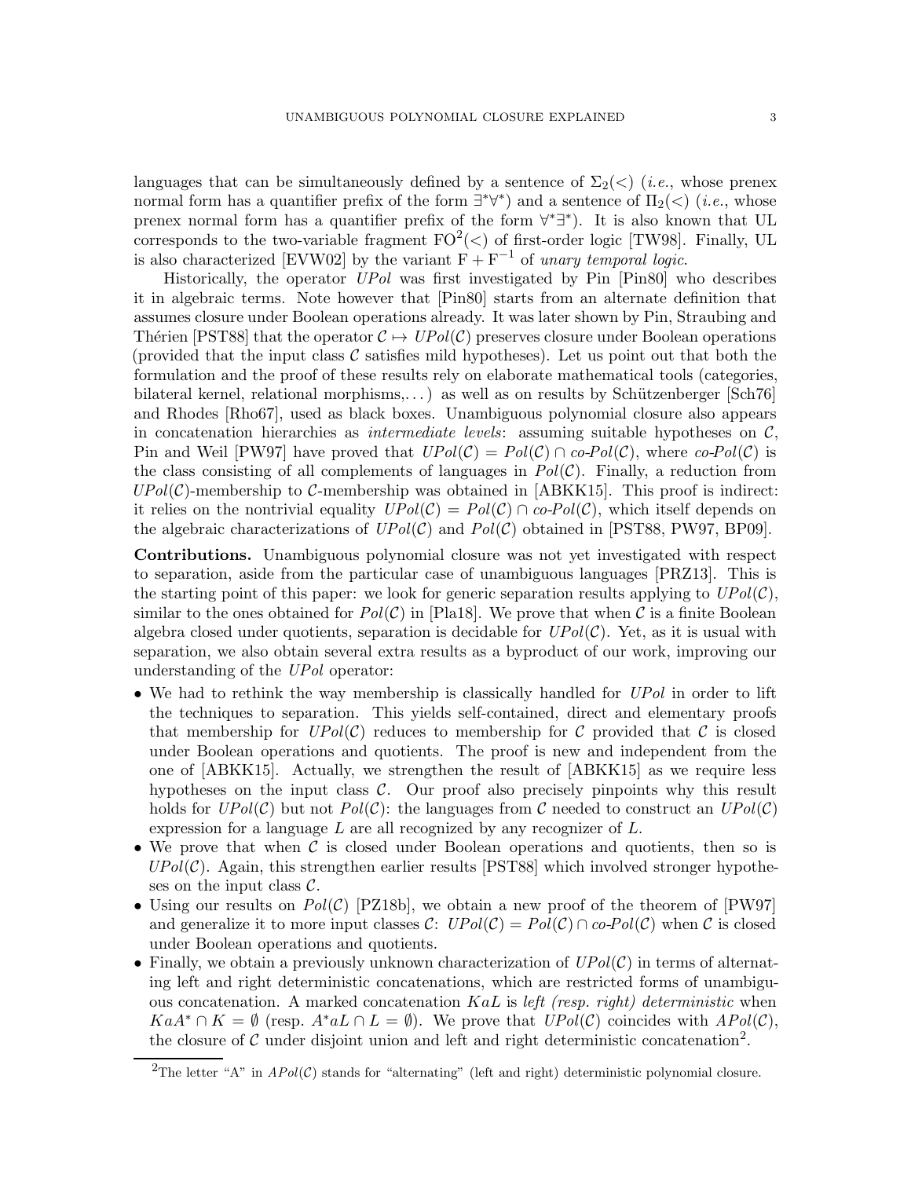languages that can be simultaneously defined by a sentence of $\Sigma_2(<)$ (*i.e.*, whose prenex normal form has a quantifier prefix of the form $\exists^*\forall^*$) and a sentence of $\Pi_2(<)$ (*i.e.*, whose prenex normal form has a quantifier prefix of the form $\forall^*\exists^*$). It is also known that UL corresponds to the two-variable fragment $\mathrm{FO}^2(<)$ of first-order logic [TW98]. Finally, UL is also characterized [EVW02] by the variant $\mathrm{F} + \mathrm{F}^{-1}$ of *unary temporal logic*.

Historically, the operator *UPol* was first investigated by Pin [Pin80] who describes it in algebraic terms. Note however that [Pin80] starts from an alternate definition that assumes closure under Boolean operations already. It was later shown by Pin, Straubing and Thérien [PST88] that the operator $\mathcal{C} \mapsto UPol(\mathcal{C})$ preserves closure under Boolean operations (provided that the input class $\mathcal{C}$ satisfies mild hypotheses). Let us point out that both the formulation and the proof of these results rely on elaborate mathematical tools (categories, bilateral kernel, relational morphisms,... ) as well as on results by Schützenberger [Sch76] and Rhodes [Rho67], used as black boxes. Unambiguous polynomial closure also appears in concatenation hierarchies as *intermediate levels*: assuming suitable hypotheses on $\mathcal{C}$, Pin and Weil [PW97] have proved that $UPol(\mathcal{C}) = Pol(\mathcal{C}) \cap co\text{-}Pol(\mathcal{C})$, where $co\text{-}Pol(\mathcal{C})$ is the class consisting of all complements of languages in $Pol(\mathcal{C})$. Finally, a reduction from $UPol(\mathcal{C})$-membership to $\mathcal{C}$-membership was obtained in [ABKK15]. This proof is indirect: it relies on the nontrivial equality $UPol(\mathcal{C}) = Pol(\mathcal{C}) \cap co\text{-}Pol(\mathcal{C})$, which itself depends on the algebraic characterizations of $UPol(\mathcal{C})$ and $Pol(\mathcal{C})$ obtained in [PST88, PW97, BP09].

**Contributions.** Unambiguous polynomial closure was not yet investigated with respect to separation, aside from the particular case of unambiguous languages [PRZ13]. This is the starting point of this paper: we look for generic separation results applying to $UPol(\mathcal{C})$, similar to the ones obtained for $Pol(\mathcal{C})$ in [Pla18]. We prove that when $\mathcal{C}$ is a finite Boolean algebra closed under quotients, separation is decidable for $UPol(\mathcal{C})$. Yet, as it is usual with separation, we also obtain several extra results as a byproduct of our work, improving our understanding of the *UPol* operator:

- We had to rethink the way membership is classically handled for *UPol* in order to lift the techniques to separation. This yields self-contained, direct and elementary proofs that membership for $UPol(\mathcal{C})$ reduces to membership for $\mathcal{C}$ provided that $\mathcal{C}$ is closed under Boolean operations and quotients. The proof is new and independent from the one of [ABKK15]. Actually, we strengthen the result of [ABKK15] as we require less hypotheses on the input class $\mathcal{C}$. Our proof also precisely pinpoints why this result holds for $UPol(\mathcal{C})$ but not $Pol(\mathcal{C})$: the languages from $\mathcal{C}$ needed to construct an $UPol(\mathcal{C})$ expression for a language $L$ are all recognized by any recognizer of $L$.
- We prove that when $\mathcal{C}$ is closed under Boolean operations and quotients, then so is $UPol(\mathcal{C})$. Again, this strengthen earlier results [PST88] which involved stronger hypotheses on the input class $\mathcal{C}$.
- Using our results on $Pol(\mathcal{C})$ [PZ18b], we obtain a new proof of the theorem of [PW97] and generalize it to more input classes $\mathcal{C}$: $UPol(\mathcal{C}) = Pol(\mathcal{C}) \cap co\text{-}Pol(\mathcal{C})$ when $\mathcal{C}$ is closed under Boolean operations and quotients.
- Finally, we obtain a previously unknown characterization of $UPol(\mathcal{C})$ in terms of alternating left and right deterministic concatenations, which are restricted forms of unambiguous concatenation. A marked concatenation $KaL$ is *left (resp. right) deterministic* when $KaA^* \cap K = \emptyset$ (resp. $A^*aL \cap L = \emptyset$). We prove that $UPol(\mathcal{C})$ coincides with $APol(\mathcal{C})$, the closure of $\mathcal{C}$ under disjoint union and left and right deterministic concatenation[2].

[2]The letter "A" in $APol(\mathcal{C})$ stands for "alternating" (left and right) deterministic polynomial closure.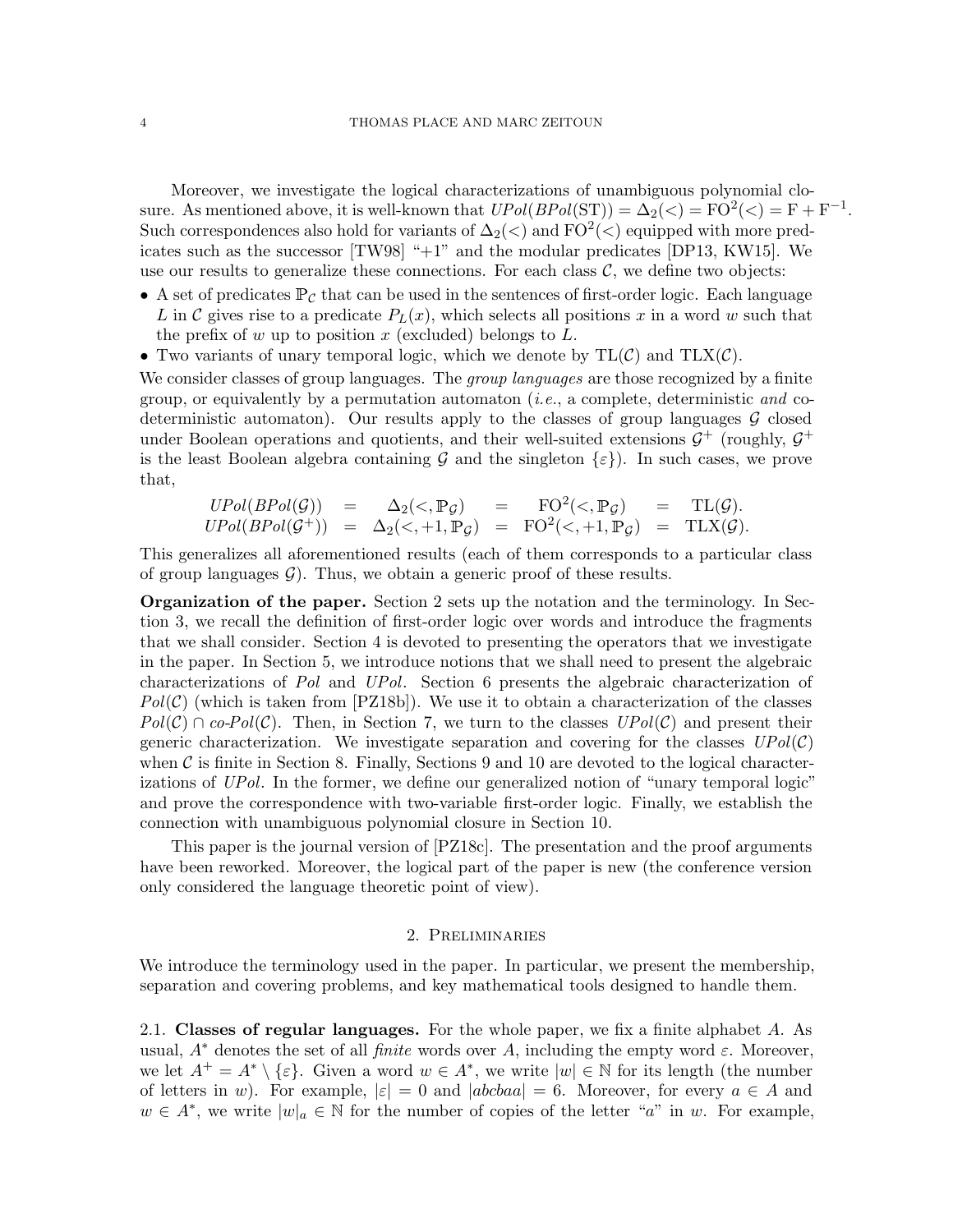Moreover, we investigate the logical characterizations of unambiguous polynomial closure. As mentioned above, it is well-known that $UPol(BPol(\text{ST})) = \Delta_2(<) = \text{FO}^2(<) = \text{F} + \text{F}^{-1}$. Such correspondences also hold for variants of $\Delta_2(<)$ and $\text{FO}^2(<)$ equipped with more predicates such as the successor [TW98] "+1" and the modular predicates [DP13, KW15]. We use our results to generalize these connections. For each class $\mathcal{C}$, we define two objects:

- A set of predicates $\mathbb{P}_\mathcal{C}$ that can be used in the sentences of first-order logic. Each language $L$ in $\mathcal{C}$ gives rise to a predicate $P_L(x)$, which selects all positions $x$ in a word $w$ such that the prefix of $w$ up to position $x$ (excluded) belongs to $L$.
- Two variants of unary temporal logic, which we denote by $\text{TL}(\mathcal{C})$ and $\text{TLX}(\mathcal{C})$.

We consider classes of group languages. The *group languages* are those recognized by a finite group, or equivalently by a permutation automaton (*i.e.*, a complete, deterministic *and* co-deterministic automaton). Our results apply to the classes of group languages $\mathcal{G}$ closed under Boolean operations and quotients, and their well-suited extensions $\mathcal{G}^+$ (roughly, $\mathcal{G}^+$ is the least Boolean algebra containing $\mathcal{G}$ and the singleton $\{\varepsilon\}$). In such cases, we prove that,

$$
\begin{array}{rcccccl}
UPol(BPol(\mathcal{G})) & = & \Delta_2(<, \mathbb{P}_\mathcal{G}) & = & \text{FO}^2(<, \mathbb{P}_\mathcal{G}) & = & \text{TL}(\mathcal{G}). \\
UPol(BPol(\mathcal{G}^+)) & = & \Delta_2(<, +1, \mathbb{P}_\mathcal{G}) & = & \text{FO}^2(<, +1, \mathbb{P}_\mathcal{G}) & = & \text{TLX}(\mathcal{G}).
\end{array}
$$

This generalizes all aforementioned results (each of them corresponds to a particular class of group languages $\mathcal{G}$). Thus, we obtain a generic proof of these results.

**Organization of the paper.** Section 2 sets up the notation and the terminology. In Section 3, we recall the definition of first-order logic over words and introduce the fragments that we shall consider. Section 4 is devoted to presenting the operators that we investigate in the paper. In Section 5, we introduce notions that we shall need to present the algebraic characterizations of *Pol* and *UPol*. Section 6 presents the algebraic characterization of $Pol(\mathcal{C})$ (which is taken from [PZ18b]). We use it to obtain a characterization of the classes $Pol(\mathcal{C}) \cap co\text{-}Pol(\mathcal{C})$. Then, in Section 7, we turn to the classes $UPol(\mathcal{C})$ and present their generic characterization. We investigate separation and covering for the classes $UPol(\mathcal{C})$ when $\mathcal{C}$ is finite in Section 8. Finally, Sections 9 and 10 are devoted to the logical characterizations of *UPol*. In the former, we define our generalized notion of "unary temporal logic" and prove the correspondence with two-variable first-order logic. Finally, we establish the connection with unambiguous polynomial closure in Section 10.

This paper is the journal version of [PZ18c]. The presentation and the proof arguments have been reworked. Moreover, the logical part of the paper is new (the conference version only considered the language theoretic point of view).

## 2. Preliminaries

We introduce the terminology used in the paper. In particular, we present the membership, separation and covering problems, and key mathematical tools designed to handle them.

### 2.1. Classes of regular languages.

For the whole paper, we fix a finite alphabet $A$. As usual, $A^*$ denotes the set of all *finite* words over $A$, including the empty word $\varepsilon$. Moreover, we let $A^+ = A^* \setminus \{\varepsilon\}$. Given a word $w \in A^*$, we write $|w| \in \mathbb{N}$ for its length (the number of letters in $w$). For example, $|\varepsilon| = 0$ and $|abcbaa| = 6$. Moreover, for every $a \in A$ and $w \in A^*$, we write $|w|_a \in \mathbb{N}$ for the number of copies of the letter "$a$" in $w$. For example,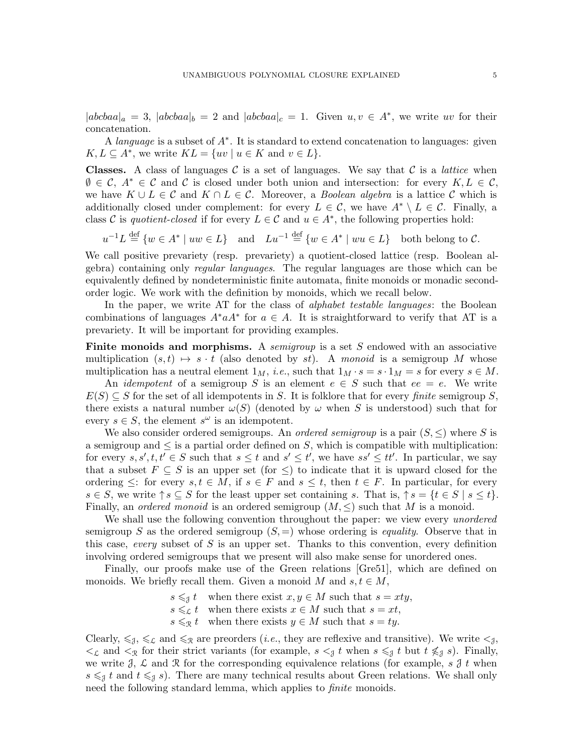$|abcbaa|_a = 3$, $|abcbaa|_b = 2$ and $|abcbaa|_c = 1$. Given $u, v \in A^*$, we write $uv$ for their concatenation.

A *language* is a subset of $A^*$. It is standard to extend concatenation to languages: given $K, L \subseteq A^*$, we write $KL = \{uv \mid u \in K \text{ and } v \in L\}$.

**Classes.** A class of languages $\mathcal{C}$ is a set of languages. We say that $\mathcal{C}$ is a *lattice* when $\emptyset \in \mathcal{C}$, $A^* \in \mathcal{C}$ and $\mathcal{C}$ is closed under both union and intersection: for every $K, L \in \mathcal{C}$, we have $K \cup L \in \mathcal{C}$ and $K \cap L \in \mathcal{C}$. Moreover, a *Boolean algebra* is a lattice $\mathcal{C}$ which is additionally closed under complement: for every $L \in \mathcal{C}$, we have $A^* \setminus L \in \mathcal{C}$. Finally, a class $\mathcal{C}$ is *quotient-closed* if for every $L \in \mathcal{C}$ and $u \in A^*$, the following properties hold:

$$u^{-1}L \stackrel{\text{def}}{=} \{w \in A^* \mid uw \in L\} \quad \text{and} \quad Lu^{-1} \stackrel{\text{def}}{=} \{w \in A^* \mid wu \in L\} \quad \text{both belong to } \mathcal{C}.$$

We call positive prevariety (resp. prevariety) a quotient-closed lattice (resp. Boolean algebra) containing only *regular languages*. The regular languages are those which can be equivalently defined by nondeterministic finite automata, finite monoids or monadic second-order logic. We work with the definition by monoids, which we recall below.

In the paper, we write AT for the class of *alphabet testable languages*: the Boolean combinations of languages $A^*aA^*$ for $a \in A$. It is straightforward to verify that AT is a prevariety. It will be important for providing examples.

**Finite monoids and morphisms.** A *semigroup* is a set $S$ endowed with an associative multiplication $(s, t) \mapsto s \cdot t$ (also denoted by $st$). A *monoid* is a semigroup $M$ whose multiplication has a neutral element $1_M$, *i.e.*, such that $1_M \cdot s = s \cdot 1_M = s$ for every $s \in M$.

An *idempotent* of a semigroup $S$ is an element $e \in S$ such that $ee = e$. We write $E(S) \subseteq S$ for the set of all idempotents in $S$. It is folklore that for every *finite* semigroup $S$, there exists a natural number $\omega(S)$ (denoted by $\omega$ when $S$ is understood) such that for every $s \in S$, the element $s^\omega$ is an idempotent.

We also consider ordered semigroups. An *ordered semigroup* is a pair $(S, \leq)$ where $S$ is a semigroup and $\leq$ is a partial order defined on $S$, which is compatible with multiplication: for every $s, s', t, t' \in S$ such that $s \leq t$ and $s' \leq t'$, we have $ss' \leq tt'$. In particular, we say that a subset $F \subseteq S$ is an upper set (for $\leq$) to indicate that it is upward closed for the ordering $\leq$: for every $s, t \in M$, if $s \in F$ and $s \leq t$, then $t \in F$. In particular, for every $s \in S$, we write $\uparrow s \subseteq S$ for the least upper set containing $s$. That is, $\uparrow s = \{t \in S \mid s \leq t\}$. Finally, an *ordered monoid* is an ordered semigroup $(M, \leq)$ such that $M$ is a monoid.

We shall use the following convention throughout the paper: we view every *unordered* semigroup $S$ as the ordered semigroup $(S, =)$ whose ordering is *equality*. Observe that in this case, *every* subset of $S$ is an upper set. Thanks to this convention, every definition involving ordered semigroups that we present will also make sense for unordered ones.

Finally, our proofs make use of the Green relations [Gre51], which are defined on monoids. We briefly recall them. Given a monoid $M$ and $s, t \in M$,

$$\begin{aligned}
s \leqslant_{\mathcal{J}} t & \quad \text{when there exist } x, y \in M \text{ such that } s = xty, \\
s \leqslant_{\mathcal{L}} t & \quad \text{when there exists } x \in M \text{ such that } s = xt, \\
s \leqslant_{\mathcal{R}} t & \quad \text{when there exists } y \in M \text{ such that } s = ty.
\end{aligned}$$

Clearly, $\leqslant_{\mathcal{J}}$, $\leqslant_{\mathcal{L}}$ and $\leqslant_{\mathcal{R}}$ are preorders (*i.e.*, they are reflexive and transitive). We write $<_{\mathcal{J}}$, $<_{\mathcal{L}}$ and $<_{\mathcal{R}}$ for their strict variants (for example, $s <_{\mathcal{J}} t$ when $s \leqslant_{\mathcal{J}} t$ but $t \not\leqslant_{\mathcal{J}} s$). Finally, we write $\mathcal{J}$, $\mathcal{L}$ and $\mathcal{R}$ for the corresponding equivalence relations (for example, $s \mathrel{\mathcal{J}} t$ when $s \leqslant_{\mathcal{J}} t$ and $t \leqslant_{\mathcal{J}} s$). There are many technical results about Green relations. We shall only need the following standard lemma, which applies to *finite* monoids.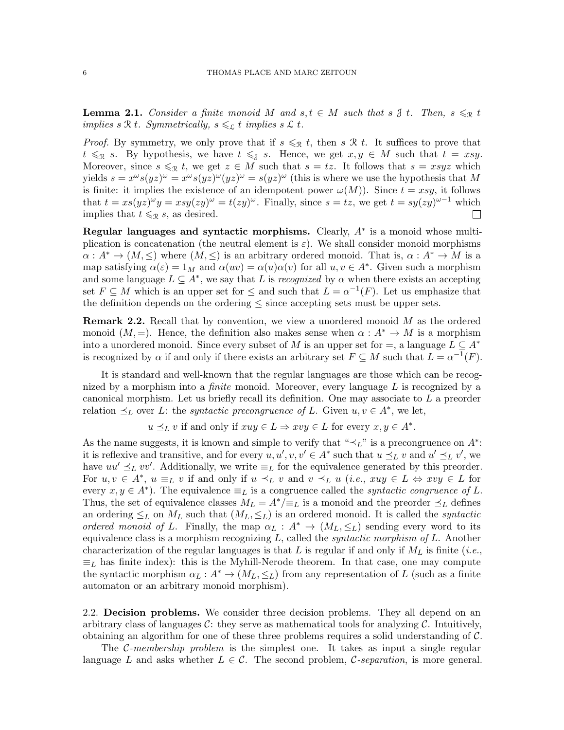**Lemma 2.1.** *Consider a finite monoid $M$ and $s, t \in M$ such that $s \mathrel{\mathcal{J}} t$. Then, $s \leqslant_{\mathcal{R}} t$ implies $s \mathrel{\mathcal{R}} t$. Symmetrically, $s \leqslant_{\mathcal{L}} t$ implies $s \mathrel{\mathcal{L}} t$.*

*Proof.* By symmetry, we only prove that if $s \leqslant_{\mathcal{R}} t$, then $s \mathrel{\mathcal{R}} t$. It suffices to prove that $t \leqslant_{\mathcal{R}} s$. By hypothesis, we have $t \leqslant_{\mathcal{J}} s$. Hence, we get $x, y \in M$ such that $t = xsy$. Moreover, since $s \leqslant_{\mathcal{R}} t$, we get $z \in M$ such that $s = tz$. It follows that $s = xsyz$ which yields $s = x^\omega s(yz)^\omega = x^\omega s(yz)^\omega(yz)^\omega = s(yz)^\omega$ (this is where we use the hypothesis that $M$ is finite: it implies the existence of an idempotent power $\omega(M)$). Since $t = xsy$, it follows that $t = xs(yz)^\omega y = xsy(zy)^\omega = t(zy)^\omega$. Finally, since $s = tz$, we get $t = sy(zy)^{\omega-1}$ which implies that $t \leqslant_{\mathcal{R}} s$, as desired. ☐

**Regular languages and syntactic morphisms.** Clearly, $A^*$ is a monoid whose multiplication is concatenation (the neutral element is $\varepsilon$). We shall consider monoid morphisms $\alpha : A^* \to (M, \leq)$ where $(M, \leq)$ is an arbitrary ordered monoid. That is, $\alpha : A^* \to M$ is a map satisfying $\alpha(\varepsilon) = 1_M$ and $\alpha(uv) = \alpha(u)\alpha(v)$ for all $u, v \in A^*$. Given such a morphism and some language $L \subseteq A^*$, we say that $L$ is *recognized* by $\alpha$ when there exists an accepting set $F \subseteq M$ which is an upper set for $\leq$ and such that $L = \alpha^{-1}(F)$. Let us emphasize that the definition depends on the ordering $\leq$ since accepting sets must be upper sets.

**Remark 2.2.** Recall that by convention, we view a unordered monoid $M$ as the ordered monoid $(M, =)$. Hence, the definition also makes sense when $\alpha : A^* \to M$ is a morphism into a unordered monoid. Since every subset of $M$ is an upper set for $=$, a language $L \subseteq A^*$ is recognized by $\alpha$ if and only if there exists an arbitrary set $F \subseteq M$ such that $L = \alpha^{-1}(F)$.

It is standard and well-known that the regular languages are those which can be recognized by a morphism into a *finite* monoid. Moreover, every language $L$ is recognized by a canonical morphism. Let us briefly recall its definition. One may associate to $L$ a preorder relation $\preceq_L$ over $L$: the *syntactic precongruence of* $L$. Given $u, v \in A^*$, we let,

$$u \preceq_L v \text{ if and only if } xuy \in L \Rightarrow xvy \in L \text{ for every } x, y \in A^*.$$

As the name suggests, it is known and simple to verify that "$\preceq_L$" is a precongruence on $A^*$: it is reflexive and transitive, and for every $u, u', v, v' \in A^*$ such that $u \preceq_L v$ and $u' \preceq_L v'$, we have $uu' \preceq_L vv'$. Additionally, we write $\equiv_L$ for the equivalence generated by this preorder. For $u, v \in A^*$, $u \equiv_L v$ if and only if $u \preceq_L v$ and $v \preceq_L u$ (*i.e.*, $xuy \in L \Leftrightarrow xvy \in L$ for every $x, y \in A^*$). The equivalence $\equiv_L$ is a congruence called the *syntactic congruence of* $L$. Thus, the set of equivalence classes $M_L = A^*/{\equiv_L}$ is a monoid and the preorder $\preceq_L$ defines an ordering $\leq_L$ on $M_L$ such that $(M_L, \leq_L)$ is an ordered monoid. It is called the *syntactic ordered monoid of* $L$. Finally, the map $\alpha_L : A^* \to (M_L, \leq_L)$ sending every word to its equivalence class is a morphism recognizing $L$, called the *syntactic morphism of* $L$. Another characterization of the regular languages is that $L$ is regular if and only if $M_L$ is finite (*i.e.*, $\equiv_L$ has finite index): this is the Myhill-Nerode theorem. In that case, one may compute the syntactic morphism $\alpha_L : A^* \to (M_L, \leq_L)$ from any representation of $L$ (such as a finite automaton or an arbitrary monoid morphism).

## 2.2. Decision problems.

We consider three decision problems. They all depend on an arbitrary class of languages $\mathcal{C}$: they serve as mathematical tools for analyzing $\mathcal{C}$. Intuitively, obtaining an algorithm for one of these three problems requires a solid understanding of $\mathcal{C}$.

The *$\mathcal{C}$-membership problem* is the simplest one. It takes as input a single regular language $L$ and asks whether $L \in \mathcal{C}$. The second problem, *$\mathcal{C}$-separation*, is more general.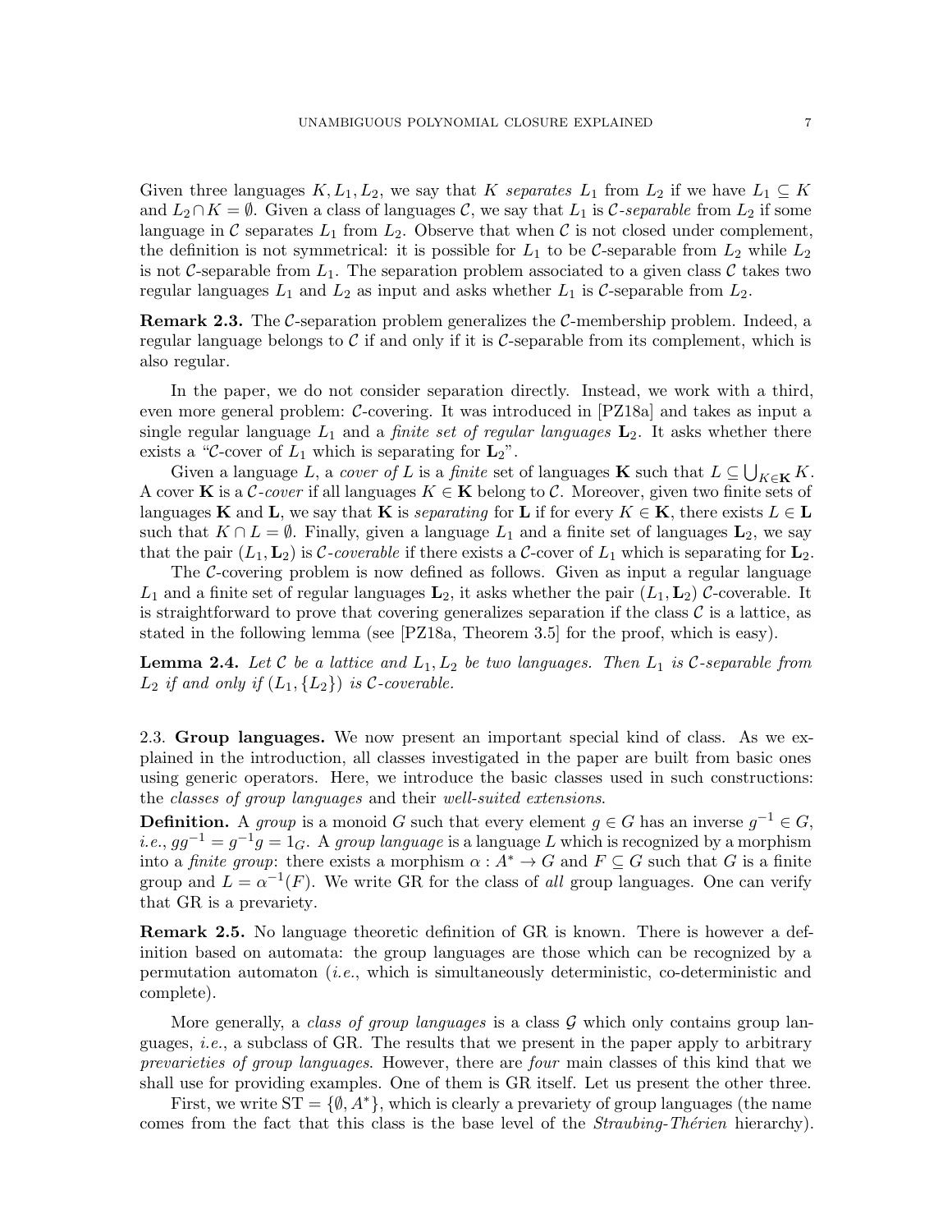Given three languages $K, L_1, L_2$, we say that $K$ *separates* $L_1$ from $L_2$ if we have $L_1 \subseteq K$ and $L_2 \cap K = \emptyset$. Given a class of languages $\mathcal{C}$, we say that $L_1$ is $\mathcal{C}$*-separable* from $L_2$ if some language in $\mathcal{C}$ separates $L_1$ from $L_2$. Observe that when $\mathcal{C}$ is not closed under complement, the definition is not symmetrical: it is possible for $L_1$ to be $\mathcal{C}$-separable from $L_2$ while $L_2$ is not $\mathcal{C}$-separable from $L_1$. The separation problem associated to a given class $\mathcal{C}$ takes two regular languages $L_1$ and $L_2$ as input and asks whether $L_1$ is $\mathcal{C}$-separable from $L_2$.

**Remark 2.3.** The $\mathcal{C}$-separation problem generalizes the $\mathcal{C}$-membership problem. Indeed, a regular language belongs to $\mathcal{C}$ if and only if it is $\mathcal{C}$-separable from its complement, which is also regular.

In the paper, we do not consider separation directly. Instead, we work with a third, even more general problem: $\mathcal{C}$-covering. It was introduced in [PZ18a] and takes as input a single regular language $L_1$ and a *finite set of regular languages* $\mathbf{L}_2$. It asks whether there exists a "$\mathcal{C}$-cover of $L_1$ which is separating for $\mathbf{L}_2$".

Given a language $L$, a *cover of* $L$ is a *finite* set of languages $\mathbf{K}$ such that $L \subseteq \bigcup_{K \in \mathbf{K}} K$. A cover $\mathbf{K}$ is a $\mathcal{C}$*-cover* if all languages $K \in \mathbf{K}$ belong to $\mathcal{C}$. Moreover, given two finite sets of languages $\mathbf{K}$ and $\mathbf{L}$, we say that $\mathbf{K}$ is *separating* for $\mathbf{L}$ if for every $K \in \mathbf{K}$, there exists $L \in \mathbf{L}$ such that $K \cap L = \emptyset$. Finally, given a language $L_1$ and a finite set of languages $\mathbf{L}_2$, we say that the pair $(L_1, \mathbf{L}_2)$ is $\mathcal{C}$*-coverable* if there exists a $\mathcal{C}$-cover of $L_1$ which is separating for $\mathbf{L}_2$.

The $\mathcal{C}$-covering problem is now defined as follows. Given as input a regular language $L_1$ and a finite set of regular languages $\mathbf{L}_2$, it asks whether the pair $(L_1, \mathbf{L}_2)$ $\mathcal{C}$-coverable. It is straightforward to prove that covering generalizes separation if the class $\mathcal{C}$ is a lattice, as stated in the following lemma (see [PZ18a, Theorem 3.5] for the proof, which is easy).

**Lemma 2.4.** *Let $\mathcal{C}$ be a lattice and $L_1, L_2$ be two languages. Then $L_1$ is $\mathcal{C}$-separable from $L_2$ if and only if $(L_1, \{L_2\})$ is $\mathcal{C}$-coverable.*

## 2.3. Group languages.

We now present an important special kind of class. As we explained in the introduction, all classes investigated in the paper are built from basic ones using generic operators. Here, we introduce the basic classes used in such constructions: the *classes of group languages* and their *well-suited extensions*.

**Definition.** A *group* is a monoid $G$ such that every element $g \in G$ has an inverse $g^{-1} \in G$, *i.e.*, $gg^{-1} = g^{-1}g = 1_G$. A *group language* is a language $L$ which is recognized by a morphism into a *finite group*: there exists a morphism $\alpha : A^* \to G$ and $F \subseteq G$ such that $G$ is a finite group and $L = \alpha^{-1}(F)$. We write GR for the class of *all* group languages. One can verify that GR is a prevariety.

**Remark 2.5.** No language theoretic definition of GR is known. There is however a definition based on automata: the group languages are those which can be recognized by a permutation automaton (*i.e.*, which is simultaneously deterministic, co-deterministic and complete).

More generally, a *class of group languages* is a class $\mathcal{G}$ which only contains group languages, *i.e.*, a subclass of GR. The results that we present in the paper apply to arbitrary *prevarieties of group languages*. However, there are *four* main classes of this kind that we shall use for providing examples. One of them is GR itself. Let us present the other three.

First, we write $\text{ST} = \{\emptyset, A^*\}$, which is clearly a prevariety of group languages (the name comes from the fact that this class is the base level of the *Straubing-Thérien* hierarchy).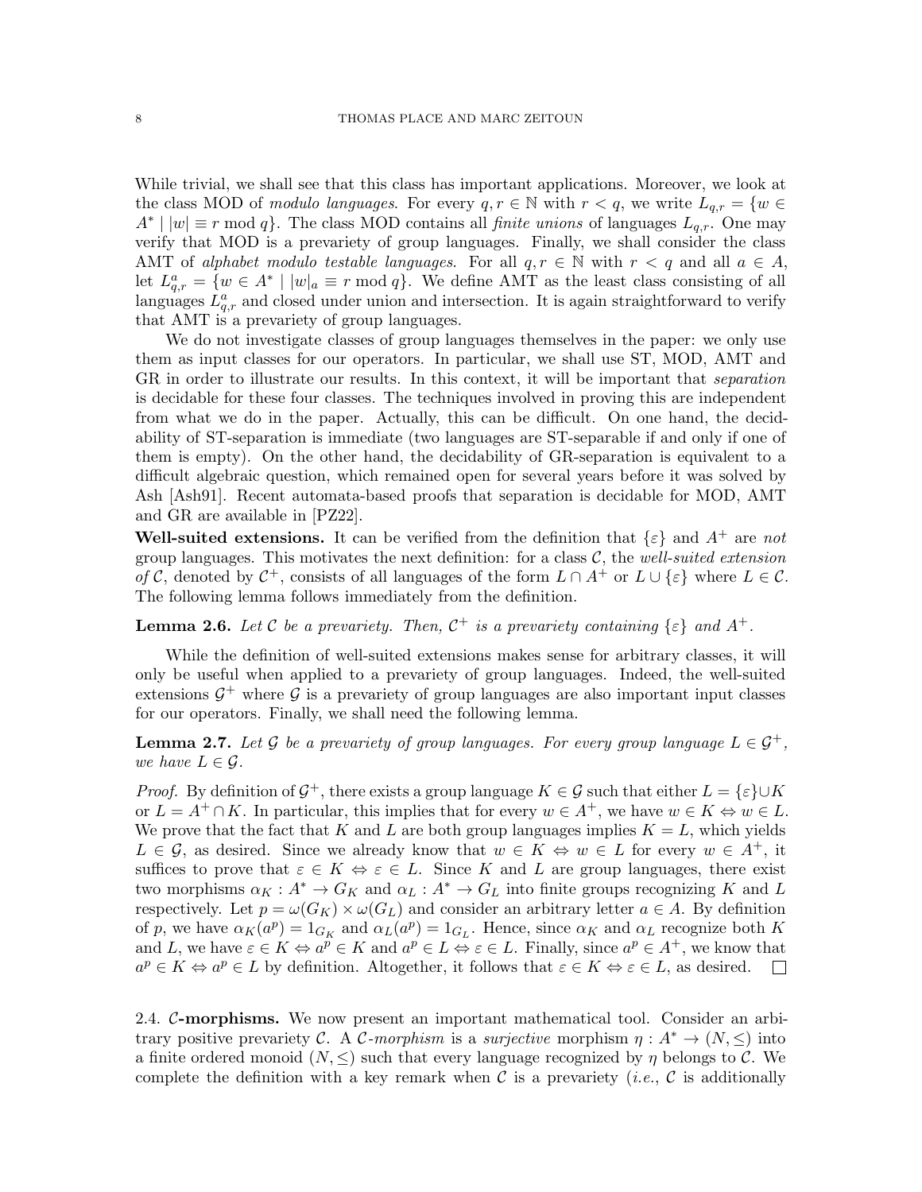While trivial, we shall see that this class has important applications. Moreover, we look at the class MOD of *modulo languages*. For every $q, r \in \mathbb{N}$ with $r < q$, we write $L_{q,r} = \{w \in A^* \mid |w| \equiv r \bmod q\}$. The class MOD contains all *finite unions* of languages $L_{q,r}$. One may verify that MOD is a prevariety of group languages. Finally, we shall consider the class AMT of *alphabet modulo testable languages*. For all $q, r \in \mathbb{N}$ with $r < q$ and all $a \in A$, let $L^a_{q,r} = \{w \in A^* \mid |w|_a \equiv r \bmod q\}$. We define AMT as the least class consisting of all languages $L^a_{q,r}$ and closed under union and intersection. It is again straightforward to verify that AMT is a prevariety of group languages.

We do not investigate classes of group languages themselves in the paper: we only use them as input classes for our operators. In particular, we shall use ST, MOD, AMT and GR in order to illustrate our results. In this context, it will be important that *separation* is decidable for these four classes. The techniques involved in proving this are independent from what we do in the paper. Actually, this can be difficult. On one hand, the decidability of ST-separation is immediate (two languages are ST-separable if and only if one of them is empty). On the other hand, the decidability of GR-separation is equivalent to a difficult algebraic question, which remained open for several years before it was solved by Ash [Ash91]. Recent automata-based proofs that separation is decidable for MOD, AMT and GR are available in [PZ22].

**Well-suited extensions.** It can be verified from the definition that $\{\varepsilon\}$ and $A^+$ are *not* group languages. This motivates the next definition: for a class $\mathcal{C}$, the *well-suited extension of* $\mathcal{C}$, denoted by $\mathcal{C}^+$, consists of all languages of the form $L \cap A^+$ or $L \cup \{\varepsilon\}$ where $L \in \mathcal{C}$. The following lemma follows immediately from the definition.

**Lemma 2.6.** *Let $\mathcal{C}$ be a prevariety. Then, $\mathcal{C}^+$ is a prevariety containing $\{\varepsilon\}$ and $A^+$.*

While the definition of well-suited extensions makes sense for arbitrary classes, it will only be useful when applied to a prevariety of group languages. Indeed, the well-suited extensions $\mathcal{G}^+$ where $\mathcal{G}$ is a prevariety of group languages are also important input classes for our operators. Finally, we shall need the following lemma.

**Lemma 2.7.** *Let $\mathcal{G}$ be a prevariety of group languages. For every group language $L \in \mathcal{G}^+$, we have $L \in \mathcal{G}$.*

*Proof.* By definition of $\mathcal{G}^+$, there exists a group language $K \in \mathcal{G}$ such that either $L = \{\varepsilon\} \cup K$ or $L = A^+ \cap K$. In particular, this implies that for every $w \in A^+$, we have $w \in K \Leftrightarrow w \in L$. We prove that the fact that $K$ and $L$ are both group languages implies $K = L$, which yields $L \in \mathcal{G}$, as desired. Since we already know that $w \in K \Leftrightarrow w \in L$ for every $w \in A^+$, it suffices to prove that $\varepsilon \in K \Leftrightarrow \varepsilon \in L$. Since $K$ and $L$ are group languages, there exist two morphisms $\alpha_K : A^* \to G_K$ and $\alpha_L : A^* \to G_L$ into finite groups recognizing $K$ and $L$ respectively. Let $p = \omega(G_K) \times \omega(G_L)$ and consider an arbitrary letter $a \in A$. By definition of $p$, we have $\alpha_K(a^p) = 1_{G_K}$ and $\alpha_L(a^p) = 1_{G_L}$. Hence, since $\alpha_K$ and $\alpha_L$ recognize both $K$ and $L$, we have $\varepsilon \in K \Leftrightarrow a^p \in K$ and $a^p \in L \Leftrightarrow \varepsilon \in L$. Finally, since $a^p \in A^+$, we know that $a^p \in K \Leftrightarrow a^p \in L$ by definition. Altogether, it follows that $\varepsilon \in K \Leftrightarrow \varepsilon \in L$, as desired. $\square$

2.4. **$\mathcal{C}$-morphisms.** We now present an important mathematical tool. Consider an arbitrary positive prevariety $\mathcal{C}$. A *$\mathcal{C}$-morphism* is a *surjective* morphism $\eta : A^* \to (N, \leq)$ into a finite ordered monoid $(N, \leq)$ such that every language recognized by $\eta$ belongs to $\mathcal{C}$. We complete the definition with a key remark when $\mathcal{C}$ is a prevariety (*i.e.*, $\mathcal{C}$ is additionally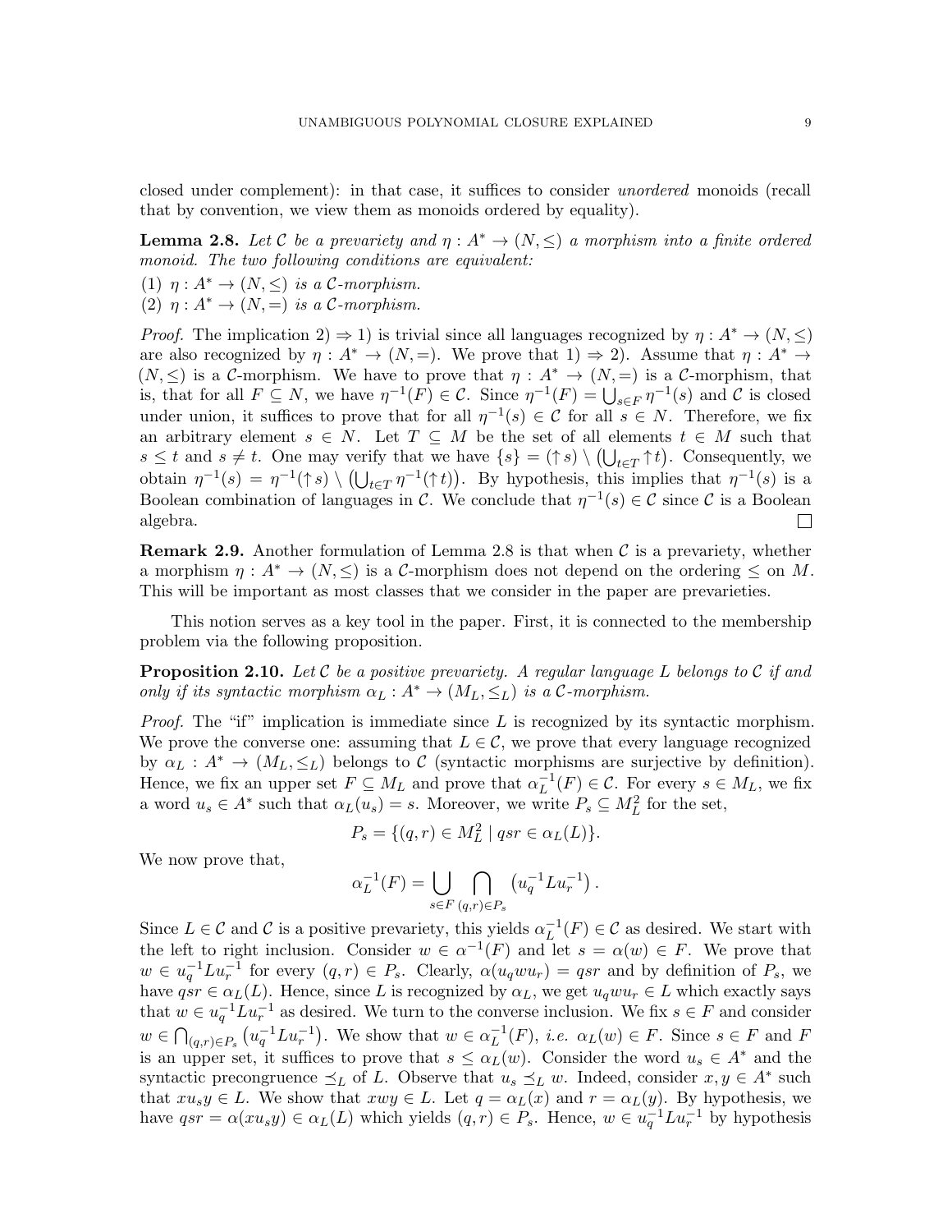closed under complement): in that case, it suffices to consider *unordered* monoids (recall that by convention, we view them as monoids ordered by equality).

**Lemma 2.8.** *Let $\mathcal{C}$ be a prevariety and $\eta : A^* \to (N, \leq)$ a morphism into a finite ordered monoid. The two following conditions are equivalent:*

(1) *$\eta : A^* \to (N, \leq)$ is a $\mathcal{C}$-morphism.*
(2) *$\eta : A^* \to (N, =)$ is a $\mathcal{C}$-morphism.*

*Proof.* The implication 2) $\Rightarrow$ 1) is trivial since all languages recognized by $\eta : A^* \to (N, \leq)$ are also recognized by $\eta : A^* \to (N, =)$. We prove that 1) $\Rightarrow$ 2). Assume that $\eta : A^* \to (N, \leq)$ is a $\mathcal{C}$-morphism. We have to prove that $\eta : A^* \to (N, =)$ is a $\mathcal{C}$-morphism, that is, that for all $F \subseteq N$, we have $\eta^{-1}(F) \in \mathcal{C}$. Since $\eta^{-1}(F) = \bigcup_{s \in F} \eta^{-1}(s)$ and $\mathcal{C}$ is closed under union, it suffices to prove that for all $\eta^{-1}(s) \in \mathcal{C}$ for all $s \in N$. Therefore, we fix an arbitrary element $s \in N$. Let $T \subseteq M$ be the set of all elements $t \in M$ such that $s \leq t$ and $s \neq t$. One may verify that we have $\{s\} = (\uparrow s) \setminus \left(\bigcup_{t \in T} \uparrow t\right)$. Consequently, we obtain $\eta^{-1}(s) = \eta^{-1}(\uparrow s) \setminus \left(\bigcup_{t \in T} \eta^{-1}(\uparrow t)\right)$. By hypothesis, this implies that $\eta^{-1}(s)$ is a Boolean combination of languages in $\mathcal{C}$. We conclude that $\eta^{-1}(s) \in \mathcal{C}$ since $\mathcal{C}$ is a Boolean algebra. $\square$

**Remark 2.9.** Another formulation of Lemma 2.8 is that when $\mathcal{C}$ is a prevariety, whether a morphism $\eta : A^* \to (N, \leq)$ is a $\mathcal{C}$-morphism does not depend on the ordering $\leq$ on $M$. This will be important as most classes that we consider in the paper are prevarieties.

This notion serves as a key tool in the paper. First, it is connected to the membership problem via the following proposition.

**Proposition 2.10.** *Let $\mathcal{C}$ be a positive prevariety. A regular language $L$ belongs to $\mathcal{C}$ if and only if its syntactic morphism $\alpha_L : A^* \to (M_L, \leq_L)$ is a $\mathcal{C}$-morphism.*

*Proof.* The "if" implication is immediate since $L$ is recognized by its syntactic morphism. We prove the converse one: assuming that $L \in \mathcal{C}$, we prove that every language recognized by $\alpha_L : A^* \to (M_L, \leq_L)$ belongs to $\mathcal{C}$ (syntactic morphisms are surjective by definition). Hence, we fix an upper set $F \subseteq M_L$ and prove that $\alpha_L^{-1}(F) \in \mathcal{C}$. For every $s \in M_L$, we fix a word $u_s \in A^*$ such that $\alpha_L(u_s) = s$. Moreover, we write $P_s \subseteq M_L^2$ for the set,

$$P_s = \{(q, r) \in M_L^2 \mid qsr \in \alpha_L(L)\}.$$

We now prove that,

$$\alpha_L^{-1}(F) = \bigcup_{s \in F} \bigcap_{(q,r) \in P_s} \left(u_q^{-1} L u_r^{-1}\right).$$

Since $L \in \mathcal{C}$ and $\mathcal{C}$ is a positive prevariety, this yields $\alpha_L^{-1}(F) \in \mathcal{C}$ as desired. We start with the left to right inclusion. Consider $w \in \alpha^{-1}(F)$ and let $s = \alpha(w) \in F$. We prove that $w \in u_q^{-1} L u_r^{-1}$ for every $(q, r) \in P_s$. Clearly, $\alpha(u_q w u_r) = qsr$ and by definition of $P_s$, we have $qsr \in \alpha_L(L)$. Hence, since $L$ is recognized by $\alpha_L$, we get $u_q w u_r \in L$ which exactly says that $w \in u_q^{-1} L u_r^{-1}$ as desired. We turn to the converse inclusion. We fix $s \in F$ and consider $w \in \bigcap_{(q,r) \in P_s} \left(u_q^{-1} L u_r^{-1}\right)$. We show that $w \in \alpha_L^{-1}(F)$, *i.e.* $\alpha_L(w) \in F$. Since $s \in F$ and $F$ is an upper set, it suffices to prove that $s \leq \alpha_L(w)$. Consider the word $u_s \in A^*$ and the syntactic precongruence $\preceq_L$ of $L$. Observe that $u_s \preceq_L w$. Indeed, consider $x, y \in A^*$ such that $x u_s y \in L$. We show that $xwy \in L$. Let $q = \alpha_L(x)$ and $r = \alpha_L(y)$. By hypothesis, we have $qsr = \alpha(x u_s y) \in \alpha_L(L)$ which yields $(q, r) \in P_s$. Hence, $w \in u_q^{-1} L u_r^{-1}$ by hypothesis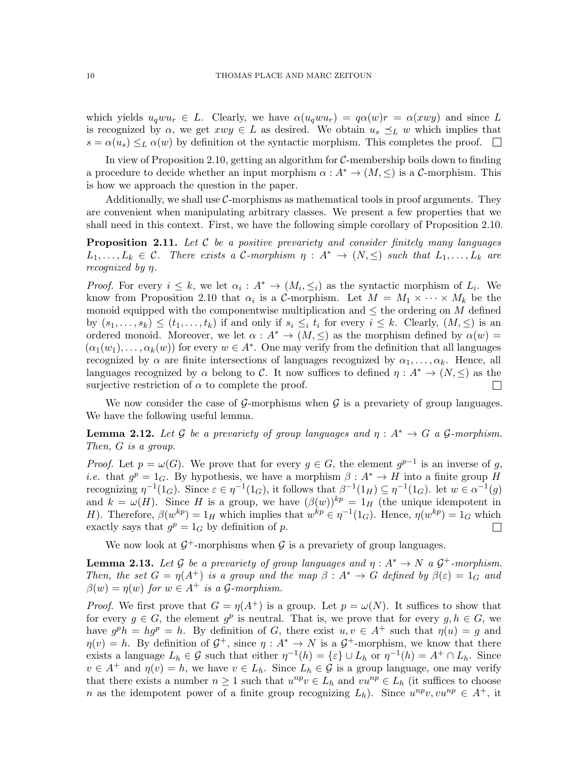which yields $u_q w u_r \in L$. Clearly, we have $\alpha(u_q w u_r) = q\alpha(w)r = \alpha(xwy)$ and since $L$ is recognized by $\alpha$, we get $xwy \in L$ as desired. We obtain $u_s \preceq_L w$ which implies that $s = \alpha(u_s) \leq_L \alpha(w)$ by definition ot the syntactic morphism. This completes the proof. $\square$

In view of Proposition 2.10, getting an algorithm for $\mathcal{C}$-membership boils down to finding a procedure to decide whether an input morphism $\alpha : A^* \to (M, \leq)$ is a $\mathcal{C}$-morphism. This is how we approach the question in the paper.

Additionally, we shall use $\mathcal{C}$-morphisms as mathematical tools in proof arguments. They are convenient when manipulating arbitrary classes. We present a few properties that we shall need in this context. First, we have the following simple corollary of Proposition 2.10.

**Proposition 2.11.** *Let $\mathcal{C}$ be a positive prevariety and consider finitely many languages $L_1, \dots, L_k \in \mathcal{C}$. There exists a $\mathcal{C}$-morphism $\eta : A^* \to (N, \leq)$ such that $L_1, \dots, L_k$ are recognized by $\eta$.*

*Proof.* For every $i \leq k$, we let $\alpha_i : A^* \to (M_i, \leq_i)$ as the syntactic morphism of $L_i$. We know from Proposition 2.10 that $\alpha_i$ is a $\mathcal{C}$-morphism. Let $M = M_1 \times \cdots \times M_k$ be the monoid equipped with the componentwise multiplication and $\leq$ the ordering on $M$ defined by $(s_1, \dots, s_k) \leq (t_1, \dots, t_k)$ if and only if $s_i \leq_i t_i$ for every $i \leq k$. Clearly, $(M, \leq)$ is an ordered monoid. Moreover, we let $\alpha : A^* \to (M, \leq)$ as the morphism defined by $\alpha(w) = (\alpha_1(w_1), \dots, \alpha_k(w))$ for every $w \in A^*$. One may verify from the definition that all languages recognized by $\alpha$ are finite intersections of languages recognized by $\alpha_1, \dots, \alpha_k$. Hence, all languages recognized by $\alpha$ belong to $\mathcal{C}$. It now suffices to defined $\eta : A^* \to (N, \leq)$ as the surjective restriction of $\alpha$ to complete the proof. $\square$

We now consider the case of $\mathcal{G}$-morphisms when $\mathcal{G}$ is a prevariety of group languages. We have the following useful lemma.

**Lemma 2.12.** *Let $\mathcal{G}$ be a prevariety of group languages and $\eta : A^* \to G$ a $\mathcal{G}$-morphism. Then, $G$ is a group.*

*Proof.* Let $p = \omega(G)$. We prove that for every $g \in G$, the element $g^{p-1}$ is an inverse of $g$, *i.e.* that $g^p = 1_G$. By hypothesis, we have a morphism $\beta : A^* \to H$ into a finite group $H$ recognizing $\eta^{-1}(1_G)$. Since $\varepsilon \in \eta^{-1}(1_G)$, it follows that $\beta^{-1}(1_H) \subseteq \eta^{-1}(1_G)$. let $w \in \alpha^{-1}(g)$ and $k = \omega(H)$. Since $H$ is a group, we have $(\beta(w))^{kp} = 1_H$ (the unique idempotent in $H$). Therefore, $\beta(w^{kp}) = 1_H$ which implies that $w^{kp} \in \eta^{-1}(1_G)$. Hence, $\eta(w^{kp}) = 1_G$ which exactly says that $g^p = 1_G$ by definition of $p$. $\square$

We now look at $\mathcal{G}^+$-morphisms when $\mathcal{G}$ is a prevariety of group languages.

**Lemma 2.13.** *Let $\mathcal{G}$ be a prevariety of group languages and $\eta : A^* \to N$ a $\mathcal{G}^+$-morphism. Then, the set $G = \eta(A^+)$ is a group and the map $\beta : A^* \to G$ defined by $\beta(\varepsilon) = 1_G$ and $\beta(w) = \eta(w)$ for $w \in A^+$ is a $\mathcal{G}$-morphism.*

*Proof.* We first prove that $G = \eta(A^+)$ is a group. Let $p = \omega(N)$. It suffices to show that for every $g \in G$, the element $g^p$ is neutral. That is, we prove that for every $g, h \in G$, we have $g^p h = h g^p = h$. By definition of $G$, there exist $u, v \in A^+$ such that $\eta(u) = g$ and $\eta(v) = h$. By definition of $\mathcal{G}^+$, since $\eta : A^* \to N$ is a $\mathcal{G}^+$-morphism, we know that there exists a language $L_h \in \mathcal{G}$ such that either $\eta^{-1}(h) = \{\varepsilon\} \cup L_h$ or $\eta^{-1}(h) = A^+ \cap L_h$. Since $v \in A^+$ and $\eta(v) = h$, we have $v \in L_h$. Since $L_h \in \mathcal{G}$ is a group language, one may verify that there exists a number $n \geq 1$ such that $u^{np} v \in L_h$ and $v u^{np} \in L_h$ (it suffices to choose $n$ as the idempotent power of a finite group recognizing $L_h$). Since $u^{np} v, v u^{np} \in A^+$, it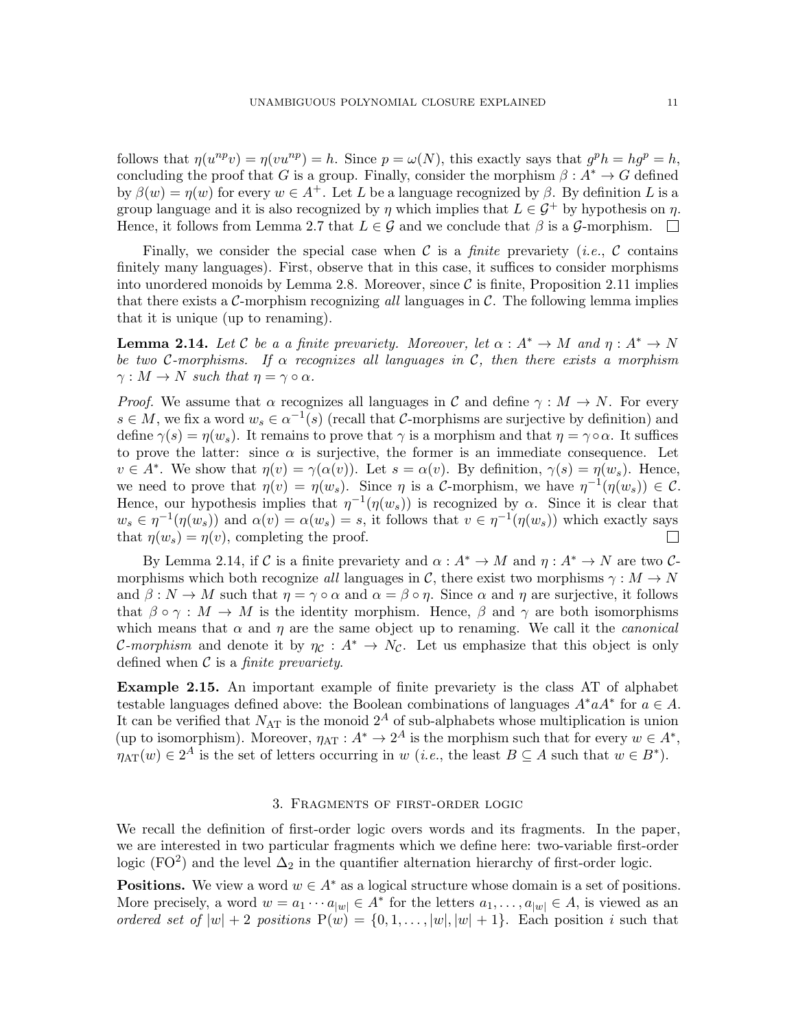follows that $\eta(u^{np}v) = \eta(vu^{np}) = h$. Since $p = \omega(N)$, this exactly says that $g^p h = hg^p = h$, concluding the proof that $G$ is a group. Finally, consider the morphism $\beta : A^* \to G$ defined by $\beta(w) = \eta(w)$ for every $w \in A^+$. Let $L$ be a language recognized by $\beta$. By definition $L$ is a group language and it is also recognized by $\eta$ which implies that $L \in \mathcal{G}^+$ by hypothesis on $\eta$. Hence, it follows from Lemma 2.7 that $L \in \mathcal{G}$ and we conclude that $\beta$ is a $\mathcal{G}$-morphism. ☐

Finally, we consider the special case when $\mathcal{C}$ is a *finite* prevariety (*i.e.*, $\mathcal{C}$ contains finitely many languages). First, observe that in this case, it suffices to consider morphisms into unordered monoids by Lemma 2.8. Moreover, since $\mathcal{C}$ is finite, Proposition 2.11 implies that there exists a $\mathcal{C}$-morphism recognizing *all* languages in $\mathcal{C}$. The following lemma implies that it is unique (up to renaming).

**Lemma 2.14.** *Let $\mathcal{C}$ be a a finite prevariety. Moreover, let $\alpha : A^* \to M$ and $\eta : A^* \to N$ be two $\mathcal{C}$-morphisms. If $\alpha$ recognizes all languages in $\mathcal{C}$, then there exists a morphism $\gamma : M \to N$ such that $\eta = \gamma \circ \alpha$.*

*Proof.* We assume that $\alpha$ recognizes all languages in $\mathcal{C}$ and define $\gamma : M \to N$. For every $s \in M$, we fix a word $w_s \in \alpha^{-1}(s)$ (recall that $\mathcal{C}$-morphisms are surjective by definition) and define $\gamma(s) = \eta(w_s)$. It remains to prove that $\gamma$ is a morphism and that $\eta = \gamma \circ \alpha$. It suffices to prove the latter: since $\alpha$ is surjective, the former is an immediate consequence. Let $v \in A^*$. We show that $\eta(v) = \gamma(\alpha(v))$. Let $s = \alpha(v)$. By definition, $\gamma(s) = \eta(w_s)$. Hence, we need to prove that $\eta(v) = \eta(w_s)$. Since $\eta$ is a $\mathcal{C}$-morphism, we have $\eta^{-1}(\eta(w_s)) \in \mathcal{C}$. Hence, our hypothesis implies that $\eta^{-1}(\eta(w_s))$ is recognized by $\alpha$. Since it is clear that $w_s \in \eta^{-1}(\eta(w_s))$ and $\alpha(v) = \alpha(w_s) = s$, it follows that $v \in \eta^{-1}(\eta(w_s))$ which exactly says that $\eta(w_s) = \eta(v)$, completing the proof. ☐

By Lemma 2.14, if $\mathcal{C}$ is a finite prevariety and $\alpha : A^* \to M$ and $\eta : A^* \to N$ are two $\mathcal{C}$-morphisms which both recognize *all* languages in $\mathcal{C}$, there exist two morphisms $\gamma : M \to N$ and $\beta : N \to M$ such that $\eta = \gamma \circ \alpha$ and $\alpha = \beta \circ \eta$. Since $\alpha$ and $\eta$ are surjective, it follows that $\beta \circ \gamma : M \to M$ is the identity morphism. Hence, $\beta$ and $\gamma$ are both isomorphisms which means that $\alpha$ and $\eta$ are the same object up to renaming. We call it the *canonical $\mathcal{C}$-morphism* and denote it by $\eta_{\mathcal{C}} : A^* \to N_{\mathcal{C}}$. Let us emphasize that this object is only defined when $\mathcal{C}$ is a *finite prevariety*.

**Example 2.15.** An important example of finite prevariety is the class AT of alphabet testable languages defined above: the Boolean combinations of languages $A^*aA^*$ for $a \in A$. It can be verified that $N_{\text{AT}}$ is the monoid $2^A$ of sub-alphabets whose multiplication is union (up to isomorphism). Moreover, $\eta_{\text{AT}} : A^* \to 2^A$ is the morphism such that for every $w \in A^*$, $\eta_{\text{AT}}(w) \in 2^A$ is the set of letters occurring in $w$ (*i.e.*, the least $B \subseteq A$ such that $w \in B^*$).

## 3. Fragments of first-order logic

We recall the definition of first-order logic overs words and its fragments. In the paper, we are interested in two particular fragments which we define here: two-variable first-order logic ($\text{FO}^2$) and the level $\Delta_2$ in the quantifier alternation hierarchy of first-order logic.

**Positions.** We view a word $w \in A^*$ as a logical structure whose domain is a set of positions. More precisely, a word $w = a_1 \cdots a_{|w|} \in A^*$ for the letters $a_1, \dots, a_{|w|} \in A$, is viewed as an *ordered set of $|w| + 2$ positions* $\text{P}(w) = \{0, 1, \dots, |w|, |w| + 1\}$. Each position $i$ such that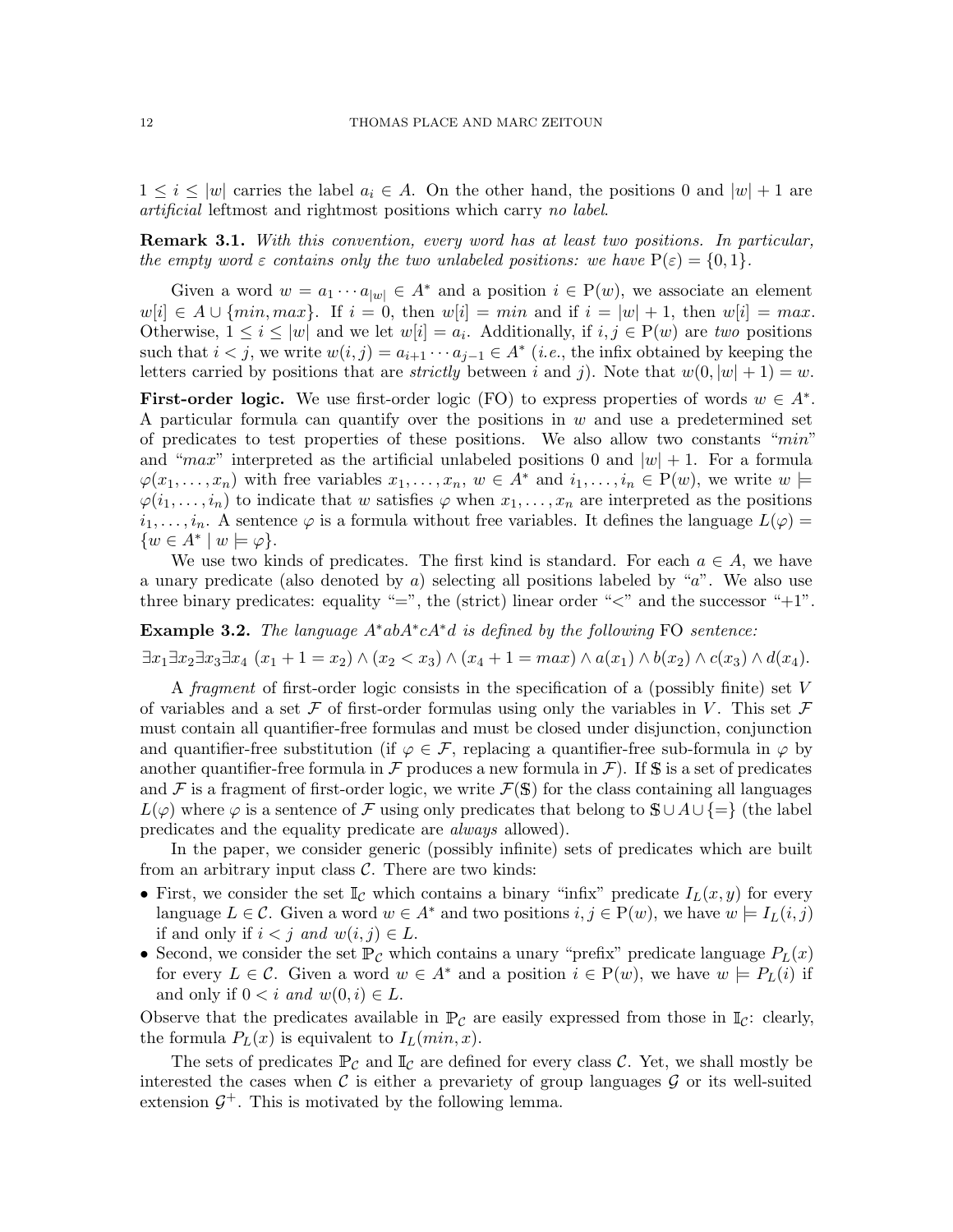$1 \leq i \leq |w|$ carries the label $a_i \in A$. On the other hand, the positions 0 and $|w|+1$ are *artificial* leftmost and rightmost positions which carry *no label*.

**Remark 3.1.** *With this convention, every word has at least two positions. In particular, the empty word $\varepsilon$ contains only the two unlabeled positions: we have $\mathrm{P}(\varepsilon) = \{0, 1\}$.*

Given a word $w = a_1 \cdots a_{|w|} \in A^*$ and a position $i \in \mathrm{P}(w)$, we associate an element $w[i] \in A \cup \{min, max\}$. If $i = 0$, then $w[i] = min$ and if $i = |w|+1$, then $w[i] = max$. Otherwise, $1 \leq i \leq |w|$ and we let $w[i] = a_i$. Additionally, if $i, j \in \mathrm{P}(w)$ are *two* positions such that $i < j$, we write $w(i,j) = a_{i+1} \cdots a_{j-1} \in A^*$ (*i.e.*, the infix obtained by keeping the letters carried by positions that are *strictly* between $i$ and $j$). Note that $w(0, |w|+1) = w$.

**First-order logic.** We use first-order logic (FO) to express properties of words $w \in A^*$. A particular formula can quantify over the positions in $w$ and use a predetermined set of predicates to test properties of these positions. We also allow two constants "$min$" and "$max$" interpreted as the artificial unlabeled positions 0 and $|w|+1$. For a formula $\varphi(x_1, \dots, x_n)$ with free variables $x_1, \dots, x_n$, $w \in A^*$ and $i_1, \dots, i_n \in \mathrm{P}(w)$, we write $w \models \varphi(i_1, \dots, i_n)$ to indicate that $w$ satisfies $\varphi$ when $x_1, \dots, x_n$ are interpreted as the positions $i_1, \dots, i_n$. A sentence $\varphi$ is a formula without free variables. It defines the language $L(\varphi) = \{w \in A^* \mid w \models \varphi\}$.

We use two kinds of predicates. The first kind is standard. For each $a \in A$, we have a unary predicate (also denoted by $a$) selecting all positions labeled by "$a$". We also use three binary predicates: equality "$=$", the (strict) linear order "$<$" and the successor "$+1$".

**Example 3.2.** *The language $A^*abA^*cA^*d$ is defined by the following* FO *sentence:*

$$\exists x_1 \exists x_2 \exists x_3 \exists x_4\ (x_1 + 1 = x_2) \wedge (x_2 < x_3) \wedge (x_4 + 1 = max) \wedge a(x_1) \wedge b(x_2) \wedge c(x_3) \wedge d(x_4).$$

A *fragment* of first-order logic consists in the specification of a (possibly finite) set $V$ of variables and a set $\mathcal{F}$ of first-order formulas using only the variables in $V$. This set $\mathcal{F}$ must contain all quantifier-free formulas and must be closed under disjunction, conjunction and quantifier-free substitution (if $\varphi \in \mathcal{F}$, replacing a quantifier-free sub-formula in $\varphi$ by another quantifier-free formula in $\mathcal{F}$ produces a new formula in $\mathcal{F}$). If $\mathbb{S}$ is a set of predicates and $\mathcal{F}$ is a fragment of first-order logic, we write $\mathcal{F}(\mathbb{S})$ for the class containing all languages $L(\varphi)$ where $\varphi$ is a sentence of $\mathcal{F}$ using only predicates that belong to $\mathbb{S} \cup A \cup \{=\}$ (the label predicates and the equality predicate are *always* allowed).

In the paper, we consider generic (possibly infinite) sets of predicates which are built from an arbitrary input class $\mathcal{C}$. There are two kinds:

- First, we consider the set $\mathbb{I}_\mathcal{C}$ which contains a binary "infix" predicate $I_L(x,y)$ for every language $L \in \mathcal{C}$. Given a word $w \in A^*$ and two positions $i, j \in \mathrm{P}(w)$, we have $w \models I_L(i,j)$ if and only if $i < j$ *and* $w(i,j) \in L$.
- Second, we consider the set $\mathbb{P}_\mathcal{C}$ which contains a unary "prefix" predicate language $P_L(x)$ for every $L \in \mathcal{C}$. Given a word $w \in A^*$ and a position $i \in \mathrm{P}(w)$, we have $w \models P_L(i)$ if and only if $0 < i$ *and* $w(0,i) \in L$.

Observe that the predicates available in $\mathbb{P}_\mathcal{C}$ are easily expressed from those in $\mathbb{I}_\mathcal{C}$: clearly, the formula $P_L(x)$ is equivalent to $I_L(min, x)$.

The sets of predicates $\mathbb{P}_\mathcal{C}$ and $\mathbb{I}_\mathcal{C}$ are defined for every class $\mathcal{C}$. Yet, we shall mostly be interested the cases when $\mathcal{C}$ is either a prevariety of group languages $\mathcal{G}$ or its well-suited extension $\mathcal{G}^+$. This is motivated by the following lemma.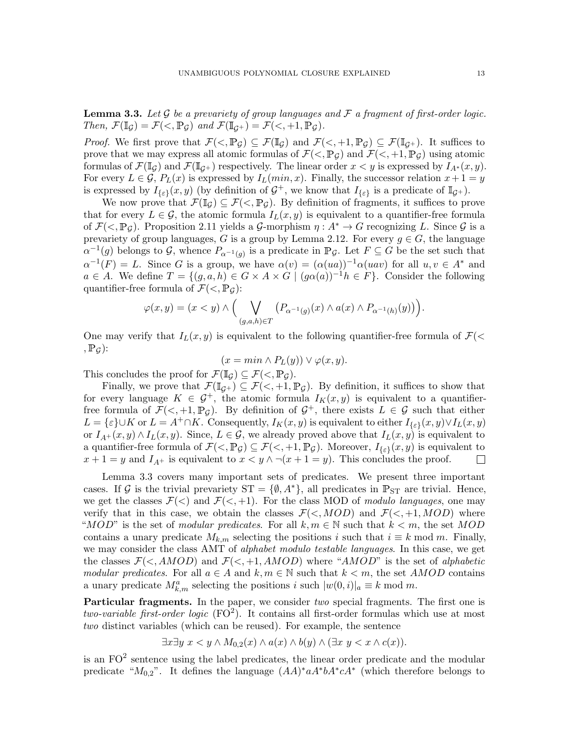**Lemma 3.3.** *Let $\mathcal{G}$ be a prevariety of group languages and $\mathcal{F}$ a fragment of first-order logic. Then, $\mathcal{F}(\mathbb{I}_{\mathcal{G}}) = \mathcal{F}(<, \mathbb{P}_{\mathcal{G}})$ and $\mathcal{F}(\mathbb{I}_{\mathcal{G}^+}) = \mathcal{F}(<, +1, \mathbb{P}_{\mathcal{G}})$.*

*Proof.* We first prove that $\mathcal{F}(<, \mathbb{P}_{\mathcal{G}}) \subseteq \mathcal{F}(\mathbb{I}_{\mathcal{G}})$ and $\mathcal{F}(<, +1, \mathbb{P}_{\mathcal{G}}) \subseteq \mathcal{F}(\mathbb{I}_{\mathcal{G}^+})$. It suffices to prove that we may express all atomic formulas of $\mathcal{F}(<, \mathbb{P}_{\mathcal{G}})$ and $\mathcal{F}(<, +1, \mathbb{P}_{\mathcal{G}})$ using atomic formulas of $\mathcal{F}(\mathbb{I}_{\mathcal{G}})$ and $\mathcal{F}(\mathbb{I}_{\mathcal{G}^+})$ respectively. The linear order $x < y$ is expressed by $I_{A^*}(x, y)$. For every $L \in \mathcal{G}$, $P_L(x)$ is expressed by $I_L(min, x)$. Finally, the successor relation $x + 1 = y$ is expressed by $I_{\{\varepsilon\}}(x, y)$ (by definition of $\mathcal{G}^+$, we know that $I_{\{\varepsilon\}}$ is a predicate of $\mathbb{I}_{\mathcal{G}^+}$).

We now prove that $\mathcal{F}(\mathbb{I}_{\mathcal{G}}) \subseteq \mathcal{F}(<, \mathbb{P}_{\mathcal{G}})$. By definition of fragments, it suffices to prove that for every $L \in \mathcal{G}$, the atomic formula $I_L(x, y)$ is equivalent to a quantifier-free formula of $\mathcal{F}(<, \mathbb{P}_{\mathcal{G}})$. Proposition 2.11 yields a $\mathcal{G}$-morphism $\eta : A^* \to G$ recognizing $L$. Since $\mathcal{G}$ is a prevariety of group languages, $G$ is a group by Lemma 2.12. For every $g \in G$, the language $\alpha^{-1}(g)$ belongs to $\mathcal{G}$, whence $P_{\alpha^{-1}(g)}$ is a predicate in $\mathbb{P}_{\mathcal{G}}$. Let $F \subseteq G$ be the set such that $\alpha^{-1}(F) = L$. Since $G$ is a group, we have $\alpha(v) = (\alpha(ua))^{-1}\alpha(uav)$ for all $u, v \in A^*$ and $a \in A$. We define $T = \{(g, a, h) \in G \times A \times G \mid (g\alpha(a))^{-1}h \in F\}$. Consider the following quantifier-free formula of $\mathcal{F}(<, \mathbb{P}_{\mathcal{G}})$:

$$\varphi(x, y) = (x < y) \wedge \Big( \bigvee_{(g,a,h) \in T} \big( P_{\alpha^{-1}(g)}(x) \wedge a(x) \wedge P_{\alpha^{-1}(h)}(y) \big) \Big).$$

One may verify that $I_L(x, y)$ is equivalent to the following quantifier-free formula of $\mathcal{F}(<, \mathbb{P}_{\mathcal{G}})$:

$$(x = min \wedge P_L(y)) \vee \varphi(x, y).$$

This concludes the proof for $\mathcal{F}(\mathbb{I}_{\mathcal{G}}) \subseteq \mathcal{F}(<, \mathbb{P}_{\mathcal{G}})$.

Finally, we prove that $\mathcal{F}(\mathbb{I}_{\mathcal{G}^+}) \subseteq \mathcal{F}(<, +1, \mathbb{P}_{\mathcal{G}})$. By definition, it suffices to show that for every language $K \in \mathcal{G}^+$, the atomic formula $I_K(x, y)$ is equivalent to a quantifier-free formula of $\mathcal{F}(<, +1, \mathbb{P}_{\mathcal{G}})$. By definition of $\mathcal{G}^+$, there exists $L \in \mathcal{G}$ such that either $L = \{\varepsilon\} \cup K$ or $L = A^+ \cap K$. Consequently, $I_K(x, y)$ is equivalent to either $I_{\{\varepsilon\}}(x, y) \vee I_L(x, y)$ or $I_{A^+}(x, y) \wedge I_L(x, y)$. Since, $L \in \mathcal{G}$, we already proved above that $I_L(x, y)$ is equivalent to a quantifier-free formula of $\mathcal{F}(<, \mathbb{P}_{\mathcal{G}}) \subseteq \mathcal{F}(<, +1, \mathbb{P}_{\mathcal{G}})$. Moreover, $I_{\{\varepsilon\}}(x, y)$ is equivalent to $x + 1 = y$ and $I_{A^+}$ is equivalent to $x < y \wedge \neg(x + 1 = y)$. This concludes the proof. $\square$

Lemma 3.3 covers many important sets of predicates. We present three important cases. If $\mathcal{G}$ is the trivial prevariety $\text{ST} = \{\emptyset, A^*\}$, all predicates in $\mathbb{P}_{\text{ST}}$ are trivial. Hence, we get the classes $\mathcal{F}(<)$ and $\mathcal{F}(<, +1)$. For the class MOD of *modulo languages*, one may verify that in this case, we obtain the classes $\mathcal{F}(<, MOD)$ and $\mathcal{F}(<, +1, MOD)$ where "$MOD$" is the set of *modular predicates*. For all $k, m \in \mathbb{N}$ such that $k < m$, the set $MOD$ contains a unary predicate $M_{k,m}$ selecting the positions $i$ such that $i \equiv k \bmod m$. Finally, we may consider the class AMT of *alphabet modulo testable languages*. In this case, we get the classes $\mathcal{F}(<, AMOD)$ and $\mathcal{F}(<, +1, AMOD)$ where "$AMOD$" is the set of *alphabetic modular predicates*. For all $a \in A$ and $k, m \in \mathbb{N}$ such that $k < m$, the set $AMOD$ contains a unary predicate $M^a_{k,m}$ selecting the positions $i$ such $|w(0, i)|_a \equiv k \bmod m$.

**Particular fragments.** In the paper, we consider *two* special fragments. The first one is *two-variable first-order logic* ($\text{FO}^2$). It contains all first-order formulas which use at most *two* distinct variables (which can be reused). For example, the sentence

$$\exists x \exists y \; x < y \wedge M_{0,2}(x) \wedge a(x) \wedge b(y) \wedge (\exists x \; y < x \wedge c(x)).$$

is an $\text{FO}^2$ sentence using the label predicates, the linear order predicate and the modular predicate "$M_{0,2}$". It defines the language $(AA)^*aA^*bA^*cA^*$ (which therefore belongs to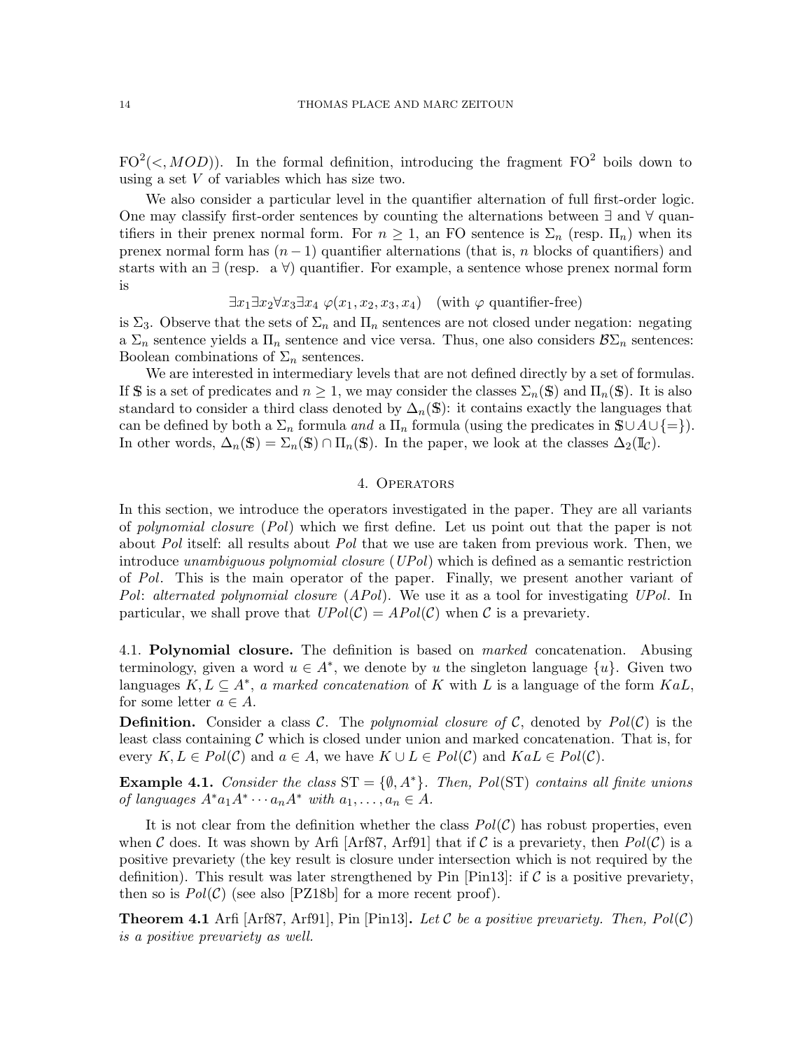$\text{FO}^2(<, MOD)$). In the formal definition, introducing the fragment $\text{FO}^2$ boils down to using a set $V$ of variables which has size two.

We also consider a particular level in the quantifier alternation of full first-order logic. One may classify first-order sentences by counting the alternations between $\exists$ and $\forall$ quantifiers in their prenex normal form. For $n \geq 1$, an FO sentence is $\Sigma_n$ (resp. $\Pi_n$) when its prenex normal form has $(n-1)$ quantifier alternations (that is, $n$ blocks of quantifiers) and starts with an $\exists$ (resp. a $\forall$) quantifier. For example, a sentence whose prenex normal form is

$$\exists x_1 \exists x_2 \forall x_3 \exists x_4 \ \varphi(x_1, x_2, x_3, x_4) \quad \text{(with } \varphi \text{ quantifier-free)}$$

is $\Sigma_3$. Observe that the sets of $\Sigma_n$ and $\Pi_n$ sentences are not closed under negation: negating a $\Sigma_n$ sentence yields a $\Pi_n$ sentence and vice versa. Thus, one also considers $\mathcal{B}\Sigma_n$ sentences: Boolean combinations of $\Sigma_n$ sentences.

We are interested in intermediary levels that are not defined directly by a set of formulas. If $\mathbb{S}$ is a set of predicates and $n \geq 1$, we may consider the classes $\Sigma_n(\mathbb{S})$ and $\Pi_n(\mathbb{S})$. It is also standard to consider a third class denoted by $\Delta_n(\mathbb{S})$: it contains exactly the languages that can be defined by both a $\Sigma_n$ formula *and* a $\Pi_n$ formula (using the predicates in $\mathbb{S} \cup A \cup \{=\}$). In other words, $\Delta_n(\mathbb{S}) = \Sigma_n(\mathbb{S}) \cap \Pi_n(\mathbb{S})$. In the paper, we look at the classes $\Delta_2(\mathbb{I}_{\mathcal{C}})$.

## 4. Operators

In this section, we introduce the operators investigated in the paper. They are all variants of *polynomial closure* (*Pol*) which we first define. Let us point out that the paper is not about *Pol* itself: all results about *Pol* that we use are taken from previous work. Then, we introduce *unambiguous polynomial closure* (*UPol*) which is defined as a semantic restriction of *Pol*. This is the main operator of the paper. Finally, we present another variant of *Pol*: *alternated polynomial closure* (*APol*). We use it as a tool for investigating *UPol*. In particular, we shall prove that $UPol(\mathcal{C}) = APol(\mathcal{C})$ when $\mathcal{C}$ is a prevariety.

### 4.1. Polynomial closure.

The definition is based on *marked* concatenation. Abusing terminology, given a word $u \in A^*$, we denote by $u$ the singleton language $\{u\}$. Given two languages $K, L \subseteq A^*$, *a marked concatenation* of $K$ with $L$ is a language of the form $KaL$, for some letter $a \in A$.

**Definition.** Consider a class $\mathcal{C}$. The *polynomial closure of* $\mathcal{C}$, denoted by $Pol(\mathcal{C})$ is the least class containing $\mathcal{C}$ which is closed under union and marked concatenation. That is, for every $K, L \in Pol(\mathcal{C})$ and $a \in A$, we have $K \cup L \in Pol(\mathcal{C})$ and $KaL \in Pol(\mathcal{C})$.

**Example 4.1.** *Consider the class* $\text{ST} = \{\emptyset, A^*\}$. *Then,* $Pol(\text{ST})$ *contains all finite unions of languages* $A^*a_1A^* \cdots a_nA^*$ *with* $a_1, \dots, a_n \in A$.

It is not clear from the definition whether the class $Pol(\mathcal{C})$ has robust properties, even when $\mathcal{C}$ does. It was shown by Arfi [Arf87, Arf91] that if $\mathcal{C}$ is a prevariety, then $Pol(\mathcal{C})$ is a positive prevariety (the key result is closure under intersection which is not required by the definition). This result was later strengthened by Pin [Pin13]: if $\mathcal{C}$ is a positive prevariety, then so is $Pol(\mathcal{C})$ (see also [PZ18b] for a more recent proof).

**Theorem 4.1** Arfi [Arf87, Arf91], Pin [Pin13]**.** *Let* $\mathcal{C}$ *be a positive prevariety. Then,* $Pol(\mathcal{C})$ *is a positive prevariety as well.*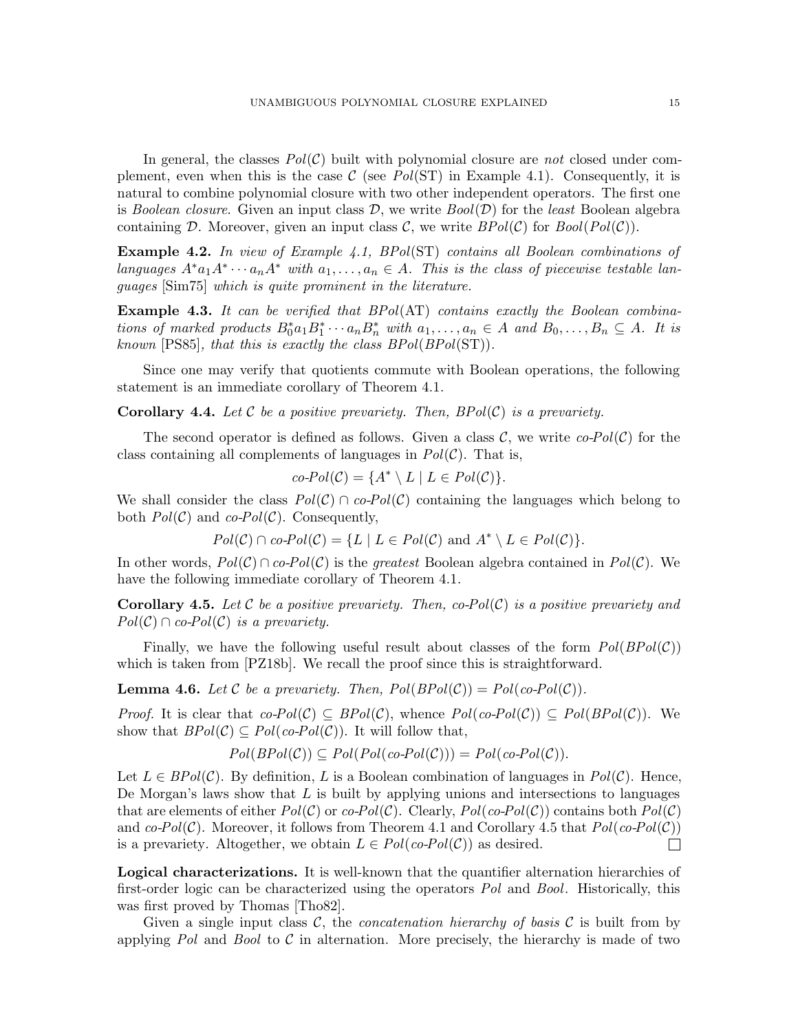In general, the classes $Pol(\mathcal{C})$ built with polynomial closure are *not* closed under complement, even when this is the case $\mathcal{C}$ (see $Pol(\text{ST})$ in Example 4.1). Consequently, it is natural to combine polynomial closure with two other independent operators. The first one is *Boolean closure*. Given an input class $\mathcal{D}$, we write $Bool(\mathcal{D})$ for the *least* Boolean algebra containing $\mathcal{D}$. Moreover, given an input class $\mathcal{C}$, we write $BPol(\mathcal{C})$ for $Bool(Pol(\mathcal{C}))$.

**Example 4.2.** *In view of Example 4.1, $BPol(\text{ST})$ contains all Boolean combinations of languages $A^*a_1A^* \cdots a_nA^*$ with $a_1, \dots, a_n \in A$. This is the class of piecewise testable languages* [Sim75] *which is quite prominent in the literature.*

**Example 4.3.** *It can be verified that $BPol(\text{AT})$ contains exactly the Boolean combinations of marked products $B_0^*a_1B_1^* \cdots a_nB_n^*$ with $a_1, \dots, a_n \in A$ and $B_0, \dots, B_n \subseteq A$. It is known* [PS85]*, that this is exactly the class $BPol(BPol(\text{ST}))$.*

Since one may verify that quotients commute with Boolean operations, the following statement is an immediate corollary of Theorem 4.1.

**Corollary 4.4.** *Let $\mathcal{C}$ be a positive prevariety. Then, $BPol(\mathcal{C})$ is a prevariety.*

The second operator is defined as follows. Given a class $\mathcal{C}$, we write $co\text{-}Pol(\mathcal{C})$ for the class containing all complements of languages in $Pol(\mathcal{C})$. That is,

$$co\text{-}Pol(\mathcal{C}) = \{A^* \setminus L \mid L \in Pol(\mathcal{C})\}.$$

We shall consider the class $Pol(\mathcal{C}) \cap co\text{-}Pol(\mathcal{C})$ containing the languages which belong to both $Pol(\mathcal{C})$ and $co\text{-}Pol(\mathcal{C})$. Consequently,

$$Pol(\mathcal{C}) \cap co\text{-}Pol(\mathcal{C}) = \{L \mid L \in Pol(\mathcal{C}) \text{ and } A^* \setminus L \in Pol(\mathcal{C})\}.$$

In other words, $Pol(\mathcal{C}) \cap co\text{-}Pol(\mathcal{C})$ is the *greatest* Boolean algebra contained in $Pol(\mathcal{C})$. We have the following immediate corollary of Theorem 4.1.

**Corollary 4.5.** *Let $\mathcal{C}$ be a positive prevariety. Then, $co\text{-}Pol(\mathcal{C})$ is a positive prevariety and $Pol(\mathcal{C}) \cap co\text{-}Pol(\mathcal{C})$ is a prevariety.*

Finally, we have the following useful result about classes of the form $Pol(BPol(\mathcal{C}))$ which is taken from [PZ18b]. We recall the proof since this is straightforward.

**Lemma 4.6.** *Let $\mathcal{C}$ be a prevariety. Then, $Pol(BPol(\mathcal{C})) = Pol(co\text{-}Pol(\mathcal{C}))$.*

*Proof.* It is clear that $co\text{-}Pol(\mathcal{C}) \subseteq BPol(\mathcal{C})$, whence $Pol(co\text{-}Pol(\mathcal{C})) \subseteq Pol(BPol(\mathcal{C}))$. We show that $BPol(\mathcal{C}) \subseteq Pol(co\text{-}Pol(\mathcal{C}))$. It will follow that,

$$Pol(BPol(\mathcal{C})) \subseteq Pol(Pol(co\text{-}Pol(\mathcal{C}))) = Pol(co\text{-}Pol(\mathcal{C})).$$

Let $L \in BPol(\mathcal{C})$. By definition, $L$ is a Boolean combination of languages in $Pol(\mathcal{C})$. Hence, De Morgan's laws show that $L$ is built by applying unions and intersections to languages that are elements of either $Pol(\mathcal{C})$ or $co\text{-}Pol(\mathcal{C})$. Clearly, $Pol(co\text{-}Pol(\mathcal{C}))$ contains both $Pol(\mathcal{C})$ and $co\text{-}Pol(\mathcal{C})$. Moreover, it follows from Theorem 4.1 and Corollary 4.5 that $Pol(co\text{-}Pol(\mathcal{C}))$ is a prevariety. Altogether, we obtain $L \in Pol(co\text{-}Pol(\mathcal{C}))$ as desired. □

**Logical characterizations.** It is well-known that the quantifier alternation hierarchies of first-order logic can be characterized using the operators $Pol$ and $Bool$. Historically, this was first proved by Thomas [Tho82].

Given a single input class $\mathcal{C}$, the *concatenation hierarchy of basis* $\mathcal{C}$ is built from by applying $Pol$ and $Bool$ to $\mathcal{C}$ in alternation. More precisely, the hierarchy is made of two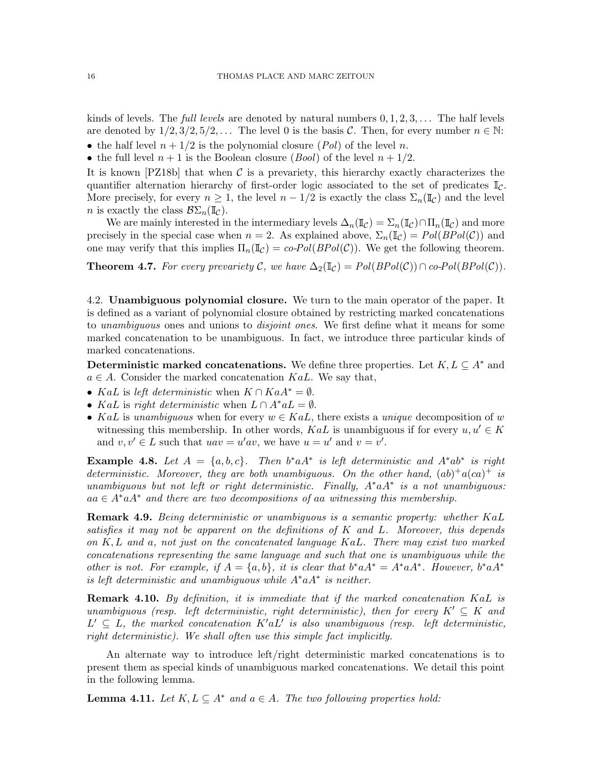kinds of levels. The *full levels* are denoted by natural numbers $0, 1, 2, 3, \dots$ The half levels are denoted by $1/2, 3/2, 5/2, \dots$ The level 0 is the basis $\mathcal{C}$. Then, for every number $n \in \mathbb{N}$:

- the half level $n + 1/2$ is the polynomial closure (*Pol*) of the level $n$.
- the full level $n + 1$ is the Boolean closure (*Bool*) of the level $n + 1/2$.

It is known [PZ18b] that when $\mathcal{C}$ is a prevariety, this hierarchy exactly characterizes the quantifier alternation hierarchy of first-order logic associated to the set of predicates $\mathbb{I}_{\mathcal{C}}$. More precisely, for every $n \geq 1$, the level $n - 1/2$ is exactly the class $\Sigma_n(\mathbb{I}_{\mathcal{C}})$ and the level $n$ is exactly the class $\mathcal{B}\Sigma_n(\mathbb{I}_{\mathcal{C}})$.

We are mainly interested in the intermediary levels $\Delta_n(\mathbb{I}_{\mathcal{C}}) = \Sigma_n(\mathbb{I}_{\mathcal{C}}) \cap \Pi_n(\mathbb{I}_{\mathcal{C}})$ and more precisely in the special case when $n = 2$. As explained above, $\Sigma_n(\mathbb{I}_{\mathcal{C}}) = Pol(BPol(\mathcal{C}))$ and one may verify that this implies $\Pi_n(\mathbb{I}_{\mathcal{C}}) = co\text{-}Pol(BPol(\mathcal{C}))$. We get the following theorem.

**Theorem 4.7.** *For every prevariety $\mathcal{C}$, we have $\Delta_2(\mathbb{I}_{\mathcal{C}}) = Pol(BPol(\mathcal{C})) \cap co\text{-}Pol(BPol(\mathcal{C}))$.*

4.2. **Unambiguous polynomial closure.** We turn to the main operator of the paper. It is defined as a variant of polynomial closure obtained by restricting marked concatenations to *unambiguous* ones and unions to *disjoint ones*. We first define what it means for some marked concatenation to be unambiguous. In fact, we introduce three particular kinds of marked concatenations.

**Deterministic marked concatenations.** We define three properties. Let $K, L \subseteq A^*$ and $a \in A$. Consider the marked concatenation $KaL$. We say that,

- $KaL$ is *left deterministic* when $K \cap KaA^* = \emptyset$.
- $KaL$ is *right deterministic* when $L \cap A^*aL = \emptyset$.
- $KaL$ is *unambiguous* when for every $w \in KaL$, there exists a *unique* decomposition of $w$ witnessing this membership. In other words, $KaL$ is unambiguous if for every $u, u' \in K$ and $v, v' \in L$ such that $uav = u'av$, we have $u = u'$ and $v = v'$.

**Example 4.8.** *Let $A = \{a, b, c\}$. Then $b^*aA^*$ is left deterministic and $A^*ab^*$ is right deterministic. Moreover, they are both unambiguous. On the other hand, $(ab)^+a(ca)^+$ is unambiguous but not left or right deterministic. Finally, $A^*aA^*$ is a not unambiguous: $aa \in A^*aA^*$ and there are two decompositions of $aa$ witnessing this membership.*

**Remark 4.9.** *Being deterministic or unambiguous is a semantic property: whether $KaL$ satisfies it may not be apparent on the definitions of $K$ and $L$. Moreover, this depends on $K, L$ and $a$, not just on the concatenated language $KaL$. There may exist two marked concatenations representing the same language and such that one is unambiguous while the other is not. For example, if $A = \{a, b\}$, it is clear that $b^*aA^* = A^*aA^*$. However, $b^*aA^*$ is left deterministic and unambiguous while $A^*aA^*$ is neither.*

**Remark 4.10.** *By definition, it is immediate that if the marked concatenation $KaL$ is unambiguous (resp. left deterministic, right deterministic), then for every $K' \subseteq K$ and $L' \subseteq L$, the marked concatenation $K'aL'$ is also unambiguous (resp. left deterministic, right deterministic). We shall often use this simple fact implicitly.*

An alternate way to introduce left/right deterministic marked concatenations is to present them as special kinds of unambiguous marked concatenations. We detail this point in the following lemma.

**Lemma 4.11.** *Let $K, L \subseteq A^*$ and $a \in A$. The two following properties hold:*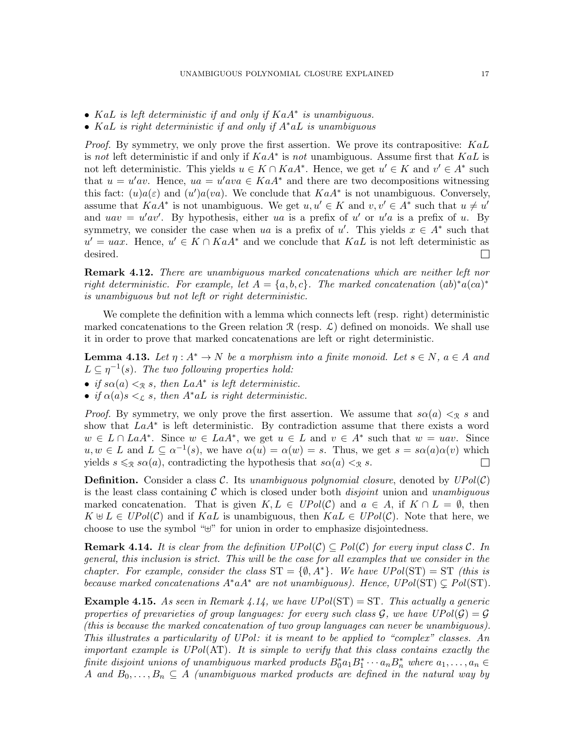- *$KaL$ is left deterministic if and only if $KaA^*$ is unambiguous.*
- *$KaL$ is right deterministic if and only if $A^*aL$ is unambiguous*

*Proof.* By symmetry, we only prove the first assertion. We prove its contrapositive: $KaL$ is *not* left deterministic if and only if $KaA^*$ is *not* unambiguous. Assume first that $KaL$ is not left deterministic. This yields $u \in K \cap KaA^*$. Hence, we get $u' \in K$ and $v' \in A^*$ such that $u = u'av$. Hence, $ua = u'ava \in KaA^*$ and there are two decompositions witnessing this fact: $(u)a(\varepsilon)$ and $(u')a(va)$. We conclude that $KaA^*$ is not unambiguous. Conversely, assume that $KaA^*$ is not unambiguous. We get $u, u' \in K$ and $v, v' \in A^*$ such that $u \neq u'$ and $uav = u'av'$. By hypothesis, either $ua$ is a prefix of $u'$ or $u'a$ is a prefix of $u$. By symmetry, we consider the case when $ua$ is a prefix of $u'$. This yields $x \in A^*$ such that $u' = uax$. Hence, $u' \in K \cap KaA^*$ and we conclude that $KaL$ is not left deterministic as desired. ☐

**Remark 4.12.** *There are unambiguous marked concatenations which are neither left nor right deterministic. For example, let $A = \{a, b, c\}$. The marked concatenation $(ab)^*a(ca)^*$ is unambiguous but not left or right deterministic.*

We complete the definition with a lemma which connects left (resp. right) deterministic marked concatenations to the Green relation $\mathcal{R}$ (resp. $\mathcal{L}$) defined on monoids. We shall use it in order to prove that marked concatenations are left or right deterministic.

**Lemma 4.13.** *Let $\eta : A^* \to N$ be a morphism into a finite monoid. Let $s \in N$, $a \in A$ and $L \subseteq \eta^{-1}(s)$. The two following properties hold:*

- *if $s\alpha(a) <_{\mathcal{R}} s$, then $LaA^*$ is left deterministic.*
- *if $\alpha(a)s <_{\mathcal{L}} s$, then $A^*aL$ is right deterministic.*

*Proof.* By symmetry, we only prove the first assertion. We assume that $s\alpha(a) <_{\mathcal{R}} s$ and show that $LaA^*$ is left deterministic. By contradiction assume that there exists a word $w \in L \cap LaA^*$. Since $w \in LaA^*$, we get $u \in L$ and $v \in A^*$ such that $w = uav$. Since $u, w \in L$ and $L \subseteq \alpha^{-1}(s)$, we have $\alpha(u) = \alpha(w) = s$. Thus, we get $s = s\alpha(a)\alpha(v)$ which yields $s \leqslant_{\mathcal{R}} s\alpha(a)$, contradicting the hypothesis that $s\alpha(a) <_{\mathcal{R}} s$. ☐

**Definition.** Consider a class $\mathcal{C}$. Its *unambiguous polynomial closure*, denoted by $UPol(\mathcal{C})$ is the least class containing $\mathcal{C}$ which is closed under both *disjoint* union and *unambiguous* marked concatenation. That is given $K, L \in UPol(\mathcal{C})$ and $a \in A$, if $K \cap L = \emptyset$, then $K \uplus L \in UPol(\mathcal{C})$ and if $KaL$ is unambiguous, then $KaL \in UPol(\mathcal{C})$. Note that here, we choose to use the symbol "$\uplus$" for union in order to emphasize disjointedness.

**Remark 4.14.** *It is clear from the definition $UPol(\mathcal{C}) \subseteq Pol(\mathcal{C})$ for every input class $\mathcal{C}$. In general, this inclusion is strict. This will be the case for all examples that we consider in the chapter. For example, consider the class $\text{ST} = \{\emptyset, A^*\}$. We have $UPol(\text{ST}) = \text{ST}$ (this is because marked concatenations $A^*aA^*$ are not unambiguous). Hence, $UPol(\text{ST}) \subsetneq Pol(\text{ST})$.*

**Example 4.15.** *As seen in Remark 4.14, we have $UPol(\text{ST}) = \text{ST}$. This actually a generic properties of prevarieties of group languages: for every such class $\mathcal{G}$, we have $UPol(\mathcal{G}) = \mathcal{G}$ (this is because the marked concatenation of two group languages can never be unambiguous). This illustrates a particularity of UPol: it is meant to be applied to "complex" classes. An important example is $UPol(\text{AT})$. It is simple to verify that this class contains exactly the finite disjoint unions of unambiguous marked products $B_0^*a_1B_1^* \cdots a_nB_n^*$ where $a_1, \dots, a_n \in A$ and $B_0, \dots, B_n \subseteq A$ (unambiguous marked products are defined in the natural way by*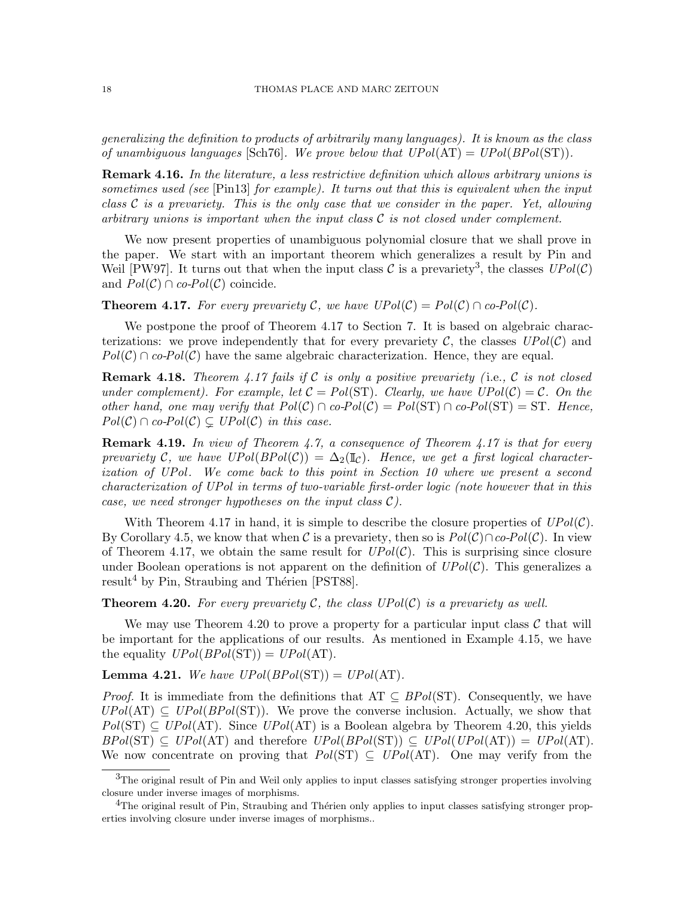*generalizing the definition to products of arbitrarily many languages). It is known as the class of unambiguous languages* [Sch76]*. We prove below that $UPol(\text{AT}) = UPol(BPol(\text{ST}))$.*

**Remark 4.16.** *In the literature, a less restrictive definition which allows arbitrary unions is sometimes used (see* [Pin13] *for example). It turns out that this is equivalent when the input class $\mathcal{C}$ is a prevariety. This is the only case that we consider in the paper. Yet, allowing arbitrary unions is important when the input class $\mathcal{C}$ is not closed under complement.*

We now present properties of unambiguous polynomial closure that we shall prove in the paper. We start with an important theorem which generalizes a result by Pin and Weil [PW97]. It turns out that when the input class $\mathcal{C}$ is a prevariety[3], the classes $UPol(\mathcal{C})$ and $Pol(\mathcal{C}) \cap co\text{-}Pol(\mathcal{C})$ coincide.

**Theorem 4.17.** *For every prevariety $\mathcal{C}$, we have $UPol(\mathcal{C}) = Pol(\mathcal{C}) \cap co\text{-}Pol(\mathcal{C})$.*

We postpone the proof of Theorem 4.17 to Section 7. It is based on algebraic characterizations: we prove independently that for every prevariety $\mathcal{C}$, the classes $UPol(\mathcal{C})$ and $Pol(\mathcal{C}) \cap co\text{-}Pol(\mathcal{C})$ have the same algebraic characterization. Hence, they are equal.

**Remark 4.18.** *Theorem 4.17 fails if $\mathcal{C}$ is only a positive prevariety (*i.e.*, $\mathcal{C}$ is not closed under complement). For example, let $\mathcal{C} = Pol(\text{ST})$. Clearly, we have $UPol(\mathcal{C}) = \mathcal{C}$. On the other hand, one may verify that $Pol(\mathcal{C}) \cap co\text{-}Pol(\mathcal{C}) = Pol(\text{ST}) \cap co\text{-}Pol(\text{ST}) = \text{ST}$. Hence, $Pol(\mathcal{C}) \cap co\text{-}Pol(\mathcal{C}) \subsetneq UPol(\mathcal{C})$ in this case.*

**Remark 4.19.** *In view of Theorem 4.7, a consequence of Theorem 4.17 is that for every prevariety $\mathcal{C}$, we have $UPol(BPol(\mathcal{C})) = \Delta_2(\mathbb{I}_{\mathcal{C}})$. Hence, we get a first logical characterization of $UPol$. We come back to this point in Section 10 where we present a second characterization of $UPol$ in terms of two-variable first-order logic (note however that in this case, we need stronger hypotheses on the input class $\mathcal{C}$).*

With Theorem 4.17 in hand, it is simple to describe the closure properties of $UPol(\mathcal{C})$. By Corollary 4.5, we know that when $\mathcal{C}$ is a prevariety, then so is $Pol(\mathcal{C}) \cap co\text{-}Pol(\mathcal{C})$. In view of Theorem 4.17, we obtain the same result for $UPol(\mathcal{C})$. This is surprising since closure under Boolean operations is not apparent on the definition of $UPol(\mathcal{C})$. This generalizes a result[4] by Pin, Straubing and Thérien [PST88].

**Theorem 4.20.** *For every prevariety $\mathcal{C}$, the class $UPol(\mathcal{C})$ is a prevariety as well.*

We may use Theorem 4.20 to prove a property for a particular input class $\mathcal{C}$ that will be important for the applications of our results. As mentioned in Example 4.15, we have the equality $UPol(BPol(\text{ST})) = UPol(\text{AT})$.

**Lemma 4.21.** *We have $UPol(BPol(\text{ST})) = UPol(\text{AT})$.*

*Proof.* It is immediate from the definitions that $\text{AT} \subseteq BPol(\text{ST})$. Consequently, we have $UPol(\text{AT}) \subseteq UPol(BPol(\text{ST}))$. We prove the converse inclusion. Actually, we show that $Pol(\text{ST}) \subseteq UPol(\text{AT})$. Since $UPol(\text{AT})$ is a Boolean algebra by Theorem 4.20, this yields $BPol(\text{ST}) \subseteq UPol(\text{AT})$ and therefore $UPol(BPol(\text{ST})) \subseteq UPol(UPol(\text{AT})) = UPol(\text{AT})$. We now concentrate on proving that $Pol(\text{ST}) \subseteq UPol(\text{AT})$. One may verify from the

---

[3] The original result of Pin and Weil only applies to input classes satisfying stronger properties involving closure under inverse images of morphisms.

[4] The original result of Pin, Straubing and Thérien only applies to input classes satisfying stronger properties involving closure under inverse images of morphisms..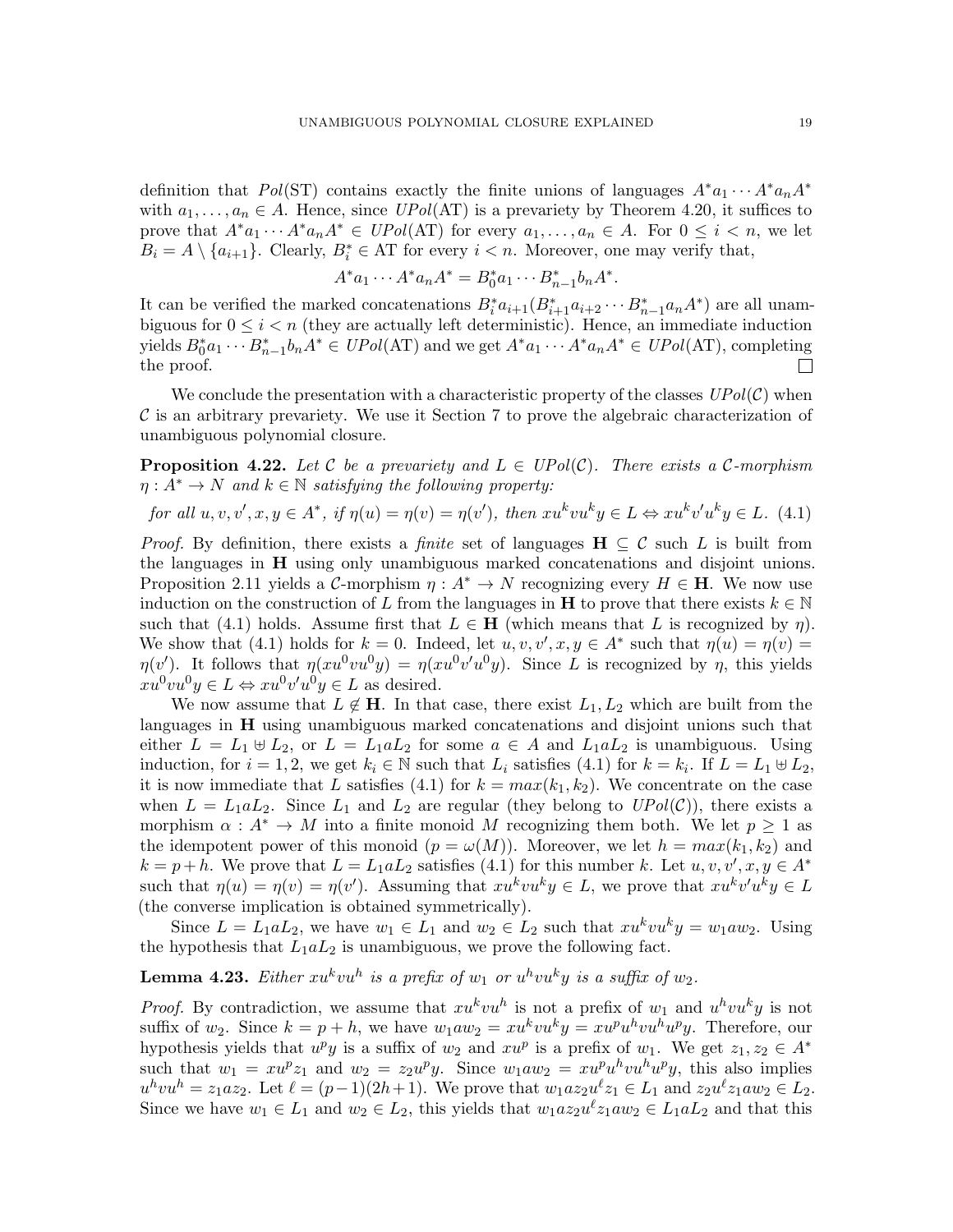definition that $Pol(\text{ST})$ contains exactly the finite unions of languages $A^*a_1 \cdots A^*a_nA^*$ with $a_1, \dots, a_n \in A$. Hence, since $UPol(\text{AT})$ is a prevariety by Theorem 4.20, it suffices to prove that $A^*a_1 \cdots A^*a_nA^* \in UPol(\text{AT})$ for every $a_1, \dots, a_n \in A$. For $0 \leq i < n$, we let $B_i = A \setminus \{a_{i+1}\}$. Clearly, $B_i^* \in \text{AT}$ for every $i < n$. Moreover, one may verify that,

$$A^*a_1 \cdots A^*a_nA^* = B_0^*a_1 \cdots B_{n-1}^*b_nA^*.$$

It can be verified the marked concatenations $B_i^*a_{i+1}(B_{i+1}^*a_{i+2} \cdots B_{n-1}^*a_nA^*)$ are all unambiguous for $0 \leq i < n$ (they are actually left deterministic). Hence, an immediate induction yields $B_0^*a_1 \cdots B_{n-1}^*b_nA^* \in UPol(\text{AT})$ and we get $A^*a_1 \cdots A^*a_nA^* \in UPol(\text{AT})$, completing the proof. □

We conclude the presentation with a characteristic property of the classes $UPol(\mathcal{C})$ when $\mathcal{C}$ is an arbitrary prevariety. We use it Section 7 to prove the algebraic characterization of unambiguous polynomial closure.

**Proposition 4.22.** *Let $\mathcal{C}$ be a prevariety and $L \in UPol(\mathcal{C})$. There exists a $\mathcal{C}$-morphism $\eta : A^* \to N$ and $k \in \mathbb{N}$ satisfying the following property:*

$$\text{for all } u, v, v', x, y \in A^*, \text{ if } \eta(u) = \eta(v) = \eta(v'), \text{ then } xu^kvu^ky \in L \Leftrightarrow xu^kv'u^ky \in L. \quad (4.1)$$

*Proof.* By definition, there exists a *finite* set of languages $\mathbf{H} \subseteq \mathcal{C}$ such $L$ is built from the languages in $\mathbf{H}$ using only unambiguous marked concatenations and disjoint unions. Proposition 2.11 yields a $\mathcal{C}$-morphism $\eta : A^* \to N$ recognizing every $H \in \mathbf{H}$. We now use induction on the construction of $L$ from the languages in $\mathbf{H}$ to prove that there exists $k \in \mathbb{N}$ such that (4.1) holds. Assume first that $L \in \mathbf{H}$ (which means that $L$ is recognized by $\eta$). We show that (4.1) holds for $k = 0$. Indeed, let $u, v, v', x, y \in A^*$ such that $\eta(u) = \eta(v) = \eta(v')$. It follows that $\eta(xu^0vu^0y) = \eta(xu^0v'u^0y)$. Since $L$ is recognized by $\eta$, this yields $xu^0vu^0y \in L \Leftrightarrow xu^0v'u^0y \in L$ as desired.

We now assume that $L \notin \mathbf{H}$. In that case, there exist $L_1, L_2$ which are built from the languages in $\mathbf{H}$ using unambiguous marked concatenations and disjoint unions such that either $L = L_1 \uplus L_2$, or $L = L_1aL_2$ for some $a \in A$ and $L_1aL_2$ is unambiguous. Using induction, for $i = 1, 2$, we get $k_i \in \mathbb{N}$ such that $L_i$ satisfies (4.1) for $k = k_i$. If $L = L_1 \uplus L_2$, it is now immediate that $L$ satisfies (4.1) for $k = max(k_1, k_2)$. We concentrate on the case when $L = L_1aL_2$. Since $L_1$ and $L_2$ are regular (they belong to $UPol(\mathcal{C})$), there exists a morphism $\alpha : A^* \to M$ into a finite monoid $M$ recognizing them both. We let $p \geq 1$ as the idempotent power of this monoid ($p = \omega(M)$). Moreover, we let $h = max(k_1, k_2)$ and $k = p + h$. We prove that $L = L_1aL_2$ satisfies (4.1) for this number $k$. Let $u, v, v', x, y \in A^*$ such that $\eta(u) = \eta(v) = \eta(v')$. Assuming that $xu^kvu^ky \in L$, we prove that $xu^kv'u^ky \in L$ (the converse implication is obtained symmetrically).

Since $L = L_1aL_2$, we have $w_1 \in L_1$ and $w_2 \in L_2$ such that $xu^kvu^ky = w_1aw_2$. Using the hypothesis that $L_1aL_2$ is unambiguous, we prove the following fact.

**Lemma 4.23.** *Either $xu^kvu^h$ is a prefix of $w_1$ or $u^hvu^ky$ is a suffix of $w_2$.*

*Proof.* By contradiction, we assume that $xu^kvu^h$ is not a prefix of $w_1$ and $u^hvu^ky$ is not suffix of $w_2$. Since $k = p + h$, we have $w_1aw_2 = xu^kvu^ky = xu^pu^hvu^hu^py$. Therefore, our hypothesis yields that $u^py$ is a suffix of $w_2$ and $xu^p$ is a prefix of $w_1$. We get $z_1, z_2 \in A^*$ such that $w_1 = xu^pz_1$ and $w_2 = z_2u^py$. Since $w_1aw_2 = xu^pu^hvu^hu^py$, this also implies $u^hvu^h = z_1az_2$. Let $\ell = (p-1)(2h+1)$. We prove that $w_1az_2u^\ell z_1 \in L_1$ and $z_2u^\ell z_1aw_2 \in L_2$. Since we have $w_1 \in L_1$ and $w_2 \in L_2$, this yields that $w_1az_2u^\ell z_1aw_2 \in L_1aL_2$ and that this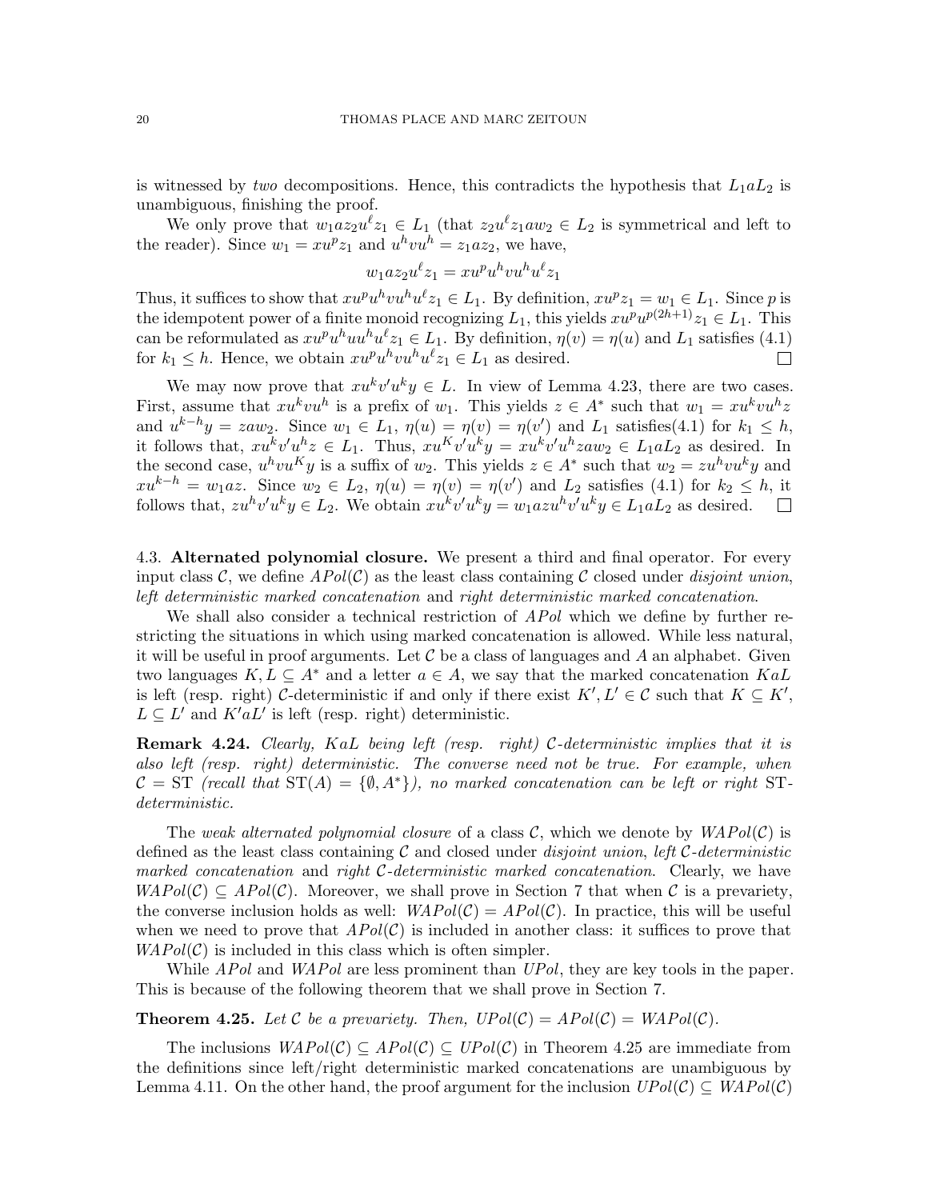is witnessed by *two* decompositions. Hence, this contradicts the hypothesis that $L_1aL_2$ is unambiguous, finishing the proof.

We only prove that $w_1az_2u^\ell z_1 \in L_1$ (that $z_2u^\ell z_1aw_2 \in L_2$ is symmetrical and left to the reader). Since $w_1 = xu^pz_1$ and $u^hvu^h = z_1az_2$, we have,

$$w_1az_2u^\ell z_1 = xu^pu^hvu^hu^\ell z_1$$

Thus, it suffices to show that $xu^pu^hvu^hu^\ell z_1 \in L_1$. By definition, $xu^pz_1 = w_1 \in L_1$. Since $p$ is the idempotent power of a finite monoid recognizing $L_1$, this yields $xu^pu^{p(2h+1)}z_1 \in L_1$. This can be reformulated as $xu^pu^huu^hu^\ell z_1 \in L_1$. By definition, $\eta(v) = \eta(u)$ and $L_1$ satisfies (4.1) for $k_1 \leq h$. Hence, we obtain $xu^pu^hvu^hu^\ell z_1 \in L_1$ as desired. $\square$

We may now prove that $xu^kv'u^ky \in L$. In view of Lemma 4.23, there are two cases. First, assume that $xu^kvu^h$ is a prefix of $w_1$. This yields $z \in A^*$ such that $w_1 = xu^kvu^hz$ and $u^{k-h}y = zaw_2$. Since $w_1 \in L_1$, $\eta(u) = \eta(v) = \eta(v')$ and $L_1$ satisfies(4.1) for $k_1 \leq h$, it follows that, $xu^kv'u^hz \in L_1$. Thus, $xu^Kv'u^ky = xu^kv'u^hzaw_2 \in L_1aL_2$ as desired. In the second case, $u^hvu^Ky$ is a suffix of $w_2$. This yields $z \in A^*$ such that $w_2 = zu^hvu^ky$ and $xu^{k-h} = w_1az$. Since $w_2 \in L_2$, $\eta(u) = \eta(v) = \eta(v')$ and $L_2$ satisfies (4.1) for $k_2 \leq h$, it follows that, $zu^hv'u^ky \in L_2$. We obtain $xu^kv'u^ky = w_1azu^hv'u^ky \in L_1aL_2$ as desired. $\square$

## 4.3. Alternated polynomial closure.

We present a third and final operator. For every input class $\mathcal{C}$, we define $APol(\mathcal{C})$ as the least class containing $\mathcal{C}$ closed under *disjoint union*, *left deterministic marked concatenation* and *right deterministic marked concatenation*.

We shall also consider a technical restriction of $APol$ which we define by further restricting the situations in which using marked concatenation is allowed. While less natural, it will be useful in proof arguments. Let $\mathcal{C}$ be a class of languages and $A$ an alphabet. Given two languages $K, L \subseteq A^*$ and a letter $a \in A$, we say that the marked concatenation $KaL$ is left (resp. right) $\mathcal{C}$-deterministic if and only if there exist $K', L' \in \mathcal{C}$ such that $K \subseteq K'$, $L \subseteq L'$ and $K'aL'$ is left (resp. right) deterministic.

**Remark 4.24.** *Clearly, $KaL$ being left (resp. right) $\mathcal{C}$-deterministic implies that it is also left (resp. right) deterministic. The converse need not be true. For example, when $\mathcal{C} = \text{ST}$ (recall that $\text{ST}(A) = \{\emptyset, A^*\}$), no marked concatenation can be left or right ST-deterministic.*

The *weak alternated polynomial closure* of a class $\mathcal{C}$, which we denote by $WAPol(\mathcal{C})$ is defined as the least class containing $\mathcal{C}$ and closed under *disjoint union*, *left $\mathcal{C}$-deterministic marked concatenation* and *right $\mathcal{C}$-deterministic marked concatenation*. Clearly, we have $WAPol(\mathcal{C}) \subseteq APol(\mathcal{C})$. Moreover, we shall prove in Section 7 that when $\mathcal{C}$ is a prevariety, the converse inclusion holds as well: $WAPol(\mathcal{C}) = APol(\mathcal{C})$. In practice, this will be useful when we need to prove that $APol(\mathcal{C})$ is included in another class: it suffices to prove that $WAPol(\mathcal{C})$ is included in this class which is often simpler.

While $APol$ and $WAPol$ are less prominent than $UPol$, they are key tools in the paper. This is because of the following theorem that we shall prove in Section 7.

**Theorem 4.25.** *Let $\mathcal{C}$ be a prevariety. Then, $UPol(\mathcal{C}) = APol(\mathcal{C}) = WAPol(\mathcal{C})$.*

The inclusions $WAPol(\mathcal{C}) \subseteq APol(\mathcal{C}) \subseteq UPol(\mathcal{C})$ in Theorem 4.25 are immediate from the definitions since left/right deterministic marked concatenations are unambiguous by Lemma 4.11. On the other hand, the proof argument for the inclusion $UPol(\mathcal{C}) \subseteq WAPol(\mathcal{C})$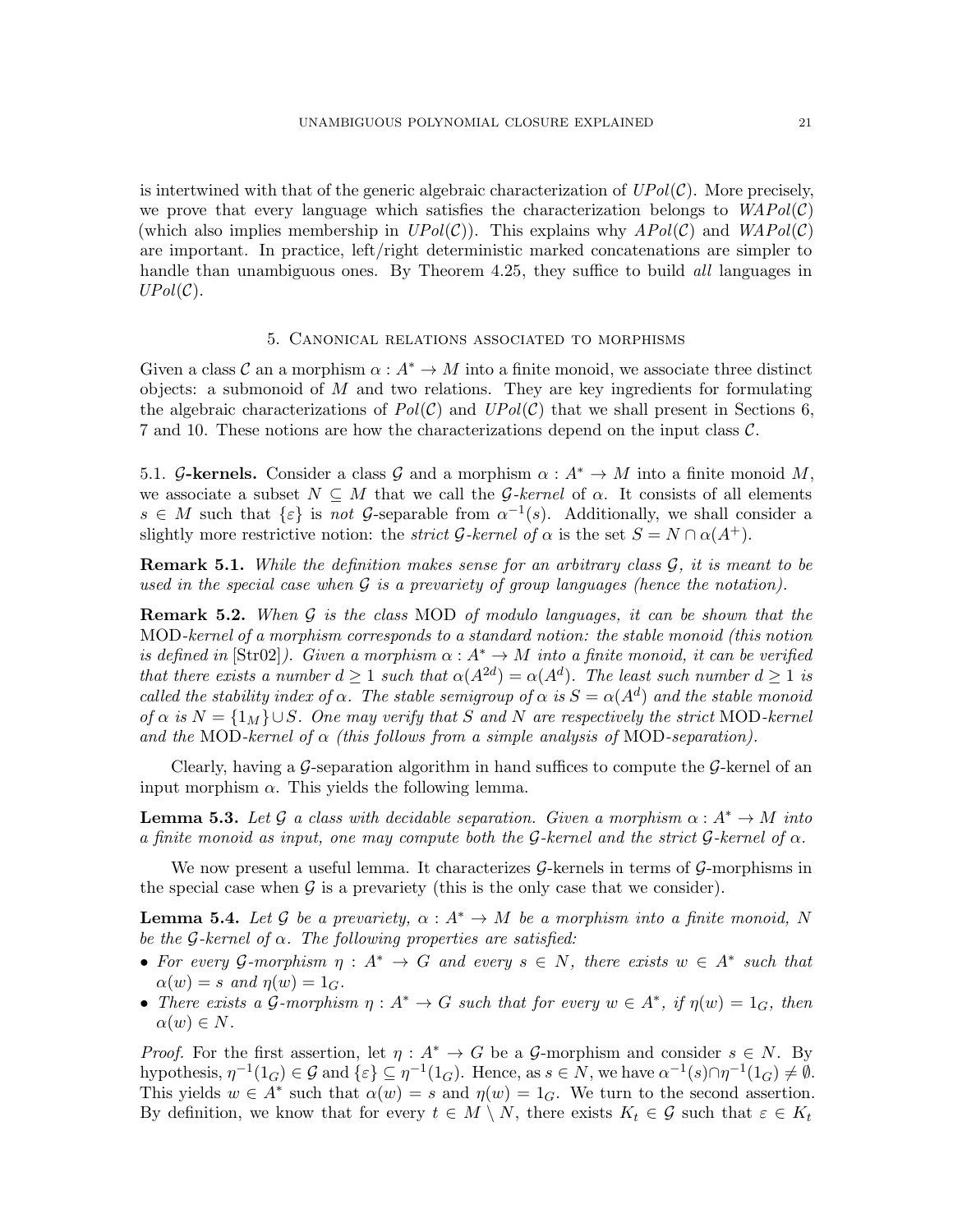is intertwined with that of the generic algebraic characterization of $UPol(\mathcal{C})$. More precisely, we prove that every language which satisfies the characterization belongs to $WAPol(\mathcal{C})$ (which also implies membership in $UPol(\mathcal{C})$). This explains why $APol(\mathcal{C})$ and $WAPol(\mathcal{C})$ are important. In practice, left/right deterministic marked concatenations are simpler to handle than unambiguous ones. By Theorem 4.25, they suffice to build *all* languages in $UPol(\mathcal{C})$.

## 5. Canonical relations associated to morphisms

Given a class $\mathcal{C}$ an a morphism $\alpha : A^* \to M$ into a finite monoid, we associate three distinct objects: a submonoid of $M$ and two relations. They are key ingredients for formulating the algebraic characterizations of $Pol(\mathcal{C})$ and $UPol(\mathcal{C})$ that we shall present in Sections 6, 7 and 10. These notions are how the characterizations depend on the input class $\mathcal{C}$.

5.1. **$\mathcal{G}$-kernels.** Consider a class $\mathcal{G}$ and a morphism $\alpha : A^* \to M$ into a finite monoid $M$, we associate a subset $N \subseteq M$ that we call the *$\mathcal{G}$-kernel* of $\alpha$. It consists of all elements $s \in M$ such that $\{\varepsilon\}$ is *not* $\mathcal{G}$-separable from $\alpha^{-1}(s)$. Additionally, we shall consider a slightly more restrictive notion: the *strict $\mathcal{G}$-kernel of* $\alpha$ is the set $S = N \cap \alpha(A^+)$.

**Remark 5.1.** *While the definition makes sense for an arbitrary class $\mathcal{G}$, it is meant to be used in the special case when $\mathcal{G}$ is a prevariety of group languages (hence the notation).*

**Remark 5.2.** *When $\mathcal{G}$ is the class* MOD *of modulo languages, it can be shown that the* MOD*-kernel of a morphism corresponds to a standard notion: the stable monoid (this notion is defined in* [Str02]*). Given a morphism $\alpha : A^* \to M$ into a finite monoid, it can be verified that there exists a number $d \geq 1$ such that $\alpha(A^{2d}) = \alpha(A^d)$. The least such number $d \geq 1$ is called the stability index of $\alpha$. The stable semigroup of $\alpha$ is $S = \alpha(A^d)$ and the stable monoid of $\alpha$ is $N = \{1_M\} \cup S$. One may verify that $S$ and $N$ are respectively the strict* MOD*-kernel and the* MOD*-kernel of $\alpha$ (this follows from a simple analysis of* MOD*-separation).*

Clearly, having a $\mathcal{G}$-separation algorithm in hand suffices to compute the $\mathcal{G}$-kernel of an input morphism $\alpha$. This yields the following lemma.

**Lemma 5.3.** *Let $\mathcal{G}$ a class with decidable separation. Given a morphism $\alpha : A^* \to M$ into a finite monoid as input, one may compute both the $\mathcal{G}$-kernel and the strict $\mathcal{G}$-kernel of $\alpha$.*

We now present a useful lemma. It characterizes $\mathcal{G}$-kernels in terms of $\mathcal{G}$-morphisms in the special case when $\mathcal{G}$ is a prevariety (this is the only case that we consider).

**Lemma 5.4.** *Let $\mathcal{G}$ be a prevariety, $\alpha : A^* \to M$ be a morphism into a finite monoid, $N$ be the $\mathcal{G}$-kernel of $\alpha$. The following properties are satisfied:*

- *For every $\mathcal{G}$-morphism $\eta : A^* \to G$ and every $s \in N$, there exists $w \in A^*$ such that $\alpha(w) = s$ and $\eta(w) = 1_G$.*
- *There exists a $\mathcal{G}$-morphism $\eta : A^* \to G$ such that for every $w \in A^*$, if $\eta(w) = 1_G$, then $\alpha(w) \in N$.*

*Proof.* For the first assertion, let $\eta : A^* \to G$ be a $\mathcal{G}$-morphism and consider $s \in N$. By hypothesis, $\eta^{-1}(1_G) \in \mathcal{G}$ and $\{\varepsilon\} \subseteq \eta^{-1}(1_G)$. Hence, as $s \in N$, we have $\alpha^{-1}(s) \cap \eta^{-1}(1_G) \neq \emptyset$. This yields $w \in A^*$ such that $\alpha(w) = s$ and $\eta(w) = 1_G$. We turn to the second assertion. By definition, we know that for every $t \in M \setminus N$, there exists $K_t \in \mathcal{G}$ such that $\varepsilon \in K_t$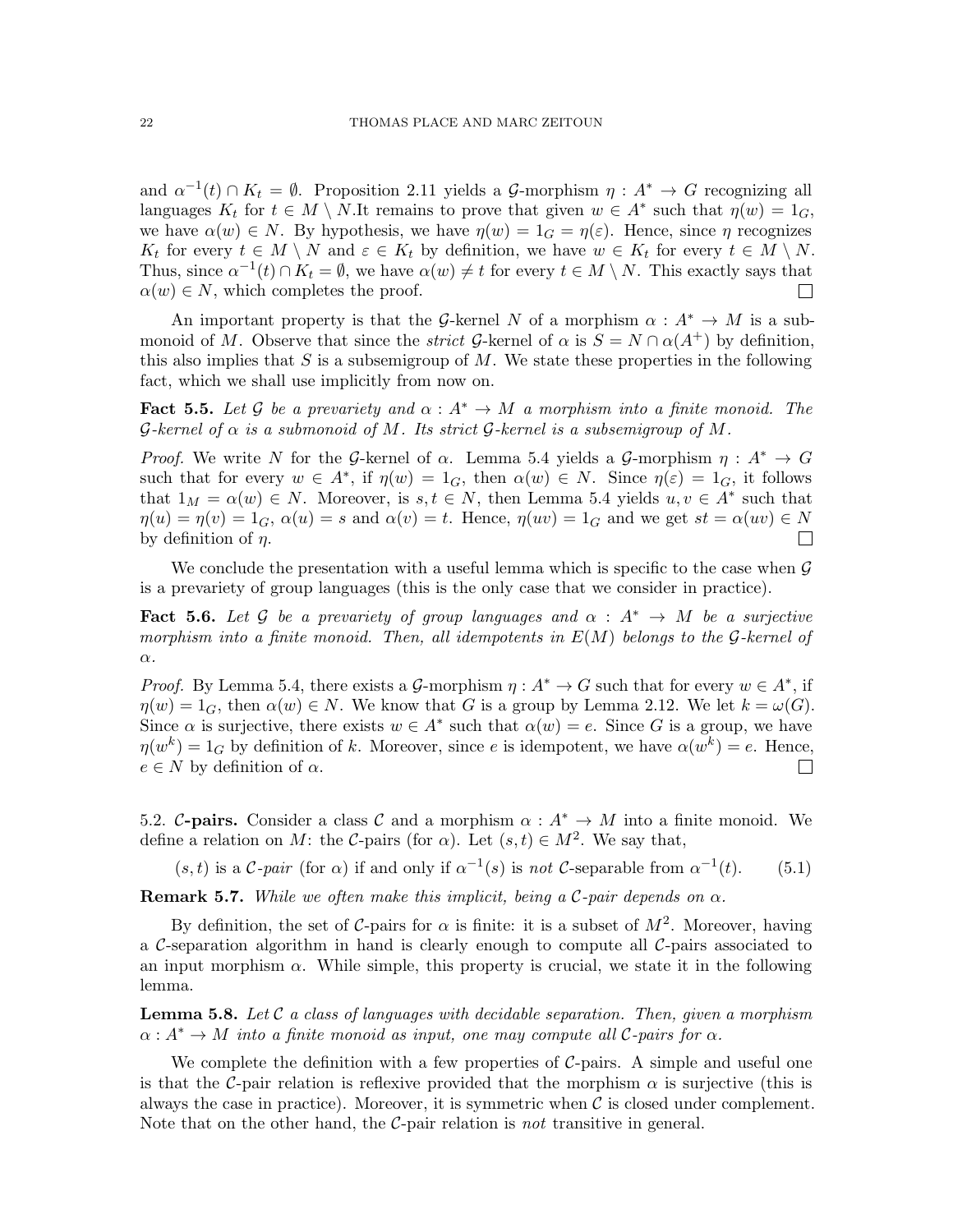and $\alpha^{-1}(t) \cap K_t = \emptyset$. Proposition 2.11 yields a $\mathcal{G}$-morphism $\eta : A^* \to G$ recognizing all languages $K_t$ for $t \in M \setminus N$.It remains to prove that given $w \in A^*$ such that $\eta(w) = 1_G$, we have $\alpha(w) \in N$. By hypothesis, we have $\eta(w) = 1_G = \eta(\varepsilon)$. Hence, since $\eta$ recognizes $K_t$ for every $t \in M \setminus N$ and $\varepsilon \in K_t$ by definition, we have $w \in K_t$ for every $t \in M \setminus N$. Thus, since $\alpha^{-1}(t) \cap K_t = \emptyset$, we have $\alpha(w) \neq t$ for every $t \in M \setminus N$. This exactly says that $\alpha(w) \in N$, which completes the proof. ☐

An important property is that the $\mathcal{G}$-kernel $N$ of a morphism $\alpha : A^* \to M$ is a submonoid of $M$. Observe that since the *strict* $\mathcal{G}$-kernel of $\alpha$ is $S = N \cap \alpha(A^+)$ by definition, this also implies that $S$ is a subsemigroup of $M$. We state these properties in the following fact, which we shall use implicitly from now on.

**Fact 5.5.** *Let $\mathcal{G}$ be a prevariety and $\alpha : A^* \to M$ a morphism into a finite monoid. The $\mathcal{G}$-kernel of $\alpha$ is a submonoid of $M$. Its strict $\mathcal{G}$-kernel is a subsemigroup of $M$.*

*Proof.* We write $N$ for the $\mathcal{G}$-kernel of $\alpha$. Lemma 5.4 yields a $\mathcal{G}$-morphism $\eta : A^* \to G$ such that for every $w \in A^*$, if $\eta(w) = 1_G$, then $\alpha(w) \in N$. Since $\eta(\varepsilon) = 1_G$, it follows that $1_M = \alpha(w) \in N$. Moreover, is $s, t \in N$, then Lemma 5.4 yields $u, v \in A^*$ such that $\eta(u) = \eta(v) = 1_G$, $\alpha(u) = s$ and $\alpha(v) = t$. Hence, $\eta(uv) = 1_G$ and we get $st = \alpha(uv) \in N$ by definition of $\eta$. ☐

We conclude the presentation with a useful lemma which is specific to the case when $\mathcal{G}$ is a prevariety of group languages (this is the only case that we consider in practice).

**Fact 5.6.** *Let $\mathcal{G}$ be a prevariety of group languages and $\alpha : A^* \to M$ be a surjective morphism into a finite monoid. Then, all idempotents in $E(M)$ belongs to the $\mathcal{G}$-kernel of $\alpha$.*

*Proof.* By Lemma 5.4, there exists a $\mathcal{G}$-morphism $\eta : A^* \to G$ such that for every $w \in A^*$, if $\eta(w) = 1_G$, then $\alpha(w) \in N$. We know that $G$ is a group by Lemma 2.12. We let $k = \omega(G)$. Since $\alpha$ is surjective, there exists $w \in A^*$ such that $\alpha(w) = e$. Since $G$ is a group, we have $\eta(w^k) = 1_G$ by definition of $k$. Moreover, since $e$ is idempotent, we have $\alpha(w^k) = e$. Hence, $e \in N$ by definition of $\alpha$. ☐

5.2. **$\mathcal{C}$-pairs.** Consider a class $\mathcal{C}$ and a morphism $\alpha : A^* \to M$ into a finite monoid. We define a relation on $M$: the $\mathcal{C}$-pairs (for $\alpha$). Let $(s, t) \in M^2$. We say that,

$$(s, t) \text{ is a } \mathcal{C}\text{-}pair \text{ (for } \alpha) \text{ if and only if } \alpha^{-1}(s) \text{ is } not \text{ } \mathcal{C}\text{-separable from } \alpha^{-1}(t). \tag{5.1}$$

**Remark 5.7.** *While we often make this implicit, being a $\mathcal{C}$-pair depends on $\alpha$.*

By definition, the set of $\mathcal{C}$-pairs for $\alpha$ is finite: it is a subset of $M^2$. Moreover, having a $\mathcal{C}$-separation algorithm in hand is clearly enough to compute all $\mathcal{C}$-pairs associated to an input morphism $\alpha$. While simple, this property is crucial, we state it in the following lemma.

**Lemma 5.8.** *Let $\mathcal{C}$ a class of languages with decidable separation. Then, given a morphism $\alpha : A^* \to M$ into a finite monoid as input, one may compute all $\mathcal{C}$-pairs for $\alpha$.*

We complete the definition with a few properties of $\mathcal{C}$-pairs. A simple and useful one is that the $\mathcal{C}$-pair relation is reflexive provided that the morphism $\alpha$ is surjective (this is always the case in practice). Moreover, it is symmetric when $\mathcal{C}$ is closed under complement. Note that on the other hand, the $\mathcal{C}$-pair relation is *not* transitive in general.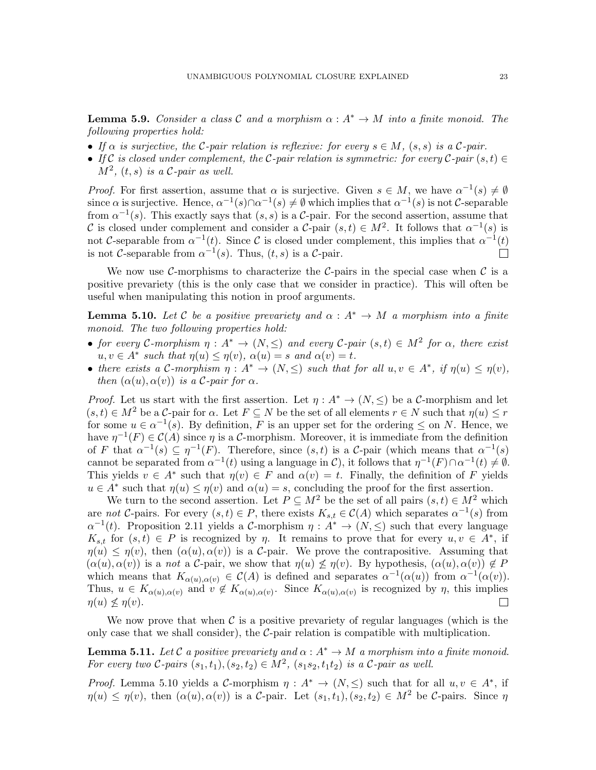**Lemma 5.9.** *Consider a class $\mathcal{C}$ and a morphism $\alpha : A^* \to M$ into a finite monoid. The following properties hold:*

- *If $\alpha$ is surjective, the $\mathcal{C}$-pair relation is reflexive: for every $s \in M$, $(s, s)$ is a $\mathcal{C}$-pair.*
- *If $\mathcal{C}$ is closed under complement, the $\mathcal{C}$-pair relation is symmetric: for every $\mathcal{C}$-pair $(s,t) \in M^2$, $(t, s)$ is a $\mathcal{C}$-pair as well.*

*Proof.* For first assertion, assume that $\alpha$ is surjective. Given $s \in M$, we have $\alpha^{-1}(s) \neq \emptyset$ since $\alpha$ is surjective. Hence, $\alpha^{-1}(s) \cap \alpha^{-1}(s) \neq \emptyset$ which implies that $\alpha^{-1}(s)$ is not $\mathcal{C}$-separable from $\alpha^{-1}(s)$. This exactly says that $(s, s)$ is a $\mathcal{C}$-pair. For the second assertion, assume that $\mathcal{C}$ is closed under complement and consider a $\mathcal{C}$-pair $(s,t) \in M^2$. It follows that $\alpha^{-1}(s)$ is not $\mathcal{C}$-separable from $\alpha^{-1}(t)$. Since $\mathcal{C}$ is closed under complement, this implies that $\alpha^{-1}(t)$ is not $\mathcal{C}$-separable from $\alpha^{-1}(s)$. Thus, $(t, s)$ is a $\mathcal{C}$-pair. $\square$

We now use $\mathcal{C}$-morphisms to characterize the $\mathcal{C}$-pairs in the special case when $\mathcal{C}$ is a positive prevariety (this is the only case that we consider in practice). This will often be useful when manipulating this notion in proof arguments.

**Lemma 5.10.** *Let $\mathcal{C}$ be a positive prevariety and $\alpha : A^* \to M$ a morphism into a finite monoid. The two following properties hold:*

- *for every $\mathcal{C}$-morphism $\eta : A^* \to (N, \leq)$ and every $\mathcal{C}$-pair $(s,t) \in M^2$ for $\alpha$, there exist $u, v \in A^*$ such that $\eta(u) \leq \eta(v)$, $\alpha(u) = s$ and $\alpha(v) = t$.*
- *there exists a $\mathcal{C}$-morphism $\eta : A^* \to (N, \leq)$ such that for all $u, v \in A^*$, if $\eta(u) \leq \eta(v)$, then $(\alpha(u), \alpha(v))$ is a $\mathcal{C}$-pair for $\alpha$.*

*Proof.* Let us start with the first assertion. Let $\eta : A^* \to (N, \leq)$ be a $\mathcal{C}$-morphism and let $(s,t) \in M^2$ be a $\mathcal{C}$-pair for $\alpha$. Let $F \subseteq N$ be the set of all elements $r \in N$ such that $\eta(u) \leq r$ for some $u \in \alpha^{-1}(s)$. By definition, $F$ is an upper set for the ordering $\leq$ on $N$. Hence, we have $\eta^{-1}(F) \in \mathcal{C}(A)$ since $\eta$ is a $\mathcal{C}$-morphism. Moreover, it is immediate from the definition of $F$ that $\alpha^{-1}(s) \subseteq \eta^{-1}(F)$. Therefore, since $(s,t)$ is a $\mathcal{C}$-pair (which means that $\alpha^{-1}(s)$ cannot be separated from $\alpha^{-1}(t)$ using a language in $\mathcal{C}$), it follows that $\eta^{-1}(F) \cap \alpha^{-1}(t) \neq \emptyset$. This yields $v \in A^*$ such that $\eta(v) \in F$ and $\alpha(v) = t$. Finally, the definition of $F$ yields $u \in A^*$ such that $\eta(u) \leq \eta(v)$ and $\alpha(u) = s$, concluding the proof for the first assertion.

We turn to the second assertion. Let $P \subseteq M^2$ be the set of all pairs $(s,t) \in M^2$ which are *not* $\mathcal{C}$-pairs. For every $(s,t) \in P$, there exists $K_{s,t} \in \mathcal{C}(A)$ which separates $\alpha^{-1}(s)$ from $\alpha^{-1}(t)$. Proposition 2.11 yields a $\mathcal{C}$-morphism $\eta : A^* \to (N, \leq)$ such that every language $K_{s,t}$ for $(s,t) \in P$ is recognized by $\eta$. It remains to prove that for every $u, v \in A^*$, if $\eta(u) \leq \eta(v)$, then $(\alpha(u), \alpha(v))$ is a $\mathcal{C}$-pair. We prove the contrapositive. Assuming that $(\alpha(u), \alpha(v))$ is a *not* a $\mathcal{C}$-pair, we show that $\eta(u) \not\leq \eta(v)$. By hypothesis, $(\alpha(u), \alpha(v)) \notin P$ which means that $K_{\alpha(u),\alpha(v)} \in \mathcal{C}(A)$ is defined and separates $\alpha^{-1}(\alpha(u))$ from $\alpha^{-1}(\alpha(v))$. Thus, $u \in K_{\alpha(u),\alpha(v)}$ and $v \notin K_{\alpha(u),\alpha(v)}$. Since $K_{\alpha(u),\alpha(v)}$ is recognized by $\eta$, this implies $\eta(u) \not\leq \eta(v)$. $\square$

We now prove that when $\mathcal{C}$ is a positive prevariety of regular languages (which is the only case that we shall consider), the $\mathcal{C}$-pair relation is compatible with multiplication.

**Lemma 5.11.** *Let $\mathcal{C}$ a positive prevariety and $\alpha : A^* \to M$ a morphism into a finite monoid. For every two $\mathcal{C}$-pairs $(s_1, t_1), (s_2, t_2) \in M^2$, $(s_1 s_2, t_1 t_2)$ is a $\mathcal{C}$-pair as well.*

*Proof.* Lemma 5.10 yields a $\mathcal{C}$-morphism $\eta : A^* \to (N, \leq)$ such that for all $u, v \in A^*$, if $\eta(u) \leq \eta(v)$, then $(\alpha(u), \alpha(v))$ is a $\mathcal{C}$-pair. Let $(s_1, t_1), (s_2, t_2) \in M^2$ be $\mathcal{C}$-pairs. Since $\eta$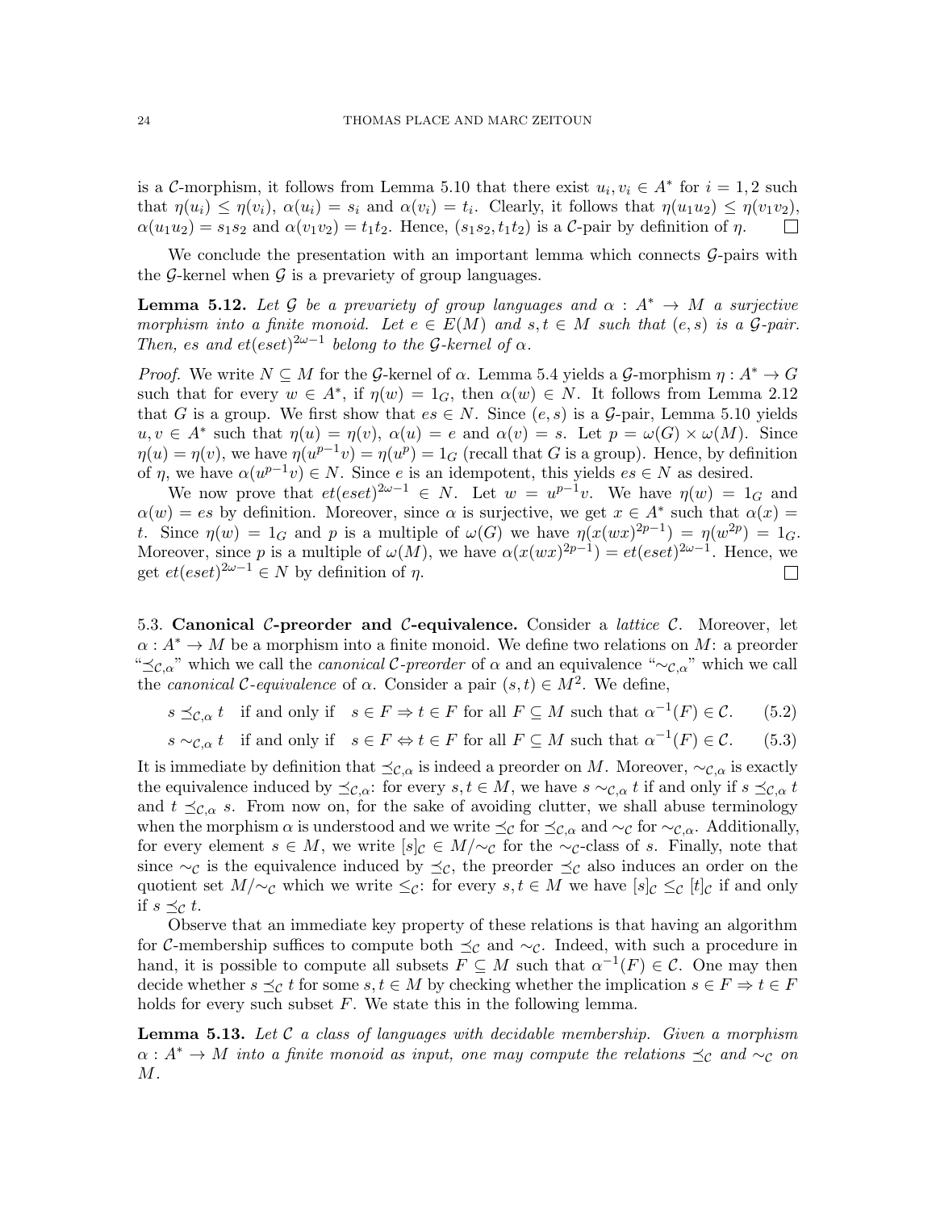is a $\mathcal{C}$-morphism, it follows from Lemma 5.10 that there exist $u_i, v_i \in A^*$ for $i = 1, 2$ such that $\eta(u_i) \leq \eta(v_i)$, $\alpha(u_i) = s_i$ and $\alpha(v_i) = t_i$. Clearly, it follows that $\eta(u_1u_2) \leq \eta(v_1v_2)$, $\alpha(u_1u_2) = s_1s_2$ and $\alpha(v_1v_2) = t_1t_2$. Hence, $(s_1s_2, t_1t_2)$ is a $\mathcal{C}$-pair by definition of $\eta$. ☐

We conclude the presentation with an important lemma which connects $\mathcal{G}$-pairs with the $\mathcal{G}$-kernel when $\mathcal{G}$ is a prevariety of group languages.

**Lemma 5.12.** *Let $\mathcal{G}$ be a prevariety of group languages and $\alpha : A^* \to M$ a surjective morphism into a finite monoid. Let $e \in E(M)$ and $s, t \in M$ such that $(e, s)$ is a $\mathcal{G}$-pair. Then, $es$ and $et(eset)^{2\omega-1}$ belong to the $\mathcal{G}$-kernel of $\alpha$.*

*Proof.* We write $N \subseteq M$ for the $\mathcal{G}$-kernel of $\alpha$. Lemma 5.4 yields a $\mathcal{G}$-morphism $\eta : A^* \to G$ such that for every $w \in A^*$, if $\eta(w) = 1_G$, then $\alpha(w) \in N$. It follows from Lemma 2.12 that $G$ is a group. We first show that $es \in N$. Since $(e, s)$ is a $\mathcal{G}$-pair, Lemma 5.10 yields $u, v \in A^*$ such that $\eta(u) = \eta(v)$, $\alpha(u) = e$ and $\alpha(v) = s$. Let $p = \omega(G) \times \omega(M)$. Since $\eta(u) = \eta(v)$, we have $\eta(u^{p-1}v) = \eta(u^p) = 1_G$ (recall that $G$ is a group). Hence, by definition of $\eta$, we have $\alpha(u^{p-1}v) \in N$. Since $e$ is an idempotent, this yields $es \in N$ as desired.

We now prove that $et(eset)^{2\omega-1} \in N$. Let $w = u^{p-1}v$. We have $\eta(w) = 1_G$ and $\alpha(w) = es$ by definition. Moreover, since $\alpha$ is surjective, we get $x \in A^*$ such that $\alpha(x) = t$. Since $\eta(w) = 1_G$ and $p$ is a multiple of $\omega(G)$ we have $\eta(x(wx)^{2p-1}) = \eta(w^{2p}) = 1_G$. Moreover, since $p$ is a multiple of $\omega(M)$, we have $\alpha(x(wx)^{2p-1}) = et(eset)^{2\omega-1}$. Hence, we get $et(eset)^{2\omega-1} \in N$ by definition of $\eta$. ☐

### 5.3. Canonical $\mathcal{C}$-preorder and $\mathcal{C}$-equivalence.

Consider a *lattice* $\mathcal{C}$. Moreover, let $\alpha : A^* \to M$ be a morphism into a finite monoid. We define two relations on $M$: a preorder "$\preceq_{\mathcal{C},\alpha}$" which we call the *canonical $\mathcal{C}$-preorder* of $\alpha$ and an equivalence "$\sim_{\mathcal{C},\alpha}$" which we call the *canonical $\mathcal{C}$-equivalence* of $\alpha$. Consider a pair $(s, t) \in M^2$. We define,

$$s \preceq_{\mathcal{C},\alpha} t \quad \text{if and only if} \quad s \in F \Rightarrow t \in F \text{ for all } F \subseteq M \text{ such that } \alpha^{-1}(F) \in \mathcal{C}. \tag{5.2}$$

$$s \sim_{\mathcal{C},\alpha} t \quad \text{if and only if} \quad s \in F \Leftrightarrow t \in F \text{ for all } F \subseteq M \text{ such that } \alpha^{-1}(F) \in \mathcal{C}. \tag{5.3}$$

It is immediate by definition that $\preceq_{\mathcal{C},\alpha}$ is indeed a preorder on $M$. Moreover, $\sim_{\mathcal{C},\alpha}$ is exactly the equivalence induced by $\preceq_{\mathcal{C},\alpha}$: for every $s, t \in M$, we have $s \sim_{\mathcal{C},\alpha} t$ if and only if $s \preceq_{\mathcal{C},\alpha} t$ and $t \preceq_{\mathcal{C},\alpha} s$. From now on, for the sake of avoiding clutter, we shall abuse terminology when the morphism $\alpha$ is understood and we write $\preceq_{\mathcal{C}}$ for $\preceq_{\mathcal{C},\alpha}$ and $\sim_{\mathcal{C}}$ for $\sim_{\mathcal{C},\alpha}$. Additionally, for every element $s \in M$, we write $[s]_{\mathcal{C}} \in M/{\sim_{\mathcal{C}}}$ for the $\sim_{\mathcal{C}}$-class of $s$. Finally, note that since $\sim_{\mathcal{C}}$ is the equivalence induced by $\preceq_{\mathcal{C}}$, the preorder $\preceq_{\mathcal{C}}$ also induces an order on the quotient set $M/{\sim_{\mathcal{C}}}$ which we write $\leq_{\mathcal{C}}$: for every $s, t \in M$ we have $[s]_{\mathcal{C}} \leq_{\mathcal{C}} [t]_{\mathcal{C}}$ if and only if $s \preceq_{\mathcal{C}} t$.

Observe that an immediate key property of these relations is that having an algorithm for $\mathcal{C}$-membership suffices to compute both $\preceq_{\mathcal{C}}$ and $\sim_{\mathcal{C}}$. Indeed, with such a procedure in hand, it is possible to compute all subsets $F \subseteq M$ such that $\alpha^{-1}(F) \in \mathcal{C}$. One may then decide whether $s \preceq_{\mathcal{C}} t$ for some $s, t \in M$ by checking whether the implication $s \in F \Rightarrow t \in F$ holds for every such subset $F$. We state this in the following lemma.

**Lemma 5.13.** *Let $\mathcal{C}$ a class of languages with decidable membership. Given a morphism $\alpha : A^* \to M$ into a finite monoid as input, one may compute the relations $\preceq_{\mathcal{C}}$ and $\sim_{\mathcal{C}}$ on $M$.*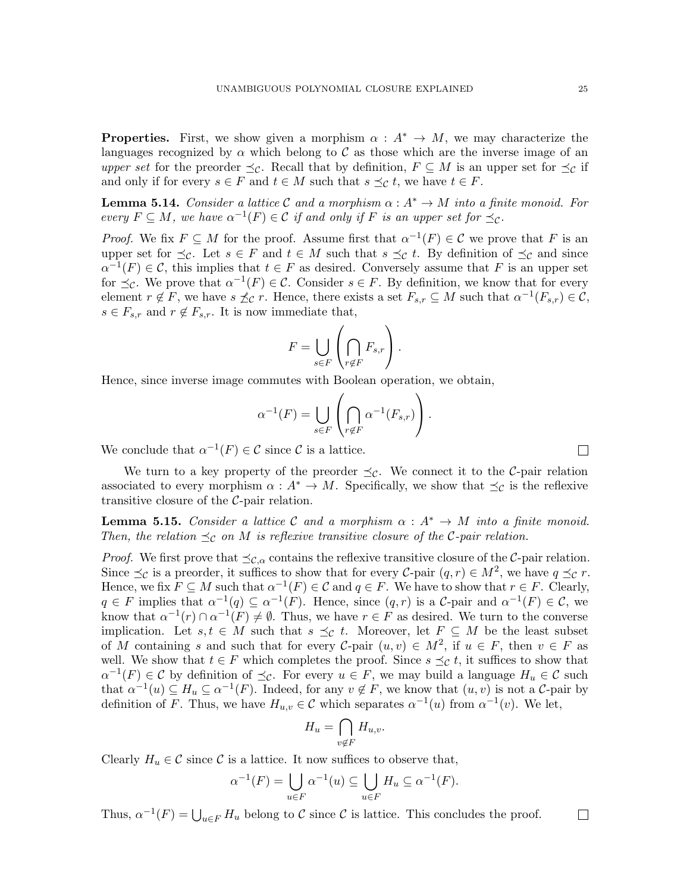**Properties.** First, we show given a morphism $\alpha : A^* \to M$, we may characterize the languages recognized by $\alpha$ which belong to $\mathcal{C}$ as those which are the inverse image of an *upper set* for the preorder $\preceq_\mathcal{C}$. Recall that by definition, $F \subseteq M$ is an upper set for $\preceq_\mathcal{C}$ if and only if for every $s \in F$ and $t \in M$ such that $s \preceq_\mathcal{C} t$, we have $t \in F$.

**Lemma 5.14.** *Consider a lattice $\mathcal{C}$ and a morphism $\alpha : A^* \to M$ into a finite monoid. For every $F \subseteq M$, we have $\alpha^{-1}(F) \in \mathcal{C}$ if and only if $F$ is an upper set for $\preceq_\mathcal{C}$.*

*Proof.* We fix $F \subseteq M$ for the proof. Assume first that $\alpha^{-1}(F) \in \mathcal{C}$ we prove that $F$ is an upper set for $\preceq_\mathcal{C}$. Let $s \in F$ and $t \in M$ such that $s \preceq_\mathcal{C} t$. By definition of $\preceq_\mathcal{C}$ and since $\alpha^{-1}(F) \in \mathcal{C}$, this implies that $t \in F$ as desired. Conversely assume that $F$ is an upper set for $\preceq_\mathcal{C}$. We prove that $\alpha^{-1}(F) \in \mathcal{C}$. Consider $s \in F$. By definition, we know that for every element $r \notin F$, we have $s \not\preceq_\mathcal{C} r$. Hence, there exists a set $F_{s,r} \subseteq M$ such that $\alpha^{-1}(F_{s,r}) \in \mathcal{C}$, $s \in F_{s,r}$ and $r \notin F_{s,r}$. It is now immediate that,

$$F = \bigcup_{s \in F} \left( \bigcap_{r \notin F} F_{s,r} \right).$$

Hence, since inverse image commutes with Boolean operation, we obtain,

$$\alpha^{-1}(F) = \bigcup_{s \in F} \left( \bigcap_{r \notin F} \alpha^{-1}(F_{s,r}) \right).$$

We conclude that $\alpha^{-1}(F) \in \mathcal{C}$ since $\mathcal{C}$ is a lattice. □

We turn to a key property of the preorder $\preceq_\mathcal{C}$. We connect it to the $\mathcal{C}$-pair relation associated to every morphism $\alpha : A^* \to M$. Specifically, we show that $\preceq_\mathcal{C}$ is the reflexive transitive closure of the $\mathcal{C}$-pair relation.

**Lemma 5.15.** *Consider a lattice $\mathcal{C}$ and a morphism $\alpha : A^* \to M$ into a finite monoid. Then, the relation $\preceq_\mathcal{C}$ on $M$ is reflexive transitive closure of the $\mathcal{C}$-pair relation.*

*Proof.* We first prove that $\preceq_{\mathcal{C},\alpha}$ contains the reflexive transitive closure of the $\mathcal{C}$-pair relation. Since $\preceq_\mathcal{C}$ is a preorder, it suffices to show that for every $\mathcal{C}$-pair $(q, r) \in M^2$, we have $q \preceq_\mathcal{C} r$. Hence, we fix $F \subseteq M$ such that $\alpha^{-1}(F) \in \mathcal{C}$ and $q \in F$. We have to show that $r \in F$. Clearly, $q \in F$ implies that $\alpha^{-1}(q) \subseteq \alpha^{-1}(F)$. Hence, since $(q, r)$ is a $\mathcal{C}$-pair and $\alpha^{-1}(F) \in \mathcal{C}$, we know that $\alpha^{-1}(r) \cap \alpha^{-1}(F) \neq \emptyset$. Thus, we have $r \in F$ as desired. We turn to the converse implication. Let $s, t \in M$ such that $s \preceq_\mathcal{C} t$. Moreover, let $F \subseteq M$ be the least subset of $M$ containing $s$ and such that for every $\mathcal{C}$-pair $(u, v) \in M^2$, if $u \in F$, then $v \in F$ as well. We show that $t \in F$ which completes the proof. Since $s \preceq_\mathcal{C} t$, it suffices to show that $\alpha^{-1}(F) \in \mathcal{C}$ by definition of $\preceq_\mathcal{C}$. For every $u \in F$, we may build a language $H_u \in \mathcal{C}$ such that $\alpha^{-1}(u) \subseteq H_u \subseteq \alpha^{-1}(F)$. Indeed, for any $v \notin F$, we know that $(u, v)$ is not a $\mathcal{C}$-pair by definition of $F$. Thus, we have $H_{u,v} \in \mathcal{C}$ which separates $\alpha^{-1}(u)$ from $\alpha^{-1}(v)$. We let,

$$H_u = \bigcap_{v \notin F} H_{u,v}.$$

Clearly $H_u \in \mathcal{C}$ since $\mathcal{C}$ is a lattice. It now suffices to observe that,

$$\alpha^{-1}(F) = \bigcup_{u \in F} \alpha^{-1}(u) \subseteq \bigcup_{u \in F} H_u \subseteq \alpha^{-1}(F).$$

Thus, $\alpha^{-1}(F) = \bigcup_{u \in F} H_u$ belong to $\mathcal{C}$ since $\mathcal{C}$ is lattice. This concludes the proof. □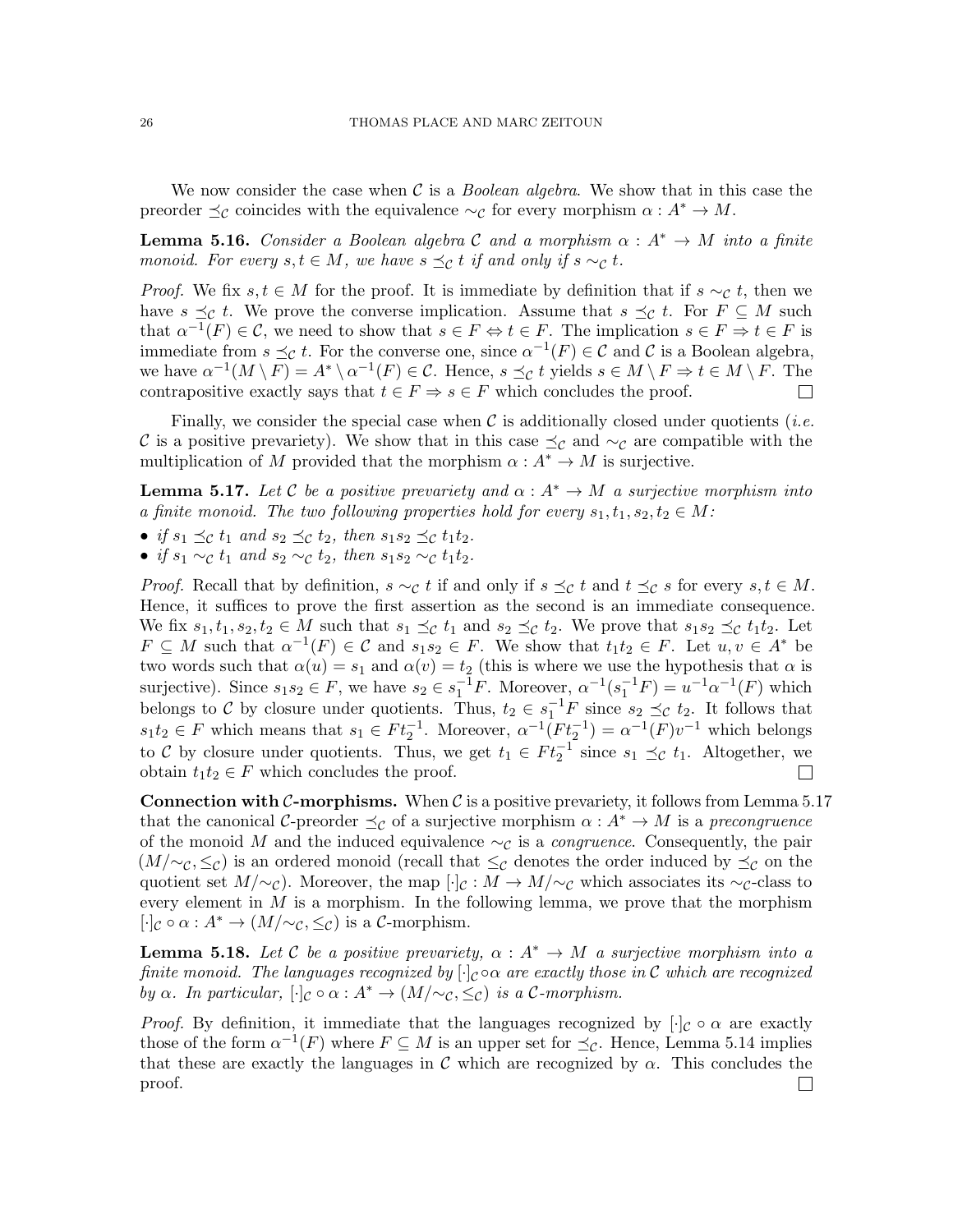We now consider the case when $\mathcal{C}$ is a *Boolean algebra*. We show that in this case the preorder $\preceq_\mathcal{C}$ coincides with the equivalence $\sim_\mathcal{C}$ for every morphism $\alpha : A^* \to M$.

**Lemma 5.16.** *Consider a Boolean algebra $\mathcal{C}$ and a morphism $\alpha : A^* \to M$ into a finite monoid. For every $s, t \in M$, we have $s \preceq_\mathcal{C} t$ if and only if $s \sim_\mathcal{C} t$.*

*Proof.* We fix $s, t \in M$ for the proof. It is immediate by definition that if $s \sim_\mathcal{C} t$, then we have $s \preceq_\mathcal{C} t$. We prove the converse implication. Assume that $s \preceq_\mathcal{C} t$. For $F \subseteq M$ such that $\alpha^{-1}(F) \in \mathcal{C}$, we need to show that $s \in F \Leftrightarrow t \in F$. The implication $s \in F \Rightarrow t \in F$ is immediate from $s \preceq_\mathcal{C} t$. For the converse one, since $\alpha^{-1}(F) \in \mathcal{C}$ and $\mathcal{C}$ is a Boolean algebra, we have $\alpha^{-1}(M \setminus F) = A^* \setminus \alpha^{-1}(F) \in \mathcal{C}$. Hence, $s \preceq_\mathcal{C} t$ yields $s \in M \setminus F \Rightarrow t \in M \setminus F$. The contrapositive exactly says that $t \in F \Rightarrow s \in F$ which concludes the proof. $\square$

Finally, we consider the special case when $\mathcal{C}$ is additionally closed under quotients (*i.e.* $\mathcal{C}$ is a positive prevariety). We show that in this case $\preceq_\mathcal{C}$ and $\sim_\mathcal{C}$ are compatible with the multiplication of $M$ provided that the morphism $\alpha : A^* \to M$ is surjective.

**Lemma 5.17.** *Let $\mathcal{C}$ be a positive prevariety and $\alpha : A^* \to M$ a surjective morphism into a finite monoid. The two following properties hold for every $s_1, t_1, s_2, t_2 \in M$:*

- *if $s_1 \preceq_\mathcal{C} t_1$ and $s_2 \preceq_\mathcal{C} t_2$, then $s_1 s_2 \preceq_\mathcal{C} t_1 t_2$.*
- *if $s_1 \sim_\mathcal{C} t_1$ and $s_2 \sim_\mathcal{C} t_2$, then $s_1 s_2 \sim_\mathcal{C} t_1 t_2$.*

*Proof.* Recall that by definition, $s \sim_\mathcal{C} t$ if and only if $s \preceq_\mathcal{C} t$ and $t \preceq_\mathcal{C} s$ for every $s, t \in M$. Hence, it suffices to prove the first assertion as the second is an immediate consequence. We fix $s_1, t_1, s_2, t_2 \in M$ such that $s_1 \preceq_\mathcal{C} t_1$ and $s_2 \preceq_\mathcal{C} t_2$. We prove that $s_1 s_2 \preceq_\mathcal{C} t_1 t_2$. Let $F \subseteq M$ such that $\alpha^{-1}(F) \in \mathcal{C}$ and $s_1 s_2 \in F$. We show that $t_1 t_2 \in F$. Let $u, v \in A^*$ be two words such that $\alpha(u) = s_1$ and $\alpha(v) = t_2$ (this is where we use the hypothesis that $\alpha$ is surjective). Since $s_1 s_2 \in F$, we have $s_2 \in s_1^{-1} F$. Moreover, $\alpha^{-1}(s_1^{-1} F) = u^{-1} \alpha^{-1}(F)$ which belongs to $\mathcal{C}$ by closure under quotients. Thus, $t_2 \in s_1^{-1} F$ since $s_2 \preceq_\mathcal{C} t_2$. It follows that $s_1 t_2 \in F$ which means that $s_1 \in F t_2^{-1}$. Moreover, $\alpha^{-1}(F t_2^{-1}) = \alpha^{-1}(F) v^{-1}$ which belongs to $\mathcal{C}$ by closure under quotients. Thus, we get $t_1 \in F t_2^{-1}$ since $s_1 \preceq_\mathcal{C} t_1$. Altogether, we obtain $t_1 t_2 \in F$ which concludes the proof. $\square$

**Connection with $\mathcal{C}$-morphisms.** When $\mathcal{C}$ is a positive prevariety, it follows from Lemma 5.17 that the canonical $\mathcal{C}$-preorder $\preceq_\mathcal{C}$ of a surjective morphism $\alpha : A^* \to M$ is a *precongruence* of the monoid $M$ and the induced equivalence $\sim_\mathcal{C}$ is a *congruence*. Consequently, the pair $(M/{\sim_\mathcal{C}}, \leq_\mathcal{C})$ is an ordered monoid (recall that $\leq_\mathcal{C}$ denotes the order induced by $\preceq_\mathcal{C}$ on the quotient set $M/{\sim_\mathcal{C}}$). Moreover, the map $[\cdot]_\mathcal{C} : M \to M/{\sim_\mathcal{C}}$ which associates its $\sim_\mathcal{C}$-class to every element in $M$ is a morphism. In the following lemma, we prove that the morphism $[\cdot]_\mathcal{C} \circ \alpha : A^* \to (M/{\sim_\mathcal{C}}, \leq_\mathcal{C})$ is a $\mathcal{C}$-morphism.

**Lemma 5.18.** *Let $\mathcal{C}$ be a positive prevariety, $\alpha : A^* \to M$ a surjective morphism into a finite monoid. The languages recognized by $[\cdot]_\mathcal{C} \circ \alpha$ are exactly those in $\mathcal{C}$ which are recognized by $\alpha$. In particular, $[\cdot]_\mathcal{C} \circ \alpha : A^* \to (M/{\sim_\mathcal{C}}, \leq_\mathcal{C})$ is a $\mathcal{C}$-morphism.*

*Proof.* By definition, it immediate that the languages recognized by $[\cdot]_\mathcal{C} \circ \alpha$ are exactly those of the form $\alpha^{-1}(F)$ where $F \subseteq M$ is an upper set for $\preceq_\mathcal{C}$. Hence, Lemma 5.14 implies that these are exactly the languages in $\mathcal{C}$ which are recognized by $\alpha$. This concludes the proof. $\square$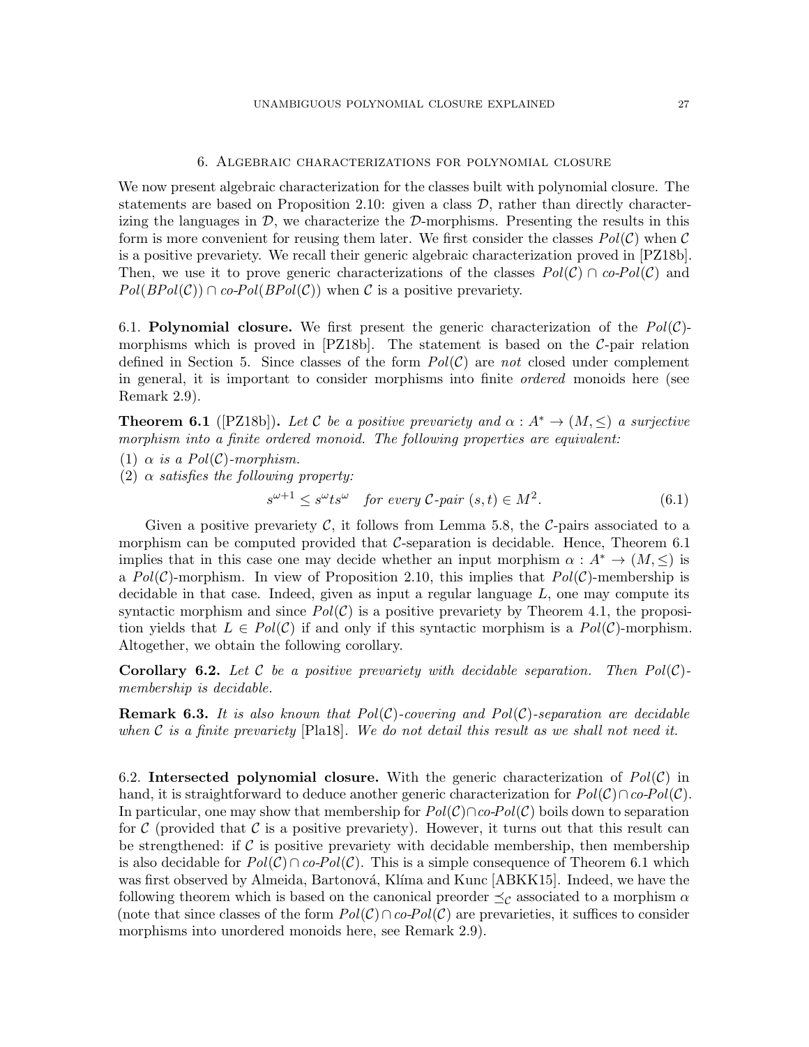## 6. Algebraic characterizations for polynomial closure

We now present algebraic characterization for the classes built with polynomial closure. The statements are based on Proposition 2.10: given a class $\mathcal{D}$, rather than directly characterizing the languages in $\mathcal{D}$, we characterize the $\mathcal{D}$-morphisms. Presenting the results in this form is more convenient for reusing them later. We first consider the classes $Pol(\mathcal{C})$ when $\mathcal{C}$ is a positive prevariety. We recall their generic algebraic characterization proved in [PZ18b]. Then, we use it to prove generic characterizations of the classes $Pol(\mathcal{C}) \cap co\text{-}Pol(\mathcal{C})$ and $Pol(BPol(\mathcal{C})) \cap co\text{-}Pol(BPol(\mathcal{C}))$ when $\mathcal{C}$ is a positive prevariety.

### 6.1. Polynomial closure.

We first present the generic characterization of the $Pol(\mathcal{C})$-morphisms which is proved in [PZ18b]. The statement is based on the $\mathcal{C}$-pair relation defined in Section 5. Since classes of the form $Pol(\mathcal{C})$ are *not* closed under complement in general, it is important to consider morphisms into finite *ordered* monoids here (see Remark 2.9).

**Theorem 6.1** ([PZ18b]). *Let $\mathcal{C}$ be a positive prevariety and $\alpha : A^* \to (M, \leq)$ a surjective morphism into a finite ordered monoid. The following properties are equivalent:*

(1) *$\alpha$ is a $Pol(\mathcal{C})$-morphism.*
(2) *$\alpha$ satisfies the following property:*

$$s^{\omega+1} \leq s^{\omega} t s^{\omega} \quad \text{for every } \mathcal{C}\text{-pair } (s, t) \in M^2. \tag{6.1}$$

Given a positive prevariety $\mathcal{C}$, it follows from Lemma 5.8, the $\mathcal{C}$-pairs associated to a morphism can be computed provided that $\mathcal{C}$-separation is decidable. Hence, Theorem 6.1 implies that in this case one may decide whether an input morphism $\alpha : A^* \to (M, \leq)$ is a $Pol(\mathcal{C})$-morphism. In view of Proposition 2.10, this implies that $Pol(\mathcal{C})$-membership is decidable in that case. Indeed, given as input a regular language $L$, one may compute its syntactic morphism and since $Pol(\mathcal{C})$ is a positive prevariety by Theorem 4.1, the proposition yields that $L \in Pol(\mathcal{C})$ if and only if this syntactic morphism is a $Pol(\mathcal{C})$-morphism. Altogether, we obtain the following corollary.

**Corollary 6.2.** *Let $\mathcal{C}$ be a positive prevariety with decidable separation. Then $Pol(\mathcal{C})$-membership is decidable.*

**Remark 6.3.** *It is also known that $Pol(\mathcal{C})$-covering and $Pol(\mathcal{C})$-separation are decidable when $\mathcal{C}$ is a finite prevariety* [Pla18]*. We do not detail this result as we shall not need it.*

### 6.2. Intersected polynomial closure.

With the generic characterization of $Pol(\mathcal{C})$ in hand, it is straightforward to deduce another generic characterization for $Pol(\mathcal{C}) \cap co\text{-}Pol(\mathcal{C})$. In particular, one may show that membership for $Pol(\mathcal{C}) \cap co\text{-}Pol(\mathcal{C})$ boils down to separation for $\mathcal{C}$ (provided that $\mathcal{C}$ is a positive prevariety). However, it turns out that this result can be strengthened: if $\mathcal{C}$ is positive prevariety with decidable membership, then membership is also decidable for $Pol(\mathcal{C}) \cap co\text{-}Pol(\mathcal{C})$. This is a simple consequence of Theorem 6.1 which was first observed by Almeida, Bartonová, Klíma and Kunc [ABKK15]. Indeed, we have the following theorem which is based on the canonical preorder $\preceq_{\mathcal{C}}$ associated to a morphism $\alpha$ (note that since classes of the form $Pol(\mathcal{C}) \cap co\text{-}Pol(\mathcal{C})$ are prevarieties, it suffices to consider morphisms into unordered monoids here, see Remark 2.9).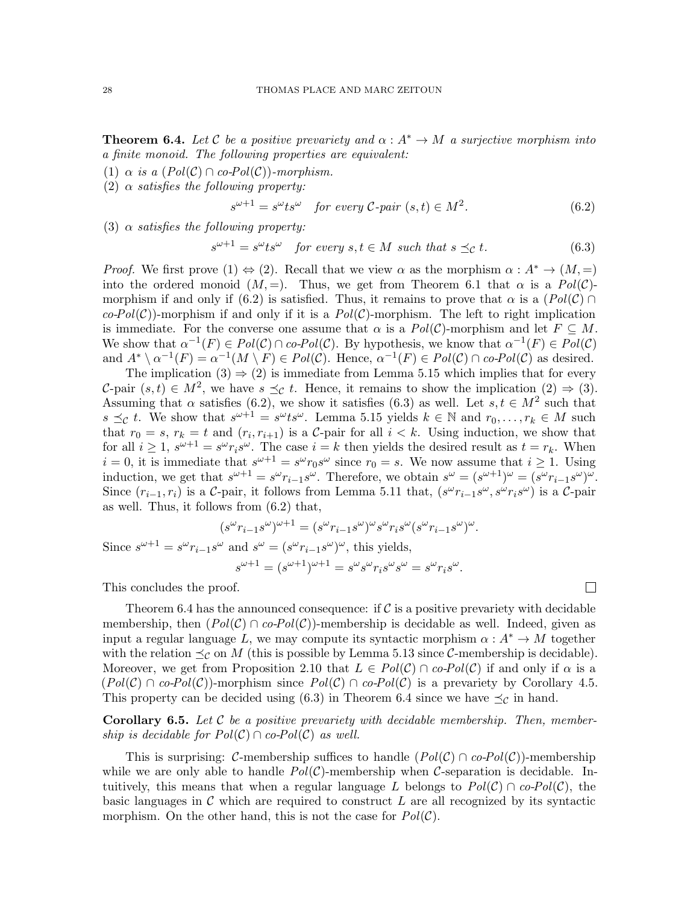**Theorem 6.4.** *Let $\mathcal{C}$ be a positive prevariety and $\alpha : A^* \to M$ a surjective morphism into a finite monoid. The following properties are equivalent:*

(1) *$\alpha$ is a $(Pol(\mathcal{C}) \cap co\text{-}Pol(\mathcal{C}))$-morphism.*
(2) *$\alpha$ satisfies the following property:*

$$s^{\omega+1} = s^{\omega}ts^{\omega} \quad \text{for every } \mathcal{C}\text{-pair } (s,t) \in M^2. \tag{6.2}$$

(3) *$\alpha$ satisfies the following property:*

$$s^{\omega+1} = s^{\omega}ts^{\omega} \quad \text{for every } s,t \in M \text{ such that } s \preceq_{\mathcal{C}} t. \tag{6.3}$$

*Proof.* We first prove (1) $\Leftrightarrow$ (2). Recall that we view $\alpha$ as the morphism $\alpha : A^* \to (M,=)$ into the ordered monoid $(M,=)$. Thus, we get from Theorem 6.1 that $\alpha$ is a $Pol(\mathcal{C})$-morphism if and only if (6.2) is satisfied. Thus, it remains to prove that $\alpha$ is a $(Pol(\mathcal{C}) \cap co\text{-}Pol(\mathcal{C}))$-morphism if and only if it is a $Pol(\mathcal{C})$-morphism. The left to right implication is immediate. For the converse one assume that $\alpha$ is a $Pol(\mathcal{C})$-morphism and let $F \subseteq M$. We show that $\alpha^{-1}(F) \in Pol(\mathcal{C}) \cap co\text{-}Pol(\mathcal{C})$. By hypothesis, we know that $\alpha^{-1}(F) \in Pol(\mathcal{C})$ and $A^* \setminus \alpha^{-1}(F) = \alpha^{-1}(M \setminus F) \in Pol(\mathcal{C})$. Hence, $\alpha^{-1}(F) \in Pol(\mathcal{C}) \cap co\text{-}Pol(\mathcal{C})$ as desired.

The implication (3) $\Rightarrow$ (2) is immediate from Lemma 5.15 which implies that for every $\mathcal{C}$-pair $(s,t) \in M^2$, we have $s \preceq_{\mathcal{C}} t$. Hence, it remains to show the implication (2) $\Rightarrow$ (3). Assuming that $\alpha$ satisfies (6.2), we show it satisfies (6.3) as well. Let $s,t \in M^2$ such that $s \preceq_{\mathcal{C}} t$. We show that $s^{\omega+1} = s^{\omega}ts^{\omega}$. Lemma 5.15 yields $k \in \mathbb{N}$ and $r_0,\dots,r_k \in M$ such that $r_0 = s$, $r_k = t$ and $(r_i, r_{i+1})$ is a $\mathcal{C}$-pair for all $i < k$. Using induction, we show that for all $i \geq 1$, $s^{\omega+1} = s^{\omega}r_is^{\omega}$. The case $i = k$ then yields the desired result as $t = r_k$. When $i = 0$, it is immediate that $s^{\omega+1} = s^{\omega}r_0s^{\omega}$ since $r_0 = s$. We now assume that $i \geq 1$. Using induction, we get that $s^{\omega+1} = s^{\omega}r_{i-1}s^{\omega}$. Therefore, we obtain $s^{\omega} = (s^{\omega+1})^{\omega} = (s^{\omega}r_{i-1}s^{\omega})^{\omega}$. Since $(r_{i-1}, r_i)$ is a $\mathcal{C}$-pair, it follows from Lemma 5.11 that, $(s^{\omega}r_{i-1}s^{\omega}, s^{\omega}r_is^{\omega})$ is a $\mathcal{C}$-pair as well. Thus, it follows from (6.2) that,

$$(s^{\omega}r_{i-1}s^{\omega})^{\omega+1} = (s^{\omega}r_{i-1}s^{\omega})^{\omega}s^{\omega}r_is^{\omega}(s^{\omega}r_{i-1}s^{\omega})^{\omega}.$$

Since $s^{\omega+1} = s^{\omega}r_{i-1}s^{\omega}$ and $s^{\omega} = (s^{\omega}r_{i-1}s^{\omega})^{\omega}$, this yields,

$$s^{\omega+1} = (s^{\omega+1})^{\omega+1} = s^{\omega}s^{\omega}r_is^{\omega}s^{\omega} = s^{\omega}r_is^{\omega}.$$

This concludes the proof. $\square$

Theorem 6.4 has the announced consequence: if $\mathcal{C}$ is a positive prevariety with decidable membership, then $(Pol(\mathcal{C}) \cap co\text{-}Pol(\mathcal{C}))$-membership is decidable as well. Indeed, given as input a regular language $L$, we may compute its syntactic morphism $\alpha : A^* \to M$ together with the relation $\preceq_{\mathcal{C}}$ on $M$ (this is possible by Lemma 5.13 since $\mathcal{C}$-membership is decidable). Moreover, we get from Proposition 2.10 that $L \in Pol(\mathcal{C}) \cap co\text{-}Pol(\mathcal{C})$ if and only if $\alpha$ is a $(Pol(\mathcal{C}) \cap co\text{-}Pol(\mathcal{C}))$-morphism since $Pol(\mathcal{C}) \cap co\text{-}Pol(\mathcal{C})$ is a prevariety by Corollary 4.5. This property can be decided using (6.3) in Theorem 6.4 since we have $\preceq_{\mathcal{C}}$ in hand.

**Corollary 6.5.** *Let $\mathcal{C}$ be a positive prevariety with decidable membership. Then, membership is decidable for $Pol(\mathcal{C}) \cap co\text{-}Pol(\mathcal{C})$ as well.*

This is surprising: $\mathcal{C}$-membership suffices to handle $(Pol(\mathcal{C}) \cap co\text{-}Pol(\mathcal{C}))$-membership while we are only able to handle $Pol(\mathcal{C})$-membership when $\mathcal{C}$-separation is decidable. Intuitively, this means that when a regular language $L$ belongs to $Pol(\mathcal{C}) \cap co\text{-}Pol(\mathcal{C})$, the basic languages in $\mathcal{C}$ which are required to construct $L$ are all recognized by its syntactic morphism. On the other hand, this is not the case for $Pol(\mathcal{C})$.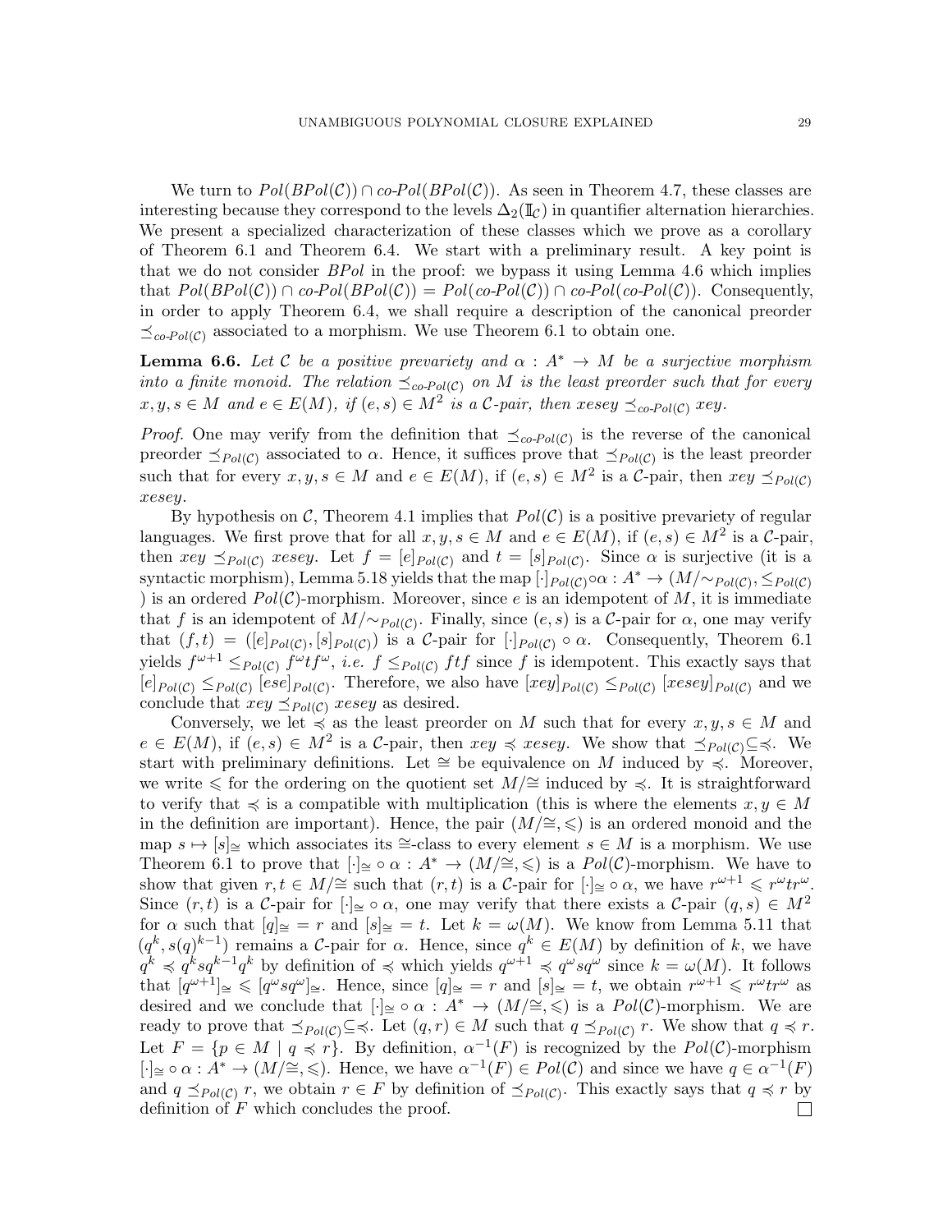We turn to $Pol(BPol(\mathcal{C})) \cap co\text{-}Pol(BPol(\mathcal{C}))$. As seen in Theorem 4.7, these classes are interesting because they correspond to the levels $\Delta_2(\mathbb{I}_\mathcal{C})$ in quantifier alternation hierarchies. We present a specialized characterization of these classes which we prove as a corollary of Theorem 6.1 and Theorem 6.4. We start with a preliminary result. A key point is that we do not consider $BPol$ in the proof: we bypass it using Lemma 4.6 which implies that $Pol(BPol(\mathcal{C})) \cap co\text{-}Pol(BPol(\mathcal{C})) = Pol(co\text{-}Pol(\mathcal{C})) \cap co\text{-}Pol(co\text{-}Pol(\mathcal{C}))$. Consequently, in order to apply Theorem 6.4, we shall require a description of the canonical preorder $\preceq_{co\text{-}Pol(\mathcal{C})}$ associated to a morphism. We use Theorem 6.1 to obtain one.

**Lemma 6.6.** *Let $\mathcal{C}$ be a positive prevariety and $\alpha : A^* \to M$ be a surjective morphism into a finite monoid. The relation $\preceq_{co\text{-}Pol(\mathcal{C})}$ on $M$ is the least preorder such that for every $x, y, s \in M$ and $e \in E(M)$, if $(e, s) \in M^2$ is a $\mathcal{C}$-pair, then $xesey \preceq_{co\text{-}Pol(\mathcal{C})} xey$.*

*Proof.* One may verify from the definition that $\preceq_{co\text{-}Pol(\mathcal{C})}$ is the reverse of the canonical preorder $\preceq_{Pol(\mathcal{C})}$ associated to $\alpha$. Hence, it suffices prove that $\preceq_{Pol(\mathcal{C})}$ is the least preorder such that for every $x, y, s \in M$ and $e \in E(M)$, if $(e, s) \in M^2$ is a $\mathcal{C}$-pair, then $xey \preceq_{Pol(\mathcal{C})} xesey$.

By hypothesis on $\mathcal{C}$, Theorem 4.1 implies that $Pol(\mathcal{C})$ is a positive prevariety of regular languages. We first prove that for all $x, y, s \in M$ and $e \in E(M)$, if $(e, s) \in M^2$ is a $\mathcal{C}$-pair, then $xey \preceq_{Pol(\mathcal{C})} xesey$. Let $f = [e]_{Pol(\mathcal{C})}$ and $t = [s]_{Pol(\mathcal{C})}$. Since $\alpha$ is surjective (it is a syntactic morphism), Lemma 5.18 yields that the map $[\cdot]_{Pol(\mathcal{C})} \circ \alpha : A^* \to (M/{\sim_{Pol(\mathcal{C})}}, \leq_{Pol(\mathcal{C})}$ ) is an ordered $Pol(\mathcal{C})$-morphism. Moreover, since $e$ is an idempotent of $M$, it is immediate that $f$ is an idempotent of $M/{\sim_{Pol(\mathcal{C})}}$. Finally, since $(e, s)$ is a $\mathcal{C}$-pair for $\alpha$, one may verify that $(f, t) = ([e]_{Pol(\mathcal{C})}, [s]_{Pol(\mathcal{C})})$ is a $\mathcal{C}$-pair for $[\cdot]_{Pol(\mathcal{C})} \circ \alpha$. Consequently, Theorem 6.1 yields $f^{\omega+1} \leq_{Pol(\mathcal{C})} f^\omega t f^\omega$, *i.e.* $f \leq_{Pol(\mathcal{C})} ftf$ since $f$ is idempotent. This exactly says that $[e]_{Pol(\mathcal{C})} \leq_{Pol(\mathcal{C})} [ese]_{Pol(\mathcal{C})}$. Therefore, we also have $[xey]_{Pol(\mathcal{C})} \leq_{Pol(\mathcal{C})} [xesey]_{Pol(\mathcal{C})}$ and we conclude that $xey \preceq_{Pol(\mathcal{C})} xesey$ as desired.

Conversely, we let $\preccurlyeq$ as the least preorder on $M$ such that for every $x, y, s \in M$ and $e \in E(M)$, if $(e, s) \in M^2$ is a $\mathcal{C}$-pair, then $xey \preccurlyeq xesey$. We show that $\preceq_{Pol(\mathcal{C})} \subseteq \preccurlyeq$. We start with preliminary definitions. Let $\cong$ be equivalence on $M$ induced by $\preccurlyeq$. Moreover, we write $\leqslant$ for the ordering on the quotient set $M/{\cong}$ induced by $\preccurlyeq$. It is straightforward to verify that $\preccurlyeq$ is a compatible with multiplication (this is where the elements $x, y \in M$ in the definition are important). Hence, the pair $(M/{\cong}, \leqslant)$ is an ordered monoid and the map $s \mapsto [s]_\cong$ which associates its $\cong$-class to every element $s \in M$ is a morphism. We use Theorem 6.1 to prove that $[\cdot]_\cong \circ \alpha : A^* \to (M/{\cong}, \leqslant)$ is a $Pol(\mathcal{C})$-morphism. We have to show that given $r, t \in M/{\cong}$ such that $(r, t)$ is a $\mathcal{C}$-pair for $[\cdot]_\cong \circ \alpha$, we have $r^{\omega+1} \leqslant r^\omega t r^\omega$. Since $(r, t)$ is a $\mathcal{C}$-pair for $[\cdot]_\cong \circ \alpha$, one may verify that there exists a $\mathcal{C}$-pair $(q, s) \in M^2$ for $\alpha$ such that $[q]_\cong = r$ and $[s]_\cong = t$. Let $k = \omega(M)$. We know from Lemma 5.11 that $(q^k, s(q)^{k-1})$ remains a $\mathcal{C}$-pair for $\alpha$. Hence, since $q^k \in E(M)$ by definition of $k$, we have $q^k \preccurlyeq q^k s q^{k-1} q^k$ by definition of $\preccurlyeq$ which yields $q^{\omega+1} \preccurlyeq q^\omega s q^\omega$ since $k = \omega(M)$. It follows that $[q^{\omega+1}]_\cong \leqslant [q^\omega s q^\omega]_\cong$. Hence, since $[q]_\cong = r$ and $[s]_\cong = t$, we obtain $r^{\omega+1} \leqslant r^\omega t r^\omega$ as desired and we conclude that $[\cdot]_\cong \circ \alpha : A^* \to (M/{\cong}, \leqslant)$ is a $Pol(\mathcal{C})$-morphism. We are ready to prove that $\preceq_{Pol(\mathcal{C})} \subseteq \preccurlyeq$. Let $(q, r) \in M$ such that $q \preceq_{Pol(\mathcal{C})} r$. We show that $q \preccurlyeq r$. Let $F = \{p \in M \mid q \preccurlyeq r\}$. By definition, $\alpha^{-1}(F)$ is recognized by the $Pol(\mathcal{C})$-morphism $[\cdot]_\cong \circ \alpha : A^* \to (M/{\cong}, \leqslant)$. Hence, we have $\alpha^{-1}(F) \in Pol(\mathcal{C})$ and since we have $q \in \alpha^{-1}(F)$ and $q \preceq_{Pol(\mathcal{C})} r$, we obtain $r \in F$ by definition of $\preceq_{Pol(\mathcal{C})}$. This exactly says that $q \preccurlyeq r$ by definition of $F$ which concludes the proof. ☐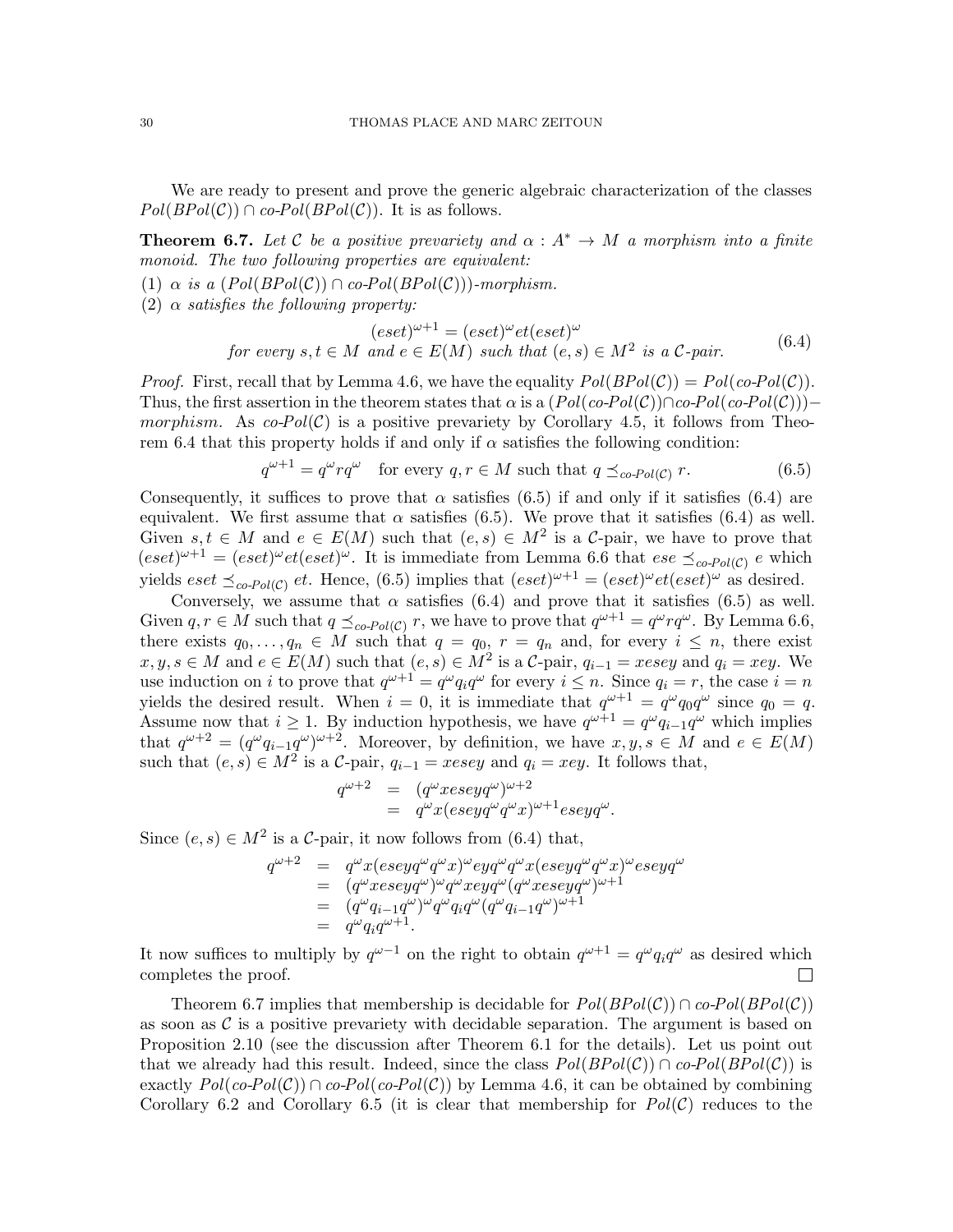We are ready to present and prove the generic algebraic characterization of the classes $Pol(BPol(\mathcal{C})) \cap co\text{-}Pol(BPol(\mathcal{C}))$. It is as follows.

**Theorem 6.7.** *Let $\mathcal{C}$ be a positive prevariety and $\alpha : A^* \to M$ a morphism into a finite monoid. The two following properties are equivalent:*

(1) *$\alpha$ is a $(Pol(BPol(\mathcal{C})) \cap co\text{-}Pol(BPol(\mathcal{C})))$-morphism.*
(2) *$\alpha$ satisfies the following property:*

$$\begin{gathered}(eset)^{\omega+1} = (eset)^{\omega} et (eset)^{\omega} \\ \text{for every } s, t \in M \text{ and } e \in E(M) \text{ such that } (e, s) \in M^2 \text{ is a } \mathcal{C}\text{-pair.}\end{gathered} \tag{6.4}$$

*Proof.* First, recall that by Lemma 4.6, we have the equality $Pol(BPol(\mathcal{C})) = Pol(co\text{-}Pol(\mathcal{C}))$. Thus, the first assertion in the theorem states that $\alpha$ is a $(Pol(co\text{-}Pol(\mathcal{C})) \cap co\text{-}Pol(co\text{-}Pol(\mathcal{C})))$*−morphism*. As $co\text{-}Pol(\mathcal{C})$ is a positive prevariety by Corollary 4.5, it follows from Theorem 6.4 that this property holds if and only if $\alpha$ satisfies the following condition:

$$q^{\omega+1} = q^{\omega} r q^{\omega} \quad \text{for every } q, r \in M \text{ such that } q \preceq_{co\text{-}Pol(\mathcal{C})} r. \tag{6.5}$$

Consequently, it suffices to prove that $\alpha$ satisfies (6.5) if and only if it satisfies (6.4) are equivalent. We first assume that $\alpha$ satisfies (6.5). We prove that it satisfies (6.4) as well. Given $s, t \in M$ and $e \in E(M)$ such that $(e, s) \in M^2$ is a $\mathcal{C}$-pair, we have to prove that $(eset)^{\omega+1} = (eset)^{\omega} et (eset)^{\omega}$. It is immediate from Lemma 6.6 that $ese \preceq_{co\text{-}Pol(\mathcal{C})} e$ which yields $eset \preceq_{co\text{-}Pol(\mathcal{C})} et$. Hence, (6.5) implies that $(eset)^{\omega+1} = (eset)^{\omega} et (eset)^{\omega}$ as desired.

Conversely, we assume that $\alpha$ satisfies (6.4) and prove that it satisfies (6.5) as well. Given $q, r \in M$ such that $q \preceq_{co\text{-}Pol(\mathcal{C})} r$, we have to prove that $q^{\omega+1} = q^{\omega} r q^{\omega}$. By Lemma 6.6, there exists $q_0, \dots, q_n \in M$ such that $q = q_0$, $r = q_n$ and, for every $i \leq n$, there exist $x, y, s \in M$ and $e \in E(M)$ such that $(e, s) \in M^2$ is a $\mathcal{C}$-pair, $q_{i-1} = xesey$ and $q_i = xey$. We use induction on $i$ to prove that $q^{\omega+1} = q^{\omega} q_i q^{\omega}$ for every $i \leq n$. Since $q_i = r$, the case $i = n$ yields the desired result. When $i = 0$, it is immediate that $q^{\omega+1} = q^{\omega} q_0 q^{\omega}$ since $q_0 = q$. Assume now that $i \geq 1$. By induction hypothesis, we have $q^{\omega+1} = q^{\omega} q_{i-1} q^{\omega}$ which implies that $q^{\omega+2} = (q^{\omega} q_{i-1} q^{\omega})^{\omega+2}$. Moreover, by definition, we have $x, y, s \in M$ and $e \in E(M)$ such that $(e, s) \in M^2$ is a $\mathcal{C}$-pair, $q_{i-1} = xesey$ and $q_i = xey$. It follows that,

$$\begin{aligned} q^{\omega+2} &= (q^{\omega} xesey q^{\omega})^{\omega+2} \\ &= q^{\omega} x (esey q^{\omega} q^{\omega} x)^{\omega+1} esey q^{\omega}. \end{aligned}$$

Since $(e, s) \in M^2$ is a $\mathcal{C}$-pair, it now follows from (6.4) that,

$$\begin{aligned} q^{\omega+2} &= q^{\omega} x (esey q^{\omega} q^{\omega} x)^{\omega} ey q^{\omega} q^{\omega} x (esey q^{\omega} q^{\omega} x)^{\omega} esey q^{\omega} \\ &= (q^{\omega} xesey q^{\omega})^{\omega} q^{\omega} xey q^{\omega} (q^{\omega} xesey q^{\omega})^{\omega+1} \\ &= (q^{\omega} q_{i-1} q^{\omega})^{\omega} q^{\omega} q_i q^{\omega} (q^{\omega} q_{i-1} q^{\omega})^{\omega+1} \\ &= q^{\omega} q_i q^{\omega+1}. \end{aligned}$$

It now suffices to multiply by $q^{\omega-1}$ on the right to obtain $q^{\omega+1} = q^{\omega} q_i q^{\omega}$ as desired which completes the proof. ◻

Theorem 6.7 implies that membership is decidable for $Pol(BPol(\mathcal{C})) \cap co\text{-}Pol(BPol(\mathcal{C}))$ as soon as $\mathcal{C}$ is a positive prevariety with decidable separation. The argument is based on Proposition 2.10 (see the discussion after Theorem 6.1 for the details). Let us point out that we already had this result. Indeed, since the class $Pol(BPol(\mathcal{C})) \cap co\text{-}Pol(BPol(\mathcal{C}))$ is exactly $Pol(co\text{-}Pol(\mathcal{C})) \cap co\text{-}Pol(co\text{-}Pol(\mathcal{C}))$ by Lemma 4.6, it can be obtained by combining Corollary 6.2 and Corollary 6.5 (it is clear that membership for $Pol(\mathcal{C})$ reduces to the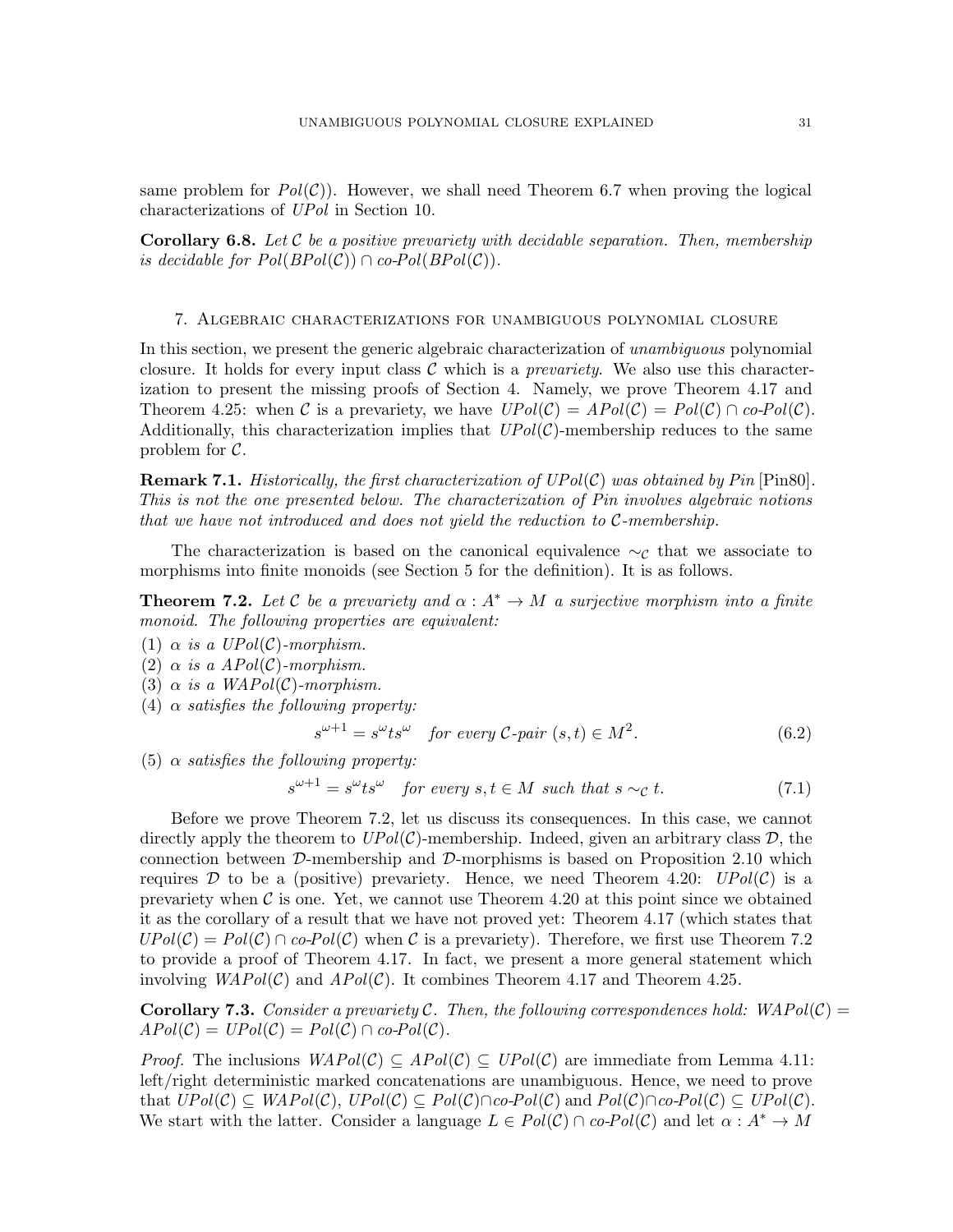same problem for $Pol(\mathcal{C})$). However, we shall need Theorem 6.7 when proving the logical characterizations of *UPol* in Section 10.

**Corollary 6.8.** *Let $\mathcal{C}$ be a positive prevariety with decidable separation. Then, membership is decidable for $Pol(BPol(\mathcal{C})) \cap co\text{-}Pol(BPol(\mathcal{C}))$.*

## 7. Algebraic characterizations for unambiguous polynomial closure

In this section, we present the generic algebraic characterization of *unambiguous* polynomial closure. It holds for every input class $\mathcal{C}$ which is a *prevariety*. We also use this characterization to present the missing proofs of Section 4. Namely, we prove Theorem 4.17 and Theorem 4.25: when $\mathcal{C}$ is a prevariety, we have $UPol(\mathcal{C}) = APol(\mathcal{C}) = Pol(\mathcal{C}) \cap co\text{-}Pol(\mathcal{C})$. Additionally, this characterization implies that $UPol(\mathcal{C})$-membership reduces to the same problem for $\mathcal{C}$.

**Remark 7.1.** *Historically, the first characterization of $UPol(\mathcal{C})$ was obtained by Pin* [Pin80]*. This is not the one presented below. The characterization of Pin involves algebraic notions that we have not introduced and does not yield the reduction to $\mathcal{C}$-membership.*

The characterization is based on the canonical equivalence $\sim_{\mathcal{C}}$ that we associate to morphisms into finite monoids (see Section 5 for the definition). It is as follows.

**Theorem 7.2.** *Let $\mathcal{C}$ be a prevariety and $\alpha : A^* \to M$ a surjective morphism into a finite monoid. The following properties are equivalent:*

(1) *$\alpha$ is a $UPol(\mathcal{C})$-morphism.*
(2) *$\alpha$ is a $APol(\mathcal{C})$-morphism.*
(3) *$\alpha$ is a $WAPol(\mathcal{C})$-morphism.*
(4) *$\alpha$ satisfies the following property:*
$$s^{\omega+1} = s^{\omega} t s^{\omega} \quad \text{for every } \mathcal{C}\text{-pair } (s,t) \in M^2. \tag{6.2}$$
(5) *$\alpha$ satisfies the following property:*
$$s^{\omega+1} = s^{\omega} t s^{\omega} \quad \text{for every } s,t \in M \text{ such that } s \sim_{\mathcal{C}} t. \tag{7.1}$$

Before we prove Theorem 7.2, let us discuss its consequences. In this case, we cannot directly apply the theorem to $UPol(\mathcal{C})$-membership. Indeed, given an arbitrary class $\mathcal{D}$, the connection between $\mathcal{D}$-membership and $\mathcal{D}$-morphisms is based on Proposition 2.10 which requires $\mathcal{D}$ to be a (positive) prevariety. Hence, we need Theorem 4.20: $UPol(\mathcal{C})$ is a prevariety when $\mathcal{C}$ is one. Yet, we cannot use Theorem 4.20 at this point since we obtained it as the corollary of a result that we have not proved yet: Theorem 4.17 (which states that $UPol(\mathcal{C}) = Pol(\mathcal{C}) \cap co\text{-}Pol(\mathcal{C})$ when $\mathcal{C}$ is a prevariety). Therefore, we first use Theorem 7.2 to provide a proof of Theorem 4.17. In fact, we present a more general statement which involving $WAPol(\mathcal{C})$ and $APol(\mathcal{C})$. It combines Theorem 4.17 and Theorem 4.25.

**Corollary 7.3.** *Consider a prevariety $\mathcal{C}$. Then, the following correspondences hold: $WAPol(\mathcal{C}) = APol(\mathcal{C}) = UPol(\mathcal{C}) = Pol(\mathcal{C}) \cap co\text{-}Pol(\mathcal{C})$.*

*Proof.* The inclusions $WAPol(\mathcal{C}) \subseteq APol(\mathcal{C}) \subseteq UPol(\mathcal{C})$ are immediate from Lemma 4.11: left/right deterministic marked concatenations are unambiguous. Hence, we need to prove that $UPol(\mathcal{C}) \subseteq WAPol(\mathcal{C})$, $UPol(\mathcal{C}) \subseteq Pol(\mathcal{C}) \cap co\text{-}Pol(\mathcal{C})$ and $Pol(\mathcal{C}) \cap co\text{-}Pol(\mathcal{C}) \subseteq UPol(\mathcal{C})$. We start with the latter. Consider a language $L \in Pol(\mathcal{C}) \cap co\text{-}Pol(\mathcal{C})$ and let $\alpha : A^* \to M$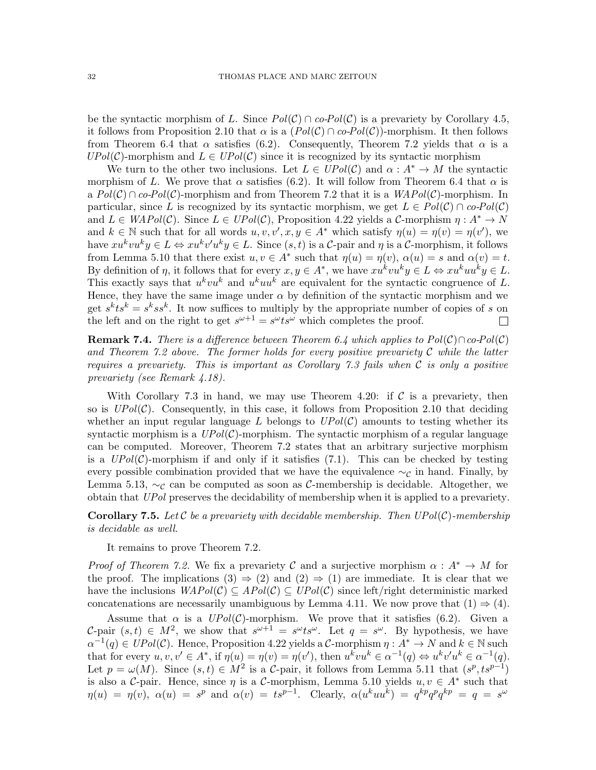be the syntactic morphism of $L$. Since $Pol(\mathcal{C}) \cap co\text{-}Pol(\mathcal{C})$ is a prevariety by Corollary 4.5, it follows from Proposition 2.10 that $\alpha$ is a $(Pol(\mathcal{C}) \cap co\text{-}Pol(\mathcal{C}))$-morphism. It then follows from Theorem 6.4 that $\alpha$ satisfies (6.2). Consequently, Theorem 7.2 yields that $\alpha$ is a $UPol(\mathcal{C})$-morphism and $L \in UPol(\mathcal{C})$ since it is recognized by its syntactic morphism

We turn to the other two inclusions. Let $L \in UPol(\mathcal{C})$ and $\alpha : A^* \to M$ the syntactic morphism of $L$. We prove that $\alpha$ satisfies (6.2). It will follow from Theorem 6.4 that $\alpha$ is a $Pol(\mathcal{C}) \cap co\text{-}Pol(\mathcal{C})$-morphism and from Theorem 7.2 that it is a $WAPol(\mathcal{C})$-morphism. In particular, since $L$ is recognized by its syntactic morphism, we get $L \in Pol(\mathcal{C}) \cap co\text{-}Pol(\mathcal{C})$ and $L \in WAPol(\mathcal{C})$. Since $L \in UPol(\mathcal{C})$, Proposition 4.22 yields a $\mathcal{C}$-morphism $\eta : A^* \to N$ and $k \in \mathbb{N}$ such that for all words $u, v, v', x, y \in A^*$ which satisfy $\eta(u) = \eta(v) = \eta(v')$, we have $xu^kvu^ky \in L \Leftrightarrow xu^kv'u^ky \in L$. Since $(s,t)$ is a $\mathcal{C}$-pair and $\eta$ is a $\mathcal{C}$-morphism, it follows from Lemma 5.10 that there exist $u, v \in A^*$ such that $\eta(u) = \eta(v)$, $\alpha(u) = s$ and $\alpha(v) = t$. By definition of $\eta$, it follows that for every $x, y \in A^*$, we have $xu^kvu^ky \in L \Leftrightarrow xu^kuu^ky \in L$. This exactly says that $u^kvu^k$ and $u^kuu^k$ are equivalent for the syntactic congruence of $L$. Hence, they have the same image under $\alpha$ by definition of the syntactic morphism and we get $s^kts^k = s^kss^k$. It now suffices to multiply by the appropriate number of copies of $s$ on the left and on the right to get $s^{\omega+1} = s^\omega ts^\omega$ which completes the proof. ☐

**Remark 7.4.** *There is a difference between Theorem 6.4 which applies to $Pol(\mathcal{C}) \cap co\text{-}Pol(\mathcal{C})$ and Theorem 7.2 above. The former holds for every positive prevariety $\mathcal{C}$ while the latter requires a prevariety. This is important as Corollary 7.3 fails when $\mathcal{C}$ is only a positive prevariety (see Remark 4.18).*

With Corollary 7.3 in hand, we may use Theorem 4.20: if $\mathcal{C}$ is a prevariety, then so is $UPol(\mathcal{C})$. Consequently, in this case, it follows from Proposition 2.10 that deciding whether an input regular language $L$ belongs to $UPol(\mathcal{C})$ amounts to testing whether its syntactic morphism is a $UPol(\mathcal{C})$-morphism. The syntactic morphism of a regular language can be computed. Moreover, Theorem 7.2 states that an arbitrary surjective morphism is a $UPol(\mathcal{C})$-morphism if and only if it satisfies (7.1). This can be checked by testing every possible combination provided that we have the equivalence $\sim_\mathcal{C}$ in hand. Finally, by Lemma 5.13, $\sim_\mathcal{C}$ can be computed as soon as $\mathcal{C}$-membership is decidable. Altogether, we obtain that $UPol$ preserves the decidability of membership when it is applied to a prevariety.

**Corollary 7.5.** *Let $\mathcal{C}$ be a prevariety with decidable membership. Then $UPol(\mathcal{C})$-membership is decidable as well.*

It remains to prove Theorem 7.2.

*Proof of Theorem 7.2.* We fix a prevariety $\mathcal{C}$ and a surjective morphism $\alpha : A^* \to M$ for the proof. The implications (3) $\Rightarrow$ (2) and (2) $\Rightarrow$ (1) are immediate. It is clear that we have the inclusions $WAPol(\mathcal{C}) \subseteq APol(\mathcal{C}) \subseteq UPol(\mathcal{C})$ since left/right deterministic marked concatenations are necessarily unambiguous by Lemma 4.11. We now prove that (1) $\Rightarrow$ (4).

Assume that $\alpha$ is a $UPol(\mathcal{C})$-morphism. We prove that it satisfies (6.2). Given a $\mathcal{C}$-pair $(s,t) \in M^2$, we show that $s^{\omega+1} = s^\omega ts^\omega$. Let $q = s^\omega$. By hypothesis, we have $\alpha^{-1}(q) \in UPol(\mathcal{C})$. Hence, Proposition 4.22 yields a $\mathcal{C}$-morphism $\eta : A^* \to N$ and $k \in \mathbb{N}$ such that for every $u, v, v' \in A^*$, if $\eta(u) = \eta(v) = \eta(v')$, then $u^kvu^k \in \alpha^{-1}(q) \Leftrightarrow u^kv'u^k \in \alpha^{-1}(q)$. Let $p = \omega(M)$. Since $(s,t) \in M^2$ is a $\mathcal{C}$-pair, it follows from Lemma 5.11 that $(s^p, ts^{p-1})$ is also a $\mathcal{C}$-pair. Hence, since $\eta$ is a $\mathcal{C}$-morphism, Lemma 5.10 yields $u, v \in A^*$ such that $\eta(u) = \eta(v)$, $\alpha(u) = s^p$ and $\alpha(v) = ts^{p-1}$. Clearly, $\alpha(u^kuu^k) = q^{kp}q^pq^{kp} = q = s^\omega$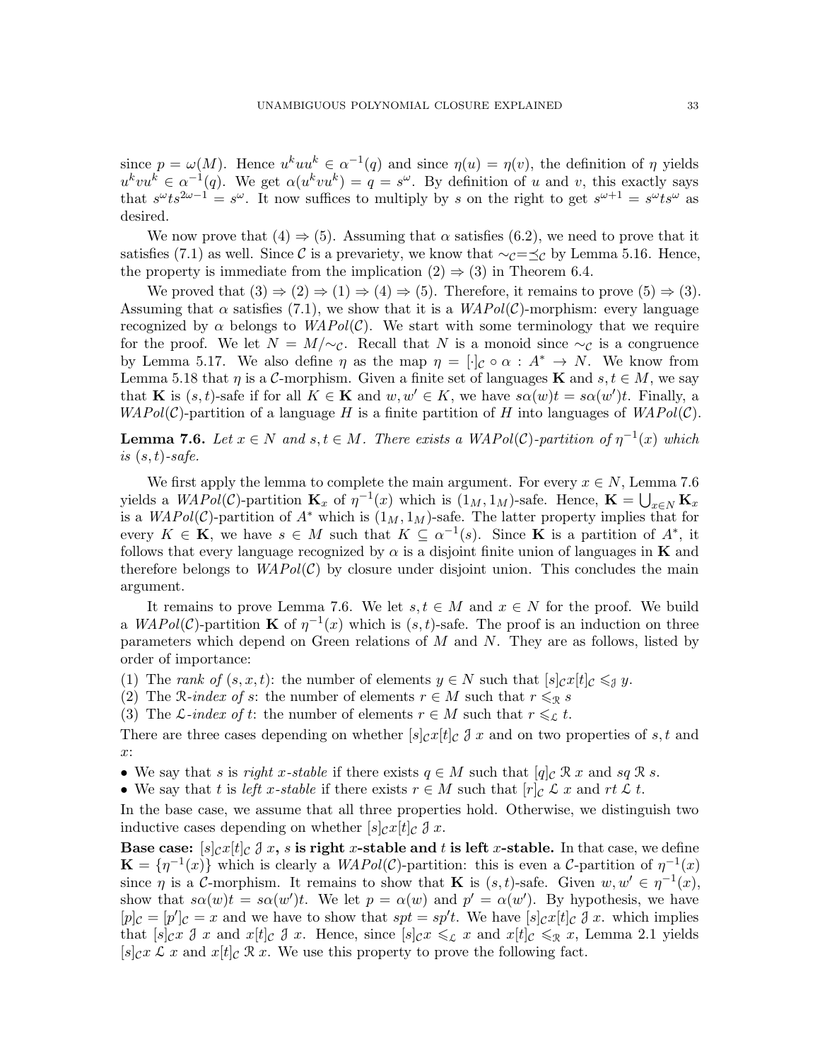since $p = \omega(M)$. Hence $u^k uu^k \in \alpha^{-1}(q)$ and since $\eta(u) = \eta(v)$, the definition of $\eta$ yields $u^k vu^k \in \alpha^{-1}(q)$. We get $\alpha(u^k vu^k) = q = s^\omega$. By definition of $u$ and $v$, this exactly says that $s^\omega t s^{2\omega-1} = s^\omega$. It now suffices to multiply by $s$ on the right to get $s^{\omega+1} = s^\omega t s^\omega$ as desired.

We now prove that (4) $\Rightarrow$ (5). Assuming that $\alpha$ satisfies (6.2), we need to prove that it satisfies (7.1) as well. Since $\mathcal{C}$ is a prevariety, we know that $\sim_\mathcal{C} = \preceq_\mathcal{C}$ by Lemma 5.16. Hence, the property is immediate from the implication (2) $\Rightarrow$ (3) in Theorem 6.4.

We proved that (3) $\Rightarrow$ (2) $\Rightarrow$ (1) $\Rightarrow$ (4) $\Rightarrow$ (5). Therefore, it remains to prove (5) $\Rightarrow$ (3). Assuming that $\alpha$ satisfies (7.1), we show that it is a $WAPol(\mathcal{C})$-morphism: every language recognized by $\alpha$ belongs to $WAPol(\mathcal{C})$. We start with some terminology that we require for the proof. We let $N = M/{\sim_\mathcal{C}}$. Recall that $N$ is a monoid since $\sim_\mathcal{C}$ is a congruence by Lemma 5.17. We also define $\eta$ as the map $\eta = [\cdot]_\mathcal{C} \circ \alpha : A^* \to N$. We know from Lemma 5.18 that $\eta$ is a $\mathcal{C}$-morphism. Given a finite set of languages $\mathbf{K}$ and $s, t \in M$, we say that $\mathbf{K}$ is $(s,t)$-safe if for all $K \in \mathbf{K}$ and $w, w' \in K$, we have $s\alpha(w)t = s\alpha(w')t$. Finally, a $WAPol(\mathcal{C})$-partition of a language $H$ is a finite partition of $H$ into languages of $WAPol(\mathcal{C})$.

**Lemma 7.6.** *Let $x \in N$ and $s, t \in M$. There exists a $WAPol(\mathcal{C})$-partition of $\eta^{-1}(x)$ which is $(s,t)$-safe.*

We first apply the lemma to complete the main argument. For every $x \in N$, Lemma 7.6 yields a $WAPol(\mathcal{C})$-partition $\mathbf{K}_x$ of $\eta^{-1}(x)$ which is $(1_M, 1_M)$-safe. Hence, $\mathbf{K} = \bigcup_{x \in N} \mathbf{K}_x$ is a $WAPol(\mathcal{C})$-partition of $A^*$ which is $(1_M, 1_M)$-safe. The latter property implies that for every $K \in \mathbf{K}$, we have $s \in M$ such that $K \subseteq \alpha^{-1}(s)$. Since $\mathbf{K}$ is a partition of $A^*$, it follows that every language recognized by $\alpha$ is a disjoint finite union of languages in $\mathbf{K}$ and therefore belongs to $WAPol(\mathcal{C})$ by closure under disjoint union. This concludes the main argument.

It remains to prove Lemma 7.6. We let $s, t \in M$ and $x \in N$ for the proof. We build a $WAPol(\mathcal{C})$-partition $\mathbf{K}$ of $\eta^{-1}(x)$ which is $(s,t)$-safe. The proof is an induction on three parameters which depend on Green relations of $M$ and $N$. They are as follows, listed by order of importance:

(1) The *rank of* $(s, x, t)$: the number of elements $y \in N$ such that $[s]_\mathcal{C} x [t]_\mathcal{C} \leqslant_\mathcal{J} y$.
(2) The $\mathcal{R}$-*index of* $s$: the number of elements $r \in M$ such that $r \leqslant_\mathcal{R} s$
(3) The $\mathcal{L}$-*index of* $t$: the number of elements $r \in M$ such that $r \leqslant_\mathcal{L} t$.

There are three cases depending on whether $[s]_\mathcal{C} x [t]_\mathcal{C} \mathrel{\mathcal{J}} x$ and on two properties of $s, t$ and $x$:

- We say that $s$ is *right $x$-stable* if there exists $q \in M$ such that $[q]_\mathcal{C} \mathrel{\mathcal{R}} x$ and $sq \mathrel{\mathcal{R}} s$.
- We say that $t$ is *left $x$-stable* if there exists $r \in M$ such that $[r]_\mathcal{C} \mathrel{\mathcal{L}} x$ and $rt \mathrel{\mathcal{L}} t$.

In the base case, we assume that all three properties hold. Otherwise, we distinguish two inductive cases depending on whether $[s]_\mathcal{C} x [t]_\mathcal{C} \mathrel{\mathcal{J}} x$.

**Base case: $[s]_\mathcal{C} x [t]_\mathcal{C} \mathrel{\mathcal{J}} x$, $s$ is right $x$-stable and $t$ is left $x$-stable.** In that case, we define $\mathbf{K} = \{\eta^{-1}(x)\}$ which is clearly a $WAPol(\mathcal{C})$-partition: this is even a $\mathcal{C}$-partition of $\eta^{-1}(x)$ since $\eta$ is a $\mathcal{C}$-morphism. It remains to show that $\mathbf{K}$ is $(s,t)$-safe. Given $w, w' \in \eta^{-1}(x)$, show that $s\alpha(w)t = s\alpha(w')t$. We let $p = \alpha(w)$ and $p' = \alpha(w')$. By hypothesis, we have $[p]_\mathcal{C} = [p']_\mathcal{C} = x$ and we have to show that $spt = sp't$. We have $[s]_\mathcal{C} x [t]_\mathcal{C} \mathrel{\mathcal{J}} x$. which implies that $[s]_\mathcal{C} x \mathrel{\mathcal{J}} x$ and $x[t]_\mathcal{C} \mathrel{\mathcal{J}} x$. Hence, since $[s]_\mathcal{C} x \leqslant_\mathcal{L} x$ and $x[t]_\mathcal{C} \leqslant_\mathcal{R} x$, Lemma 2.1 yields $[s]_\mathcal{C} x \mathrel{\mathcal{L}} x$ and $x[t]_\mathcal{C} \mathrel{\mathcal{R}} x$. We use this property to prove the following fact.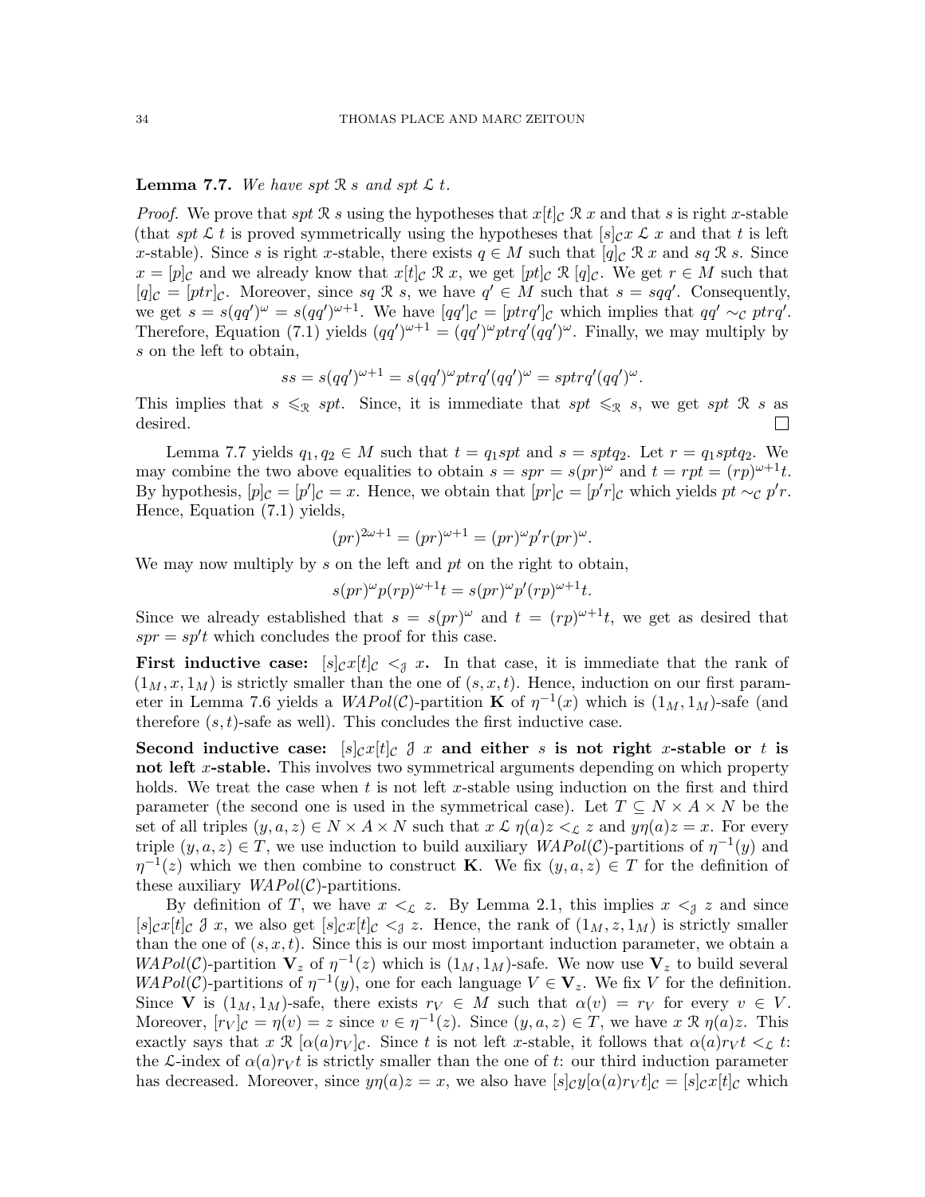**Lemma 7.7.** *We have $spt \mathrel{\mathcal{R}} s$ and $spt \mathrel{\mathcal{L}} t$.*

*Proof.* We prove that $spt \mathrel{\mathcal{R}} s$ using the hypotheses that $x[t]_{\mathcal{C}} \mathrel{\mathcal{R}} x$ and that $s$ is right $x$-stable (that $spt \mathrel{\mathcal{L}} t$ is proved symmetrically using the hypotheses that $[s]_{\mathcal{C}}x \mathrel{\mathcal{L}} x$ and that $t$ is left $x$-stable). Since $s$ is right $x$-stable, there exists $q \in M$ such that $[q]_{\mathcal{C}} \mathrel{\mathcal{R}} x$ and $sq \mathrel{\mathcal{R}} s$. Since $x = [p]_{\mathcal{C}}$ and we already know that $x[t]_{\mathcal{C}} \mathrel{\mathcal{R}} x$, we get $[pt]_{\mathcal{C}} \mathrel{\mathcal{R}} [q]_{\mathcal{C}}$. We get $r \in M$ such that $[q]_{\mathcal{C}} = [ptr]_{\mathcal{C}}$. Moreover, since $sq \mathrel{\mathcal{R}} s$, we have $q' \in M$ such that $s = sqq'$. Consequently, we get $s = s(qq')^{\omega} = s(qq')^{\omega+1}$. We have $[qq']_{\mathcal{C}} = [ptrq']_{\mathcal{C}}$ which implies that $qq' \sim_{\mathcal{C}} ptrq'$. Therefore, Equation (7.1) yields $(qq')^{\omega+1} = (qq')^{\omega}ptrq'(qq')^{\omega}$. Finally, we may multiply by $s$ on the left to obtain,

$$ss = s(qq')^{\omega+1} = s(qq')^{\omega}ptrq'(qq')^{\omega} = sptrq'(qq')^{\omega}.$$

This implies that $s \leqslant_{\mathcal{R}} spt$. Since, it is immediate that $spt \leqslant_{\mathcal{R}} s$, we get $spt \mathrel{\mathcal{R}} s$ as desired. $\square$

Lemma 7.7 yields $q_1, q_2 \in M$ such that $t = q_1spt$ and $s = sptq_2$. Let $r = q_1sptq_2$. We may combine the two above equalities to obtain $s = spr = s(pr)^{\omega}$ and $t = rpt = (rp)^{\omega+1}t$. By hypothesis, $[p]_{\mathcal{C}} = [p']_{\mathcal{C}} = x$. Hence, we obtain that $[pr]_{\mathcal{C}} = [p'r]_{\mathcal{C}}$ which yields $pt \sim_{\mathcal{C}} p'r$. Hence, Equation (7.1) yields,

$$(pr)^{2\omega+1} = (pr)^{\omega+1} = (pr)^{\omega}p'r(pr)^{\omega}.$$

We may now multiply by $s$ on the left and $pt$ on the right to obtain,

$$s(pr)^{\omega}p(rp)^{\omega+1}t = s(pr)^{\omega}p'(rp)^{\omega+1}t.$$

Since we already established that $s = s(pr)^{\omega}$ and $t = (rp)^{\omega+1}t$, we get as desired that $spr = sp't$ which concludes the proof for this case.

**First inductive case: $[s]_{\mathcal{C}}x[t]_{\mathcal{C}} <_{\mathcal{J}} x$.** In that case, it is immediate that the rank of $(1_M, x, 1_M)$ is strictly smaller than the one of $(s, x, t)$. Hence, induction on our first parameter in Lemma 7.6 yields a $WAPol(\mathcal{C})$-partition $\mathbf{K}$ of $\eta^{-1}(x)$ which is $(1_M, 1_M)$-safe (and therefore $(s, t)$-safe as well). This concludes the first inductive case.

**Second inductive case: $[s]_{\mathcal{C}}x[t]_{\mathcal{C}} \mathrel{\mathcal{J}} x$ and either $s$ is not right $x$-stable or $t$ is not left $x$-stable.** This involves two symmetrical arguments depending on which property holds. We treat the case when $t$ is not left $x$-stable using induction on the first and third parameter (the second one is used in the symmetrical case). Let $T \subseteq N \times A \times N$ be the set of all triples $(y, a, z) \in N \times A \times N$ such that $x \mathrel{\mathcal{L}} \eta(a)z <_{\mathcal{L}} z$ and $y\eta(a)z = x$. For every triple $(y, a, z) \in T$, we use induction to build auxiliary $WAPol(\mathcal{C})$-partitions of $\eta^{-1}(y)$ and $\eta^{-1}(z)$ which we then combine to construct $\mathbf{K}$. We fix $(y, a, z) \in T$ for the definition of these auxiliary $WAPol(\mathcal{C})$-partitions.

By definition of $T$, we have $x <_{\mathcal{L}} z$. By Lemma 2.1, this implies $x <_{\mathcal{J}} z$ and since $[s]_{\mathcal{C}}x[t]_{\mathcal{C}} \mathrel{\mathcal{J}} x$, we also get $[s]_{\mathcal{C}}x[t]_{\mathcal{C}} <_{\mathcal{J}} z$. Hence, the rank of $(1_M, z, 1_M)$ is strictly smaller than the one of $(s, x, t)$. Since this is our most important induction parameter, we obtain a $WAPol(\mathcal{C})$-partition $\mathbf{V}_z$ of $\eta^{-1}(z)$ which is $(1_M, 1_M)$-safe. We now use $\mathbf{V}_z$ to build several $WAPol(\mathcal{C})$-partitions of $\eta^{-1}(y)$, one for each language $V \in \mathbf{V}_z$. We fix $V$ for the definition. Since $\mathbf{V}$ is $(1_M, 1_M)$-safe, there exists $r_V \in M$ such that $\alpha(v) = r_V$ for every $v \in V$. Moreover, $[r_V]_{\mathcal{C}} = \eta(v) = z$ since $v \in \eta^{-1}(z)$. Since $(y, a, z) \in T$, we have $x \mathrel{\mathcal{R}} \eta(a)z$. This exactly says that $x \mathrel{\mathcal{R}} [\alpha(a)r_V]_{\mathcal{C}}$. Since $t$ is not left $x$-stable, it follows that $\alpha(a)r_Vt <_{\mathcal{L}} t$: the $\mathcal{L}$-index of $\alpha(a)r_Vt$ is strictly smaller than the one of $t$: our third induction parameter has decreased. Moreover, since $y\eta(a)z = x$, we also have $[s]_{\mathcal{C}}y[\alpha(a)r_Vt]_{\mathcal{C}} = [s]_{\mathcal{C}}x[t]_{\mathcal{C}}$ which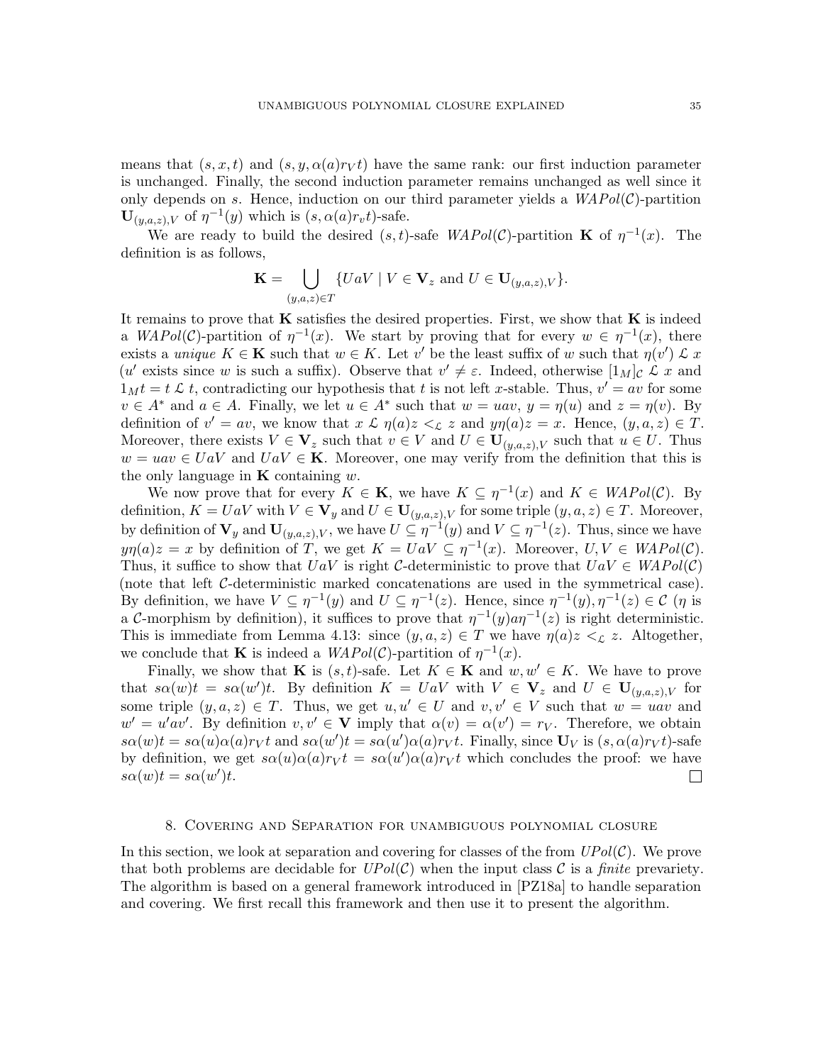means that $(s, x, t)$ and $(s, y, \alpha(a)r_V t)$ have the same rank: our first induction parameter is unchanged. Finally, the second induction parameter remains unchanged as well since it only depends on $s$. Hence, induction on our third parameter yields a $WAPol(\mathcal{C})$-partition $\mathbf{U}_{(y,a,z),V}$ of $\eta^{-1}(y)$ which is $(s, \alpha(a)r_v t)$-safe.

We are ready to build the desired $(s,t)$-safe $WAPol(\mathcal{C})$-partition $\mathbf{K}$ of $\eta^{-1}(x)$. The definition is as follows,

$$\mathbf{K} = \bigcup_{(y,a,z)\in T} \{UaV \mid V \in \mathbf{V}_z \text{ and } U \in \mathbf{U}_{(y,a,z),V}\}.$$

It remains to prove that $\mathbf{K}$ satisfies the desired properties. First, we show that $\mathbf{K}$ is indeed a $WAPol(\mathcal{C})$-partition of $\eta^{-1}(x)$. We start by proving that for every $w \in \eta^{-1}(x)$, there exists a *unique* $K \in \mathbf{K}$ such that $w \in K$. Let $v'$ be the least suffix of $w$ such that $\eta(v') \mathrel{\mathcal{L}} x$ ($u'$ exists since $w$ is such a suffix). Observe that $v' \neq \varepsilon$. Indeed, otherwise $[1_M]_\mathcal{C} \mathrel{\mathcal{L}} x$ and $1_M t = t \mathrel{\mathcal{L}} t$, contradicting our hypothesis that $t$ is not left $x$-stable. Thus, $v' = av$ for some $v \in A^*$ and $a \in A$. Finally, we let $u \in A^*$ such that $w = uav$, $y = \eta(u)$ and $z = \eta(v)$. By definition of $v' = av$, we know that $x \mathrel{\mathcal{L}} \eta(a)z <_\mathcal{L} z$ and $y\eta(a)z = x$. Hence, $(y,a,z) \in T$. Moreover, there exists $V \in \mathbf{V}_z$ such that $v \in V$ and $U \in \mathbf{U}_{(y,a,z),V}$ such that $u \in U$. Thus $w = uav \in UaV$ and $UaV \in \mathbf{K}$. Moreover, one may verify from the definition that this is the only language in $\mathbf{K}$ containing $w$.

We now prove that for every $K \in \mathbf{K}$, we have $K \subseteq \eta^{-1}(x)$ and $K \in WAPol(\mathcal{C})$. By definition, $K = UaV$ with $V \in \mathbf{V}_y$ and $U \in \mathbf{U}_{(y,a,z),V}$ for some triple $(y,a,z) \in T$. Moreover, by definition of $\mathbf{V}_y$ and $\mathbf{U}_{(y,a,z),V}$, we have $U \subseteq \eta^{-1}(y)$ and $V \subseteq \eta^{-1}(z)$. Thus, since we have $y\eta(a)z = x$ by definition of $T$, we get $K = UaV \subseteq \eta^{-1}(x)$. Moreover, $U, V \in WAPol(\mathcal{C})$. Thus, it suffice to show that $UaV$ is right $\mathcal{C}$-deterministic to prove that $UaV \in WAPol(\mathcal{C})$ (note that left $\mathcal{C}$-deterministic marked concatenations are used in the symmetrical case). By definition, we have $V \subseteq \eta^{-1}(y)$ and $U \subseteq \eta^{-1}(z)$. Hence, since $\eta^{-1}(y), \eta^{-1}(z) \in \mathcal{C}$ ($\eta$ is a $\mathcal{C}$-morphism by definition), it suffices to prove that $\eta^{-1}(y)a\eta^{-1}(z)$ is right deterministic. This is immediate from Lemma 4.13: since $(y,a,z) \in T$ we have $\eta(a)z <_\mathcal{L} z$. Altogether, we conclude that $\mathbf{K}$ is indeed a $WAPol(\mathcal{C})$-partition of $\eta^{-1}(x)$.

Finally, we show that $\mathbf{K}$ is $(s,t)$-safe. Let $K \in \mathbf{K}$ and $w, w' \in K$. We have to prove that $s\alpha(w)t = s\alpha(w')t$. By definition $K = UaV$ with $V \in \mathbf{V}_z$ and $U \in \mathbf{U}_{(y,a,z),V}$ for some triple $(y,a,z) \in T$. Thus, we get $u, u' \in U$ and $v, v' \in V$ such that $w = uav$ and $w' = u'av'$. By definition $v, v' \in \mathbf{V}$ imply that $\alpha(v) = \alpha(v') = r_V$. Therefore, we obtain $s\alpha(w)t = s\alpha(u)\alpha(a)r_V t$ and $s\alpha(w')t = s\alpha(u')\alpha(a)r_V t$. Finally, since $\mathbf{U}_V$ is $(s, \alpha(a)r_V t)$-safe by definition, we get $s\alpha(u)\alpha(a)r_V t = s\alpha(u')\alpha(a)r_V t$ which concludes the proof: we have $s\alpha(w)t = s\alpha(w')t$. $\square$

## 8. Covering and Separation for unambiguous polynomial closure

In this section, we look at separation and covering for classes of the from $UPol(\mathcal{C})$. We prove that both problems are decidable for $UPol(\mathcal{C})$ when the input class $\mathcal{C}$ is a *finite* prevariety. The algorithm is based on a general framework introduced in [PZ18a] to handle separation and covering. We first recall this framework and then use it to present the algorithm.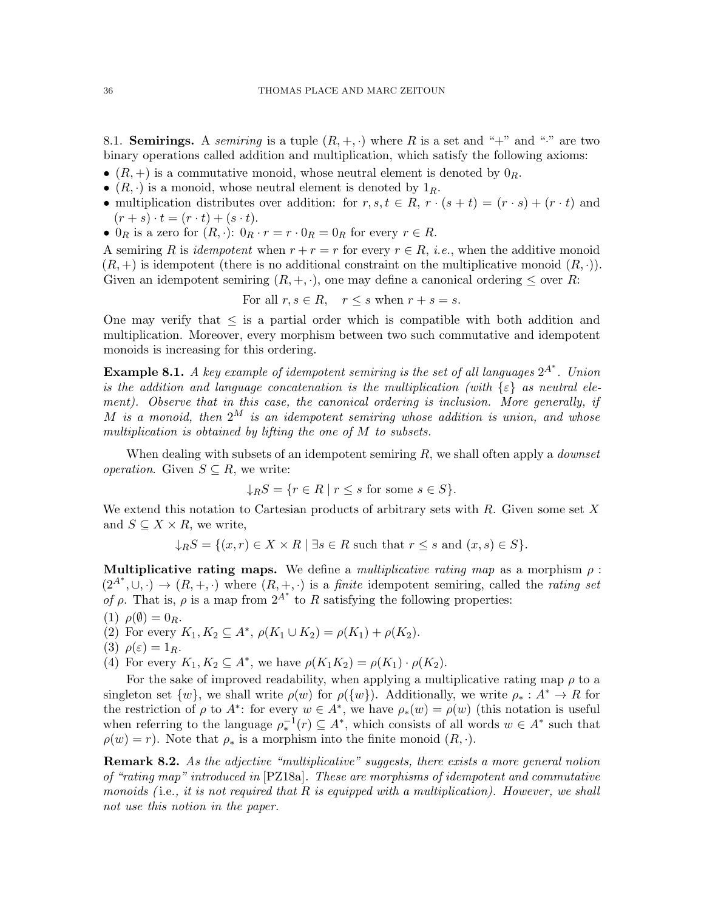8.1. **Semirings.** A *semiring* is a tuple $(R, +, \cdot)$ where $R$ is a set and "+" and "·" are two binary operations called addition and multiplication, which satisfy the following axioms:

- $(R, +)$ is a commutative monoid, whose neutral element is denoted by $0_R$.
- $(R, \cdot)$ is a monoid, whose neutral element is denoted by $1_R$.
- multiplication distributes over addition: for $r, s, t \in R$, $r \cdot (s + t) = (r \cdot s) + (r \cdot t)$ and $(r + s) \cdot t = (r \cdot t) + (s \cdot t)$.
- $0_R$ is a zero for $(R, \cdot)$: $0_R \cdot r = r \cdot 0_R = 0_R$ for every $r \in R$.

A semiring $R$ is *idempotent* when $r + r = r$ for every $r \in R$, *i.e.*, when the additive monoid $(R, +)$ is idempotent (there is no additional constraint on the multiplicative monoid $(R, \cdot)$). Given an idempotent semiring $(R, +, \cdot)$, one may define a canonical ordering $\leq$ over $R$:

$$\text{For all } r, s \in R, \quad r \leq s \text{ when } r + s = s.$$

One may verify that $\leq$ is a partial order which is compatible with both addition and multiplication. Moreover, every morphism between two such commutative and idempotent monoids is increasing for this ordering.

**Example 8.1.** *A key example of idempotent semiring is the set of all languages $2^{A^*}$. Union is the addition and language concatenation is the multiplication (with $\{\varepsilon\}$ as neutral element). Observe that in this case, the canonical ordering is inclusion. More generally, if $M$ is a monoid, then $2^M$ is an idempotent semiring whose addition is union, and whose multiplication is obtained by lifting the one of $M$ to subsets.*

When dealing with subsets of an idempotent semiring $R$, we shall often apply a *downset operation*. Given $S \subseteq R$, we write:

$$\downarrow_R S = \{r \in R \mid r \leq s \text{ for some } s \in S\}.$$

We extend this notation to Cartesian products of arbitrary sets with $R$. Given some set $X$ and $S \subseteq X \times R$, we write,

$$\downarrow_R S = \{(x, r) \in X \times R \mid \exists s \in R \text{ such that } r \leq s \text{ and } (x, s) \in S\}.$$

**Multiplicative rating maps.** We define a *multiplicative rating map* as a morphism $\rho : (2^{A^*}, \cup, \cdot) \to (R, +, \cdot)$ where $(R, +, \cdot)$ is a *finite* idempotent semiring, called the *rating set of* $\rho$. That is, $\rho$ is a map from $2^{A^*}$ to $R$ satisfying the following properties:

(1) $\rho(\emptyset) = 0_R$.
(2) For every $K_1, K_2 \subseteq A^*$, $\rho(K_1 \cup K_2) = \rho(K_1) + \rho(K_2)$.
(3) $\rho(\varepsilon) = 1_R$.
(4) For every $K_1, K_2 \subseteq A^*$, we have $\rho(K_1 K_2) = \rho(K_1) \cdot \rho(K_2)$.

For the sake of improved readability, when applying a multiplicative rating map $\rho$ to a singleton set $\{w\}$, we shall write $\rho(w)$ for $\rho(\{w\})$. Additionally, we write $\rho_* : A^* \to R$ for the restriction of $\rho$ to $A^*$: for every $w \in A^*$, we have $\rho_*(w) = \rho(w)$ (this notation is useful when referring to the language $\rho_*^{-1}(r) \subseteq A^*$, which consists of all words $w \in A^*$ such that $\rho(w) = r$). Note that $\rho_*$ is a morphism into the finite monoid $(R, \cdot)$.

**Remark 8.2.** *As the adjective "multiplicative" suggests, there exists a more general notion of "rating map" introduced in* [PZ18a]*. These are morphisms of idempotent and commutative monoids (*i.e.*, it is not required that $R$ is equipped with a multiplication). However, we shall not use this notion in the paper.*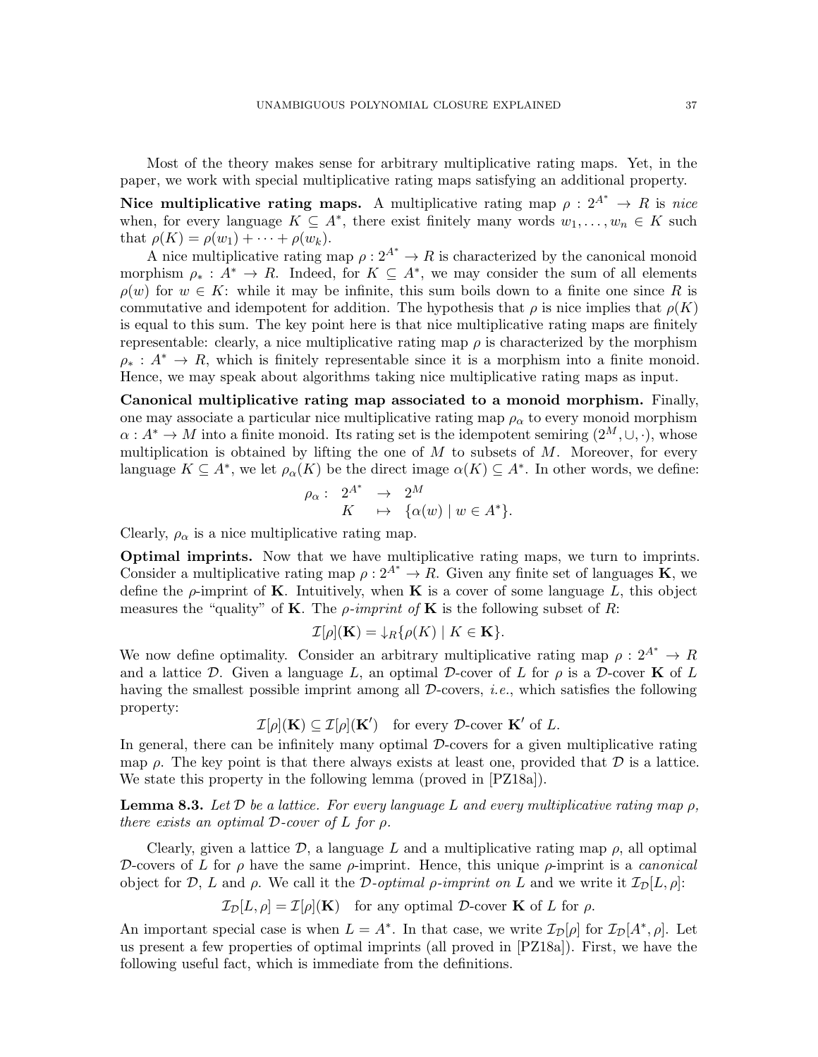Most of the theory makes sense for arbitrary multiplicative rating maps. Yet, in the paper, we work with special multiplicative rating maps satisfying an additional property.

**Nice multiplicative rating maps.** A multiplicative rating map $\rho : 2^{A^*} \to R$ is *nice* when, for every language $K \subseteq A^*$, there exist finitely many words $w_1, \dots, w_n \in K$ such that $\rho(K) = \rho(w_1) + \cdots + \rho(w_k)$.

A nice multiplicative rating map $\rho : 2^{A^*} \to R$ is characterized by the canonical monoid morphism $\rho_* : A^* \to R$. Indeed, for $K \subseteq A^*$, we may consider the sum of all elements $\rho(w)$ for $w \in K$: while it may be infinite, this sum boils down to a finite one since $R$ is commutative and idempotent for addition. The hypothesis that $\rho$ is nice implies that $\rho(K)$ is equal to this sum. The key point here is that nice multiplicative rating maps are finitely representable: clearly, a nice multiplicative rating map $\rho$ is characterized by the morphism $\rho_* : A^* \to R$, which is finitely representable since it is a morphism into a finite monoid. Hence, we may speak about algorithms taking nice multiplicative rating maps as input.

**Canonical multiplicative rating map associated to a monoid morphism.** Finally, one may associate a particular nice multiplicative rating map $\rho_\alpha$ to every monoid morphism $\alpha : A^* \to M$ into a finite monoid. Its rating set is the idempotent semiring $(2^M, \cup, \cdot)$, whose multiplication is obtained by lifting the one of $M$ to subsets of $M$. Moreover, for every language $K \subseteq A^*$, we let $\rho_\alpha(K)$ be the direct image $\alpha(K) \subseteq A^*$. In other words, we define:

$$\begin{array}{rccl} \rho_\alpha : & 2^{A^*} & \to & 2^M \\ & K & \mapsto & \{\alpha(w) \mid w \in A^*\}. \end{array}$$

Clearly, $\rho_\alpha$ is a nice multiplicative rating map.

**Optimal imprints.** Now that we have multiplicative rating maps, we turn to imprints. Consider a multiplicative rating map $\rho : 2^{A^*} \to R$. Given any finite set of languages $\mathbf{K}$, we define the $\rho$-imprint of $\mathbf{K}$. Intuitively, when $\mathbf{K}$ is a cover of some language $L$, this object measures the "quality" of $\mathbf{K}$. The *$\rho$-imprint of* $\mathbf{K}$ is the following subset of $R$:

$$\mathcal{I}[\rho](\mathbf{K}) = \downarrow_R \{\rho(K) \mid K \in \mathbf{K}\}.$$

We now define optimality. Consider an arbitrary multiplicative rating map $\rho : 2^{A^*} \to R$ and a lattice $\mathcal{D}$. Given a language $L$, an optimal $\mathcal{D}$-cover of $L$ for $\rho$ is a $\mathcal{D}$-cover $\mathbf{K}$ of $L$ having the smallest possible imprint among all $\mathcal{D}$-covers, *i.e.*, which satisfies the following property:

$$\mathcal{I}[\rho](\mathbf{K}) \subseteq \mathcal{I}[\rho](\mathbf{K}') \quad \text{for every } \mathcal{D}\text{-cover } \mathbf{K}' \text{ of } L.$$

In general, there can be infinitely many optimal $\mathcal{D}$-covers for a given multiplicative rating map $\rho$. The key point is that there always exists at least one, provided that $\mathcal{D}$ is a lattice. We state this property in the following lemma (proved in [PZ18a]).

**Lemma 8.3.** *Let $\mathcal{D}$ be a lattice. For every language $L$ and every multiplicative rating map $\rho$, there exists an optimal $\mathcal{D}$-cover of $L$ for $\rho$.*

Clearly, given a lattice $\mathcal{D}$, a language $L$ and a multiplicative rating map $\rho$, all optimal $\mathcal{D}$-covers of $L$ for $\rho$ have the same $\rho$-imprint. Hence, this unique $\rho$-imprint is a *canonical* object for $\mathcal{D}$, $L$ and $\rho$. We call it the *$\mathcal{D}$-optimal $\rho$-imprint on* $L$ and we write it $\mathcal{I}_{\mathcal{D}}[L, \rho]$:

$$\mathcal{I}_{\mathcal{D}}[L, \rho] = \mathcal{I}[\rho](\mathbf{K}) \quad \text{for any optimal } \mathcal{D}\text{-cover } \mathbf{K} \text{ of } L \text{ for } \rho.$$

An important special case is when $L = A^*$. In that case, we write $\mathcal{I}_{\mathcal{D}}[\rho]$ for $\mathcal{I}_{\mathcal{D}}[A^*, \rho]$. Let us present a few properties of optimal imprints (all proved in [PZ18a]). First, we have the following useful fact, which is immediate from the definitions.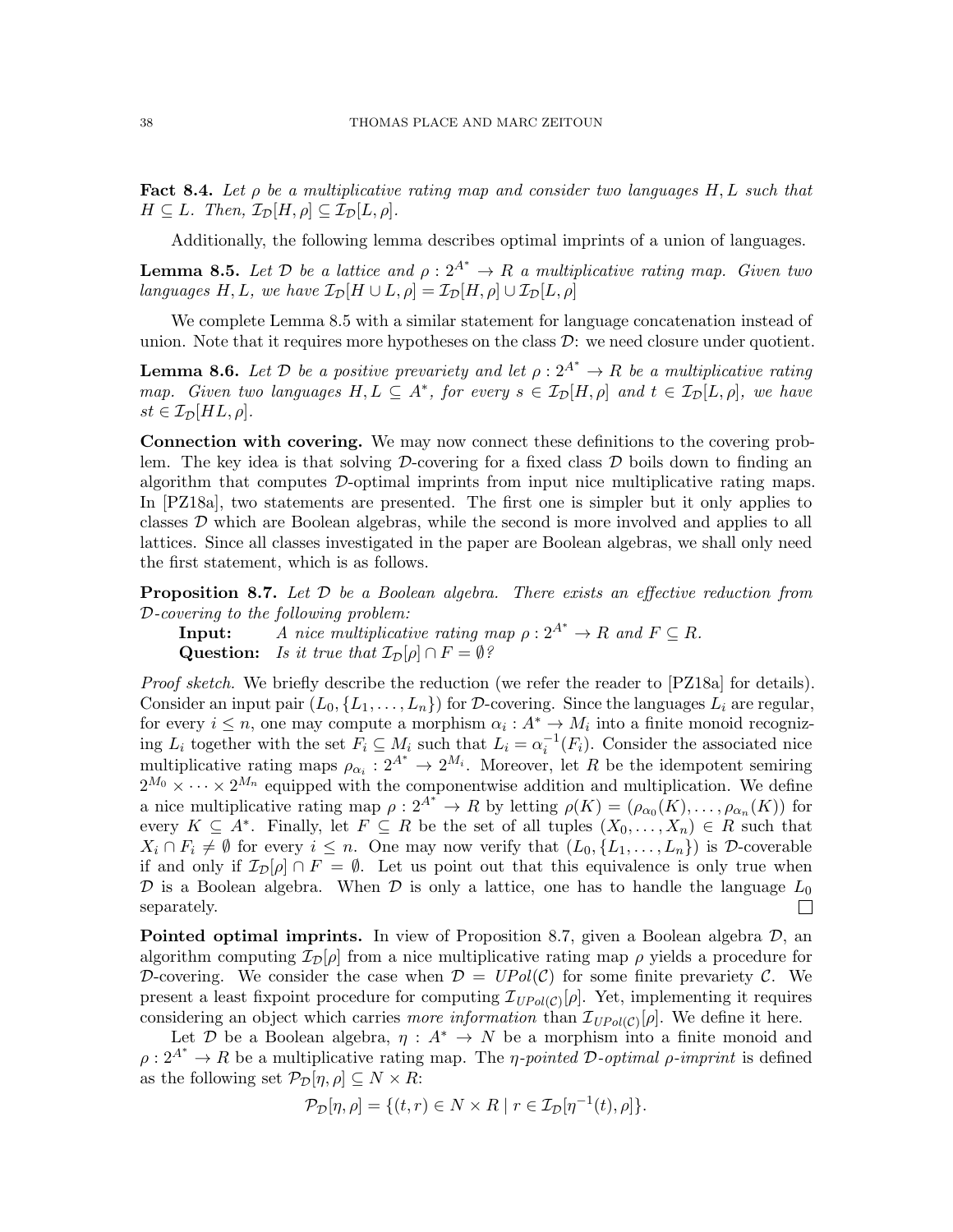**Fact 8.4.** *Let $\rho$ be a multiplicative rating map and consider two languages $H, L$ such that $H \subseteq L$. Then, $\mathcal{I}_{\mathcal{D}}[H, \rho] \subseteq \mathcal{I}_{\mathcal{D}}[L, \rho]$.*

Additionally, the following lemma describes optimal imprints of a union of languages.

**Lemma 8.5.** *Let $\mathcal{D}$ be a lattice and $\rho : 2^{A^*} \to R$ a multiplicative rating map. Given two languages $H, L$, we have $\mathcal{I}_{\mathcal{D}}[H \cup L, \rho] = \mathcal{I}_{\mathcal{D}}[H, \rho] \cup \mathcal{I}_{\mathcal{D}}[L, \rho]$*

We complete Lemma 8.5 with a similar statement for language concatenation instead of union. Note that it requires more hypotheses on the class $\mathcal{D}$: we need closure under quotient.

**Lemma 8.6.** *Let $\mathcal{D}$ be a positive prevariety and let $\rho : 2^{A^*} \to R$ be a multiplicative rating map. Given two languages $H, L \subseteq A^*$, for every $s \in \mathcal{I}_{\mathcal{D}}[H, \rho]$ and $t \in \mathcal{I}_{\mathcal{D}}[L, \rho]$, we have $st \in \mathcal{I}_{\mathcal{D}}[HL, \rho]$.*

**Connection with covering.** We may now connect these definitions to the covering problem. The key idea is that solving $\mathcal{D}$-covering for a fixed class $\mathcal{D}$ boils down to finding an algorithm that computes $\mathcal{D}$-optimal imprints from input nice multiplicative rating maps. In [PZ18a], two statements are presented. The first one is simpler but it only applies to classes $\mathcal{D}$ which are Boolean algebras, while the second is more involved and applies to all lattices. Since all classes investigated in the paper are Boolean algebras, we shall only need the first statement, which is as follows.

**Proposition 8.7.** *Let $\mathcal{D}$ be a Boolean algebra. There exists an effective reduction from $\mathcal{D}$-covering to the following problem:*

**Input:** *A nice multiplicative rating map $\rho : 2^{A^*} \to R$ and $F \subseteq R$.*
**Question:** *Is it true that $\mathcal{I}_{\mathcal{D}}[\rho] \cap F = \emptyset$?*

*Proof sketch.* We briefly describe the reduction (we refer the reader to [PZ18a] for details). Consider an input pair $(L_0, \{L_1, \dots, L_n\})$ for $\mathcal{D}$-covering. Since the languages $L_i$ are regular, for every $i \leq n$, one may compute a morphism $\alpha_i : A^* \to M_i$ into a finite monoid recognizing $L_i$ together with the set $F_i \subseteq M_i$ such that $L_i = \alpha_i^{-1}(F_i)$. Consider the associated nice multiplicative rating maps $\rho_{\alpha_i} : 2^{A^*} \to 2^{M_i}$. Moreover, let $R$ be the idempotent semiring $2^{M_0} \times \cdots \times 2^{M_n}$ equipped with the componentwise addition and multiplication. We define a nice multiplicative rating map $\rho : 2^{A^*} \to R$ by letting $\rho(K) = (\rho_{\alpha_0}(K), \dots, \rho_{\alpha_n}(K))$ for every $K \subseteq A^*$. Finally, let $F \subseteq R$ be the set of all tuples $(X_0, \dots, X_n) \in R$ such that $X_i \cap F_i \neq \emptyset$ for every $i \leq n$. One may now verify that $(L_0, \{L_1, \dots, L_n\})$ is $\mathcal{D}$-coverable if and only if $\mathcal{I}_{\mathcal{D}}[\rho] \cap F = \emptyset$. Let us point out that this equivalence is only true when $\mathcal{D}$ is a Boolean algebra. When $\mathcal{D}$ is only a lattice, one has to handle the language $L_0$ separately. □

**Pointed optimal imprints.** In view of Proposition 8.7, given a Boolean algebra $\mathcal{D}$, an algorithm computing $\mathcal{I}_{\mathcal{D}}[\rho]$ from a nice multiplicative rating map $\rho$ yields a procedure for $\mathcal{D}$-covering. We consider the case when $\mathcal{D} = UPol(\mathcal{C})$ for some finite prevariety $\mathcal{C}$. We present a least fixpoint procedure for computing $\mathcal{I}_{UPol(\mathcal{C})}[\rho]$. Yet, implementing it requires considering an object which carries *more information* than $\mathcal{I}_{UPol(\mathcal{C})}[\rho]$. We define it here.

Let $\mathcal{D}$ be a Boolean algebra, $\eta : A^* \to N$ be a morphism into a finite monoid and $\rho : 2^{A^*} \to R$ be a multiplicative rating map. The *$\eta$-pointed $\mathcal{D}$-optimal $\rho$-imprint* is defined as the following set $\mathcal{P}_{\mathcal{D}}[\eta, \rho] \subseteq N \times R$:

$$\mathcal{P}_{\mathcal{D}}[\eta, \rho] = \{(t, r) \in N \times R \mid r \in \mathcal{I}_{\mathcal{D}}[\eta^{-1}(t), \rho]\}.$$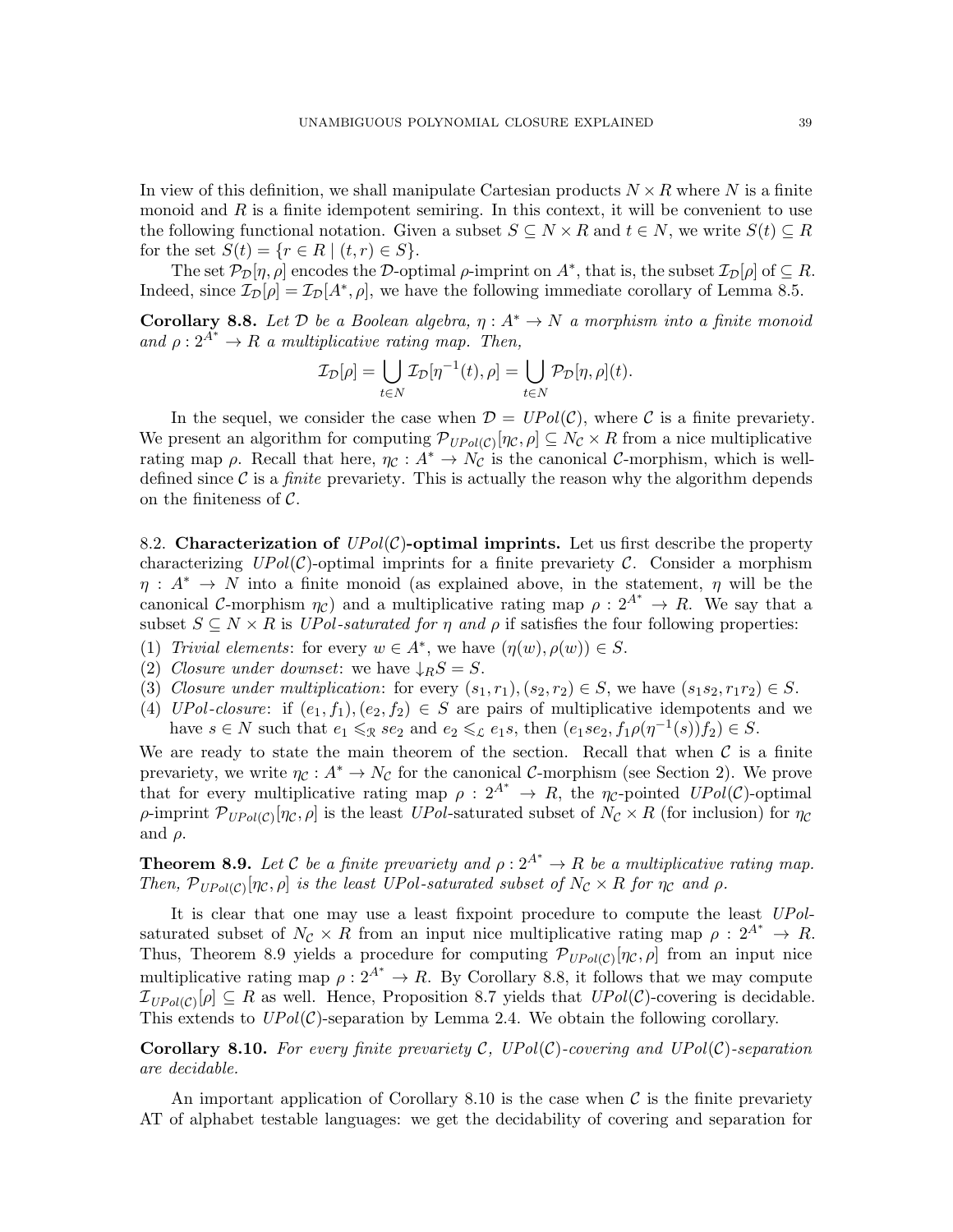In view of this definition, we shall manipulate Cartesian products $N \times R$ where $N$ is a finite monoid and $R$ is a finite idempotent semiring. In this context, it will be convenient to use the following functional notation. Given a subset $S \subseteq N \times R$ and $t \in N$, we write $S(t) \subseteq R$ for the set $S(t) = \{r \in R \mid (t, r) \in S\}$.

The set $\mathcal{P}_{\mathcal{D}}[\eta, \rho]$ encodes the $\mathcal{D}$-optimal $\rho$-imprint on $A^*$, that is, the subset $\mathcal{I}_{\mathcal{D}}[\rho]$ of $\subseteq R$. Indeed, since $\mathcal{I}_{\mathcal{D}}[\rho] = \mathcal{I}_{\mathcal{D}}[A^*, \rho]$, we have the following immediate corollary of Lemma 8.5.

**Corollary 8.8.** *Let $\mathcal{D}$ be a Boolean algebra, $\eta : A^* \to N$ a morphism into a finite monoid and $\rho : 2^{A^*} \to R$ a multiplicative rating map. Then,*

$$\mathcal{I}_{\mathcal{D}}[\rho] = \bigcup_{t \in N} \mathcal{I}_{\mathcal{D}}[\eta^{-1}(t), \rho] = \bigcup_{t \in N} \mathcal{P}_{\mathcal{D}}[\eta, \rho](t).$$

In the sequel, we consider the case when $\mathcal{D} = UPol(\mathcal{C})$, where $\mathcal{C}$ is a finite prevariety. We present an algorithm for computing $\mathcal{P}_{UPol(\mathcal{C})}[\eta_{\mathcal{C}}, \rho] \subseteq N_{\mathcal{C}} \times R$ from a nice multiplicative rating map $\rho$. Recall that here, $\eta_{\mathcal{C}} : A^* \to N_{\mathcal{C}}$ is the canonical $\mathcal{C}$-morphism, which is well-defined since $\mathcal{C}$ is a *finite* prevariety. This is actually the reason why the algorithm depends on the finiteness of $\mathcal{C}$.

8.2. **Characterization of $UPol(\mathcal{C})$-optimal imprints.** Let us first describe the property characterizing $UPol(\mathcal{C})$-optimal imprints for a finite prevariety $\mathcal{C}$. Consider a morphism $\eta : A^* \to N$ into a finite monoid (as explained above, in the statement, $\eta$ will be the canonical $\mathcal{C}$-morphism $\eta_{\mathcal{C}}$) and a multiplicative rating map $\rho : 2^{A^*} \to R$. We say that a subset $S \subseteq N \times R$ is *UPol-saturated for $\eta$ and $\rho$* if satisfies the four following properties:

1. *Trivial elements*: for every $w \in A^*$, we have $(\eta(w), \rho(w)) \in S$.
2. *Closure under downset*: we have $\downarrow_R S = S$.
3. *Closure under multiplication*: for every $(s_1, r_1), (s_2, r_2) \in S$, we have $(s_1 s_2, r_1 r_2) \in S$.
4. *UPol-closure*: if $(e_1, f_1), (e_2, f_2) \in S$ are pairs of multiplicative idempotents and we have $s \in N$ such that $e_1 \leqslant_{\mathcal{R}} s e_2$ and $e_2 \leqslant_{\mathcal{L}} e_1 s$, then $(e_1 s e_2, f_1 \rho(\eta^{-1}(s)) f_2) \in S$.

We are ready to state the main theorem of the section. Recall that when $\mathcal{C}$ is a finite prevariety, we write $\eta_{\mathcal{C}} : A^* \to N_{\mathcal{C}}$ for the canonical $\mathcal{C}$-morphism (see Section 2). We prove that for every multiplicative rating map $\rho : 2^{A^*} \to R$, the $\eta_{\mathcal{C}}$-pointed $UPol(\mathcal{C})$-optimal $\rho$-imprint $\mathcal{P}_{UPol(\mathcal{C})}[\eta_{\mathcal{C}}, \rho]$ is the least *UPol*-saturated subset of $N_{\mathcal{C}} \times R$ (for inclusion) for $\eta_{\mathcal{C}}$ and $\rho$.

**Theorem 8.9.** *Let $\mathcal{C}$ be a finite prevariety and $\rho : 2^{A^*} \to R$ be a multiplicative rating map. Then, $\mathcal{P}_{UPol(\mathcal{C})}[\eta_{\mathcal{C}}, \rho]$ is the least UPol-saturated subset of $N_{\mathcal{C}} \times R$ for $\eta_{\mathcal{C}}$ and $\rho$.*

It is clear that one may use a least fixpoint procedure to compute the least *UPol*-saturated subset of $N_{\mathcal{C}} \times R$ from an input nice multiplicative rating map $\rho : 2^{A^*} \to R$. Thus, Theorem 8.9 yields a procedure for computing $\mathcal{P}_{UPol(\mathcal{C})}[\eta_{\mathcal{C}}, \rho]$ from an input nice multiplicative rating map $\rho : 2^{A^*} \to R$. By Corollary 8.8, it follows that we may compute $\mathcal{I}_{UPol(\mathcal{C})}[\rho] \subseteq R$ as well. Hence, Proposition 8.7 yields that $UPol(\mathcal{C})$-covering is decidable. This extends to $UPol(\mathcal{C})$-separation by Lemma 2.4. We obtain the following corollary.

**Corollary 8.10.** *For every finite prevariety $\mathcal{C}$, $UPol(\mathcal{C})$-covering and $UPol(\mathcal{C})$-separation are decidable.*

An important application of Corollary 8.10 is the case when $\mathcal{C}$ is the finite prevariety AT of alphabet testable languages: we get the decidability of covering and separation for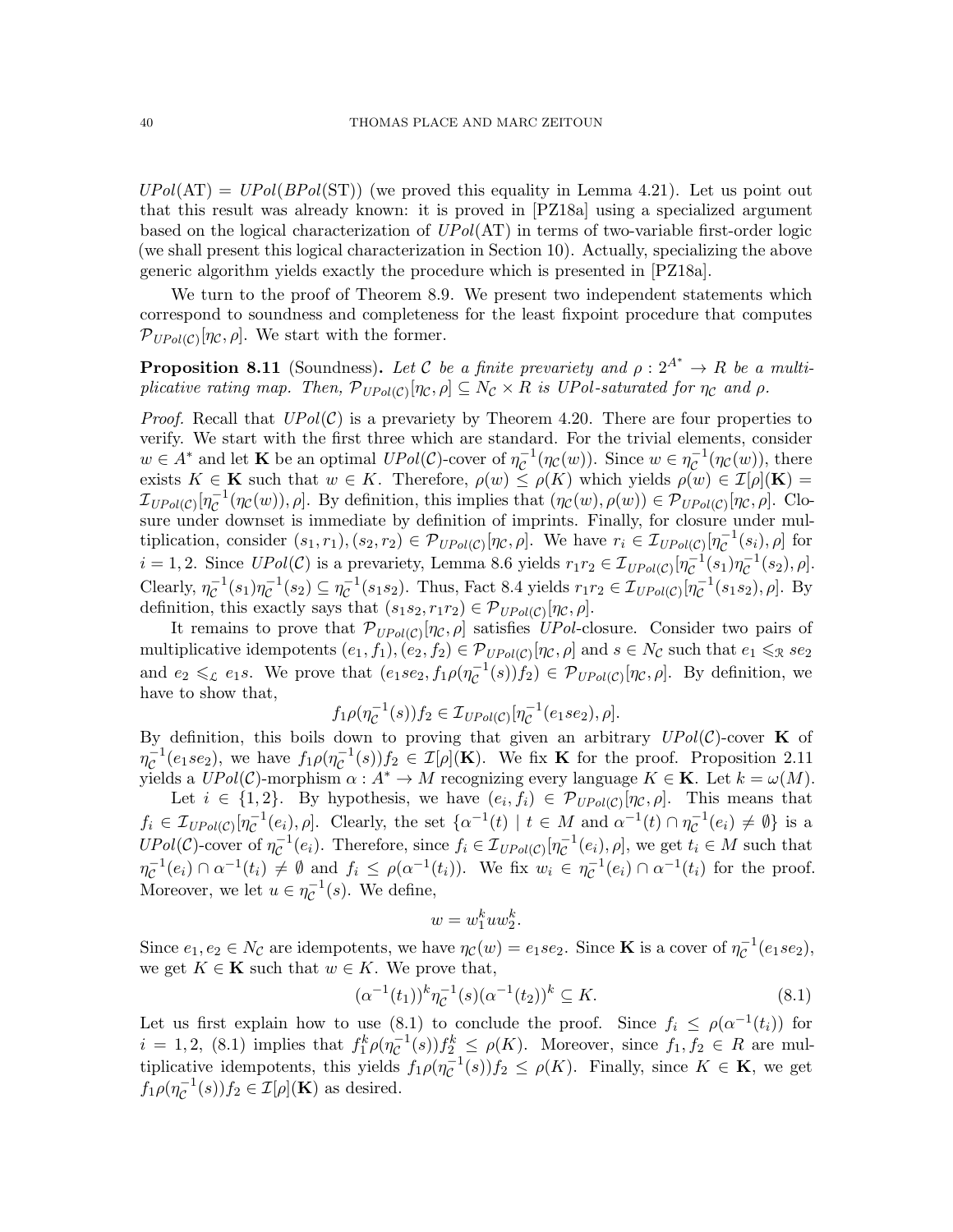$UPol(\text{AT}) = UPol(BPol(\text{ST}))$ (we proved this equality in Lemma 4.21). Let us point out that this result was already known: it is proved in [PZ18a] using a specialized argument based on the logical characterization of $UPol(\text{AT})$ in terms of two-variable first-order logic (we shall present this logical characterization in Section 10). Actually, specializing the above generic algorithm yields exactly the procedure which is presented in [PZ18a].

We turn to the proof of Theorem 8.9. We present two independent statements which correspond to soundness and completeness for the least fixpoint procedure that computes $\mathcal{P}_{UPol(\mathcal{C})}[\eta_\mathcal{C}, \rho]$. We start with the former.

**Proposition 8.11** (Soundness)**.** *Let $\mathcal{C}$ be a finite prevariety and $\rho : 2^{A^*} \to R$ be a multiplicative rating map. Then, $\mathcal{P}_{UPol(\mathcal{C})}[\eta_\mathcal{C}, \rho] \subseteq N_\mathcal{C} \times R$ is UPol-saturated for $\eta_\mathcal{C}$ and $\rho$.*

*Proof.* Recall that $UPol(\mathcal{C})$ is a prevariety by Theorem 4.20. There are four properties to verify. We start with the first three which are standard. For the trivial elements, consider $w \in A^*$ and let $\mathbf{K}$ be an optimal $UPol(\mathcal{C})$-cover of $\eta_\mathcal{C}^{-1}(\eta_\mathcal{C}(w))$. Since $w \in \eta_\mathcal{C}^{-1}(\eta_\mathcal{C}(w))$, there exists $K \in \mathbf{K}$ such that $w \in K$. Therefore, $\rho(w) \leq \rho(K)$ which yields $\rho(w) \in \mathcal{I}[\rho](\mathbf{K}) = \mathcal{I}_{UPol(\mathcal{C})}[\eta_\mathcal{C}^{-1}(\eta_\mathcal{C}(w)), \rho]$. By definition, this implies that $(\eta_\mathcal{C}(w), \rho(w)) \in \mathcal{P}_{UPol(\mathcal{C})}[\eta_\mathcal{C}, \rho]$. Closure under downset is immediate by definition of imprints. Finally, for closure under multiplication, consider $(s_1, r_1), (s_2, r_2) \in \mathcal{P}_{UPol(\mathcal{C})}[\eta_\mathcal{C}, \rho]$. We have $r_i \in \mathcal{I}_{UPol(\mathcal{C})}[\eta_\mathcal{C}^{-1}(s_i), \rho]$ for $i = 1, 2$. Since $UPol(\mathcal{C})$ is a prevariety, Lemma 8.6 yields $r_1 r_2 \in \mathcal{I}_{UPol(\mathcal{C})}[\eta_\mathcal{C}^{-1}(s_1)\eta_\mathcal{C}^{-1}(s_2), \rho]$. Clearly, $\eta_\mathcal{C}^{-1}(s_1)\eta_\mathcal{C}^{-1}(s_2) \subseteq \eta_\mathcal{C}^{-1}(s_1 s_2)$. Thus, Fact 8.4 yields $r_1 r_2 \in \mathcal{I}_{UPol(\mathcal{C})}[\eta_\mathcal{C}^{-1}(s_1 s_2), \rho]$. By definition, this exactly says that $(s_1 s_2, r_1 r_2) \in \mathcal{P}_{UPol(\mathcal{C})}[\eta_\mathcal{C}, \rho]$.

It remains to prove that $\mathcal{P}_{UPol(\mathcal{C})}[\eta_\mathcal{C}, \rho]$ satisfies *UPol*-closure. Consider two pairs of multiplicative idempotents $(e_1, f_1), (e_2, f_2) \in \mathcal{P}_{UPol(\mathcal{C})}[\eta_\mathcal{C}, \rho]$ and $s \in N_\mathcal{C}$ such that $e_1 \leqslant_\mathcal{R} s e_2$ and $e_2 \leqslant_\mathcal{L} e_1 s$. We prove that $(e_1 s e_2, f_1 \rho(\eta_\mathcal{C}^{-1}(s)) f_2) \in \mathcal{P}_{UPol(\mathcal{C})}[\eta_\mathcal{C}, \rho]$. By definition, we have to show that,

$$f_1 \rho(\eta_\mathcal{C}^{-1}(s)) f_2 \in \mathcal{I}_{UPol(\mathcal{C})}[\eta_\mathcal{C}^{-1}(e_1 s e_2), \rho].$$

By definition, this boils down to proving that given an arbitrary $UPol(\mathcal{C})$-cover $\mathbf{K}$ of $\eta_\mathcal{C}^{-1}(e_1 s e_2)$, we have $f_1 \rho(\eta_\mathcal{C}^{-1}(s)) f_2 \in \mathcal{I}[\rho](\mathbf{K})$. We fix $\mathbf{K}$ for the proof. Proposition 2.11 yields a $UPol(\mathcal{C})$-morphism $\alpha : A^* \to M$ recognizing every language $K \in \mathbf{K}$. Let $k = \omega(M)$.

Let $i \in \{1, 2\}$. By hypothesis, we have $(e_i, f_i) \in \mathcal{P}_{UPol(\mathcal{C})}[\eta_\mathcal{C}, \rho]$. This means that $f_i \in \mathcal{I}_{UPol(\mathcal{C})}[\eta_\mathcal{C}^{-1}(e_i), \rho]$. Clearly, the set $\{\alpha^{-1}(t) \mid t \in M \text{ and } \alpha^{-1}(t) \cap \eta_\mathcal{C}^{-1}(e_i) \neq \emptyset\}$ is a $UPol(\mathcal{C})$-cover of $\eta_\mathcal{C}^{-1}(e_i)$. Therefore, since $f_i \in \mathcal{I}_{UPol(\mathcal{C})}[\eta_\mathcal{C}^{-1}(e_i), \rho]$, we get $t_i \in M$ such that $\eta_\mathcal{C}^{-1}(e_i) \cap \alpha^{-1}(t_i) \neq \emptyset$ and $f_i \leq \rho(\alpha^{-1}(t_i))$. We fix $w_i \in \eta_\mathcal{C}^{-1}(e_i) \cap \alpha^{-1}(t_i)$ for the proof. Moreover, we let $u \in \eta_\mathcal{C}^{-1}(s)$. We define,

$$w = w_1^k u w_2^k.$$

Since $e_1, e_2 \in N_\mathcal{C}$ are idempotents, we have $\eta_\mathcal{C}(w) = e_1 s e_2$. Since $\mathbf{K}$ is a cover of $\eta_\mathcal{C}^{-1}(e_1 s e_2)$, we get $K \in \mathbf{K}$ such that $w \in K$. We prove that,

$$(\alpha^{-1}(t_1))^k \eta_\mathcal{C}^{-1}(s) (\alpha^{-1}(t_2))^k \subseteq K. \tag{8.1}$$

Let us first explain how to use (8.1) to conclude the proof. Since $f_i \leq \rho(\alpha^{-1}(t_i))$ for $i = 1, 2$, (8.1) implies that $f_1^k \rho(\eta_\mathcal{C}^{-1}(s)) f_2^k \leq \rho(K)$. Moreover, since $f_1, f_2 \in R$ are multiplicative idempotents, this yields $f_1 \rho(\eta_\mathcal{C}^{-1}(s)) f_2 \leq \rho(K)$. Finally, since $K \in \mathbf{K}$, we get $f_1 \rho(\eta_\mathcal{C}^{-1}(s)) f_2 \in \mathcal{I}[\rho](\mathbf{K})$ as desired.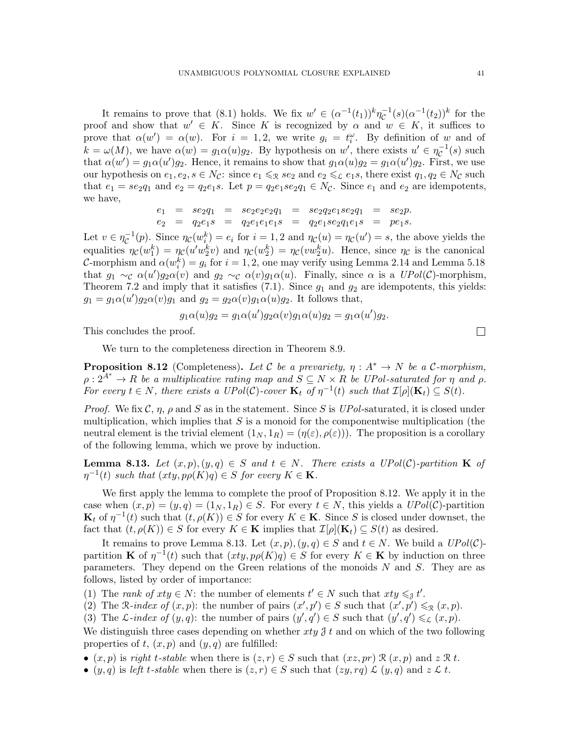It remains to prove that (8.1) holds. We fix $w' \in (\alpha^{-1}(t_1))^k \eta_{\mathcal{C}}^{-1}(s)(\alpha^{-1}(t_2))^k$ for the proof and show that $w' \in K$. Since $K$ is recognized by $\alpha$ and $w \in K$, it suffices to prove that $\alpha(w') = \alpha(w)$. For $i = 1, 2$, we write $g_i = t_i^\omega$. By definition of $w$ and of $k = \omega(M)$, we have $\alpha(w) = g_1\alpha(u)g_2$. By hypothesis on $w'$, there exists $u' \in \eta_{\mathcal{C}}^{-1}(s)$ such that $\alpha(w') = g_1\alpha(u')g_2$. Hence, it remains to show that $g_1\alpha(u)g_2 = g_1\alpha(u')g_2$. First, we use our hypothesis on $e_1, e_2, s \in N_{\mathcal{C}}$: since $e_1 \leqslant_{\mathcal{R}} se_2$ and $e_2 \leqslant_{\mathcal{L}} e_1 s$, there exist $q_1, q_2 \in N_{\mathcal{C}}$ such that $e_1 = se_2q_1$ and $e_2 = q_2e_1s$. Let $p = q_2e_1se_2q_1 \in N_{\mathcal{C}}$. Since $e_1$ and $e_2$ are idempotents, we have,

$$
\begin{array}{rcccccccl}
e_1 & = & se_2q_1 & = & se_2e_2e_2q_1 & = & se_2q_2e_1se_2q_1 & = & se_2p. \\
e_2 & = & q_2e_1s & = & q_2e_1e_1e_1s & = & q_2e_1se_2q_1e_1s & = & pe_1s.
\end{array}
$$

Let $v \in \eta_{\mathcal{C}}^{-1}(p)$. Since $\eta_{\mathcal{C}}(w_i^k) = e_i$ for $i = 1, 2$ and $\eta_{\mathcal{C}}(u) = \eta_{\mathcal{C}}(u') = s$, the above yields the equalities $\eta_{\mathcal{C}}(w_1^k) = \eta_{\mathcal{C}}(u'w_2^kv)$ and $\eta_{\mathcal{C}}(w_2^k) = \eta_{\mathcal{C}}(vw_2^ku)$. Hence, since $\eta_{\mathcal{C}}$ is the canonical $\mathcal{C}$-morphism and $\alpha(w_i^k) = g_i$ for $i = 1, 2$, one may verify using Lemma 2.14 and Lemma 5.18 that $g_1 \sim_{\mathcal{C}} \alpha(u')g_2\alpha(v)$ and $g_2 \sim_{\mathcal{C}} \alpha(v)g_1\alpha(u)$. Finally, since $\alpha$ is a $UPol(\mathcal{C})$-morphism, Theorem 7.2 and imply that it satisfies (7.1). Since $g_1$ and $g_2$ are idempotents, this yields: $g_1 = g_1\alpha(u')g_2\alpha(v)g_1$ and $g_2 = g_2\alpha(v)g_1\alpha(u)g_2$. It follows that,

$$
g_1\alpha(u)g_2 = g_1\alpha(u')g_2\alpha(v)g_1\alpha(u)g_2 = g_1\alpha(u')g_2.
$$

This concludes the proof. $\square$

We turn to the completeness direction in Theorem 8.9.

**Proposition 8.12** (Completeness)**.** *Let $\mathcal{C}$ be a prevariety, $\eta : A^* \to N$ be a $\mathcal{C}$-morphism, $\rho : 2^{A^*} \to R$ be a multiplicative rating map and $S \subseteq N \times R$ be UPol-saturated for $\eta$ and $\rho$. For every $t \in N$, there exists a $UPol(\mathcal{C})$-cover $\mathbf{K}_t$ of $\eta^{-1}(t)$ such that $\mathcal{I}[\rho](\mathbf{K}_t) \subseteq S(t)$.*

*Proof.* We fix $\mathcal{C}$, $\eta$, $\rho$ and $S$ as in the statement. Since $S$ is $UPol$-saturated, it is closed under multiplication, which implies that $S$ is a monoid for the componentwise multiplication (the neutral element is the trivial element $(1_N, 1_R) = (\eta(\varepsilon), \rho(\varepsilon))$). The proposition is a corollary of the following lemma, which we prove by induction.

**Lemma 8.13.** *Let $(x, p), (y, q) \in S$ and $t \in N$. There exists a $UPol(\mathcal{C})$-partition $\mathbf{K}$ of $\eta^{-1}(t)$ such that $(xty, p\rho(K)q) \in S$ for every $K \in \mathbf{K}$.*

We first apply the lemma to complete the proof of Proposition 8.12. We apply it in the case when $(x, p) = (y, q) = (1_N, 1_R) \in S$. For every $t \in N$, this yields a $UPol(\mathcal{C})$-partition $\mathbf{K}_t$ of $\eta^{-1}(t)$ such that $(t, \rho(K)) \in S$ for every $K \in \mathbf{K}$. Since $S$ is closed under downset, the fact that $(t, \rho(K)) \in S$ for every $K \in \mathbf{K}$ implies that $\mathcal{I}[\rho](\mathbf{K}_t) \subseteq S(t)$ as desired.

It remains to prove Lemma 8.13. Let $(x, p), (y, q) \in S$ and $t \in N$. We build a $UPol(\mathcal{C})$-partition $\mathbf{K}$ of $\eta^{-1}(t)$ such that $(xty, p\rho(K)q) \in S$ for every $K \in \mathbf{K}$ by induction on three parameters. They depend on the Green relations of the monoids $N$ and $S$. They are as follows, listed by order of importance:

(1) The *rank of* $xty \in N$: the number of elements $t' \in N$ such that $xty \leqslant_{\mathcal{J}} t'$.
(2) The $\mathcal{R}$*-index of* $(x, p)$: the number of pairs $(x', p') \in S$ such that $(x', p') \leqslant_{\mathcal{R}} (x, p)$.
(3) The $\mathcal{L}$*-index of* $(y, q)$: the number of pairs $(y', q') \in S$ such that $(y', q') \leqslant_{\mathcal{L}} (x, p)$.

We distinguish three cases depending on whether $xty \mathrel{\mathcal{J}} t$ and on which of the two following properties of $t$, $(x, p)$ and $(y, q)$ are fulfilled:

- $(x, p)$ is *right $t$-stable* when there is $(z, r) \in S$ such that $(xz, pr) \mathrel{\mathcal{R}} (x, p)$ and $z \mathrel{\mathcal{R}} t$.
- $(y, q)$ is *left $t$-stable* when there is $(z, r) \in S$ such that $(zy, rq) \mathrel{\mathcal{L}} (y, q)$ and $z \mathrel{\mathcal{L}} t$.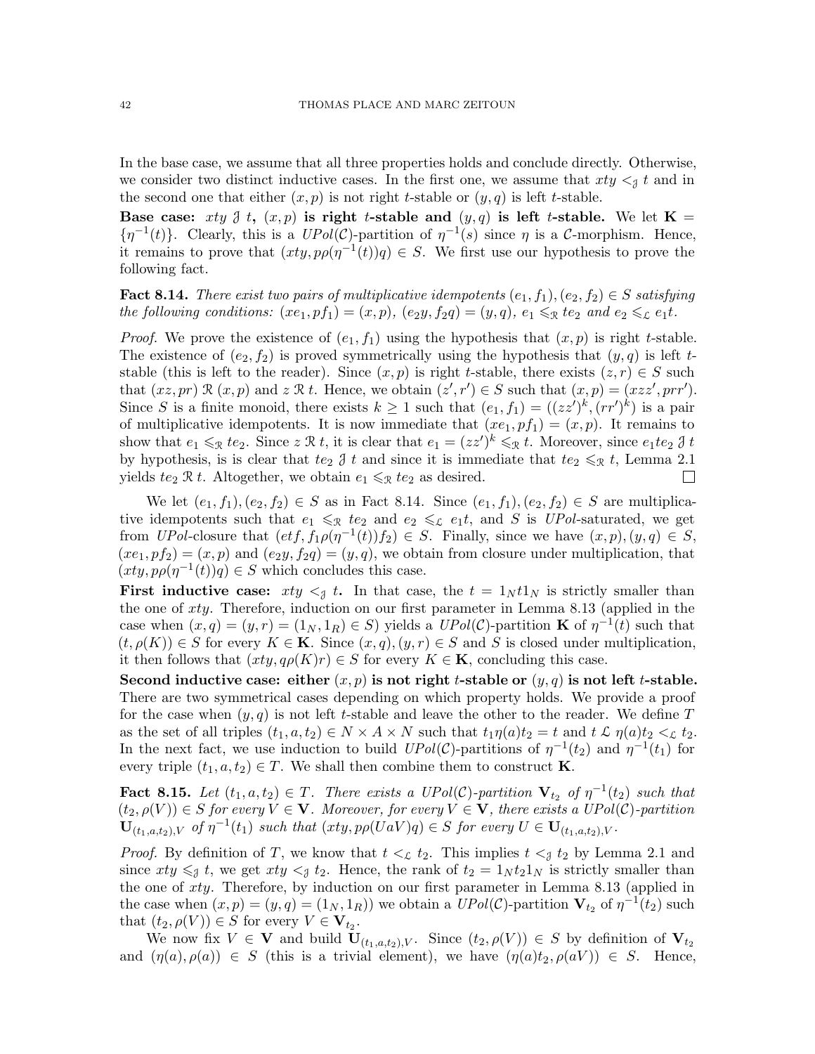In the base case, we assume that all three properties holds and conclude directly. Otherwise, we consider two distinct inductive cases. In the first one, we assume that $xty <_{\mathcal{J}} t$ and in the second one that either $(x,p)$ is not right $t$-stable or $(y,q)$ is left $t$-stable.

**Base case: $xty \mathrel{\mathcal{J}} t$, $(x,p)$ is right $t$-stable and $(y,q)$ is left $t$-stable.** We let $\mathbf{K} = \{\eta^{-1}(t)\}$. Clearly, this is a $UPol(\mathcal{C})$-partition of $\eta^{-1}(s)$ since $\eta$ is a $\mathcal{C}$-morphism. Hence, it remains to prove that $(xty, p\rho(\eta^{-1}(t))q) \in S$. We first use our hypothesis to prove the following fact.

**Fact 8.14.** *There exist two pairs of multiplicative idempotents $(e_1, f_1), (e_2, f_2) \in S$ satisfying the following conditions: $(xe_1, pf_1) = (x,p)$, $(e_2y, f_2q) = (y,q)$, $e_1 \leqslant_{\mathcal{R}} te_2$ and $e_2 \leqslant_{\mathcal{L}} e_1t$.*

*Proof.* We prove the existence of $(e_1, f_1)$ using the hypothesis that $(x,p)$ is right $t$-stable. The existence of $(e_2, f_2)$ is proved symmetrically using the hypothesis that $(y,q)$ is left $t$-stable (this is left to the reader). Since $(x,p)$ is right $t$-stable, there exists $(z,r) \in S$ such that $(xz, pr) \mathrel{\mathcal{R}} (x,p)$ and $z \mathrel{\mathcal{R}} t$. Hence, we obtain $(z', r') \in S$ such that $(x,p) = (xzz', prr')$. Since $S$ is a finite monoid, there exists $k \geq 1$ such that $(e_1, f_1) = ((zz')^k, (rr')^k)$ is a pair of multiplicative idempotents. It is now immediate that $(xe_1, pf_1) = (x,p)$. It remains to show that $e_1 \leqslant_{\mathcal{R}} te_2$. Since $z \mathrel{\mathcal{R}} t$, it is clear that $e_1 = (zz')^k \leqslant_{\mathcal{R}} t$. Moreover, since $e_1te_2 \mathrel{\mathcal{J}} t$ by hypothesis, is is clear that $te_2 \mathrel{\mathcal{J}} t$ and since it is immediate that $te_2 \leqslant_{\mathcal{R}} t$, Lemma 2.1 yields $te_2 \mathrel{\mathcal{R}} t$. Altogether, we obtain $e_1 \leqslant_{\mathcal{R}} te_2$ as desired. $\square$

We let $(e_1, f_1), (e_2, f_2) \in S$ as in Fact 8.14. Since $(e_1, f_1), (e_2, f_2) \in S$ are multiplicative idempotents such that $e_1 \leqslant_{\mathcal{R}} te_2$ and $e_2 \leqslant_{\mathcal{L}} e_1t$, and $S$ is $UPol$-saturated, we get from $UPol$-closure that $(etf, f_1\rho(\eta^{-1}(t))f_2) \in S$. Finally, since we have $(x,p), (y,q) \in S$, $(xe_1, pf_2) = (x,p)$ and $(e_2y, f_2q) = (y,q)$, we obtain from closure under multiplication, that $(xty, p\rho(\eta^{-1}(t))q) \in S$ which concludes this case.

**First inductive case: $xty <_{\mathcal{J}} t$.** In that case, the $t = 1_Nt1_N$ is strictly smaller than the one of $xty$. Therefore, induction on our first parameter in Lemma 8.13 (applied in the case when $(x,q) = (y,r) = (1_N, 1_R) \in S$) yields a $UPol(\mathcal{C})$-partition $\mathbf{K}$ of $\eta^{-1}(t)$ such that $(t, \rho(K)) \in S$ for every $K \in \mathbf{K}$. Since $(x,q), (y,r) \in S$ and $S$ is closed under multiplication, it then follows that $(xty, q\rho(K)r) \in S$ for every $K \in \mathbf{K}$, concluding this case.

**Second inductive case: either $(x,p)$ is not right $t$-stable or $(y,q)$ is not left $t$-stable.** There are two symmetrical cases depending on which property holds. We provide a proof for the case when $(y,q)$ is not left $t$-stable and leave the other to the reader. We define $T$ as the set of all triples $(t_1, a, t_2) \in N \times A \times N$ such that $t_1\eta(a)t_2 = t$ and $t \mathrel{\mathcal{L}} \eta(a)t_2 <_{\mathcal{L}} t_2$. In the next fact, we use induction to build $UPol(\mathcal{C})$-partitions of $\eta^{-1}(t_2)$ and $\eta^{-1}(t_1)$ for every triple $(t_1, a, t_2) \in T$. We shall then combine them to construct $\mathbf{K}$.

**Fact 8.15.** *Let $(t_1, a, t_2) \in T$. There exists a $UPol(\mathcal{C})$-partition $\mathbf{V}_{t_2}$ of $\eta^{-1}(t_2)$ such that $(t_2, \rho(V)) \in S$ for every $V \in \mathbf{V}$. Moreover, for every $V \in \mathbf{V}$, there exists a $UPol(\mathcal{C})$-partition $\mathbf{U}_{(t_1,a,t_2),V}$ of $\eta^{-1}(t_1)$ such that $(xty, p\rho(UaV)q) \in S$ for every $U \in \mathbf{U}_{(t_1,a,t_2),V}$.*

*Proof.* By definition of $T$, we know that $t <_{\mathcal{L}} t_2$. This implies $t <_{\mathcal{J}} t_2$ by Lemma 2.1 and since $xty \leqslant_{\mathcal{J}} t$, we get $xty <_{\mathcal{J}} t_2$. Hence, the rank of $t_2 = 1_Nt_21_N$ is strictly smaller than the one of $xty$. Therefore, by induction on our first parameter in Lemma 8.13 (applied in the case when $(x,p) = (y,q) = (1_N, 1_R)$) we obtain a $UPol(\mathcal{C})$-partition $\mathbf{V}_{t_2}$ of $\eta^{-1}(t_2)$ such that $(t_2, \rho(V)) \in S$ for every $V \in \mathbf{V}_{t_2}$.

We now fix $V \in \mathbf{V}$ and build $\mathbf{U}_{(t_1,a,t_2),V}$. Since $(t_2, \rho(V)) \in S$ by definition of $\mathbf{V}_{t_2}$ and $(\eta(a), \rho(a)) \in S$ (this is a trivial element), we have $(\eta(a)t_2, \rho(aV)) \in S$. Hence,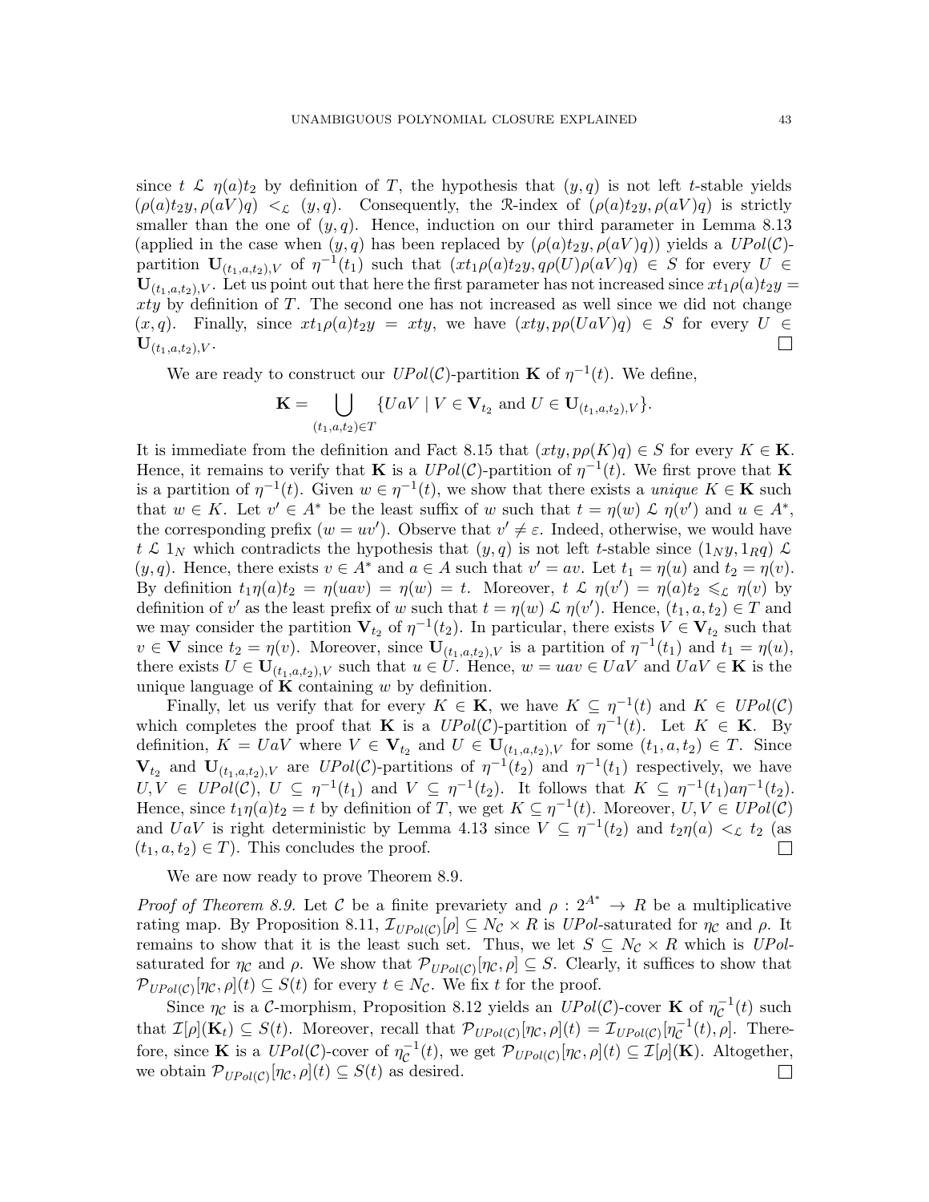since $t \mathrel{\mathcal{L}} \eta(a)t_2$ by definition of $T$, the hypothesis that $(y, q)$ is not left $t$-stable yields $(\rho(a)t_2y, \rho(aV)q) <_{\mathcal{L}} (y, q)$. Consequently, the $\mathcal{R}$-index of $(\rho(a)t_2y, \rho(aV)q)$ is strictly smaller than the one of $(y, q)$. Hence, induction on our third parameter in Lemma 8.13 (applied in the case when $(y, q)$ has been replaced by $(\rho(a)t_2y, \rho(aV)q)$) yields a $UPol(\mathcal{C})$-partition $\mathbf{U}_{(t_1,a,t_2),V}$ of $\eta^{-1}(t_1)$ such that $(xt_1\rho(a)t_2y, q\rho(U)\rho(aV)q) \in S$ for every $U \in \mathbf{U}_{(t_1,a,t_2),V}$. Let us point out that here the first parameter has not increased since $xt_1\rho(a)t_2y = xty$ by definition of $T$. The second one has not increased as well since we did not change $(x, q)$. Finally, since $xt_1\rho(a)t_2y = xty$, we have $(xty, p\rho(UaV)q) \in S$ for every $U \in \mathbf{U}_{(t_1,a,t_2),V}$. □

We are ready to construct our $UPol(\mathcal{C})$-partition $\mathbf{K}$ of $\eta^{-1}(t)$. We define,

$$\mathbf{K} = \bigcup_{(t_1,a,t_2)\in T} \{UaV \mid V \in \mathbf{V}_{t_2} \text{ and } U \in \mathbf{U}_{(t_1,a,t_2),V}\}.$$

It is immediate from the definition and Fact 8.15 that $(xty, p\rho(K)q) \in S$ for every $K \in \mathbf{K}$. Hence, it remains to verify that $\mathbf{K}$ is a $UPol(\mathcal{C})$-partition of $\eta^{-1}(t)$. We first prove that $\mathbf{K}$ is a partition of $\eta^{-1}(t)$. Given $w \in \eta^{-1}(t)$, we show that there exists a *unique* $K \in \mathbf{K}$ such that $w \in K$. Let $v' \in A^*$ be the least suffix of $w$ such that $t = \eta(w) \mathrel{\mathcal{L}} \eta(v')$ and $u \in A^*$, the corresponding prefix ($w = uv'$). Observe that $v' \neq \varepsilon$. Indeed, otherwise, we would have $t \mathrel{\mathcal{L}} 1_N$ which contradicts the hypothesis that $(y, q)$ is not left $t$-stable since $(1_Ny, 1_Rq) \mathrel{\mathcal{L}} (y, q)$. Hence, there exists $v \in A^*$ and $a \in A$ such that $v' = av$. Let $t_1 = \eta(u)$ and $t_2 = \eta(v)$. By definition $t_1\eta(a)t_2 = \eta(uav) = \eta(w) = t$. Moreover, $t \mathrel{\mathcal{L}} \eta(v') = \eta(a)t_2 \leqslant_{\mathcal{L}} \eta(v)$ by definition of $v'$ as the least prefix of $w$ such that $t = \eta(w) \mathrel{\mathcal{L}} \eta(v')$. Hence, $(t_1, a, t_2) \in T$ and we may consider the partition $\mathbf{V}_{t_2}$ of $\eta^{-1}(t_2)$. In particular, there exists $V \in \mathbf{V}_{t_2}$ such that $v \in \mathbf{V}$ since $t_2 = \eta(v)$. Moreover, since $\mathbf{U}_{(t_1,a,t_2),V}$ is a partition of $\eta^{-1}(t_1)$ and $t_1 = \eta(u)$, there exists $U \in \mathbf{U}_{(t_1,a,t_2),V}$ such that $u \in U$. Hence, $w = uav \in UaV$ and $UaV \in \mathbf{K}$ is the unique language of $\mathbf{K}$ containing $w$ by definition.

Finally, let us verify that for every $K \in \mathbf{K}$, we have $K \subseteq \eta^{-1}(t)$ and $K \in UPol(\mathcal{C})$ which completes the proof that $\mathbf{K}$ is a $UPol(\mathcal{C})$-partition of $\eta^{-1}(t)$. Let $K \in \mathbf{K}$. By definition, $K = UaV$ where $V \in \mathbf{V}_{t_2}$ and $U \in \mathbf{U}_{(t_1,a,t_2),V}$ for some $(t_1, a, t_2) \in T$. Since $\mathbf{V}_{t_2}$ and $\mathbf{U}_{(t_1,a,t_2),V}$ are $UPol(\mathcal{C})$-partitions of $\eta^{-1}(t_2)$ and $\eta^{-1}(t_1)$ respectively, we have $U, V \in UPol(\mathcal{C})$, $U \subseteq \eta^{-1}(t_1)$ and $V \subseteq \eta^{-1}(t_2)$. It follows that $K \subseteq \eta^{-1}(t_1)a\eta^{-1}(t_2)$. Hence, since $t_1\eta(a)t_2 = t$ by definition of $T$, we get $K \subseteq \eta^{-1}(t)$. Moreover, $U, V \in UPol(\mathcal{C})$ and $UaV$ is right deterministic by Lemma 4.13 since $V \subseteq \eta^{-1}(t_2)$ and $t_2\eta(a) <_{\mathcal{L}} t_2$ (as $(t_1, a, t_2) \in T$). This concludes the proof. □

We are now ready to prove Theorem 8.9.

*Proof of Theorem 8.9.* Let $\mathcal{C}$ be a finite prevariety and $\rho : 2^{A^*} \to R$ be a multiplicative rating map. By Proposition 8.11, $\mathcal{I}_{UPol(\mathcal{C})}[\rho] \subseteq N_{\mathcal{C}} \times R$ is $UPol$-saturated for $\eta_{\mathcal{C}}$ and $\rho$. It remains to show that it is the least such set. Thus, we let $S \subseteq N_{\mathcal{C}} \times R$ which is $UPol$-saturated for $\eta_{\mathcal{C}}$ and $\rho$. We show that $\mathcal{P}_{UPol(\mathcal{C})}[\eta_{\mathcal{C}}, \rho] \subseteq S$. Clearly, it suffices to show that $\mathcal{P}_{UPol(\mathcal{C})}[\eta_{\mathcal{C}}, \rho](t) \subseteq S(t)$ for every $t \in N_{\mathcal{C}}$. We fix $t$ for the proof.

Since $\eta_{\mathcal{C}}$ is a $\mathcal{C}$-morphism, Proposition 8.12 yields an $UPol(\mathcal{C})$-cover $\mathbf{K}$ of $\eta_{\mathcal{C}}^{-1}(t)$ such that $\mathcal{I}[\rho](\mathbf{K}_t) \subseteq S(t)$. Moreover, recall that $\mathcal{P}_{UPol(\mathcal{C})}[\eta_{\mathcal{C}}, \rho](t) = \mathcal{I}_{UPol(\mathcal{C})}[\eta_{\mathcal{C}}^{-1}(t), \rho]$. Therefore, since $\mathbf{K}$ is a $UPol(\mathcal{C})$-cover of $\eta_{\mathcal{C}}^{-1}(t)$, we get $\mathcal{P}_{UPol(\mathcal{C})}[\eta_{\mathcal{C}}, \rho](t) \subseteq \mathcal{I}[\rho](\mathbf{K})$. Altogether, we obtain $\mathcal{P}_{UPol(\mathcal{C})}[\eta_{\mathcal{C}}, \rho](t) \subseteq S(t)$ as desired. □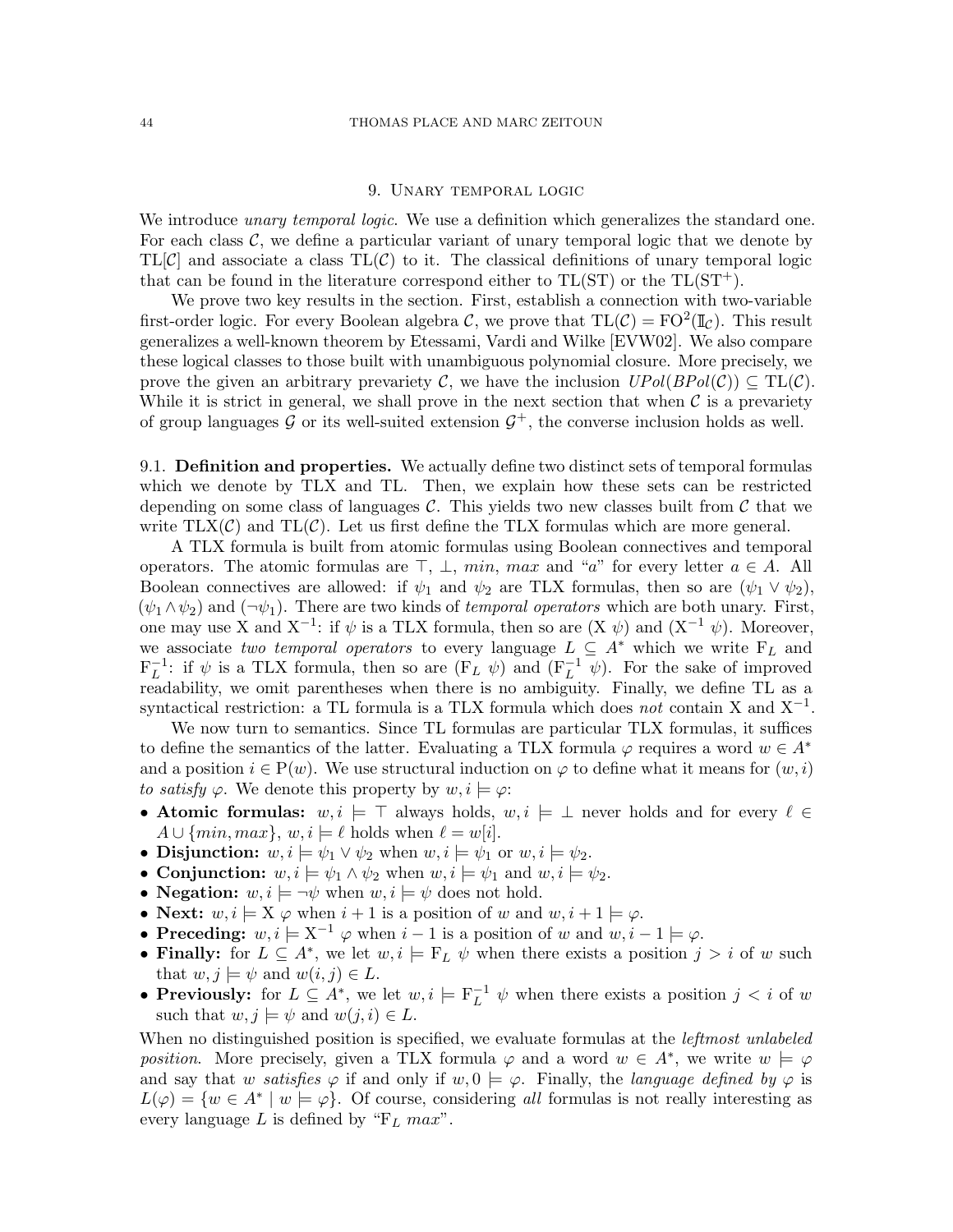## 9. Unary temporal logic

We introduce *unary temporal logic*. We use a definition which generalizes the standard one. For each class $\mathcal{C}$, we define a particular variant of unary temporal logic that we denote by $\text{TL}[\mathcal{C}]$ and associate a class $\text{TL}(\mathcal{C})$ to it. The classical definitions of unary temporal logic that can be found in the literature correspond either to $\text{TL}(\text{ST})$ or the $\text{TL}(\text{ST}^+)$.

We prove two key results in the section. First, establish a connection with two-variable first-order logic. For every Boolean algebra $\mathcal{C}$, we prove that $\text{TL}(\mathcal{C}) = \text{FO}^2(\mathbb{I}_{\mathcal{C}})$. This result generalizes a well-known theorem by Etessami, Vardi and Wilke [EVW02]. We also compare these logical classes to those built with unambiguous polynomial closure. More precisely, we prove the given an arbitrary prevariety $\mathcal{C}$, we have the inclusion $UPol(BPol(\mathcal{C})) \subseteq \text{TL}(\mathcal{C})$. While it is strict in general, we shall prove in the next section that when $\mathcal{C}$ is a prevariety of group languages $\mathcal{G}$ or its well-suited extension $\mathcal{G}^+$, the converse inclusion holds as well.

### 9.1. Definition and properties.

We actually define two distinct sets of temporal formulas which we denote by TLX and TL. Then, we explain how these sets can be restricted depending on some class of languages $\mathcal{C}$. This yields two new classes built from $\mathcal{C}$ that we write $\text{TLX}(\mathcal{C})$ and $\text{TL}(\mathcal{C})$. Let us first define the TLX formulas which are more general.

A TLX formula is built from atomic formulas using Boolean connectives and temporal operators. The atomic formulas are $\top$, $\bot$, $min$, $max$ and "$a$" for every letter $a \in A$. All Boolean connectives are allowed: if $\psi_1$ and $\psi_2$ are TLX formulas, then so are $(\psi_1 \vee \psi_2)$, $(\psi_1 \wedge \psi_2)$ and $(\neg\psi_1)$. There are two kinds of *temporal operators* which are both unary. First, one may use $\text{X}$ and $\text{X}^{-1}$: if $\psi$ is a TLX formula, then so are $(\text{X}\ \psi)$ and $(\text{X}^{-1}\ \psi)$. Moreover, we associate *two temporal operators* to every language $L \subseteq A^*$ which we write $\text{F}_L$ and $\text{F}_L^{-1}$: if $\psi$ is a TLX formula, then so are $(\text{F}_L\ \psi)$ and $(\text{F}_L^{-1}\ \psi)$. For the sake of improved readability, we omit parentheses when there is no ambiguity. Finally, we define TL as a syntactical restriction: a TL formula is a TLX formula which does *not* contain $\text{X}$ and $\text{X}^{-1}$.

We now turn to semantics. Since TL formulas are particular TLX formulas, it suffices to define the semantics of the latter. Evaluating a TLX formula $\varphi$ requires a word $w \in A^*$ and a position $i \in \text{P}(w)$. We use structural induction on $\varphi$ to define what it means for $(w, i)$ *to satisfy* $\varphi$. We denote this property by $w, i \models \varphi$:

- **Atomic formulas:** $w, i \models \top$ always holds, $w, i \models \bot$ never holds and for every $\ell \in A \cup \{min, max\}$, $w, i \models \ell$ holds when $\ell = w[i]$.
- **Disjunction:** $w, i \models \psi_1 \vee \psi_2$ when $w, i \models \psi_1$ or $w, i \models \psi_2$.
- **Conjunction:** $w, i \models \psi_1 \wedge \psi_2$ when $w, i \models \psi_1$ and $w, i \models \psi_2$.
- **Negation:** $w, i \models \neg\psi$ when $w, i \models \psi$ does not hold.
- **Next:** $w, i \models \text{X}\ \varphi$ when $i + 1$ is a position of $w$ and $w, i + 1 \models \varphi$.
- **Preceding:** $w, i \models \text{X}^{-1}\ \varphi$ when $i - 1$ is a position of $w$ and $w, i - 1 \models \varphi$.
- **Finally:** for $L \subseteq A^*$, we let $w, i \models \text{F}_L\ \psi$ when there exists a position $j > i$ of $w$ such that $w, j \models \psi$ and $w(i, j) \in L$.
- **Previously:** for $L \subseteq A^*$, we let $w, i \models \text{F}_L^{-1}\ \psi$ when there exists a position $j < i$ of $w$ such that $w, j \models \psi$ and $w(j, i) \in L$.

When no distinguished position is specified, we evaluate formulas at the *leftmost unlabeled position*. More precisely, given a TLX formula $\varphi$ and a word $w \in A^*$, we write $w \models \varphi$ and say that $w$ *satisfies* $\varphi$ if and only if $w, 0 \models \varphi$. Finally, the *language defined by* $\varphi$ is $L(\varphi) = \{w \in A^* \mid w \models \varphi\}$. Of course, considering *all* formulas is not really interesting as every language $L$ is defined by "$\text{F}_L\ max$".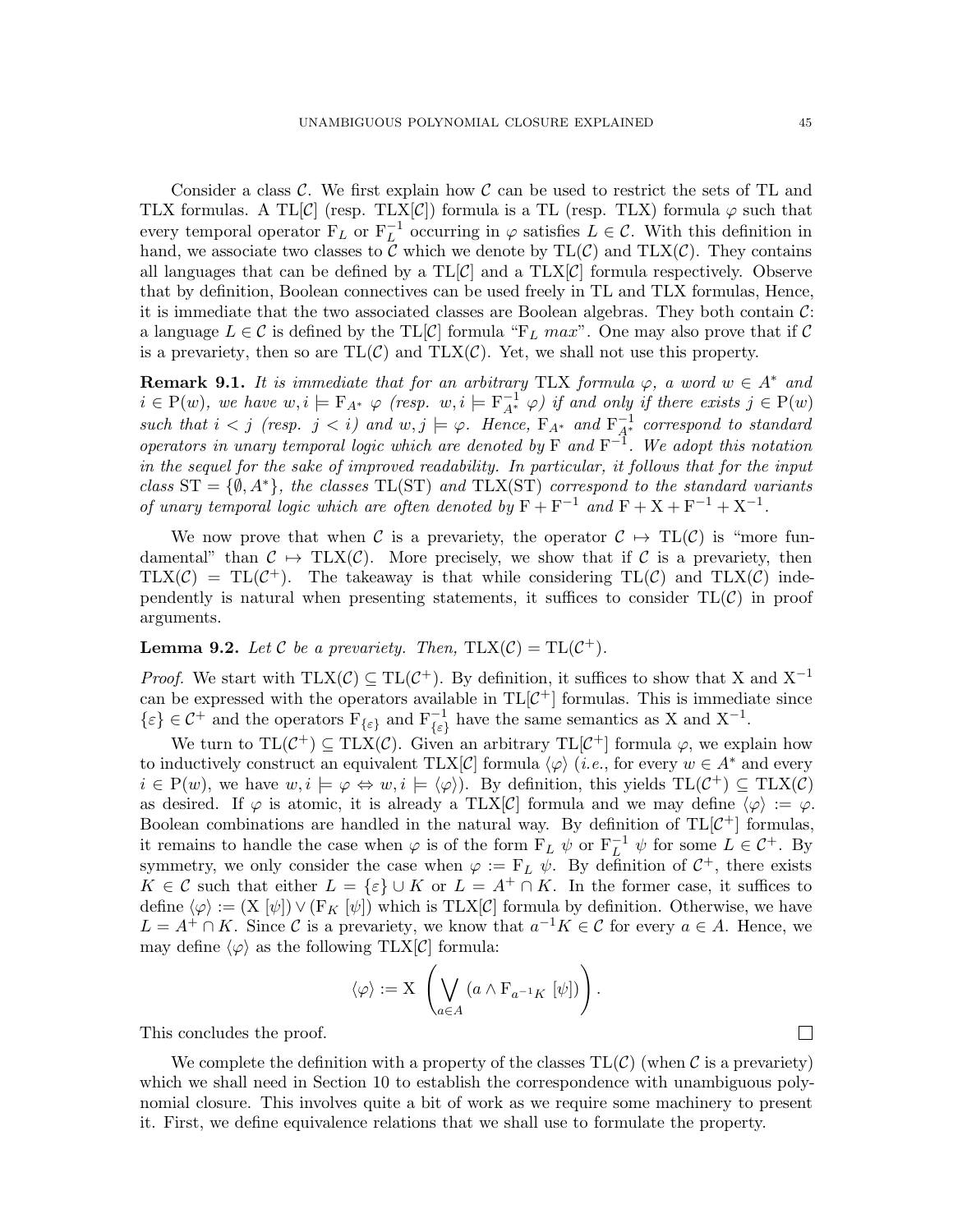Consider a class $\mathcal{C}$. We first explain how $\mathcal{C}$ can be used to restrict the sets of TL and TLX formulas. A TL[$\mathcal{C}$] (resp. TLX[$\mathcal{C}$]) formula is a TL (resp. TLX) formula $\varphi$ such that every temporal operator $\mathrm{F}_L$ or $\mathrm{F}_L^{-1}$ occurring in $\varphi$ satisfies $L \in \mathcal{C}$. With this definition in hand, we associate two classes to $\mathcal{C}$ which we denote by $\mathrm{TL}(\mathcal{C})$ and $\mathrm{TLX}(\mathcal{C})$. They contains all languages that can be defined by a TL[$\mathcal{C}$] and a TLX[$\mathcal{C}$] formula respectively. Observe that by definition, Boolean connectives can be used freely in TL and TLX formulas, Hence, it is immediate that the two associated classes are Boolean algebras. They both contain $\mathcal{C}$: a language $L \in \mathcal{C}$ is defined by the TL[$\mathcal{C}$] formula "$\mathrm{F}_L$ *max*". One may also prove that if $\mathcal{C}$ is a prevariety, then so are $\mathrm{TL}(\mathcal{C})$ and $\mathrm{TLX}(\mathcal{C})$. Yet, we shall not use this property.

**Remark 9.1.** *It is immediate that for an arbitrary* TLX *formula $\varphi$, a word $w \in A^*$ and $i \in \mathrm{P}(w)$, we have $w, i \models \mathrm{F}_{A^*}\ \varphi$ (resp. $w, i \models \mathrm{F}_{A^*}^{-1}\ \varphi$) if and only if there exists $j \in \mathrm{P}(w)$ such that $i < j$ (resp. $j < i$) and $w, j \models \varphi$. Hence, $\mathrm{F}_{A^*}$ and $\mathrm{F}_{A^*}^{-1}$ correspond to standard operators in unary temporal logic which are denoted by $\mathrm{F}$ and $\mathrm{F}^{-1}$. We adopt this notation in the sequel for the sake of improved readability. In particular, it follows that for the input class $\mathrm{ST} = \{\emptyset, A^*\}$, the classes $\mathrm{TL}(\mathrm{ST})$ and $\mathrm{TLX}(\mathrm{ST})$ correspond to the standard variants of unary temporal logic which are often denoted by $\mathrm{F} + \mathrm{F}^{-1}$ and $\mathrm{F} + \mathrm{X} + \mathrm{F}^{-1} + \mathrm{X}^{-1}$.*

We now prove that when $\mathcal{C}$ is a prevariety, the operator $\mathcal{C} \mapsto \mathrm{TL}(\mathcal{C})$ is "more fundamental" than $\mathcal{C} \mapsto \mathrm{TLX}(\mathcal{C})$. More precisely, we show that if $\mathcal{C}$ is a prevariety, then $\mathrm{TLX}(\mathcal{C}) = \mathrm{TL}(\mathcal{C}^+)$. The takeaway is that while considering $\mathrm{TL}(\mathcal{C})$ and $\mathrm{TLX}(\mathcal{C})$ independently is natural when presenting statements, it suffices to consider $\mathrm{TL}(\mathcal{C})$ in proof arguments.

**Lemma 9.2.** *Let $\mathcal{C}$ be a prevariety. Then, $\mathrm{TLX}(\mathcal{C}) = \mathrm{TL}(\mathcal{C}^+)$.*

*Proof.* We start with $\mathrm{TLX}(\mathcal{C}) \subseteq \mathrm{TL}(\mathcal{C}^+)$. By definition, it suffices to show that $\mathrm{X}$ and $\mathrm{X}^{-1}$ can be expressed with the operators available in TL[$\mathcal{C}^+$] formulas. This is immediate since $\{\varepsilon\} \in \mathcal{C}^+$ and the operators $\mathrm{F}_{\{\varepsilon\}}$ and $\mathrm{F}_{\{\varepsilon\}}^{-1}$ have the same semantics as $\mathrm{X}$ and $\mathrm{X}^{-1}$.

We turn to $\mathrm{TL}(\mathcal{C}^+) \subseteq \mathrm{TLX}(\mathcal{C})$. Given an arbitrary TL[$\mathcal{C}^+$] formula $\varphi$, we explain how to inductively construct an equivalent TLX[$\mathcal{C}$] formula $\langle\varphi\rangle$ (*i.e.*, for every $w \in A^*$ and every $i \in \mathrm{P}(w)$, we have $w, i \models \varphi \Leftrightarrow w, i \models \langle\varphi\rangle$). By definition, this yields $\mathrm{TL}(\mathcal{C}^+) \subseteq \mathrm{TLX}(\mathcal{C})$ as desired. If $\varphi$ is atomic, it is already a TLX[$\mathcal{C}$] formula and we may define $\langle\varphi\rangle := \varphi$. Boolean combinations are handled in the natural way. By definition of TL[$\mathcal{C}^+$] formulas, it remains to handle the case when $\varphi$ is of the form $\mathrm{F}_L\ \psi$ or $\mathrm{F}_L^{-1}\ \psi$ for some $L \in \mathcal{C}^+$. By symmetry, we only consider the case when $\varphi := \mathrm{F}_L\ \psi$. By definition of $\mathcal{C}^+$, there exists $K \in \mathcal{C}$ such that either $L = \{\varepsilon\} \cup K$ or $L = A^+ \cap K$. In the former case, it suffices to define $\langle\varphi\rangle := (\mathrm{X}\ [\psi]) \vee (\mathrm{F}_K\ [\psi])$ which is TLX[$\mathcal{C}$] formula by definition. Otherwise, we have $L = A^+ \cap K$. Since $\mathcal{C}$ is a prevariety, we know that $a^{-1}K \in \mathcal{C}$ for every $a \in A$. Hence, we may define $\langle\varphi\rangle$ as the following TLX[$\mathcal{C}$] formula:

$$\langle\varphi\rangle := \mathrm{X}\ \left(\bigvee_{a \in A} (a \wedge \mathrm{F}_{a^{-1}K}\ [\psi])\right).$$

This concludes the proof. $\square$

We complete the definition with a property of the classes $\mathrm{TL}(\mathcal{C})$ (when $\mathcal{C}$ is a prevariety) which we shall need in Section 10 to establish the correspondence with unambiguous polynomial closure. This involves quite a bit of work as we require some machinery to present it. First, we define equivalence relations that we shall use to formulate the property.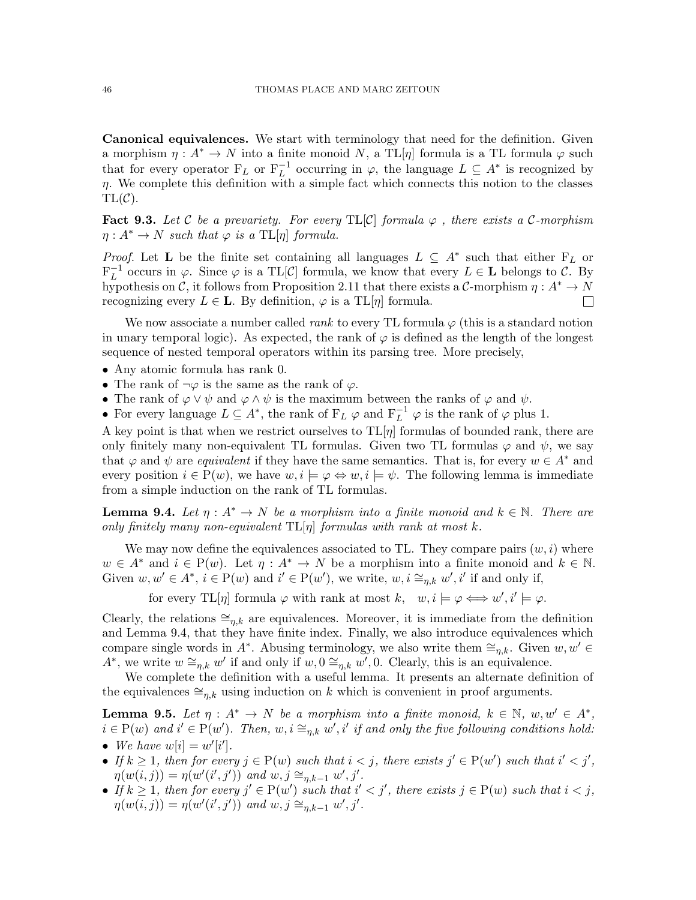**Canonical equivalences.** We start with terminology that need for the definition. Given a morphism $\eta : A^* \to N$ into a finite monoid $N$, a $\text{TL}[\eta]$ formula is a TL formula $\varphi$ such that for every operator $\text{F}_L$ or $\text{F}_L^{-1}$ occurring in $\varphi$, the language $L \subseteq A^*$ is recognized by $\eta$. We complete this definition with a simple fact which connects this notion to the classes $\text{TL}(\mathcal{C})$.

**Fact 9.3.** *Let $\mathcal{C}$ be a prevariety. For every $\text{TL}[\mathcal{C}]$ formula $\varphi$ , there exists a $\mathcal{C}$-morphism $\eta : A^* \to N$ such that $\varphi$ is a $\text{TL}[\eta]$ formula.*

*Proof.* Let $\mathbf{L}$ be the finite set containing all languages $L \subseteq A^*$ such that either $\text{F}_L$ or $\text{F}_L^{-1}$ occurs in $\varphi$. Since $\varphi$ is a $\text{TL}[\mathcal{C}]$ formula, we know that every $L \in \mathbf{L}$ belongs to $\mathcal{C}$. By hypothesis on $\mathcal{C}$, it follows from Proposition 2.11 that there exists a $\mathcal{C}$-morphism $\eta : A^* \to N$ recognizing every $L \in \mathbf{L}$. By definition, $\varphi$ is a $\text{TL}[\eta]$ formula. $\square$

We now associate a number called *rank* to every TL formula $\varphi$ (this is a standard notion in unary temporal logic). As expected, the rank of $\varphi$ is defined as the length of the longest sequence of nested temporal operators within its parsing tree. More precisely,

- Any atomic formula has rank 0.
- The rank of $\neg\varphi$ is the same as the rank of $\varphi$.
- The rank of $\varphi \vee \psi$ and $\varphi \wedge \psi$ is the maximum between the ranks of $\varphi$ and $\psi$.
- For every language $L \subseteq A^*$, the rank of $\text{F}_L\ \varphi$ and $\text{F}_L^{-1}\ \varphi$ is the rank of $\varphi$ plus 1.

A key point is that when we restrict ourselves to $\text{TL}[\eta]$ formulas of bounded rank, there are only finitely many non-equivalent TL formulas. Given two TL formulas $\varphi$ and $\psi$, we say that $\varphi$ and $\psi$ are *equivalent* if they have the same semantics. That is, for every $w \in A^*$ and every position $i \in \text{P}(w)$, we have $w, i \models \varphi \Leftrightarrow w, i \models \psi$. The following lemma is immediate from a simple induction on the rank of TL formulas.

**Lemma 9.4.** *Let $\eta : A^* \to N$ be a morphism into a finite monoid and $k \in \mathbb{N}$. There are only finitely many non-equivalent $\text{TL}[\eta]$ formulas with rank at most $k$.*

We may now define the equivalences associated to TL. They compare pairs $(w, i)$ where $w \in A^*$ and $i \in \text{P}(w)$. Let $\eta : A^* \to N$ be a morphism into a finite monoid and $k \in \mathbb{N}$. Given $w, w' \in A^*$, $i \in \text{P}(w)$ and $i' \in \text{P}(w')$, we write, $w, i \cong_{\eta,k} w', i'$ if and only if,

$$\text{for every } \text{TL}[\eta] \text{ formula } \varphi \text{ with rank at most } k, \quad w, i \models \varphi \iff w', i' \models \varphi.$$

Clearly, the relations $\cong_{\eta,k}$ are equivalences. Moreover, it is immediate from the definition and Lemma 9.4, that they have finite index. Finally, we also introduce equivalences which compare single words in $A^*$. Abusing terminology, we also write them $\cong_{\eta,k}$. Given $w, w' \in A^*$, we write $w \cong_{\eta,k} w'$ if and only if $w, 0 \cong_{\eta,k} w', 0$. Clearly, this is an equivalence.

We complete the definition with a useful lemma. It presents an alternate definition of the equivalences $\cong_{\eta,k}$ using induction on $k$ which is convenient in proof arguments.

**Lemma 9.5.** *Let $\eta : A^* \to N$ be a morphism into a finite monoid, $k \in \mathbb{N}$, $w, w' \in A^*$, $i \in \text{P}(w)$ and $i' \in \text{P}(w')$. Then, $w, i \cong_{\eta,k} w', i'$ if and only the five following conditions hold:*

- *We have $w[i] = w'[i']$.*
- *If $k \geq 1$, then for every $j \in \text{P}(w)$ such that $i < j$, there exists $j' \in \text{P}(w')$ such that $i' < j'$, $\eta(w(i, j)) = \eta(w'(i', j'))$ and $w, j \cong_{\eta,k-1} w', j'$.*
- *If $k \geq 1$, then for every $j' \in \text{P}(w')$ such that $i' < j'$, there exists $j \in \text{P}(w)$ such that $i < j$, $\eta(w(i, j)) = \eta(w'(i', j'))$ and $w, j \cong_{\eta,k-1} w', j'$.*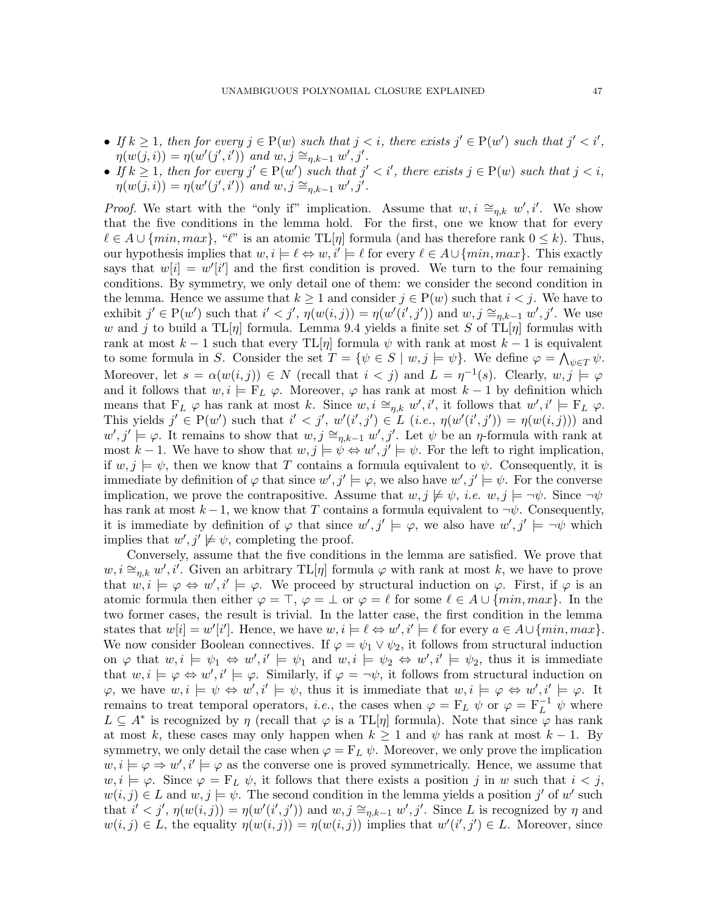- *If $k \geq 1$, then for every $j \in \mathrm{P}(w)$ such that $j < i$, there exists $j' \in \mathrm{P}(w')$ such that $j' < i'$, $\eta(w(j,i)) = \eta(w'(j',i'))$ and $w, j \cong_{\eta,k-1} w', j'$.*
- *If $k \geq 1$, then for every $j' \in \mathrm{P}(w')$ such that $j' < i'$, there exists $j \in \mathrm{P}(w)$ such that $j < i$, $\eta(w(j,i)) = \eta(w'(j',i'))$ and $w, j \cong_{\eta,k-1} w', j'$.*

*Proof.* We start with the "only if" implication. Assume that $w, i \cong_{\eta,k} w', i'$. We show that the five conditions in the lemma hold. For the first, one we know that for every $\ell \in A \cup \{min, max\}$, "$\ell$" is an atomic TL[$\eta$] formula (and has therefore rank $0 \leq k$). Thus, our hypothesis implies that $w, i \models \ell \Leftrightarrow w, i' \models \ell$ for every $\ell \in A \cup \{min, max\}$. This exactly says that $w[i] = w'[i']$ and the first condition is proved. We turn to the four remaining conditions. By symmetry, we only detail one of them: we consider the second condition in the lemma. Hence we assume that $k \geq 1$ and consider $j \in \mathrm{P}(w)$ such that $i < j$. We have to exhibit $j' \in \mathrm{P}(w')$ such that $i' < j'$, $\eta(w(i,j)) = \eta(w'(i',j'))$ and $w, j \cong_{\eta,k-1} w', j'$. We use $w$ and $j$ to build a TL[$\eta$] formula. Lemma 9.4 yields a finite set $S$ of TL[$\eta$] formulas with rank at most $k-1$ such that every TL[$\eta$] formula $\psi$ with rank at most $k-1$ is equivalent to some formula in $S$. Consider the set $T = \{\psi \in S \mid w, j \models \psi\}$. We define $\varphi = \bigwedge_{\psi \in T} \psi$. Moreover, let $s = \alpha(w(i,j)) \in N$ (recall that $i < j$) and $L = \eta^{-1}(s)$. Clearly, $w, j \models \varphi$ and it follows that $w, i \models \mathrm{F}_L\ \varphi$. Moreover, $\varphi$ has rank at most $k-1$ by definition which means that $\mathrm{F}_L\ \varphi$ has rank at most $k$. Since $w, i \cong_{\eta,k} w', i'$, it follows that $w', i' \models \mathrm{F}_L\ \varphi$. This yields $j' \in \mathrm{P}(w')$ such that $i' < j'$, $w'(i',j') \in L$ (*i.e.*, $\eta(w'(i',j')) = \eta(w(i,j))$) and $w', j' \models \varphi$. It remains to show that $w, j \cong_{\eta,k-1} w', j'$. Let $\psi$ be an $\eta$-formula with rank at most $k-1$. We have to show that $w, j \models \psi \Leftrightarrow w', j' \models \psi$. For the left to right implication, if $w, j \models \psi$, then we know that $T$ contains a formula equivalent to $\psi$. Consequently, it is immediate by definition of $\varphi$ that since $w', j' \models \varphi$, we also have $w', j' \models \psi$. For the converse implication, we prove the contrapositive. Assume that $w, j \not\models \psi$, *i.e.* $w, j \models \neg\psi$. Since $\neg\psi$ has rank at most $k-1$, we know that $T$ contains a formula equivalent to $\neg\psi$. Consequently, it is immediate by definition of $\varphi$ that since $w', j' \models \varphi$, we also have $w', j' \models \neg\psi$ which implies that $w', j' \not\models \psi$, completing the proof.

Conversely, assume that the five conditions in the lemma are satisfied. We prove that $w, i \cong_{\eta,k} w', i'$. Given an arbitrary TL[$\eta$] formula $\varphi$ with rank at most $k$, we have to prove that $w, i \models \varphi \Leftrightarrow w', i' \models \varphi$. We proceed by structural induction on $\varphi$. First, if $\varphi$ is an atomic formula then either $\varphi = \top$, $\varphi = \bot$ or $\varphi = \ell$ for some $\ell \in A \cup \{min, max\}$. In the two former cases, the result is trivial. In the latter case, the first condition in the lemma states that $w[i] = w'[i']$. Hence, we have $w, i \models \ell \Leftrightarrow w', i' \models \ell$ for every $a \in A \cup \{min, max\}$. We now consider Boolean connectives. If $\varphi = \psi_1 \vee \psi_2$, it follows from structural induction on $\varphi$ that $w, i \models \psi_1 \Leftrightarrow w', i' \models \psi_1$ and $w, i \models \psi_2 \Leftrightarrow w', i' \models \psi_2$, thus it is immediate that $w, i \models \varphi \Leftrightarrow w', i' \models \varphi$. Similarly, if $\varphi = \neg\psi$, it follows from structural induction on $\varphi$, we have $w, i \models \psi \Leftrightarrow w', i' \models \psi$, thus it is immediate that $w, i \models \varphi \Leftrightarrow w', i' \models \varphi$. It remains to treat temporal operators, *i.e.*, the cases when $\varphi = \mathrm{F}_L\ \psi$ or $\varphi = \mathrm{F}_L^{-1}\ \psi$ where $L \subseteq A^*$ is recognized by $\eta$ (recall that $\varphi$ is a TL[$\eta$] formula). Note that since $\varphi$ has rank at most $k$, these cases may only happen when $k \geq 1$ and $\psi$ has rank at most $k-1$. By symmetry, we only detail the case when $\varphi = \mathrm{F}_L\ \psi$. Moreover, we only prove the implication $w, i \models \varphi \Rightarrow w', i' \models \varphi$ as the converse one is proved symmetrically. Hence, we assume that $w, i \models \varphi$. Since $\varphi = \mathrm{F}_L\ \psi$, it follows that there exists a position $j$ in $w$ such that $i < j$, $w(i,j) \in L$ and $w, j \models \psi$. The second condition in the lemma yields a position $j'$ of $w'$ such that $i' < j'$, $\eta(w(i,j)) = \eta(w'(i',j'))$ and $w, j \cong_{\eta,k-1} w', j'$. Since $L$ is recognized by $\eta$ and $w(i,j) \in L$, the equality $\eta(w(i,j)) = \eta(w(i,j))$ implies that $w'(i',j') \in L$. Moreover, since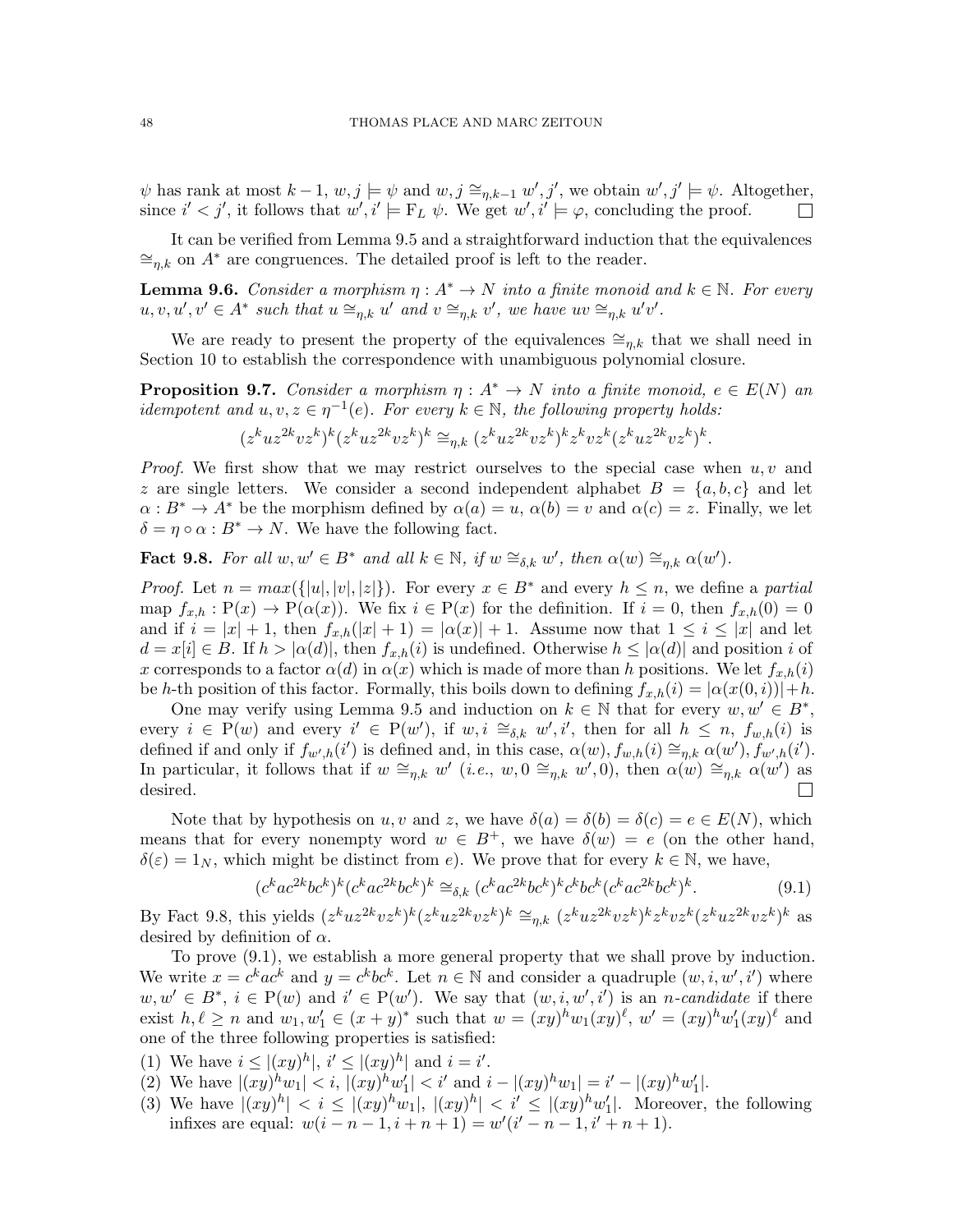$\psi$ has rank at most $k-1$, $w,j \models \psi$ and $w,j \cong_{\eta,k-1} w',j'$, we obtain $w',j' \models \psi$. Altogether, since $i' < j'$, it follows that $w',i' \models \mathrm{F}_L\ \psi$. We get $w',i' \models \varphi$, concluding the proof. ☐

It can be verified from Lemma 9.5 and a straightforward induction that the equivalences $\cong_{\eta,k}$ on $A^*$ are congruences. The detailed proof is left to the reader.

**Lemma 9.6.** *Consider a morphism $\eta : A^* \to N$ into a finite monoid and $k \in \mathbb{N}$. For every $u,v,u',v' \in A^*$ such that $u \cong_{\eta,k} u'$ and $v \cong_{\eta,k} v'$, we have $uv \cong_{\eta,k} u'v'$.*

We are ready to present the property of the equivalences $\cong_{\eta,k}$ that we shall need in Section 10 to establish the correspondence with unambiguous polynomial closure.

**Proposition 9.7.** *Consider a morphism $\eta : A^* \to N$ into a finite monoid, $e \in E(N)$ an idempotent and $u,v,z \in \eta^{-1}(e)$. For every $k \in \mathbb{N}$, the following property holds:*

$$(z^kuz^{2k}vz^k)^k(z^kuz^{2k}vz^k)^k \cong_{\eta,k} (z^kuz^{2k}vz^k)^k z^kvz^k (z^kuz^{2k}vz^k)^k.$$

*Proof.* We first show that we may restrict ourselves to the special case when $u,v$ and $z$ are single letters. We consider a second independent alphabet $B = \{a,b,c\}$ and let $\alpha : B^* \to A^*$ be the morphism defined by $\alpha(a) = u$, $\alpha(b) = v$ and $\alpha(c) = z$. Finally, we let $\delta = \eta \circ \alpha : B^* \to N$. We have the following fact.

**Fact 9.8.** *For all $w,w' \in B^*$ and all $k \in \mathbb{N}$, if $w \cong_{\delta,k} w'$, then $\alpha(w) \cong_{\eta,k} \alpha(w')$.*

*Proof.* Let $n = max(\{|u|,|v|,|z|\})$. For every $x \in B^*$ and every $h \leq n$, we define a *partial* map $f_{x,h} : \mathrm{P}(x) \to \mathrm{P}(\alpha(x))$. We fix $i \in \mathrm{P}(x)$ for the definition. If $i = 0$, then $f_{x,h}(0) = 0$ and if $i = |x|+1$, then $f_{x,h}(|x|+1) = |\alpha(x)|+1$. Assume now that $1 \leq i \leq |x|$ and let $d = x[i] \in B$. If $h > |\alpha(d)|$, then $f_{x,h}(i)$ is undefined. Otherwise $h \leq |\alpha(d)|$ and position $i$ of $x$ corresponds to a factor $\alpha(d)$ in $\alpha(x)$ which is made of more than $h$ positions. We let $f_{x,h}(i)$ be $h$-th position of this factor. Formally, this boils down to defining $f_{x,h}(i) = |\alpha(x(0,i))|+h$.

One may verify using Lemma 9.5 and induction on $k \in \mathbb{N}$ that for every $w,w' \in B^*$, every $i \in \mathrm{P}(w)$ and every $i' \in \mathrm{P}(w')$, if $w,i \cong_{\delta,k} w',i'$, then for all $h \leq n$, $f_{w,h}(i)$ is defined if and only if $f_{w',h}(i')$ is defined and, in this case, $\alpha(w), f_{w,h}(i) \cong_{\eta,k} \alpha(w'), f_{w',h}(i')$. In particular, it follows that if $w \cong_{\eta,k} w'$ (*i.e.*, $w,0 \cong_{\eta,k} w',0$), then $\alpha(w) \cong_{\eta,k} \alpha(w')$ as desired. ☐

Note that by hypothesis on $u,v$ and $z$, we have $\delta(a) = \delta(b) = \delta(c) = e \in E(N)$, which means that for every nonempty word $w \in B^+$, we have $\delta(w) = e$ (on the other hand, $\delta(\varepsilon) = 1_N$, which might be distinct from $e$). We prove that for every $k \in \mathbb{N}$, we have,

$$(c^kac^{2k}bc^k)^k(c^kac^{2k}bc^k)^k \cong_{\delta,k} (c^kac^{2k}bc^k)^k c^kbc^k (c^kac^{2k}bc^k)^k. \tag{9.1}$$

By Fact 9.8, this yields $(z^kuz^{2k}vz^k)^k(z^kuz^{2k}vz^k)^k \cong_{\eta,k} (z^kuz^{2k}vz^k)^k z^kvz^k (z^kuz^{2k}vz^k)^k$ as desired by definition of $\alpha$.

To prove (9.1), we establish a more general property that we shall prove by induction. We write $x = c^kac^k$ and $y = c^kbc^k$. Let $n \in \mathbb{N}$ and consider a quadruple $(w,i,w',i')$ where $w,w' \in B^*$, $i \in \mathrm{P}(w)$ and $i' \in \mathrm{P}(w')$. We say that $(w,i,w',i')$ is an *$n$-candidate* if there exist $h,\ell \geq n$ and $w_1,w_1' \in (x+y)^*$ such that $w = (xy)^h w_1 (xy)^\ell$, $w' = (xy)^h w_1' (xy)^\ell$ and one of the three following properties is satisfied:

(1) We have $i \leq |(xy)^h|$, $i' \leq |(xy)^h|$ and $i = i'$.
(2) We have $|(xy)^h w_1| < i$, $|(xy)^h w_1'| < i'$ and $i - |(xy)^h w_1| = i' - |(xy)^h w_1'|$.
(3) We have $|(xy)^h| < i \leq |(xy)^h w_1|$, $|(xy)^h| < i' \leq |(xy)^h w_1'|$. Moreover, the following infixes are equal: $w(i-n-1, i+n+1) = w'(i'-n-1, i'+n+1)$.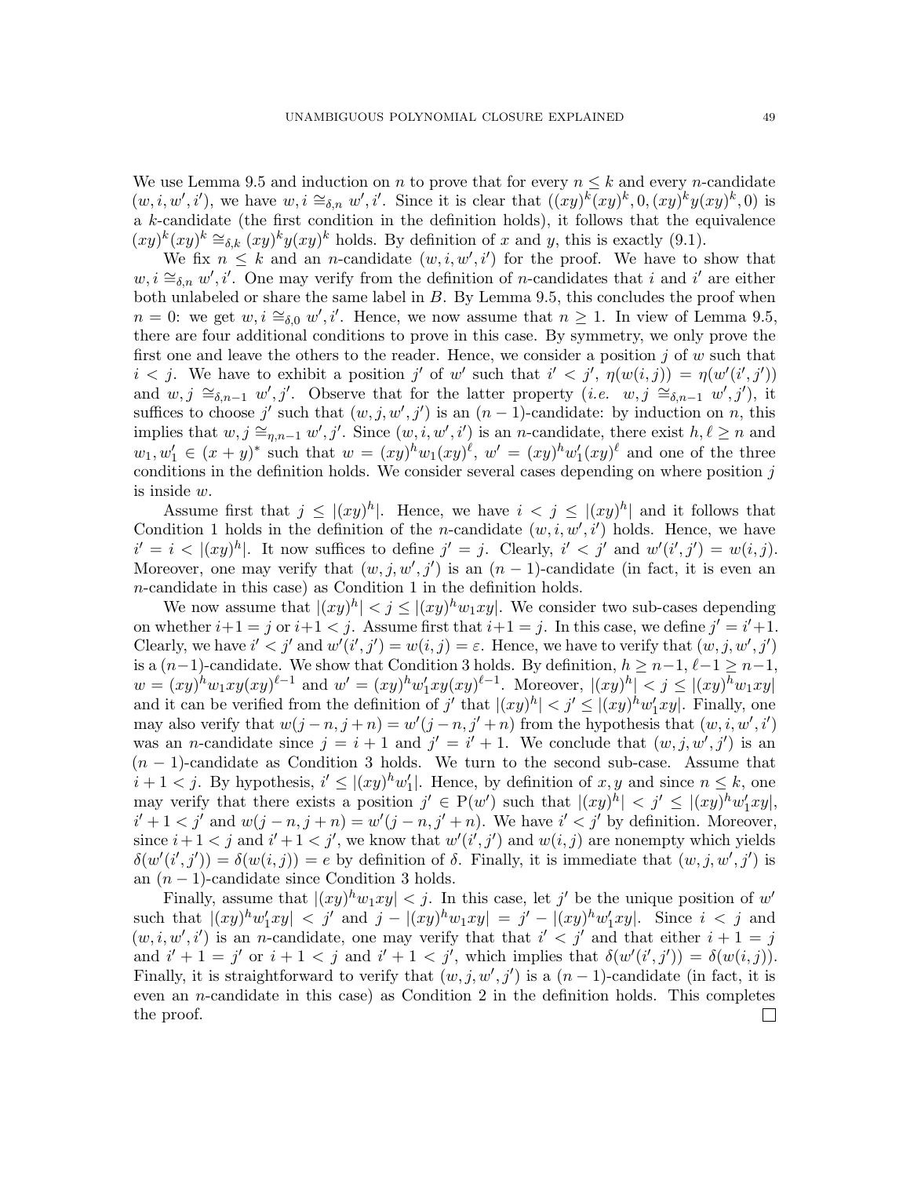We use Lemma 9.5 and induction on $n$ to prove that for every $n \leq k$ and every $n$-candidate $(w, i, w', i')$, we have $w, i \cong_{\delta,n} w', i'$. Since it is clear that $((xy)^k(xy)^k, 0, (xy)^k y(xy)^k, 0)$ is a $k$-candidate (the first condition in the definition holds), it follows that the equivalence $(xy)^k(xy)^k \cong_{\delta,k} (xy)^k y(xy)^k$ holds. By definition of $x$ and $y$, this is exactly (9.1).

We fix $n \leq k$ and an $n$-candidate $(w, i, w', i')$ for the proof. We have to show that $w, i \cong_{\delta,n} w', i'$. One may verify from the definition of $n$-candidates that $i$ and $i'$ are either both unlabeled or share the same label in $B$. By Lemma 9.5, this concludes the proof when $n = 0$: we get $w, i \cong_{\delta,0} w', i'$. Hence, we now assume that $n \geq 1$. In view of Lemma 9.5, there are four additional conditions to prove in this case. By symmetry, we only prove the first one and leave the others to the reader. Hence, we consider a position $j$ of $w$ such that $i < j$. We have to exhibit a position $j'$ of $w'$ such that $i' < j'$, $\eta(w(i,j)) = \eta(w'(i',j'))$ and $w, j \cong_{\delta,n-1} w', j'$. Observe that for the latter property (*i.e.* $w, j \cong_{\delta,n-1} w', j'$), it suffices to choose $j'$ such that $(w, j, w', j')$ is an $(n-1)$-candidate: by induction on $n$, this implies that $w, j \cong_{\eta,n-1} w', j'$. Since $(w, i, w', i')$ is an $n$-candidate, there exist $h, \ell \geq n$ and $w_1, w_1' \in (x+y)^*$ such that $w = (xy)^h w_1 (xy)^\ell$, $w' = (xy)^h w_1' (xy)^\ell$ and one of the three conditions in the definition holds. We consider several cases depending on where position $j$ is inside $w$.

Assume first that $j \leq |(xy)^h|$. Hence, we have $i < j \leq |(xy)^h|$ and it follows that Condition 1 holds in the definition of the $n$-candidate $(w, i, w', i')$ holds. Hence, we have $i' = i < |(xy)^h|$. It now suffices to define $j' = j$. Clearly, $i' < j'$ and $w'(i', j') = w(i, j)$. Moreover, one may verify that $(w, j, w', j')$ is an $(n-1)$-candidate (in fact, it is even an $n$-candidate in this case) as Condition 1 in the definition holds.

We now assume that $|(xy)^h| < j \leq |(xy)^h w_1 xy|$. We consider two sub-cases depending on whether $i+1 = j$ or $i+1 < j$. Assume first that $i+1 = j$. In this case, we define $j' = i'+1$. Clearly, we have $i' < j'$ and $w'(i', j') = w(i, j) = \varepsilon$. Hence, we have to verify that $(w, j, w', j')$ is a $(n-1)$-candidate. We show that Condition 3 holds. By definition, $h \geq n-1$, $\ell - 1 \geq n-1$, $w = (xy)^h w_1 xy (xy)^{\ell-1}$ and $w' = (xy)^h w_1' xy (xy)^{\ell-1}$. Moreover, $|(xy)^h| < j \leq |(xy)^h w_1 xy|$ and it can be verified from the definition of $j'$ that $|(xy)^h| < j' \leq |(xy)^h w_1' xy|$. Finally, one may also verify that $w(j-n, j+n) = w'(j-n, j'+n)$ from the hypothesis that $(w, i, w', i')$ was an $n$-candidate since $j = i+1$ and $j' = i'+1$. We conclude that $(w, j, w', j')$ is an $(n-1)$-candidate as Condition 3 holds. We turn to the second sub-case. Assume that $i+1 < j$. By hypothesis, $i' \leq |(xy)^h w_1'|$. Hence, by definition of $x, y$ and since $n \leq k$, one may verify that there exists a position $j' \in \mathrm{P}(w')$ such that $|(xy)^h| < j' \leq |(xy)^h w_1' xy|$, $i'+1 < j'$ and $w(j-n, j+n) = w'(j-n, j'+n)$. We have $i' < j'$ by definition. Moreover, since $i+1 < j$ and $i'+1 < j'$, we know that $w'(i', j')$ and $w(i, j)$ are nonempty which yields $\delta(w'(i', j')) = \delta(w(i, j)) = e$ by definition of $\delta$. Finally, it is immediate that $(w, j, w', j')$ is an $(n-1)$-candidate since Condition 3 holds.

Finally, assume that $|(xy)^h w_1 xy| < j$. In this case, let $j'$ be the unique position of $w'$ such that $|(xy)^h w_1' xy| < j'$ and $j - |(xy)^h w_1 xy| = j' - |(xy)^h w_1' xy|$. Since $i < j$ and $(w, i, w', i')$ is an $n$-candidate, one may verify that that $i' < j'$ and that either $i+1 = j$ and $i'+1 = j'$ or $i+1 < j$ and $i'+1 < j'$, which implies that $\delta(w'(i', j')) = \delta(w(i, j))$. Finally, it is straightforward to verify that $(w, j, w', j')$ is a $(n-1)$-candidate (in fact, it is even an $n$-candidate in this case) as Condition 2 in the definition holds. This completes the proof. □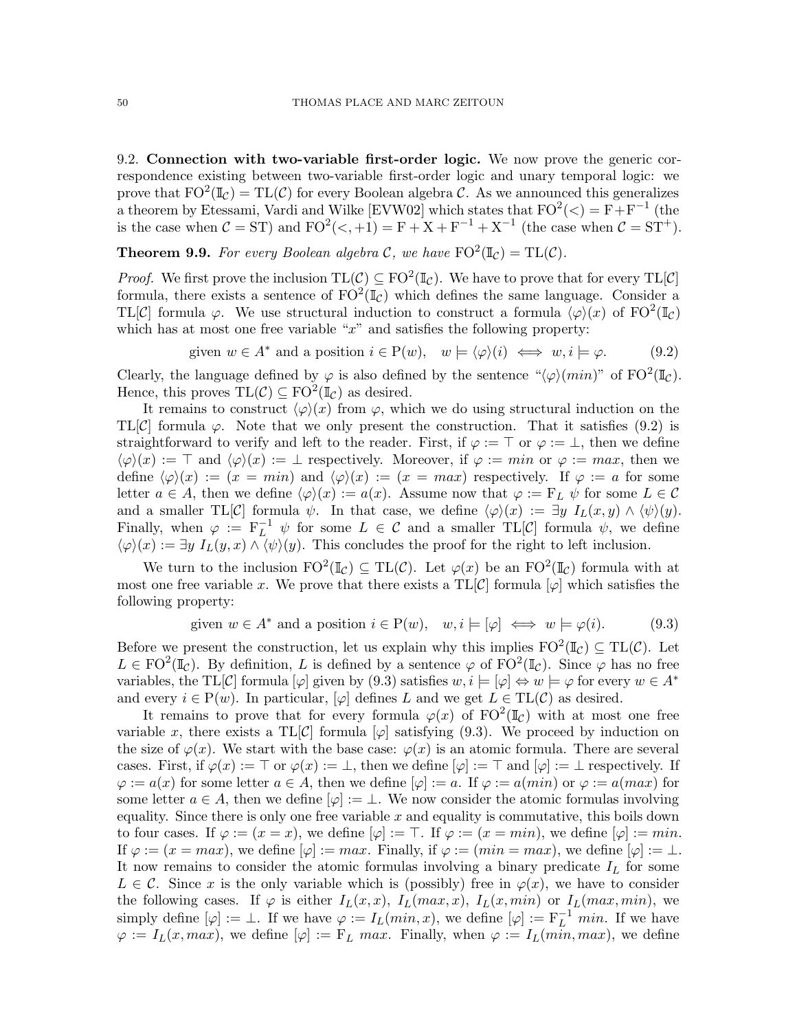9.2. **Connection with two-variable first-order logic.** We now prove the generic correspondence existing between two-variable first-order logic and unary temporal logic: we prove that $\mathrm{FO}^2(\mathbb{I}_\mathcal{C}) = \mathrm{TL}(\mathcal{C})$ for every Boolean algebra $\mathcal{C}$. As we announced this generalizes a theorem by Etessami, Vardi and Wilke [EVW02] which states that $\mathrm{FO}^2(<) = \mathrm{F}+\mathrm{F}^{-1}$ (the is the case when $\mathcal{C} = \mathrm{ST}$) and $\mathrm{FO}^2(<,+1) = \mathrm{F} + \mathrm{X} + \mathrm{F}^{-1} + \mathrm{X}^{-1}$ (the case when $\mathcal{C} = \mathrm{ST}^+$).

**Theorem 9.9.** *For every Boolean algebra $\mathcal{C}$, we have $\mathrm{FO}^2(\mathbb{I}_\mathcal{C}) = \mathrm{TL}(\mathcal{C})$.*

*Proof.* We first prove the inclusion $\mathrm{TL}(\mathcal{C}) \subseteq \mathrm{FO}^2(\mathbb{I}_\mathcal{C})$. We have to prove that for every $\mathrm{TL}[\mathcal{C}]$ formula, there exists a sentence of $\mathrm{FO}^2(\mathbb{I}_\mathcal{C})$ which defines the same language. Consider a $\mathrm{TL}[\mathcal{C}]$ formula $\varphi$. We use structural induction to construct a formula $\langle\varphi\rangle(x)$ of $\mathrm{FO}^2(\mathbb{I}_\mathcal{C})$ which has at most one free variable "$x$" and satisfies the following property:

$$\text{given } w \in A^* \text{ and a position } i \in \mathrm{P}(w), \quad w \models \langle\varphi\rangle(i) \iff w, i \models \varphi. \tag{9.2}$$

Clearly, the language defined by $\varphi$ is also defined by the sentence "$\langle\varphi\rangle(min)$" of $\mathrm{FO}^2(\mathbb{I}_\mathcal{C})$. Hence, this proves $\mathrm{TL}(\mathcal{C}) \subseteq \mathrm{FO}^2(\mathbb{I}_\mathcal{C})$ as desired.

It remains to construct $\langle\varphi\rangle(x)$ from $\varphi$, which we do using structural induction on the $\mathrm{TL}[\mathcal{C}]$ formula $\varphi$. Note that we only present the construction. That it satisfies (9.2) is straightforward to verify and left to the reader. First, if $\varphi := \top$ or $\varphi := \bot$, then we define $\langle\varphi\rangle(x) := \top$ and $\langle\varphi\rangle(x) := \bot$ respectively. Moreover, if $\varphi := min$ or $\varphi := max$, then we define $\langle\varphi\rangle(x) := (x = min)$ and $\langle\varphi\rangle(x) := (x = max)$ respectively. If $\varphi := a$ for some letter $a \in A$, then we define $\langle\varphi\rangle(x) := a(x)$. Assume now that $\varphi := \mathrm{F}_L\ \psi$ for some $L \in \mathcal{C}$ and a smaller $\mathrm{TL}[\mathcal{C}]$ formula $\psi$. In that case, we define $\langle\varphi\rangle(x) := \exists y\ I_L(x,y) \wedge \langle\psi\rangle(y)$. Finally, when $\varphi := \mathrm{F}_L^{-1}\ \psi$ for some $L \in \mathcal{C}$ and a smaller $\mathrm{TL}[\mathcal{C}]$ formula $\psi$, we define $\langle\varphi\rangle(x) := \exists y\ I_L(y,x) \wedge \langle\psi\rangle(y)$. This concludes the proof for the right to left inclusion.

We turn to the inclusion $\mathrm{FO}^2(\mathbb{I}_\mathcal{C}) \subseteq \mathrm{TL}(\mathcal{C})$. Let $\varphi(x)$ be an $\mathrm{FO}^2(\mathbb{I}_\mathcal{C})$ formula with at most one free variable $x$. We prove that there exists a $\mathrm{TL}[\mathcal{C}]$ formula $[\varphi]$ which satisfies the following property:

$$\text{given } w \in A^* \text{ and a position } i \in \mathrm{P}(w), \quad w, i \models [\varphi] \iff w \models \varphi(i). \tag{9.3}$$

Before we present the construction, let us explain why this implies $\mathrm{FO}^2(\mathbb{I}_\mathcal{C}) \subseteq \mathrm{TL}(\mathcal{C})$. Let $L \in \mathrm{FO}^2(\mathbb{I}_\mathcal{C})$. By definition, $L$ is defined by a sentence $\varphi$ of $\mathrm{FO}^2(\mathbb{I}_\mathcal{C})$. Since $\varphi$ has no free variables, the $\mathrm{TL}[\mathcal{C}]$ formula $[\varphi]$ given by (9.3) satisfies $w, i \models [\varphi] \Leftrightarrow w \models \varphi$ for every $w \in A^*$ and every $i \in \mathrm{P}(w)$. In particular, $[\varphi]$ defines $L$ and we get $L \in \mathrm{TL}(\mathcal{C})$ as desired.

It remains to prove that for every formula $\varphi(x)$ of $\mathrm{FO}^2(\mathbb{I}_\mathcal{C})$ with at most one free variable $x$, there exists a $\mathrm{TL}[\mathcal{C}]$ formula $[\varphi]$ satisfying (9.3). We proceed by induction on the size of $\varphi(x)$. We start with the base case: $\varphi(x)$ is an atomic formula. There are several cases. First, if $\varphi(x) := \top$ or $\varphi(x) := \bot$, then we define $[\varphi] := \top$ and $[\varphi] := \bot$ respectively. If $\varphi := a(x)$ for some letter $a \in A$, then we define $[\varphi] := a$. If $\varphi := a(min)$ or $\varphi := a(max)$ for some letter $a \in A$, then we define $[\varphi] := \bot$. We now consider the atomic formulas involving equality. Since there is only one free variable $x$ and equality is commutative, this boils down to four cases. If $\varphi := (x = x)$, we define $[\varphi] := \top$. If $\varphi := (x = min)$, we define $[\varphi] := min$. If $\varphi := (x = max)$, we define $[\varphi] := max$. Finally, if $\varphi := (min = max)$, we define $[\varphi] := \bot$. It now remains to consider the atomic formulas involving a binary predicate $I_L$ for some $L \in \mathcal{C}$. Since $x$ is the only variable which is (possibly) free in $\varphi(x)$, we have to consider the following cases. If $\varphi$ is either $I_L(x,x)$, $I_L(max,x)$, $I_L(x,min)$ or $I_L(max,min)$, we simply define $[\varphi] := \bot$. If we have $\varphi := I_L(min,x)$, we define $[\varphi] := \mathrm{F}_L^{-1}\ min$. If we have $\varphi := I_L(x,max)$, we define $[\varphi] := \mathrm{F}_L\ max$. Finally, when $\varphi := I_L(min,max)$, we define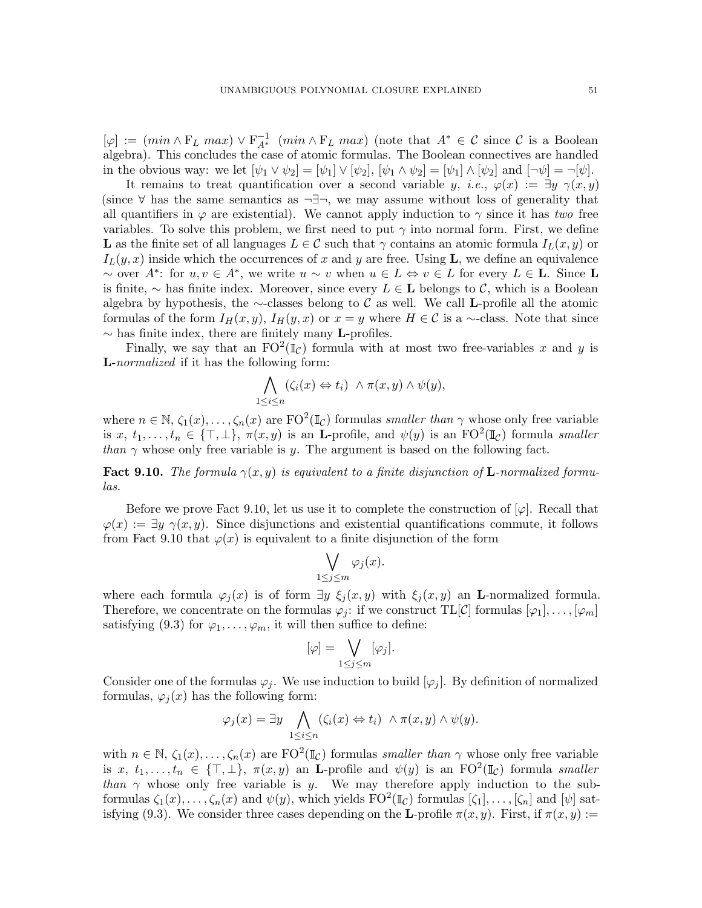$[\varphi] := (min \wedge \mathrm{F}_L\ max) \vee \mathrm{F}_{A^*}^{-1}\ (min \wedge \mathrm{F}_L\ max)$ (note that $A^* \in \mathcal{C}$ since $\mathcal{C}$ is a Boolean algebra). This concludes the case of atomic formulas. The Boolean connectives are handled in the obvious way: we let $[\psi_1 \vee \psi_2] = [\psi_1] \vee [\psi_2]$, $[\psi_1 \wedge \psi_2] = [\psi_1] \wedge [\psi_2]$ and $[\neg\psi] = \neg[\psi]$.

It remains to treat quantification over a second variable $y$, *i.e.*, $\varphi(x) := \exists y\ \gamma(x,y)$ (since $\forall$ has the same semantics as $\neg\exists\neg$, we may assume without loss of generality that all quantifiers in $\varphi$ are existential). We cannot apply induction to $\gamma$ since it has *two* free variables. To solve this problem, we first need to put $\gamma$ into normal form. First, we define $\mathbf{L}$ as the finite set of all languages $L \in \mathcal{C}$ such that $\gamma$ contains an atomic formula $I_L(x,y)$ or $I_L(y,x)$ inside which the occurrences of $x$ and $y$ are free. Using $\mathbf{L}$, we define an equivalence $\sim$ over $A^*$: for $u, v \in A^*$, we write $u \sim v$ when $u \in L \Leftrightarrow v \in L$ for every $L \in \mathbf{L}$. Since $\mathbf{L}$ is finite, $\sim$ has finite index. Moreover, since every $L \in \mathbf{L}$ belongs to $\mathcal{C}$, which is a Boolean algebra by hypothesis, the $\sim$-classes belong to $\mathcal{C}$ as well. We call $\mathbf{L}$-profile all the atomic formulas of the form $I_H(x,y)$, $I_H(y,x)$ or $x = y$ where $H \in \mathcal{C}$ is a $\sim$-class. Note that since $\sim$ has finite index, there are finitely many $\mathbf{L}$-profiles.

Finally, we say that an $\mathrm{FO}^2(\mathbb{I}_\mathcal{C})$ formula with at most two free-variables $x$ and $y$ is $\mathbf{L}$-*normalized* if it has the following form:

$$\bigwedge_{1 \leq i \leq n} (\zeta_i(x) \Leftrightarrow t_i)\ \wedge \pi(x,y) \wedge \psi(y),$$

where $n \in \mathbb{N}$, $\zeta_1(x), \dots, \zeta_n(x)$ are $\mathrm{FO}^2(\mathbb{I}_\mathcal{C})$ formulas *smaller than* $\gamma$ whose only free variable is $x$, $t_1, \dots, t_n \in \{\top, \bot\}$, $\pi(x,y)$ is an $\mathbf{L}$-profile, and $\psi(y)$ is an $\mathrm{FO}^2(\mathbb{I}_\mathcal{C})$ formula *smaller than* $\gamma$ whose only free variable is $y$. The argument is based on the following fact.

**Fact 9.10.** *The formula $\gamma(x,y)$ is equivalent to a finite disjunction of $\mathbf{L}$-normalized formulas.*

Before we prove Fact 9.10, let us use it to complete the construction of $[\varphi]$. Recall that $\varphi(x) := \exists y\ \gamma(x,y)$. Since disjunctions and existential quantifications commute, it follows from Fact 9.10 that $\varphi(x)$ is equivalent to a finite disjunction of the form

$$\bigvee_{1 \leq j \leq m} \varphi_j(x).$$

where each formula $\varphi_j(x)$ is of form $\exists y\ \xi_j(x,y)$ with $\xi_j(x,y)$ an $\mathbf{L}$-normalized formula. Therefore, we concentrate on the formulas $\varphi_j$: if we construct $\mathrm{TL}[\mathcal{C}]$ formulas $[\varphi_1], \dots, [\varphi_m]$ satisfying (9.3) for $\varphi_1, \dots, \varphi_m$, it will then suffice to define:

$$[\varphi] = \bigvee_{1 \leq j \leq m} [\varphi_j].$$

Consider one of the formulas $\varphi_j$. We use induction to build $[\varphi_j]$. By definition of normalized formulas, $\varphi_j(x)$ has the following form:

$$\varphi_j(x) = \exists y \bigwedge_{1 \leq i \leq n} (\zeta_i(x) \Leftrightarrow t_i)\ \wedge \pi(x,y) \wedge \psi(y).$$

with $n \in \mathbb{N}$, $\zeta_1(x), \dots, \zeta_n(x)$ are $\mathrm{FO}^2(\mathbb{I}_\mathcal{C})$ formulas *smaller than* $\gamma$ whose only free variable is $x$, $t_1, \dots, t_n \in \{\top, \bot\}$, $\pi(x,y)$ an $\mathbf{L}$-profile and $\psi(y)$ is an $\mathrm{FO}^2(\mathbb{I}_\mathcal{C})$ formula *smaller than* $\gamma$ whose only free variable is $y$. We may therefore apply induction to the subformulas $\zeta_1(x), \dots, \zeta_n(x)$ and $\psi(y)$, which yields $\mathrm{FO}^2(\mathbb{I}_\mathcal{C})$ formulas $[\zeta_1], \dots, [\zeta_n]$ and $[\psi]$ satisfying (9.3). We consider three cases depending on the $\mathbf{L}$-profile $\pi(x,y)$. First, if $\pi(x,y) :=$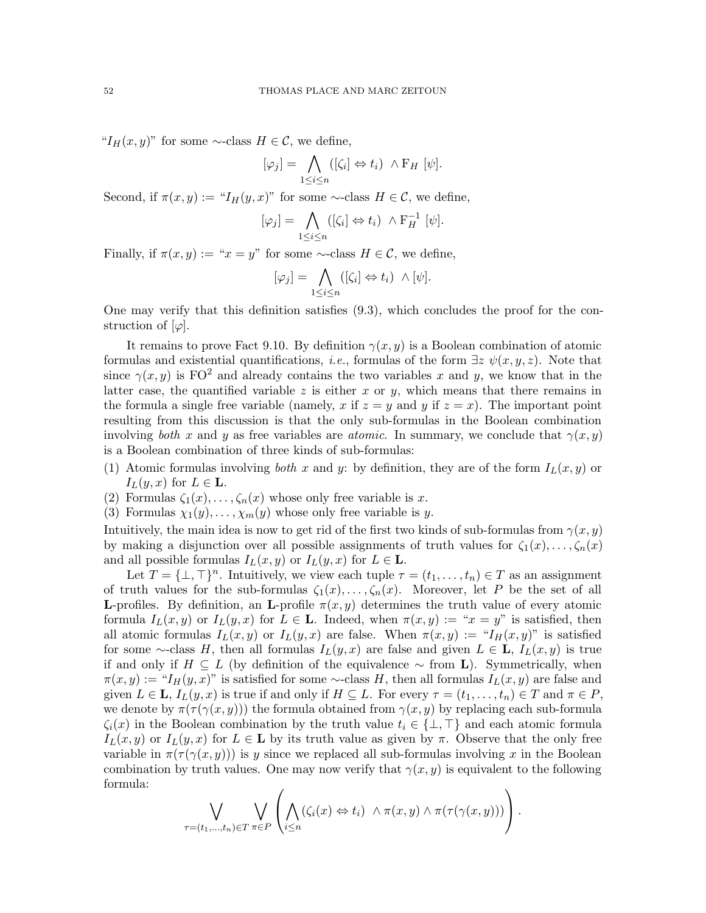"$I_H(x,y)$" for some $\sim$-class $H \in \mathcal{C}$, we define,

$$[\varphi_j] = \bigwedge_{1 \leq i \leq n} ([\zeta_i] \Leftrightarrow t_i) \ \wedge \mathrm{F}_H \ [\psi].$$

Second, if $\pi(x,y) :=$ "$I_H(y,x)$" for some $\sim$-class $H \in \mathcal{C}$, we define,

$$[\varphi_j] = \bigwedge_{1 \leq i \leq n} ([\zeta_i] \Leftrightarrow t_i) \ \wedge \mathrm{F}_H^{-1} \ [\psi].$$

Finally, if $\pi(x,y) :=$ "$x = y$" for some $\sim$-class $H \in \mathcal{C}$, we define,

$$[\varphi_j] = \bigwedge_{1 \leq i \leq n} ([\zeta_i] \Leftrightarrow t_i) \ \wedge [\psi].$$

One may verify that this definition satisfies (9.3), which concludes the proof for the construction of $[\varphi]$.

It remains to prove Fact 9.10. By definition $\gamma(x,y)$ is a Boolean combination of atomic formulas and existential quantifications, *i.e.*, formulas of the form $\exists z \ \psi(x,y,z)$. Note that since $\gamma(x,y)$ is $\mathrm{FO}^2$ and already contains the two variables $x$ and $y$, we know that in the latter case, the quantified variable $z$ is either $x$ or $y$, which means that there remains in the formula a single free variable (namely, $x$ if $z = y$ and $y$ if $z = x$). The important point resulting from this discussion is that the only sub-formulas in the Boolean combination involving *both* $x$ and $y$ as free variables are *atomic*. In summary, we conclude that $\gamma(x,y)$ is a Boolean combination of three kinds of sub-formulas:

(1) Atomic formulas involving *both* $x$ and $y$: by definition, they are of the form $I_L(x,y)$ or $I_L(y,x)$ for $L \in \mathbf{L}$.
(2) Formulas $\zeta_1(x), \dots, \zeta_n(x)$ whose only free variable is $x$.
(3) Formulas $\chi_1(y), \dots, \chi_m(y)$ whose only free variable is $y$.

Intuitively, the main idea is now to get rid of the first two kinds of sub-formulas from $\gamma(x,y)$ by making a disjunction over all possible assignments of truth values for $\zeta_1(x), \dots, \zeta_n(x)$ and all possible formulas $I_L(x,y)$ or $I_L(y,x)$ for $L \in \mathbf{L}$.

Let $T = \{\bot, \top\}^n$. Intuitively, we view each tuple $\tau = (t_1, \dots, t_n) \in T$ as an assignment of truth values for the sub-formulas $\zeta_1(x), \dots, \zeta_n(x)$. Moreover, let $P$ be the set of all $\mathbf{L}$-profiles. By definition, an $\mathbf{L}$-profile $\pi(x,y)$ determines the truth value of every atomic formula $I_L(x,y)$ or $I_L(y,x)$ for $L \in \mathbf{L}$. Indeed, when $\pi(x,y) :=$ "$x = y$" is satisfied, then all atomic formulas $I_L(x,y)$ or $I_L(y,x)$ are false. When $\pi(x,y) :=$ "$I_H(x,y)$" is satisfied for some $\sim$-class $H$, then all formulas $I_L(y,x)$ are false and given $L \in \mathbf{L}$, $I_L(x,y)$ is true if and only if $H \subseteq L$ (by definition of the equivalence $\sim$ from $\mathbf{L}$). Symmetrically, when $\pi(x,y) :=$ "$I_H(y,x)$" is satisfied for some $\sim$-class $H$, then all formulas $I_L(x,y)$ are false and given $L \in \mathbf{L}$, $I_L(y,x)$ is true if and only if $H \subseteq L$. For every $\tau = (t_1, \dots, t_n) \in T$ and $\pi \in P$, we denote by $\pi(\tau(\gamma(x,y)))$ the formula obtained from $\gamma(x,y)$ by replacing each sub-formula $\zeta_i(x)$ in the Boolean combination by the truth value $t_i \in \{\bot, \top\}$ and each atomic formula $I_L(x,y)$ or $I_L(y,x)$ for $L \in \mathbf{L}$ by its truth value as given by $\pi$. Observe that the only free variable in $\pi(\tau(\gamma(x,y)))$ is $y$ since we replaced all sub-formulas involving $x$ in the Boolean combination by truth values. One may now verify that $\gamma(x,y)$ is equivalent to the following formula:

$$\bigvee_{\tau=(t_1,\dots,t_n)\in T} \ \bigvee_{\pi \in P} \left( \bigwedge_{i \leq n} (\zeta_i(x) \Leftrightarrow t_i) \ \wedge \pi(x,y) \wedge \pi(\tau(\gamma(x,y))) \right).$$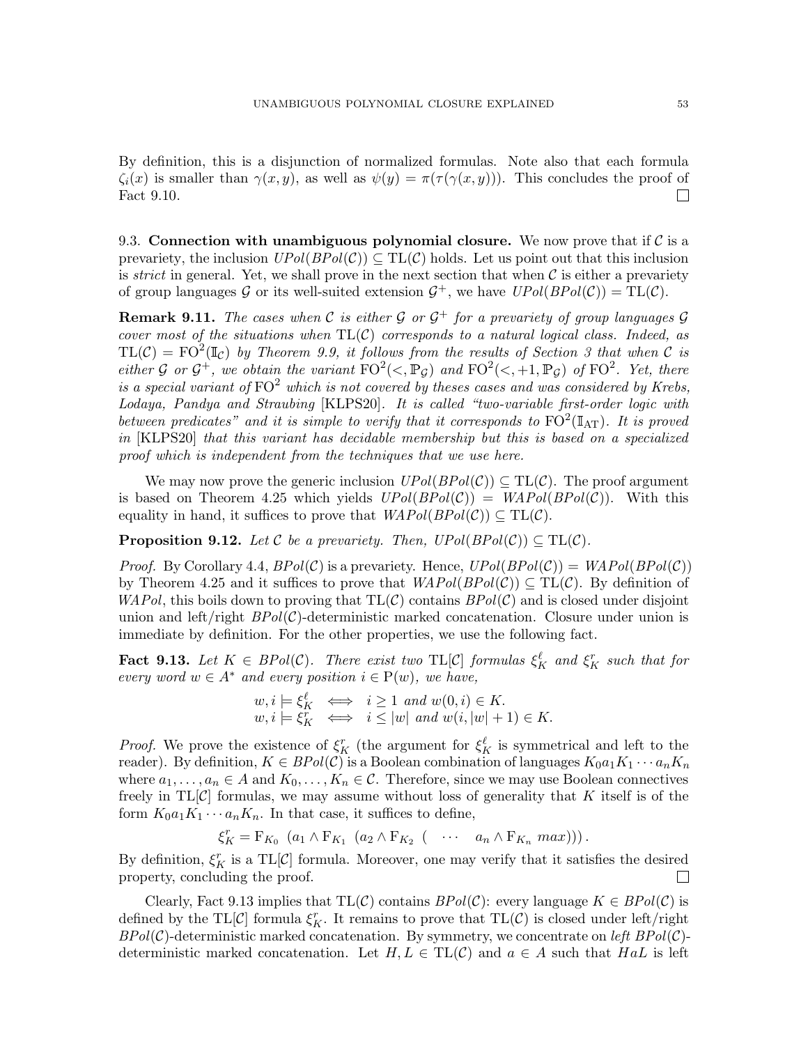By definition, this is a disjunction of normalized formulas. Note also that each formula $\zeta_i(x)$ is smaller than $\gamma(x,y)$, as well as $\psi(y) = \pi(\tau(\gamma(x,y)))$. This concludes the proof of Fact 9.10. □

### 9.3. Connection with unambiguous polynomial closure.

We now prove that if $\mathcal{C}$ is a prevariety, the inclusion $UPol(BPol(\mathcal{C})) \subseteq \mathrm{TL}(\mathcal{C})$ holds. Let us point out that this inclusion is *strict* in general. Yet, we shall prove in the next section that when $\mathcal{C}$ is either a prevariety of group languages $\mathcal{G}$ or its well-suited extension $\mathcal{G}^+$, we have $UPol(BPol(\mathcal{C})) = \mathrm{TL}(\mathcal{C})$.

**Remark 9.11.** *The cases when $\mathcal{C}$ is either $\mathcal{G}$ or $\mathcal{G}^+$ for a prevariety of group languages $\mathcal{G}$ cover most of the situations when $\mathrm{TL}(\mathcal{C})$ corresponds to a natural logical class. Indeed, as $\mathrm{TL}(\mathcal{C}) = \mathrm{FO}^2(\mathbb{I}_\mathcal{C})$ by Theorem 9.9, it follows from the results of Section 3 that when $\mathcal{C}$ is either $\mathcal{G}$ or $\mathcal{G}^+$, we obtain the variant $\mathrm{FO}^2(<, \mathbb{P}_\mathcal{G})$ and $\mathrm{FO}^2(<, +1, \mathbb{P}_\mathcal{G})$ of $\mathrm{FO}^2$. Yet, there is a special variant of $\mathrm{FO}^2$ which is not covered by theses cases and was considered by Krebs, Lodaya, Pandya and Straubing* [KLPS20]. *It is called "two-variable first-order logic with between predicates" and it is simple to verify that it corresponds to $\mathrm{FO}^2(\mathbb{I}_{\mathrm{AT}})$. It is proved in* [KLPS20] *that this variant has decidable membership but this is based on a specialized proof which is independent from the techniques that we use here.*

We may now prove the generic inclusion $UPol(BPol(\mathcal{C})) \subseteq \mathrm{TL}(\mathcal{C})$. The proof argument is based on Theorem 4.25 which yields $UPol(BPol(\mathcal{C})) = WAPol(BPol(\mathcal{C}))$. With this equality in hand, it suffices to prove that $WAPol(BPol(\mathcal{C})) \subseteq \mathrm{TL}(\mathcal{C})$.

**Proposition 9.12.** *Let $\mathcal{C}$ be a prevariety. Then, $UPol(BPol(\mathcal{C})) \subseteq \mathrm{TL}(\mathcal{C})$.*

*Proof.* By Corollary 4.4, $BPol(\mathcal{C})$ is a prevariety. Hence, $UPol(BPol(\mathcal{C})) = WAPol(BPol(\mathcal{C}))$ by Theorem 4.25 and it suffices to prove that $WAPol(BPol(\mathcal{C})) \subseteq \mathrm{TL}(\mathcal{C})$. By definition of $WAPol$, this boils down to proving that $\mathrm{TL}(\mathcal{C})$ contains $BPol(\mathcal{C})$ and is closed under disjoint union and left/right $BPol(\mathcal{C})$-deterministic marked concatenation. Closure under union is immediate by definition. For the other properties, we use the following fact.

**Fact 9.13.** *Let $K \in BPol(\mathcal{C})$. There exist two $\mathrm{TL}[\mathcal{C}]$ formulas $\xi_K^\ell$ and $\xi_K^r$ such that for every word $w \in A^*$ and every position $i \in \mathrm{P}(w)$, we have,*

$$
\begin{aligned}
w, i \models \xi_K^\ell &\iff i \geq 1 \text{ and } w(0,i) \in K.\\
w, i \models \xi_K^r &\iff i \leq |w| \text{ and } w(i, |w|+1) \in K.
\end{aligned}
$$

*Proof.* We prove the existence of $\xi_K^r$ (the argument for $\xi_K^\ell$ is symmetrical and left to the reader). By definition, $K \in BPol(\mathcal{C})$ is a Boolean combination of languages $K_0 a_1 K_1 \cdots a_n K_n$ where $a_1, \dots, a_n \in A$ and $K_0, \dots, K_n \in \mathcal{C}$. Therefore, since we may use Boolean connectives freely in $\mathrm{TL}[\mathcal{C}]$ formulas, we may assume without loss of generality that $K$ itself is of the form $K_0 a_1 K_1 \cdots a_n K_n$. In that case, it suffices to define,

$$
\xi_K^r = \mathrm{F}_{K_0}\ (a_1 \wedge \mathrm{F}_{K_1}\ (a_2 \wedge \mathrm{F}_{K_2}\ (\quad \cdots \quad a_n \wedge \mathrm{F}_{K_n}\ max))).
$$

By definition, $\xi_K^r$ is a $\mathrm{TL}[\mathcal{C}]$ formula. Moreover, one may verify that it satisfies the desired property, concluding the proof. □

Clearly, Fact 9.13 implies that $\mathrm{TL}(\mathcal{C})$ contains $BPol(\mathcal{C})$: every language $K \in BPol(\mathcal{C})$ is defined by the $\mathrm{TL}[\mathcal{C}]$ formula $\xi_K^r$. It remains to prove that $\mathrm{TL}(\mathcal{C})$ is closed under left/right $BPol(\mathcal{C})$-deterministic marked concatenation. By symmetry, we concentrate on *left* $BPol(\mathcal{C})$-deterministic marked concatenation. Let $H, L \in \mathrm{TL}(\mathcal{C})$ and $a \in A$ such that $HaL$ is left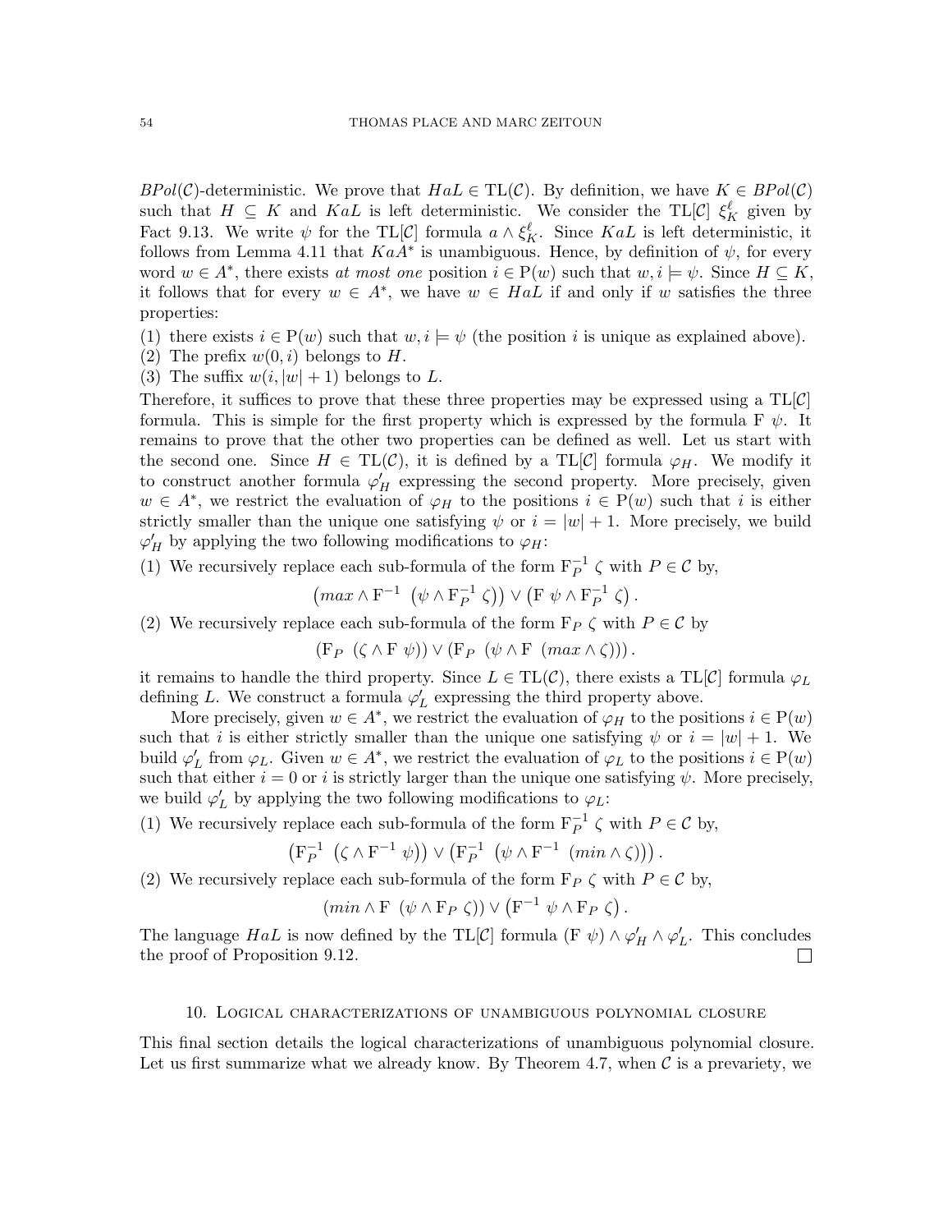$BPol(\mathcal{C})$-deterministic. We prove that $HaL \in \mathrm{TL}(\mathcal{C})$. By definition, we have $K \in BPol(\mathcal{C})$ such that $H \subseteq K$ and $KaL$ is left deterministic. We consider the $\mathrm{TL}[\mathcal{C}]$ $\xi^{\ell}_K$ given by Fact 9.13. We write $\psi$ for the $\mathrm{TL}[\mathcal{C}]$ formula $a \wedge \xi^{\ell}_K$. Since $KaL$ is left deterministic, it follows from Lemma 4.11 that $KaA^*$ is unambiguous. Hence, by definition of $\psi$, for every word $w \in A^*$, there exists *at most one* position $i \in \mathrm{P}(w)$ such that $w, i \models \psi$. Since $H \subseteq K$, it follows that for every $w \in A^*$, we have $w \in HaL$ if and only if $w$ satisfies the three properties:

(1) there exists $i \in \mathrm{P}(w)$ such that $w, i \models \psi$ (the position $i$ is unique as explained above).
(2) The prefix $w(0, i)$ belongs to $H$.
(3) The suffix $w(i, |w| + 1)$ belongs to $L$.

Therefore, it suffices to prove that these three properties may be expressed using a $\mathrm{TL}[\mathcal{C}]$ formula. This is simple for the first property which is expressed by the formula $\mathrm{F}\ \psi$. It remains to prove that the other two properties can be defined as well. Let us start with the second one. Since $H \in \mathrm{TL}(\mathcal{C})$, it is defined by a $\mathrm{TL}[\mathcal{C}]$ formula $\varphi_H$. We modify it to construct another formula $\varphi'_H$ expressing the second property. More precisely, given $w \in A^*$, we restrict the evaluation of $\varphi_H$ to the positions $i \in \mathrm{P}(w)$ such that $i$ is either strictly smaller than the unique one satisfying $\psi$ or $i = |w| + 1$. More precisely, we build $\varphi'_H$ by applying the two following modifications to $\varphi_H$:

(1) We recursively replace each sub-formula of the form $\mathrm{F}^{-1}_P\ \zeta$ with $P \in \mathcal{C}$ by,
$$\left(max \wedge \mathrm{F}^{-1}\ \left(\psi \wedge \mathrm{F}^{-1}_P\ \zeta\right)\right) \vee \left(\mathrm{F}\ \psi \wedge \mathrm{F}^{-1}_P\ \zeta\right).$$
(2) We recursively replace each sub-formula of the form $\mathrm{F}_P\ \zeta$ with $P \in \mathcal{C}$ by
$$\left(\mathrm{F}_P\ \left(\zeta \wedge \mathrm{F}\ \psi\right)\right) \vee \left(\mathrm{F}_P\ \left(\psi \wedge \mathrm{F}\ \left(max \wedge \zeta\right)\right)\right).$$

it remains to handle the third property. Since $L \in \mathrm{TL}(\mathcal{C})$, there exists a $\mathrm{TL}[\mathcal{C}]$ formula $\varphi_L$ defining $L$. We construct a formula $\varphi'_L$ expressing the third property above.

More precisely, given $w \in A^*$, we restrict the evaluation of $\varphi_H$ to the positions $i \in \mathrm{P}(w)$ such that $i$ is either strictly smaller than the unique one satisfying $\psi$ or $i = |w| + 1$. We build $\varphi'_L$ from $\varphi_L$. Given $w \in A^*$, we restrict the evaluation of $\varphi_L$ to the positions $i \in \mathrm{P}(w)$ such that either $i = 0$ or $i$ is strictly larger than the unique one satisfying $\psi$. More precisely, we build $\varphi'_L$ by applying the two following modifications to $\varphi_L$:

(1) We recursively replace each sub-formula of the form $\mathrm{F}^{-1}_P\ \zeta$ with $P \in \mathcal{C}$ by,
$$\left(\mathrm{F}^{-1}_P\ \left(\zeta \wedge \mathrm{F}^{-1}\ \psi\right)\right) \vee \left(\mathrm{F}^{-1}_P\ \left(\psi \wedge \mathrm{F}^{-1}\ \left(min \wedge \zeta\right)\right)\right).$$
(2) We recursively replace each sub-formula of the form $\mathrm{F}_P\ \zeta$ with $P \in \mathcal{C}$ by,
$$\left(min \wedge \mathrm{F}\ \left(\psi \wedge \mathrm{F}_P\ \zeta\right)\right) \vee \left(\mathrm{F}^{-1}\ \psi \wedge \mathrm{F}_P\ \zeta\right).$$

The language $HaL$ is now defined by the $\mathrm{TL}[\mathcal{C}]$ formula $(\mathrm{F}\ \psi) \wedge \varphi'_H \wedge \varphi'_L$. This concludes the proof of Proposition 9.12. ☐

## 10. Logical characterizations of unambiguous polynomial closure

This final section details the logical characterizations of unambiguous polynomial closure. Let us first summarize what we already know. By Theorem 4.7, when $\mathcal{C}$ is a prevariety, we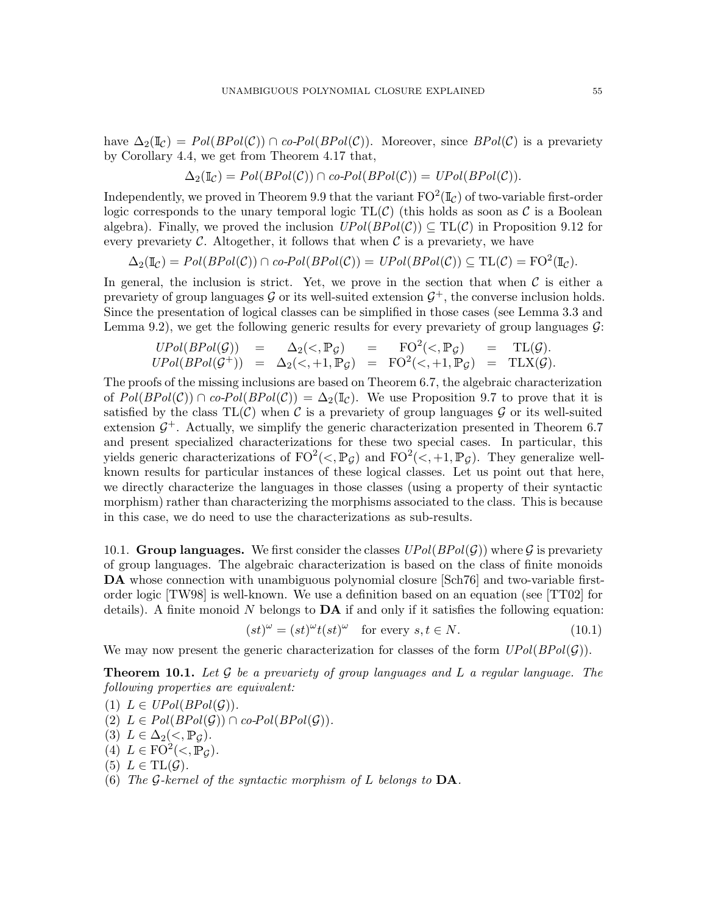have $\Delta_2(\mathbb{I}_\mathcal{C}) = Pol(BPol(\mathcal{C})) \cap co\text{-}Pol(BPol(\mathcal{C}))$. Moreover, since $BPol(\mathcal{C})$ is a prevariety by Corollary 4.4, we get from Theorem 4.17 that,

$$\Delta_2(\mathbb{I}_\mathcal{C}) = Pol(BPol(\mathcal{C})) \cap co\text{-}Pol(BPol(\mathcal{C})) = UPol(BPol(\mathcal{C})).$$

Independently, we proved in Theorem 9.9 that the variant $\mathrm{FO}^2(\mathbb{I}_\mathcal{C})$ of two-variable first-order logic corresponds to the unary temporal logic $\mathrm{TL}(\mathcal{C})$ (this holds as soon as $\mathcal{C}$ is a Boolean algebra). Finally, we proved the inclusion $UPol(BPol(\mathcal{C})) \subseteq \mathrm{TL}(\mathcal{C})$ in Proposition 9.12 for every prevariety $\mathcal{C}$. Altogether, it follows that when $\mathcal{C}$ is a prevariety, we have

$$\Delta_2(\mathbb{I}_\mathcal{C}) = Pol(BPol(\mathcal{C})) \cap co\text{-}Pol(BPol(\mathcal{C})) = UPol(BPol(\mathcal{C})) \subseteq \mathrm{TL}(\mathcal{C}) = \mathrm{FO}^2(\mathbb{I}_\mathcal{C}).$$

In general, the inclusion is strict. Yet, we prove in the section that when $\mathcal{C}$ is either a prevariety of group languages $\mathcal{G}$ or its well-suited extension $\mathcal{G}^+$, the converse inclusion holds. Since the presentation of logical classes can be simplified in those cases (see Lemma 3.3 and Lemma 9.2), we get the following generic results for every prevariety of group languages $\mathcal{G}$:

$$\begin{array}{rclclcl} UPol(BPol(\mathcal{G})) & = & \Delta_2(<, \mathbb{P}_\mathcal{G}) & = & \mathrm{FO}^2(<, \mathbb{P}_\mathcal{G}) & = & \mathrm{TL}(\mathcal{G}). \\ UPol(BPol(\mathcal{G}^+)) & = & \Delta_2(<, +1, \mathbb{P}_\mathcal{G}) & = & \mathrm{FO}^2(<, +1, \mathbb{P}_\mathcal{G}) & = & \mathrm{TLX}(\mathcal{G}). \end{array}$$

The proofs of the missing inclusions are based on Theorem 6.7, the algebraic characterization of $Pol(BPol(\mathcal{C})) \cap co\text{-}Pol(BPol(\mathcal{C})) = \Delta_2(\mathbb{I}_\mathcal{C})$. We use Proposition 9.7 to prove that it is satisfied by the class $\mathrm{TL}(\mathcal{C})$ when $\mathcal{C}$ is a prevariety of group languages $\mathcal{G}$ or its well-suited extension $\mathcal{G}^+$. Actually, we simplify the generic characterization presented in Theorem 6.7 and present specialized characterizations for these two special cases. In particular, this yields generic characterizations of $\mathrm{FO}^2(<, \mathbb{P}_\mathcal{G})$ and $\mathrm{FO}^2(<, +1, \mathbb{P}_\mathcal{G})$. They generalize well-known results for particular instances of these logical classes. Let us point out that here, we directly characterize the languages in those classes (using a property of their syntactic morphism) rather than characterizing the morphisms associated to the class. This is because in this case, we do need to use the characterizations as sub-results.

10.1. **Group languages.** We first consider the classes $UPol(BPol(\mathcal{G}))$ where $\mathcal{G}$ is prevariety of group languages. The algebraic characterization is based on the class of finite monoids **DA** whose connection with unambiguous polynomial closure [Sch76] and two-variable first-order logic [TW98] is well-known. We use a definition based on an equation (see [TT02] for details). A finite monoid $N$ belongs to **DA** if and only if it satisfies the following equation:

$$(st)^\omega = (st)^\omega t (st)^\omega \quad \text{for every } s, t \in N. \tag{10.1}$$

We may now present the generic characterization for classes of the form $UPol(BPol(\mathcal{G}))$.

**Theorem 10.1.** *Let $\mathcal{G}$ be a prevariety of group languages and $L$ a regular language. The following properties are equivalent:*

(1) $L \in UPol(BPol(\mathcal{G}))$.
(2) $L \in Pol(BPol(\mathcal{G})) \cap co\text{-}Pol(BPol(\mathcal{G}))$.
(3) $L \in \Delta_2(<, \mathbb{P}_\mathcal{G})$.
(4) $L \in \mathrm{FO}^2(<, \mathbb{P}_\mathcal{G})$.
(5) $L \in \mathrm{TL}(\mathcal{G})$.
(6) *The $\mathcal{G}$-kernel of the syntactic morphism of $L$ belongs to* **DA**.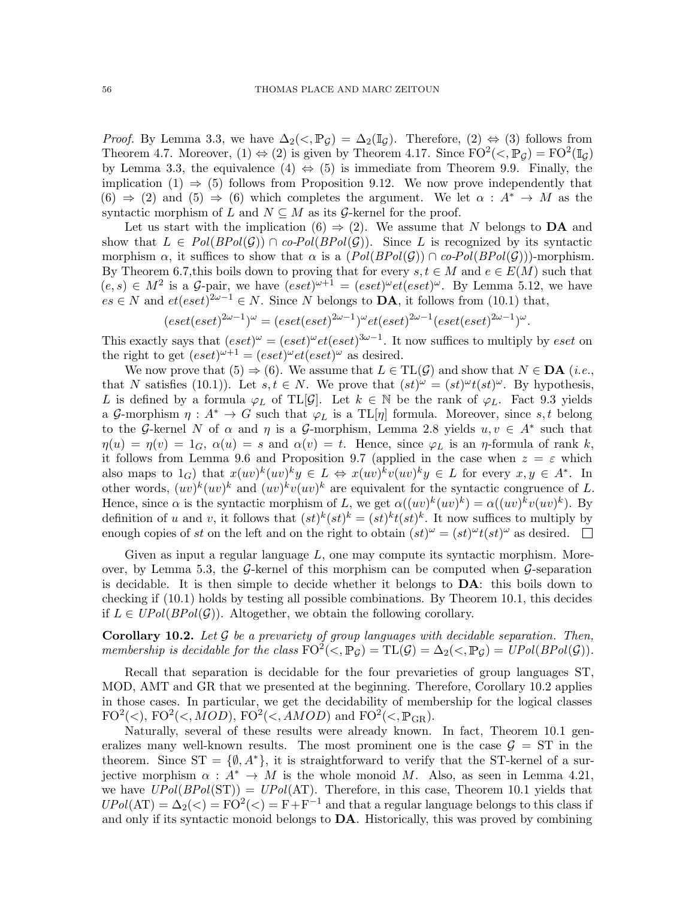*Proof.* By Lemma 3.3, we have $\Delta_2(<, \mathbb{P}_\mathcal{G}) = \Delta_2(\mathbb{I}_\mathcal{G})$. Therefore, (2) $\Leftrightarrow$ (3) follows from Theorem 4.7. Moreover, (1) $\Leftrightarrow$ (2) is given by Theorem 4.17. Since $\mathrm{FO}^2(<, \mathbb{P}_\mathcal{G}) = \mathrm{FO}^2(\mathbb{I}_\mathcal{G})$ by Lemma 3.3, the equivalence (4) $\Leftrightarrow$ (5) is immediate from Theorem 9.9. Finally, the implication (1) $\Rightarrow$ (5) follows from Proposition 9.12. We now prove independently that (6) $\Rightarrow$ (2) and (5) $\Rightarrow$ (6) which completes the argument. We let $\alpha : A^* \to M$ as the syntactic morphism of $L$ and $N \subseteq M$ as its $\mathcal{G}$-kernel for the proof.

Let us start with the implication (6) $\Rightarrow$ (2). We assume that $N$ belongs to **DA** and show that $L \in Pol(BPol(\mathcal{G})) \cap co\text{-}Pol(BPol(\mathcal{G}))$. Since $L$ is recognized by its syntactic morphism $\alpha$, it suffices to show that $\alpha$ is a $(Pol(BPol(\mathcal{G})) \cap co\text{-}Pol(BPol(\mathcal{G})))$-morphism. By Theorem 6.7,this boils down to proving that for every $s, t \in M$ and $e \in E(M)$ such that $(e, s) \in M^2$ is a $\mathcal{G}$-pair, we have $(eset)^{\omega+1} = (eset)^\omega et(eset)^\omega$. By Lemma 5.12, we have $es \in N$ and $et(eset)^{2\omega-1} \in N$. Since $N$ belongs to **DA**, it follows from (10.1) that,

$$(eset(eset)^{2\omega-1})^\omega = (eset(eset)^{2\omega-1})^\omega et(eset)^{2\omega-1}(eset(eset)^{2\omega-1})^\omega.$$

This exactly says that $(eset)^\omega = (eset)^\omega et(eset)^{3\omega-1}$. It now suffices to multiply by $eset$ on the right to get $(eset)^{\omega+1} = (eset)^\omega et(eset)^\omega$ as desired.

We now prove that (5) $\Rightarrow$ (6). We assume that $L \in \mathrm{TL}(\mathcal{G})$ and show that $N \in$ **DA** (*i.e.*, that $N$ satisfies (10.1)). Let $s, t \in N$. We prove that $(st)^\omega = (st)^\omega t(st)^\omega$. By hypothesis, $L$ is defined by a formula $\varphi_L$ of $\mathrm{TL}[\mathcal{G}]$. Let $k \in \mathbb{N}$ be the rank of $\varphi_L$. Fact 9.3 yields a $\mathcal{G}$-morphism $\eta : A^* \to G$ such that $\varphi_L$ is a $\mathrm{TL}[\eta]$ formula. Moreover, since $s, t$ belong to the $\mathcal{G}$-kernel $N$ of $\alpha$ and $\eta$ is a $\mathcal{G}$-morphism, Lemma 2.8 yields $u, v \in A^*$ such that $\eta(u) = \eta(v) = 1_G$, $\alpha(u) = s$ and $\alpha(v) = t$. Hence, since $\varphi_L$ is an $\eta$-formula of rank $k$, it follows from Lemma 9.6 and Proposition 9.7 (applied in the case when $z = \varepsilon$ which also maps to $1_G$) that $x(uv)^k(uv)^k y \in L \Leftrightarrow x(uv)^k v(uv)^k y \in L$ for every $x, y \in A^*$. In other words, $(uv)^k(uv)^k$ and $(uv)^k v(uv)^k$ are equivalent for the syntactic congruence of $L$. Hence, since $\alpha$ is the syntactic morphism of $L$, we get $\alpha((uv)^k(uv)^k) = \alpha((uv)^k v(uv)^k)$. By definition of $u$ and $v$, it follows that $(st)^k(st)^k = (st)^k t(st)^k$. It now suffices to multiply by enough copies of $st$ on the left and on the right to obtain $(st)^\omega = (st)^\omega t(st)^\omega$ as desired. $\square$

Given as input a regular language $L$, one may compute its syntactic morphism. Moreover, by Lemma 5.3, the $\mathcal{G}$-kernel of this morphism can be computed when $\mathcal{G}$-separation is decidable. It is then simple to decide whether it belongs to **DA**: this boils down to checking if (10.1) holds by testing all possible combinations. By Theorem 10.1, this decides if $L \in UPol(BPol(\mathcal{G}))$. Altogether, we obtain the following corollary.

**Corollary 10.2.** *Let $\mathcal{G}$ be a prevariety of group languages with decidable separation. Then, membership is decidable for the class $\mathrm{FO}^2(<, \mathbb{P}_\mathcal{G}) = \mathrm{TL}(\mathcal{G}) = \Delta_2(<, \mathbb{P}_\mathcal{G}) = UPol(BPol(\mathcal{G}))$.*

Recall that separation is decidable for the four prevarieties of group languages ST, MOD, AMT and GR that we presented at the beginning. Therefore, Corollary 10.2 applies in those cases. In particular, we get the decidability of membership for the logical classes $\mathrm{FO}^2(<)$, $\mathrm{FO}^2(<, MOD)$, $\mathrm{FO}^2(<, AMOD)$ and $\mathrm{FO}^2(<, \mathbb{P}_{\mathrm{GR}})$.

Naturally, several of these results were already known. In fact, Theorem 10.1 generalizes many well-known results. The most prominent one is the case $\mathcal{G} = \mathrm{ST}$ in the theorem. Since $\mathrm{ST} = \{\emptyset, A^*\}$, it is straightforward to verify that the ST-kernel of a surjective morphism $\alpha : A^* \to M$ is the whole monoid $M$. Also, as seen in Lemma 4.21, we have $UPol(BPol(\mathrm{ST})) = UPol(\mathrm{AT})$. Therefore, in this case, Theorem 10.1 yields that $UPol(\mathrm{AT}) = \Delta_2(<) = \mathrm{FO}^2(<) = \mathrm{F} + \mathrm{F}^{-1}$ and that a regular language belongs to this class if and only if its syntactic monoid belongs to **DA**. Historically, this was proved by combining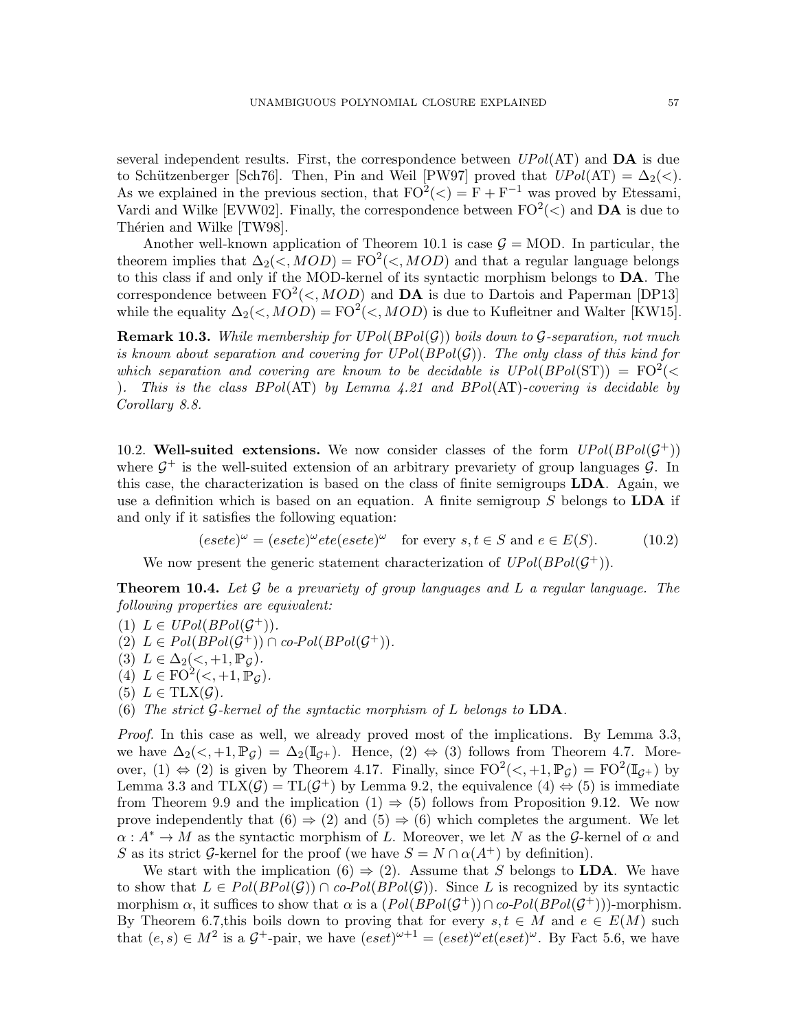several independent results. First, the correspondence between $UPol(\text{AT})$ and **DA** is due to Schützenberger [Sch76]. Then, Pin and Weil [PW97] proved that $UPol(\text{AT}) = \Delta_2(<)$. As we explained in the previous section, that $\text{FO}^2(<) = \text{F} + \text{F}^{-1}$ was proved by Etessami, Vardi and Wilke [EVW02]. Finally, the correspondence between $\text{FO}^2(<)$ and **DA** is due to Thérien and Wilke [TW98].

Another well-known application of Theorem 10.1 is case $\mathcal{G} = \text{MOD}$. In particular, the theorem implies that $\Delta_2(<, MOD) = \text{FO}^2(<, MOD)$ and that a regular language belongs to this class if and only if the MOD-kernel of its syntactic morphism belongs to **DA**. The correspondence between $\text{FO}^2(<, MOD)$ and **DA** is due to Dartois and Paperman [DP13] while the equality $\Delta_2(<, MOD) = \text{FO}^2(<, MOD)$ is due to Kufleitner and Walter [KW15].

**Remark 10.3.** *While membership for $UPol(BPol(\mathcal{G}))$ boils down to $\mathcal{G}$-separation, not much is known about separation and covering for $UPol(BPol(\mathcal{G}))$. The only class of this kind for which separation and covering are known to be decidable is $UPol(BPol(\text{ST})) = \text{FO}^2(<)$. This is the class $BPol(\text{AT})$ by Lemma 4.21 and $BPol(\text{AT})$-covering is decidable by Corollary 8.8.*

### 10.2. Well-suited extensions.

We now consider classes of the form $UPol(BPol(\mathcal{G}^+))$ where $\mathcal{G}^+$ is the well-suited extension of an arbitrary prevariety of group languages $\mathcal{G}$. In this case, the characterization is based on the class of finite semigroups **LDA**. Again, we use a definition which is based on an equation. A finite semigroup $S$ belongs to **LDA** if and only if it satisfies the following equation:

$$(esete)^{\omega} = (esete)^{\omega} ete (esete)^{\omega} \quad \text{for every } s, t \in S \text{ and } e \in E(S). \tag{10.2}$$

We now present the generic statement characterization of $UPol(BPol(\mathcal{G}^+))$.

**Theorem 10.4.** *Let $\mathcal{G}$ be a prevariety of group languages and $L$ a regular language. The following properties are equivalent:*

1. $L \in UPol(BPol(\mathcal{G}^+))$.
2. $L \in Pol(BPol(\mathcal{G}^+)) \cap co\text{-}Pol(BPol(\mathcal{G}^+))$.
3. $L \in \Delta_2(<, +1, \mathbb{P}_{\mathcal{G}})$.
4. $L \in \text{FO}^2(<, +1, \mathbb{P}_{\mathcal{G}})$.
5. $L \in \text{TLX}(\mathcal{G})$.
6. *The strict $\mathcal{G}$-kernel of the syntactic morphism of $L$ belongs to* **LDA**.

*Proof.* In this case as well, we already proved most of the implications. By Lemma 3.3, we have $\Delta_2(<, +1, \mathbb{P}_{\mathcal{G}}) = \Delta_2(\mathbb{I}_{\mathcal{G}^+})$. Hence, (2) $\Leftrightarrow$ (3) follows from Theorem 4.7. Moreover, (1) $\Leftrightarrow$ (2) is given by Theorem 4.17. Finally, since $\text{FO}^2(<, +1, \mathbb{P}_{\mathcal{G}}) = \text{FO}^2(\mathbb{I}_{\mathcal{G}^+})$ by Lemma 3.3 and $\text{TLX}(\mathcal{G}) = \text{TL}(\mathcal{G}^+)$ by Lemma 9.2, the equivalence (4) $\Leftrightarrow$ (5) is immediate from Theorem 9.9 and the implication (1) $\Rightarrow$ (5) follows from Proposition 9.12. We now prove independently that (6) $\Rightarrow$ (2) and (5) $\Rightarrow$ (6) which completes the argument. We let $\alpha : A^* \to M$ as the syntactic morphism of $L$. Moreover, we let $N$ as the $\mathcal{G}$-kernel of $\alpha$ and $S$ as its strict $\mathcal{G}$-kernel for the proof (we have $S = N \cap \alpha(A^+)$ by definition).

We start with the implication (6) $\Rightarrow$ (2). Assume that $S$ belongs to **LDA**. We have to show that $L \in Pol(BPol(\mathcal{G})) \cap co\text{-}Pol(BPol(\mathcal{G}))$. Since $L$ is recognized by its syntactic morphism $\alpha$, it suffices to show that $\alpha$ is a $(Pol(BPol(\mathcal{G}^+)) \cap co\text{-}Pol(BPol(\mathcal{G}^+)))$-morphism. By Theorem 6.7,this boils down to proving that for every $s, t \in M$ and $e \in E(M)$ such that $(e, s) \in M^2$ is a $\mathcal{G}^+$-pair, we have $(eset)^{\omega+1} = (eset)^{\omega} et (eset)^{\omega}$. By Fact 5.6, we have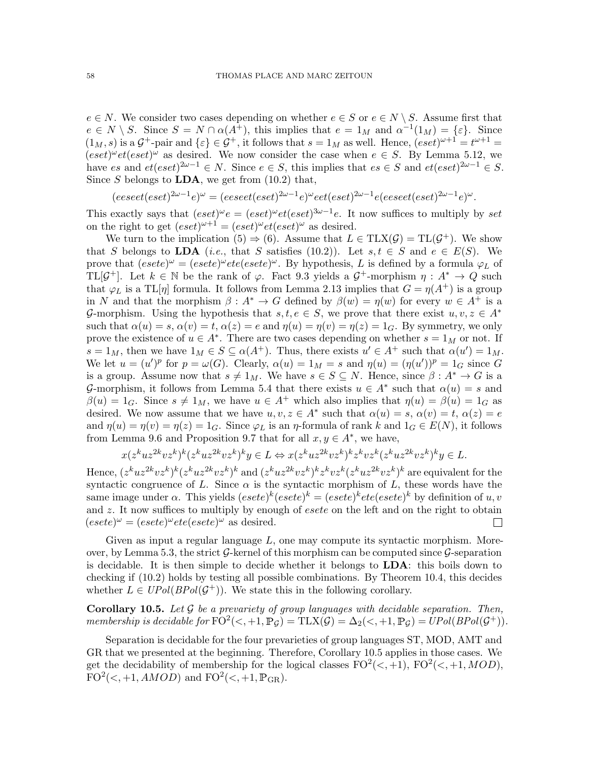$e \in N$. We consider two cases depending on whether $e \in S$ or $e \in N \setminus S$. Assume first that $e \in N \setminus S$. Since $S = N \cap \alpha(A^+)$, this implies that $e = 1_M$ and $\alpha^{-1}(1_M) = \{\varepsilon\}$. Since $(1_M, s)$ is a $\mathcal{G}^+$-pair and $\{\varepsilon\} \in \mathcal{G}^+$, it follows that $s = 1_M$ as well. Hence, $(eset)^{\omega+1} = t^{\omega+1} = (eset)^\omega et(eset)^\omega$ as desired. We now consider the case when $e \in S$. By Lemma 5.12, we have $es$ and $et(eset)^{2\omega-1} \in N$. Since $e \in S$, this implies that $es \in S$ and $et(eset)^{2\omega-1} \in S$. Since $S$ belongs to **LDA**, we get from (10.2) that,

$$(eeseet(eset)^{2\omega-1}e)^\omega = (eeseet(eset)^{2\omega-1}e)^\omega eet(eset)^{2\omega-1}e(eeseet(eset)^{2\omega-1}e)^\omega.$$

This exactly says that $(eset)^\omega e = (eset)^\omega et(eset)^{3\omega-1}e$. It now suffices to multiply by $set$ on the right to get $(eset)^{\omega+1} = (eset)^\omega et(eset)^\omega$ as desired.

We turn to the implication (5) $\Rightarrow$ (6). Assume that $L \in \mathrm{TLX}(\mathcal{G}) = \mathrm{TL}(\mathcal{G}^+)$. We show that $S$ belongs to **LDA** (*i.e.*, that $S$ satisfies (10.2)). Let $s, t \in S$ and $e \in E(S)$. We prove that $(esete)^\omega = (esete)^\omega ete(esete)^\omega$. By hypothesis, $L$ is defined by a formula $\varphi_L$ of $\mathrm{TL}[\mathcal{G}^+]$. Let $k \in \mathbb{N}$ be the rank of $\varphi$. Fact 9.3 yields a $\mathcal{G}^+$-morphism $\eta : A^* \to Q$ such that $\varphi_L$ is a $\mathrm{TL}[\eta]$ formula. It follows from Lemma 2.13 implies that $G = \eta(A^+)$ is a group in $N$ and that the morphism $\beta : A^* \to G$ defined by $\beta(w) = \eta(w)$ for every $w \in A^+$ is a $\mathcal{G}$-morphism. Using the hypothesis that $s, t, e \in S$, we prove that there exist $u, v, z \in A^*$ such that $\alpha(u) = s$, $\alpha(v) = t$, $\alpha(z) = e$ and $\eta(u) = \eta(v) = \eta(z) = 1_G$. By symmetry, we only prove the existence of $u \in A^*$. There are two cases depending on whether $s = 1_M$ or not. If $s = 1_M$, then we have $1_M \in S \subseteq \alpha(A^+)$. Thus, there exists $u' \in A^+$ such that $\alpha(u') = 1_M$. We let $u = (u')^p$ for $p = \omega(G)$. Clearly, $\alpha(u) = 1_M = s$ and $\eta(u) = (\eta(u'))^p = 1_G$ since $G$ is a group. Assume now that $s \neq 1_M$. We have $s \in S \subseteq N$. Hence, since $\beta : A^* \to G$ is a $\mathcal{G}$-morphism, it follows from Lemma 5.4 that there exists $u \in A^*$ such that $\alpha(u) = s$ and $\beta(u) = 1_G$. Since $s \neq 1_M$, we have $u \in A^+$ which also implies that $\eta(u) = \beta(u) = 1_G$ as desired. We now assume that we have $u, v, z \in A^*$ such that $\alpha(u) = s$, $\alpha(v) = t$, $\alpha(z) = e$ and $\eta(u) = \eta(v) = \eta(z) = 1_G$. Since $\varphi_L$ is an $\eta$-formula of rank $k$ and $1_G \in E(N)$, it follows from Lemma 9.6 and Proposition 9.7 that for all $x, y \in A^*$, we have,

$$x(z^kuz^{2k}vz^k)^k(z^kuz^{2k}vz^k)^ky \in L \Leftrightarrow x(z^kuz^{2k}vz^k)^kz^kvz^k(z^kuz^{2k}vz^k)^ky \in L.$$

Hence, $(z^kuz^{2k}vz^k)^k(z^kuz^{2k}vz^k)^k$ and $(z^kuz^{2k}vz^k)^kz^kvz^k(z^kuz^{2k}vz^k)^k$ are equivalent for the syntactic congruence of $L$. Since $\alpha$ is the syntactic morphism of $L$, these words have the same image under $\alpha$. This yields $(esete)^k(esete)^k = (esete)^kete(esete)^k$ by definition of $u, v$ and $z$. It now suffices to multiply by enough of $esete$ on the left and on the right to obtain $(esete)^\omega = (esete)^\omega ete(esete)^\omega$ as desired. ☐

Given as input a regular language $L$, one may compute its syntactic morphism. Moreover, by Lemma 5.3, the strict $\mathcal{G}$-kernel of this morphism can be computed since $\mathcal{G}$-separation is decidable. It is then simple to decide whether it belongs to **LDA**: this boils down to checking if (10.2) holds by testing all possible combinations. By Theorem 10.4, this decides whether $L \in UPol(BPol(\mathcal{G}^+))$. We state this in the following corollary.

**Corollary 10.5.** *Let $\mathcal{G}$ be a prevariety of group languages with decidable separation. Then, membership is decidable for* $\mathrm{FO}^2(<, +1, \mathbb{P}_\mathcal{G}) = \mathrm{TLX}(\mathcal{G}) = \Delta_2(<, +1, \mathbb{P}_\mathcal{G}) = UPol(BPol(\mathcal{G}^+))$.

Separation is decidable for the four prevarieties of group languages ST, MOD, AMT and GR that we presented at the beginning. Therefore, Corollary 10.5 applies in those cases. We get the decidability of membership for the logical classes $\mathrm{FO}^2(<, +1)$, $\mathrm{FO}^2(<, +1, MOD)$, $\mathrm{FO}^2(<, +1, AMOD)$ and $\mathrm{FO}^2(<, +1, \mathbb{P}_{\mathrm{GR}})$.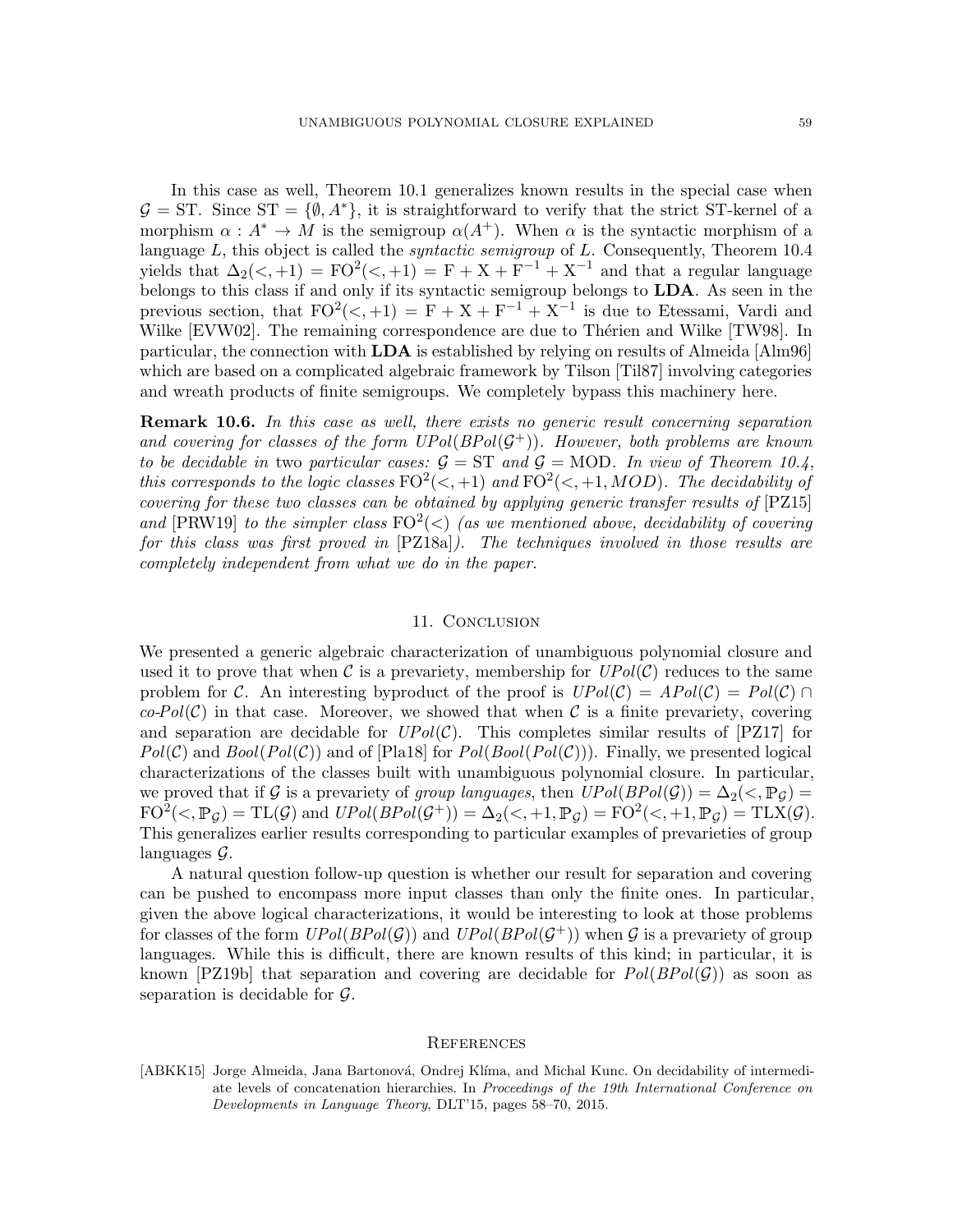In this case as well, Theorem 10.1 generalizes known results in the special case when $\mathcal{G} = \mathrm{ST}$. Since $\mathrm{ST} = \{\emptyset, A^*\}$, it is straightforward to verify that the strict ST-kernel of a morphism $\alpha : A^* \to M$ is the semigroup $\alpha(A^+)$. When $\alpha$ is the syntactic morphism of a language $L$, this object is called the *syntactic semigroup* of $L$. Consequently, Theorem 10.4 yields that $\Delta_2(<, +1) = \mathrm{FO}^2(<, +1) = \mathrm{F} + \mathrm{X} + \mathrm{F}^{-1} + \mathrm{X}^{-1}$ and that a regular language belongs to this class if and only if its syntactic semigroup belongs to **LDA**. As seen in the previous section, that $\mathrm{FO}^2(<, +1) = \mathrm{F} + \mathrm{X} + \mathrm{F}^{-1} + \mathrm{X}^{-1}$ is due to Etessami, Vardi and Wilke [EVW02]. The remaining correspondence are due to Thérien and Wilke [TW98]. In particular, the connection with **LDA** is established by relying on results of Almeida [Alm96] which are based on a complicated algebraic framework by Tilson [Til87] involving categories and wreath products of finite semigroups. We completely bypass this machinery here.

**Remark 10.6.** *In this case as well, there exists no generic result concerning separation and covering for classes of the form $UPol(BPol(\mathcal{G}^+))$. However, both problems are known to be decidable in* two *particular cases: $\mathcal{G} = \mathrm{ST}$ and $\mathcal{G} = \mathrm{MOD}$. In view of Theorem 10.4, this corresponds to the logic classes $\mathrm{FO}^2(<, +1)$ and $\mathrm{FO}^2(<, +1, MOD)$. The decidability of covering for these two classes can be obtained by applying generic transfer results of* [PZ15] *and* [PRW19] *to the simpler class $\mathrm{FO}^2(<)$ (as we mentioned above, decidability of covering for this class was first proved in* [PZ18a]*). The techniques involved in those results are completely independent from what we do in the paper.*

## 11. Conclusion

We presented a generic algebraic characterization of unambiguous polynomial closure and used it to prove that when $\mathcal{C}$ is a prevariety, membership for $UPol(\mathcal{C})$ reduces to the same problem for $\mathcal{C}$. An interesting byproduct of the proof is $UPol(\mathcal{C}) = APol(\mathcal{C}) = Pol(\mathcal{C}) \cap co\text{-}Pol(\mathcal{C})$ in that case. Moreover, we showed that when $\mathcal{C}$ is a finite prevariety, covering and separation are decidable for $UPol(\mathcal{C})$. This completes similar results of [PZ17] for $Pol(\mathcal{C})$ and $Bool(Pol(\mathcal{C}))$ and of [Pla18] for $Pol(Bool(Pol(\mathcal{C})))$. Finally, we presented logical characterizations of the classes built with unambiguous polynomial closure. In particular, we proved that if $\mathcal{G}$ is a prevariety of *group languages*, then $UPol(BPol(\mathcal{G})) = \Delta_2(<, \mathbb{P}_{\mathcal{G}}) = \mathrm{FO}^2(<, \mathbb{P}_{\mathcal{G}}) = \mathrm{TL}(\mathcal{G})$ and $UPol(BPol(\mathcal{G}^+)) = \Delta_2(<, +1, \mathbb{P}_{\mathcal{G}}) = \mathrm{FO}^2(<, +1, \mathbb{P}_{\mathcal{G}}) = \mathrm{TLX}(\mathcal{G})$. This generalizes earlier results corresponding to particular examples of prevarieties of group languages $\mathcal{G}$.

A natural question follow-up question is whether our result for separation and covering can be pushed to encompass more input classes than only the finite ones. In particular, given the above logical characterizations, it would be interesting to look at those problems for classes of the form $UPol(BPol(\mathcal{G}))$ and $UPol(BPol(\mathcal{G}^+))$ when $\mathcal{G}$ is a prevariety of group languages. While this is difficult, there are known results of this kind; in particular, it is known [PZ19b] that separation and covering are decidable for $Pol(BPol(\mathcal{G}))$ as soon as separation is decidable for $\mathcal{G}$.

## References

[ABKK15] Jorge Almeida, Jana Bartonová, Ondrej Klíma, and Michal Kunc. On decidability of intermediate levels of concatenation hierarchies. In *Proceedings of the 19th International Conference on Developments in Language Theory*, DLT'15, pages 58–70, 2015.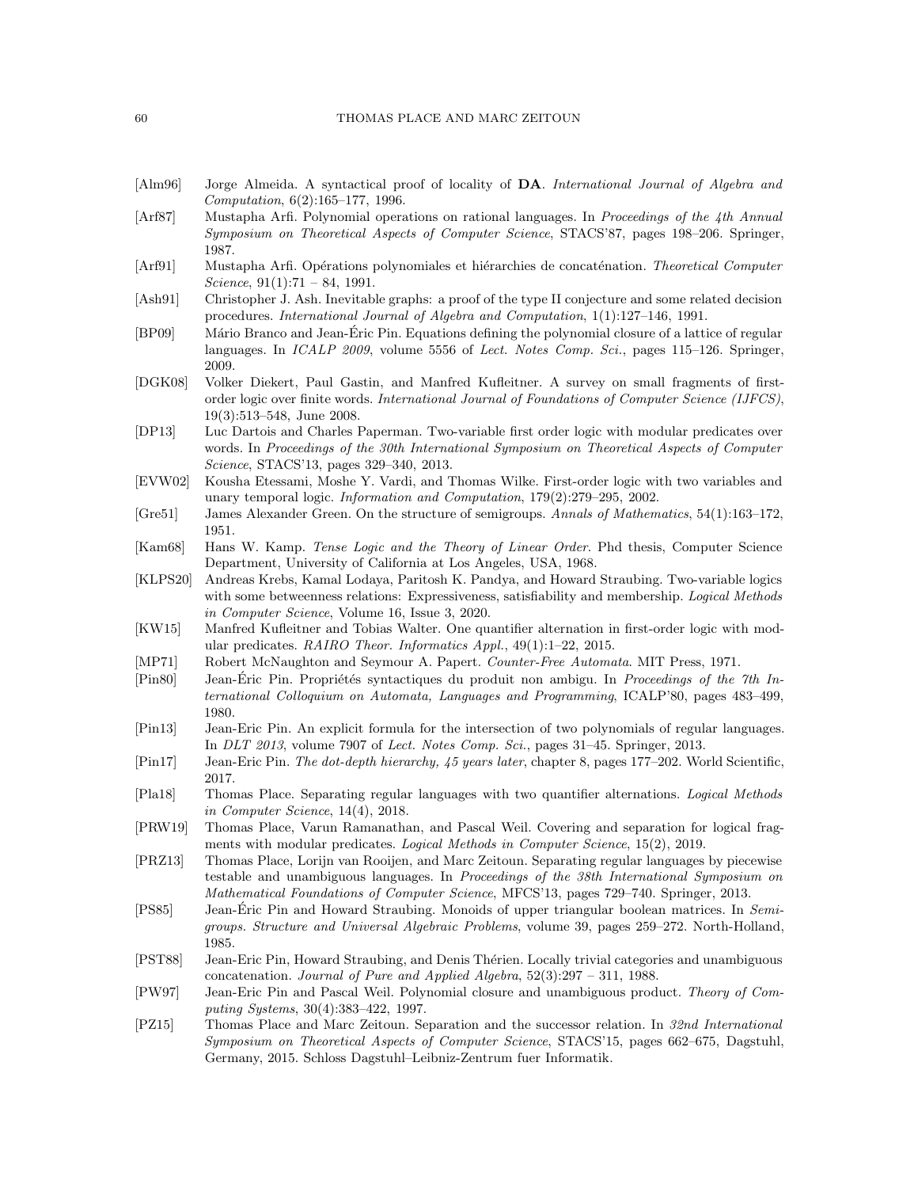[Alm96] Jorge Almeida. A syntactical proof of locality of **DA**. *International Journal of Algebra and Computation*, 6(2):165–177, 1996.

[Arf87] Mustapha Arfi. Polynomial operations on rational languages. In *Proceedings of the 4th Annual Symposium on Theoretical Aspects of Computer Science*, STACS'87, pages 198–206. Springer, 1987.

[Arf91] Mustapha Arfi. Opérations polynomiales et hiérarchies de concaténation. *Theoretical Computer Science*, 91(1):71 – 84, 1991.

[Ash91] Christopher J. Ash. Inevitable graphs: a proof of the type II conjecture and some related decision procedures. *International Journal of Algebra and Computation*, 1(1):127–146, 1991.

[BP09] Mário Branco and Jean-Éric Pin. Equations defining the polynomial closure of a lattice of regular languages. In *ICALP 2009*, volume 5556 of *Lect. Notes Comp. Sci.*, pages 115–126. Springer, 2009.

[DGK08] Volker Diekert, Paul Gastin, and Manfred Kufleitner. A survey on small fragments of first-order logic over finite words. *International Journal of Foundations of Computer Science (IJFCS)*, 19(3):513–548, June 2008.

[DP13] Luc Dartois and Charles Paperman. Two-variable first order logic with modular predicates over words. In *Proceedings of the 30th International Symposium on Theoretical Aspects of Computer Science*, STACS'13, pages 329–340, 2013.

[EVW02] Kousha Etessami, Moshe Y. Vardi, and Thomas Wilke. First-order logic with two variables and unary temporal logic. *Information and Computation*, 179(2):279–295, 2002.

[Gre51] James Alexander Green. On the structure of semigroups. *Annals of Mathematics*, 54(1):163–172, 1951.

[Kam68] Hans W. Kamp. *Tense Logic and the Theory of Linear Order*. Phd thesis, Computer Science Department, University of California at Los Angeles, USA, 1968.

[KLPS20] Andreas Krebs, Kamal Lodaya, Paritosh K. Pandya, and Howard Straubing. Two-variable logics with some betweenness relations: Expressiveness, satisfiability and membership. *Logical Methods in Computer Science*, Volume 16, Issue 3, 2020.

[KW15] Manfred Kufleitner and Tobias Walter. One quantifier alternation in first-order logic with modular predicates. *RAIRO Theor. Informatics Appl.*, 49(1):1–22, 2015.

[MP71] Robert McNaughton and Seymour A. Papert. *Counter-Free Automata*. MIT Press, 1971.

[Pin80] Jean-Éric Pin. Propriétés syntactiques du produit non ambigu. In *Proceedings of the 7th International Colloquium on Automata, Languages and Programming*, ICALP'80, pages 483–499, 1980.

[Pin13] Jean-Eric Pin. An explicit formula for the intersection of two polynomials of regular languages. In *DLT 2013*, volume 7907 of *Lect. Notes Comp. Sci.*, pages 31–45. Springer, 2013.

[Pin17] Jean-Eric Pin. *The dot-depth hierarchy, 45 years later*, chapter 8, pages 177–202. World Scientific, 2017.

[Pla18] Thomas Place. Separating regular languages with two quantifier alternations. *Logical Methods in Computer Science*, 14(4), 2018.

[PRW19] Thomas Place, Varun Ramanathan, and Pascal Weil. Covering and separation for logical fragments with modular predicates. *Logical Methods in Computer Science*, 15(2), 2019.

[PRZ13] Thomas Place, Lorijn van Rooijen, and Marc Zeitoun. Separating regular languages by piecewise testable and unambiguous languages. In *Proceedings of the 38th International Symposium on Mathematical Foundations of Computer Science*, MFCS'13, pages 729–740. Springer, 2013.

[PS85] Jean-Éric Pin and Howard Straubing. Monoids of upper triangular boolean matrices. In *Semigroups. Structure and Universal Algebraic Problems*, volume 39, pages 259–272. North-Holland, 1985.

[PST88] Jean-Eric Pin, Howard Straubing, and Denis Thérien. Locally trivial categories and unambiguous concatenation. *Journal of Pure and Applied Algebra*, 52(3):297 – 311, 1988.

[PW97] Jean-Eric Pin and Pascal Weil. Polynomial closure and unambiguous product. *Theory of Computing Systems*, 30(4):383–422, 1997.

[PZ15] Thomas Place and Marc Zeitoun. Separation and the successor relation. In *32nd International Symposium on Theoretical Aspects of Computer Science*, STACS'15, pages 662–675, Dagstuhl, Germany, 2015. Schloss Dagstuhl–Leibniz-Zentrum fuer Informatik.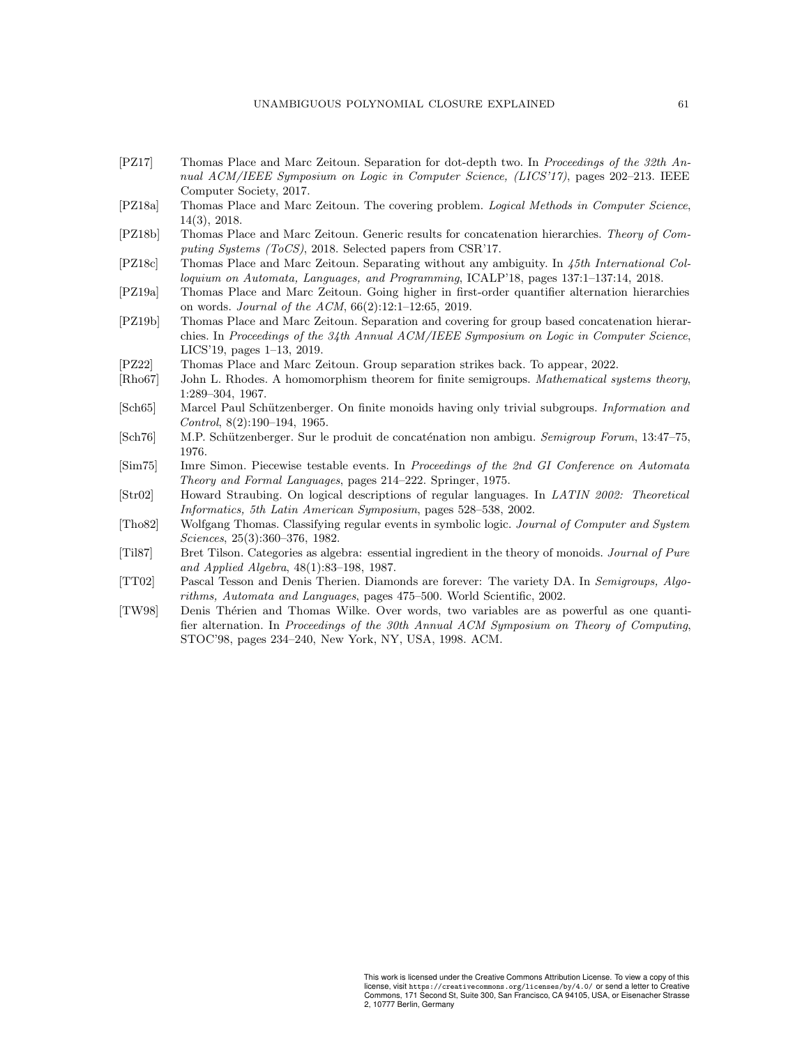[PZ17] Thomas Place and Marc Zeitoun. Separation for dot-depth two. In *Proceedings of the 32th Annual ACM/IEEE Symposium on Logic in Computer Science, (LICS'17)*, pages 202–213. IEEE Computer Society, 2017.

[PZ18a] Thomas Place and Marc Zeitoun. The covering problem. *Logical Methods in Computer Science*, 14(3), 2018.

[PZ18b] Thomas Place and Marc Zeitoun. Generic results for concatenation hierarchies. *Theory of Computing Systems (ToCS)*, 2018. Selected papers from CSR'17.

[PZ18c] Thomas Place and Marc Zeitoun. Separating without any ambiguity. In *45th International Colloquium on Automata, Languages, and Programming*, ICALP'18, pages 137:1–137:14, 2018.

[PZ19a] Thomas Place and Marc Zeitoun. Going higher in first-order quantifier alternation hierarchies on words. *Journal of the ACM*, 66(2):12:1–12:65, 2019.

[PZ19b] Thomas Place and Marc Zeitoun. Separation and covering for group based concatenation hierarchies. In *Proceedings of the 34th Annual ACM/IEEE Symposium on Logic in Computer Science*, LICS'19, pages 1–13, 2019.

[PZ22] Thomas Place and Marc Zeitoun. Group separation strikes back. To appear, 2022.

[Rho67] John L. Rhodes. A homomorphism theorem for finite semigroups. *Mathematical systems theory*, 1:289–304, 1967.

[Sch65] Marcel Paul Schützenberger. On finite monoids having only trivial subgroups. *Information and Control*, 8(2):190–194, 1965.

[Sch76] M.P. Schützenberger. Sur le produit de concaténation non ambigu. *Semigroup Forum*, 13:47–75, 1976.

[Sim75] Imre Simon. Piecewise testable events. In *Proceedings of the 2nd GI Conference on Automata Theory and Formal Languages*, pages 214–222. Springer, 1975.

[Str02] Howard Straubing. On logical descriptions of regular languages. In *LATIN 2002: Theoretical Informatics, 5th Latin American Symposium*, pages 528–538, 2002.

[Tho82] Wolfgang Thomas. Classifying regular events in symbolic logic. *Journal of Computer and System Sciences*, 25(3):360–376, 1982.

[Til87] Bret Tilson. Categories as algebra: essential ingredient in the theory of monoids. *Journal of Pure and Applied Algebra*, 48(1):83–198, 1987.

[TT02] Pascal Tesson and Denis Therien. Diamonds are forever: The variety DA. In *Semigroups, Algorithms, Automata and Languages*, pages 475–500. World Scientific, 2002.

[TW98] Denis Thérien and Thomas Wilke. Over words, two variables are as powerful as one quantifier alternation. In *Proceedings of the 30th Annual ACM Symposium on Theory of Computing*, STOC'98, pages 234–240, New York, NY, USA, 1998. ACM.

This work is licensed under the Creative Commons Attribution License. To view a copy of this license, visit https://creativecommons.org/licenses/by/4.0/ or send a letter to Creative Commons, 171 Second St, Suite 300, San Francisco, CA 94105, USA, or Eisenacher Strasse 2, 10777 Berlin, Germany